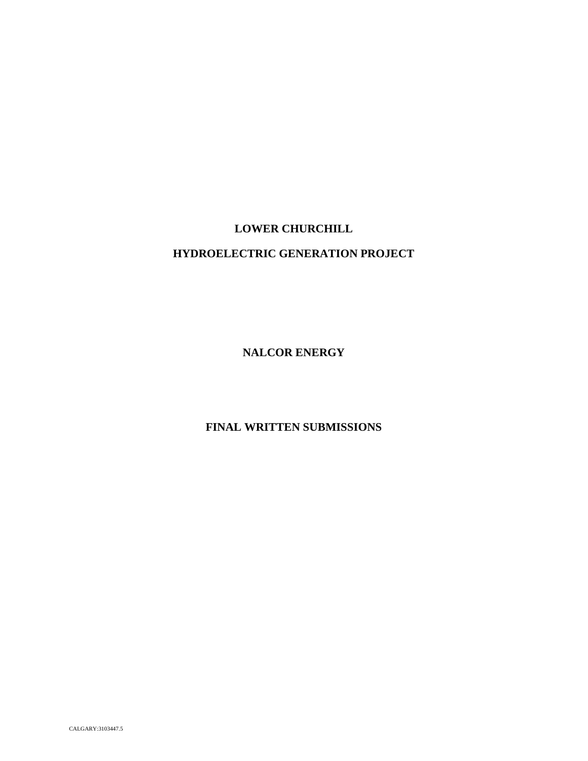# LOWER CHURCHILL

# HYDROELECTRIC GENERATION PROJECT

## NALCOR ENERGY

## FINAL WRITTEN SUBMISSIONS

CALGARY:3103447.5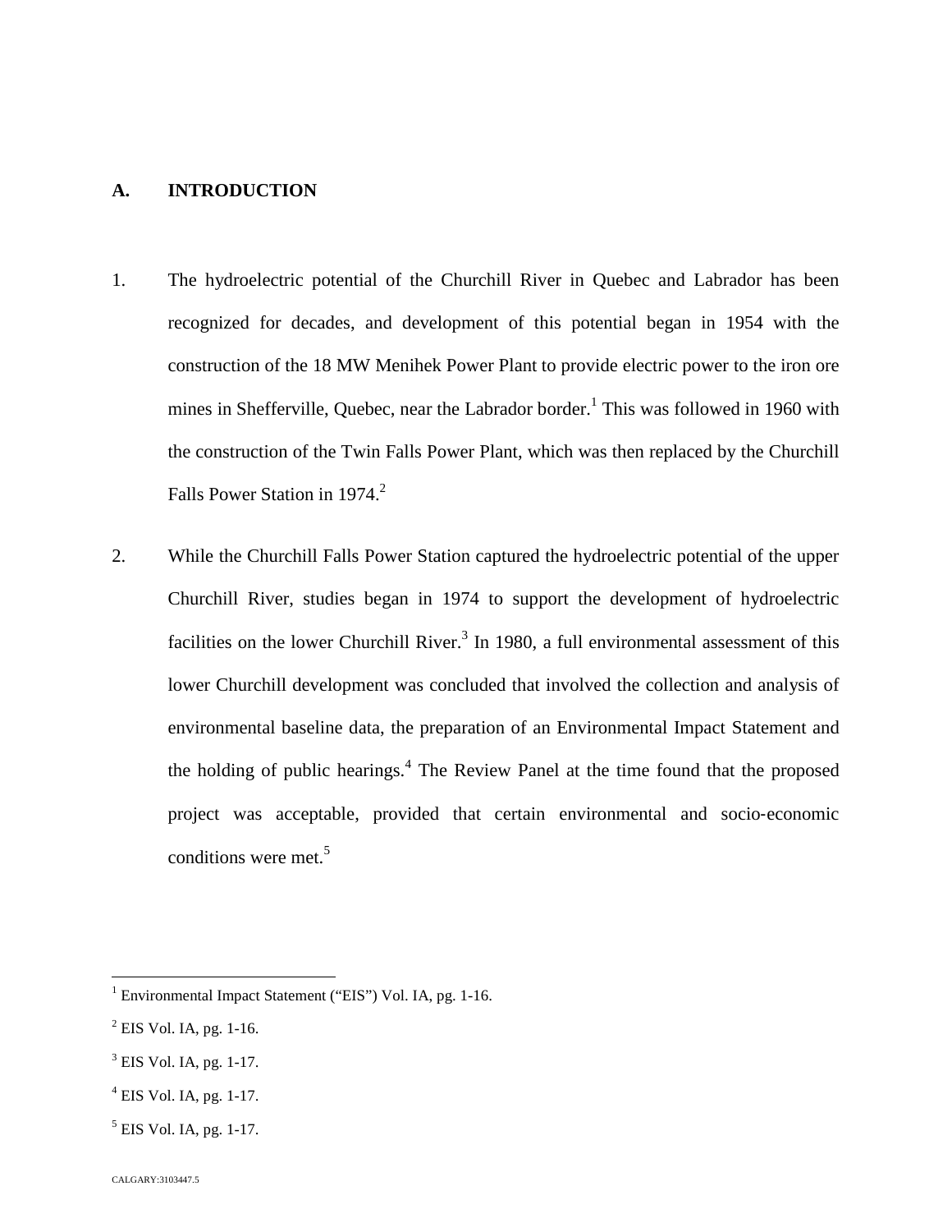## A. INTRODUCTION

1. The hydroelectric potential of the Churchill River in Quebec and Labrador has been recognized for decades, and development of this potential began in 1954 with the construction of the 18 MW Menihek Power Plant to provide electric power to the iron ore mines in Shefferville, Quebec, near the Labrador border.[1] This was followed in 1960 with the construction of the Twin Falls Power Plant, which was then replaced by the Churchill Falls Power Station in 1974.[2]

2. While the Churchill Falls Power Station captured the hydroelectric potential of the upper Churchill River, studies began in 1974 to support the development of hydroelectric facilities on the lower Churchill River.[3] In 1980, a full environmental assessment of this lower Churchill development was concluded that involved the collection and analysis of environmental baseline data, the preparation of an Environmental Impact Statement and the holding of public hearings.[4] The Review Panel at the time found that the proposed project was acceptable, provided that certain environmental and socio-economic conditions were met.[5]

---

[1] Environmental Impact Statement ("EIS") Vol. IA, pg. 1-16.

[2] EIS Vol. IA, pg. 1-16.

[3] EIS Vol. IA, pg. 1-17.

[4] EIS Vol. IA, pg. 1-17.

[5] EIS Vol. IA, pg. 1-17.

CALGARY:3103447.5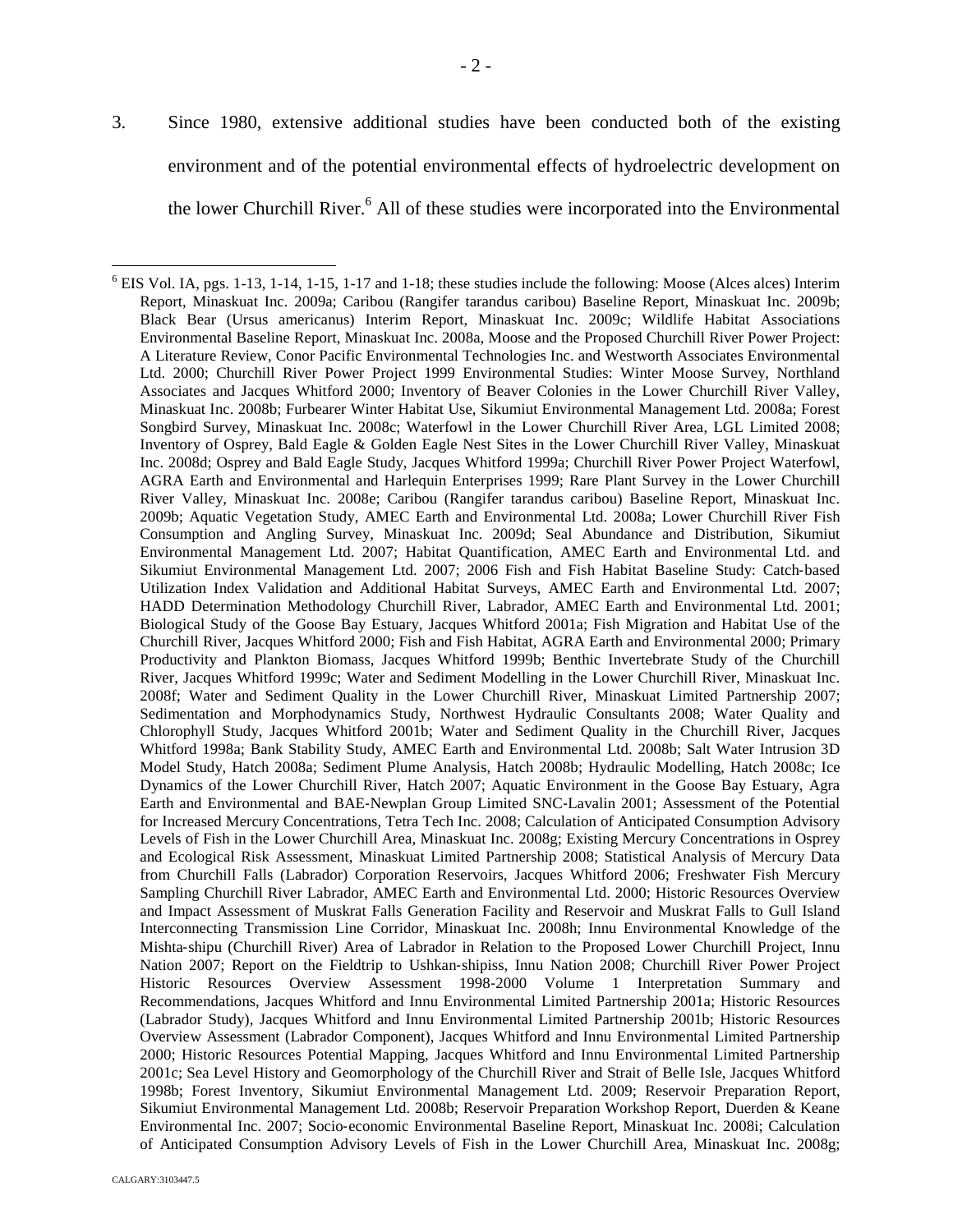3. Since 1980, extensive additional studies have been conducted both of the existing environment and of the potential environmental effects of hydroelectric development on the lower Churchill River.[6] All of these studies were incorporated into the Environmental

---

[6] EIS Vol. IA, pgs. 1-13, 1-14, 1-15, 1-17 and 1-18; these studies include the following: Moose (Alces alces) Interim Report, Minaskuat Inc. 2009a; Caribou (Rangifer tarandus caribou) Baseline Report, Minaskuat Inc. 2009b; Black Bear (Ursus americanus) Interim Report, Minaskuat Inc. 2009c; Wildlife Habitat Associations Environmental Baseline Report, Minaskuat Inc. 2008a, Moose and the Proposed Churchill River Power Project: A Literature Review, Conor Pacific Environmental Technologies Inc. and Westworth Associates Environmental Ltd. 2000; Churchill River Power Project 1999 Environmental Studies: Winter Moose Survey, Northland Associates and Jacques Whitford 2000; Inventory of Beaver Colonies in the Lower Churchill River Valley, Minaskuat Inc. 2008b; Furbearer Winter Habitat Use, Sikumiut Environmental Management Ltd. 2008a; Forest Songbird Survey, Minaskuat Inc. 2008c; Waterfowl in the Lower Churchill River Area, LGL Limited 2008; Inventory of Osprey, Bald Eagle & Golden Eagle Nest Sites in the Lower Churchill River Valley, Minaskuat Inc. 2008d; Osprey and Bald Eagle Study, Jacques Whitford 1999a; Churchill River Power Project Waterfowl, AGRA Earth and Environmental and Harlequin Enterprises 1999; Rare Plant Survey in the Lower Churchill River Valley, Minaskuat Inc. 2008e; Caribou (Rangifer tarandus caribou) Baseline Report, Minaskuat Inc. 2009b; Aquatic Vegetation Study, AMEC Earth and Environmental Ltd. 2008a; Lower Churchill River Fish Consumption and Angling Survey, Minaskuat Inc. 2009d; Seal Abundance and Distribution, Sikumiut Environmental Management Ltd. 2007; Habitat Quantification, AMEC Earth and Environmental Ltd. and Sikumiut Environmental Management Ltd. 2007; 2006 Fish and Fish Habitat Baseline Study: Catch-based Utilization Index Validation and Additional Habitat Surveys, AMEC Earth and Environmental Ltd. 2007; HADD Determination Methodology Churchill River, Labrador, AMEC Earth and Environmental Ltd. 2001; Biological Study of the Goose Bay Estuary, Jacques Whitford 2001a; Fish Migration and Habitat Use of the Churchill River, Jacques Whitford 2000; Fish and Fish Habitat, AGRA Earth and Environmental 2000; Primary Productivity and Plankton Biomass, Jacques Whitford 1999b; Benthic Invertebrate Study of the Churchill River, Jacques Whitford 1999c; Water and Sediment Modelling in the Lower Churchill River, Minaskuat Inc. 2008f; Water and Sediment Quality in the Lower Churchill River, Minaskuat Limited Partnership 2007; Sedimentation and Morphodynamics Study, Northwest Hydraulic Consultants 2008; Water Quality and Chlorophyll Study, Jacques Whitford 2001b; Water and Sediment Quality in the Churchill River, Jacques Whitford 1998a; Bank Stability Study, AMEC Earth and Environmental Ltd. 2008b; Salt Water Intrusion 3D Model Study, Hatch 2008a; Sediment Plume Analysis, Hatch 2008b; Hydraulic Modelling, Hatch 2008c; Ice Dynamics of the Lower Churchill River, Hatch 2007; Aquatic Environment in the Goose Bay Estuary, Agra Earth and Environmental and BAE-Newplan Group Limited SNC-Lavalin 2001; Assessment of the Potential for Increased Mercury Concentrations, Tetra Tech Inc. 2008; Calculation of Anticipated Consumption Advisory Levels of Fish in the Lower Churchill Area, Minaskuat Inc. 2008g; Existing Mercury Concentrations in Osprey and Ecological Risk Assessment, Minaskuat Limited Partnership 2008; Statistical Analysis of Mercury Data from Churchill Falls (Labrador) Corporation Reservoirs, Jacques Whitford 2006; Freshwater Fish Mercury Sampling Churchill River Labrador, AMEC Earth and Environmental Ltd. 2000; Historic Resources Overview and Impact Assessment of Muskrat Falls Generation Facility and Reservoir and Muskrat Falls to Gull Island Interconnecting Transmission Line Corridor, Minaskuat Inc. 2008h; Innu Environmental Knowledge of the Mishta-shipu (Churchill River) Area of Labrador in Relation to the Proposed Lower Churchill Project, Innu Nation 2007; Report on the Fieldtrip to Ushkan-shipiss, Innu Nation 2008; Churchill River Power Project Historic Resources Overview Assessment 1998-2000 Volume 1 Interpretation Summary and Recommendations, Jacques Whitford and Innu Environmental Limited Partnership 2001a; Historic Resources (Labrador Study), Jacques Whitford and Innu Environmental Limited Partnership 2001b; Historic Resources Overview Assessment (Labrador Component), Jacques Whitford and Innu Environmental Limited Partnership 2000; Historic Resources Potential Mapping, Jacques Whitford and Innu Environmental Limited Partnership 2001c; Sea Level History and Geomorphology of the Churchill River and Strait of Belle Isle, Jacques Whitford 1998b; Forest Inventory, Sikumiut Environmental Management Ltd. 2009; Reservoir Preparation Report, Sikumiut Environmental Management Ltd. 2008b; Reservoir Preparation Workshop Report, Duerden & Keane Environmental Inc. 2007; Socio-economic Environmental Baseline Report, Minaskuat Inc. 2008i; Calculation of Anticipated Consumption Advisory Levels of Fish in the Lower Churchill Area, Minaskuat Inc. 2008g;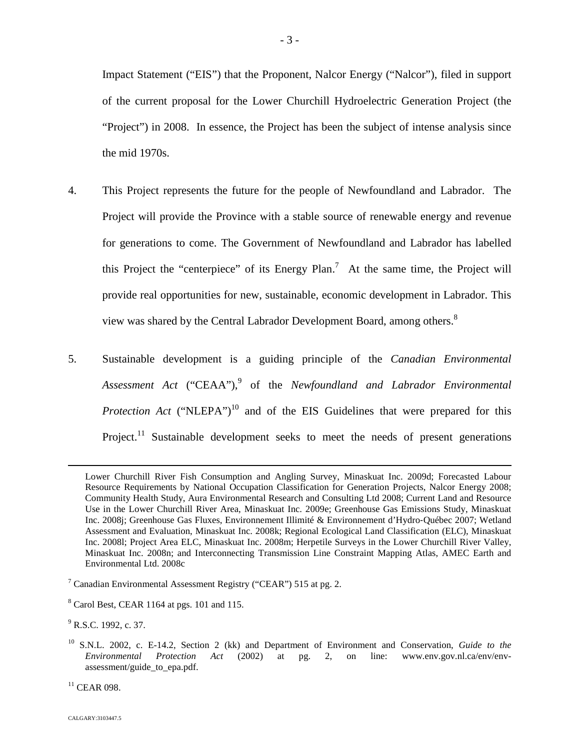Impact Statement ("EIS") that the Proponent, Nalcor Energy ("Nalcor"), filed in support of the current proposal for the Lower Churchill Hydroelectric Generation Project (the "Project") in 2008. In essence, the Project has been the subject of intense analysis since the mid 1970s.

4. This Project represents the future for the people of Newfoundland and Labrador. The Project will provide the Province with a stable source of renewable energy and revenue for generations to come. The Government of Newfoundland and Labrador has labelled this Project the "centerpiece" of its Energy Plan.[7] At the same time, the Project will provide real opportunities for new, sustainable, economic development in Labrador. This view was shared by the Central Labrador Development Board, among others.[8]

5. Sustainable development is a guiding principle of the *Canadian Environmental Assessment Act* ("CEAA"),[9] of the *Newfoundland and Labrador Environmental Protection Act* ("NLEPA")[10] and of the EIS Guidelines that were prepared for this Project.[11] Sustainable development seeks to meet the needs of present generations

---

Lower Churchill River Fish Consumption and Angling Survey, Minaskuat Inc. 2009d; Forecasted Labour Resource Requirements by National Occupation Classification for Generation Projects, Nalcor Energy 2008; Community Health Study, Aura Environmental Research and Consulting Ltd 2008; Current Land and Resource Use in the Lower Churchill River Area, Minaskuat Inc. 2009e; Greenhouse Gas Emissions Study, Minaskuat Inc. 2008j; Greenhouse Gas Fluxes, Environnement Illimité & Environnement d'Hydro-Québec 2007; Wetland Assessment and Evaluation, Minaskuat Inc. 2008k; Regional Ecological Land Classification (ELC), Minaskuat Inc. 2008l; Project Area ELC, Minaskuat Inc. 2008m; Herpetile Surveys in the Lower Churchill River Valley, Minaskuat Inc. 2008n; and Interconnecting Transmission Line Constraint Mapping Atlas, AMEC Earth and Environmental Ltd. 2008c

[7] Canadian Environmental Assessment Registry ("CEAR") 515 at pg. 2.

[8] Carol Best, CEAR 1164 at pgs. 101 and 115.

[9] R.S.C. 1992, c. 37.

[10] S.N.L. 2002, c. E-14.2, Section 2 (kk) and Department of Environment and Conservation, *Guide to the Environmental Protection Act* (2002) at pg. 2, on line: www.env.gov.nl.ca/env/env-assessment/guide_to_epa.pdf.

[11] CEAR 098.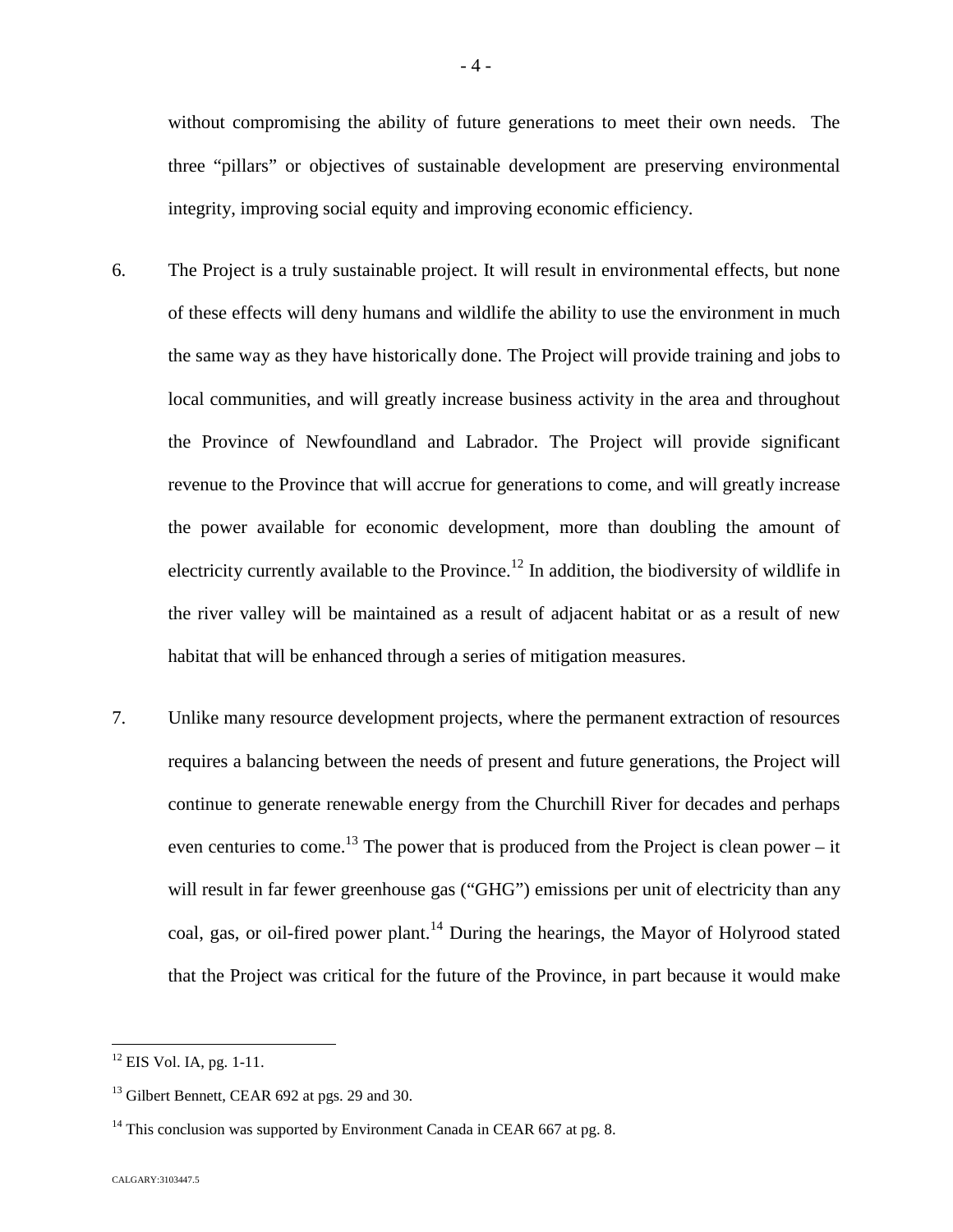without compromising the ability of future generations to meet their own needs. The three "pillars" or objectives of sustainable development are preserving environmental integrity, improving social equity and improving economic efficiency.

6. The Project is a truly sustainable project. It will result in environmental effects, but none of these effects will deny humans and wildlife the ability to use the environment in much the same way as they have historically done. The Project will provide training and jobs to local communities, and will greatly increase business activity in the area and throughout the Province of Newfoundland and Labrador. The Project will provide significant revenue to the Province that will accrue for generations to come, and will greatly increase the power available for economic development, more than doubling the amount of electricity currently available to the Province.[12] In addition, the biodiversity of wildlife in the river valley will be maintained as a result of adjacent habitat or as a result of new habitat that will be enhanced through a series of mitigation measures.

7. Unlike many resource development projects, where the permanent extraction of resources requires a balancing between the needs of present and future generations, the Project will continue to generate renewable energy from the Churchill River for decades and perhaps even centuries to come.[13] The power that is produced from the Project is clean power – it will result in far fewer greenhouse gas ("GHG") emissions per unit of electricity than any coal, gas, or oil-fired power plant.[14] During the hearings, the Mayor of Holyrood stated that the Project was critical for the future of the Province, in part because it would make

---

[12] EIS Vol. IA, pg. 1-11.

[13] Gilbert Bennett, CEAR 692 at pgs. 29 and 30.

[14] This conclusion was supported by Environment Canada in CEAR 667 at pg. 8.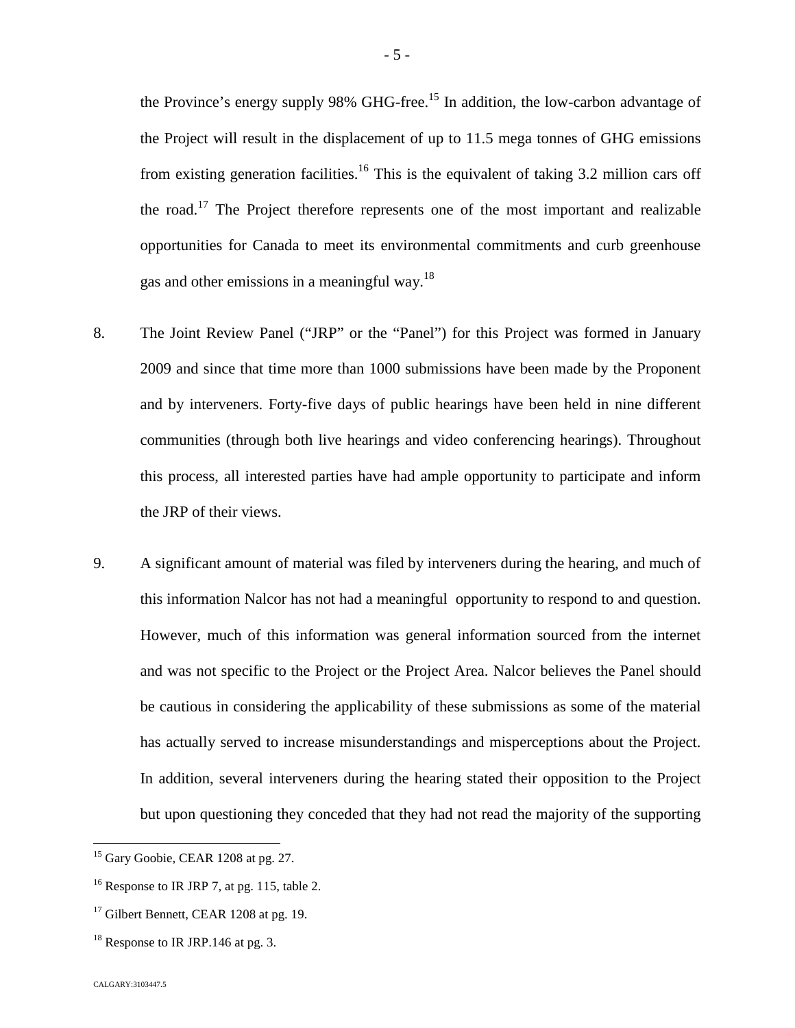the Province's energy supply 98% GHG-free.[15] In addition, the low-carbon advantage of the Project will result in the displacement of up to 11.5 mega tonnes of GHG emissions from existing generation facilities.[16] This is the equivalent of taking 3.2 million cars off the road.[17] The Project therefore represents one of the most important and realizable opportunities for Canada to meet its environmental commitments and curb greenhouse gas and other emissions in a meaningful way.[18]

8. The Joint Review Panel ("JRP" or the "Panel") for this Project was formed in January 2009 and since that time more than 1000 submissions have been made by the Proponent and by interveners. Forty-five days of public hearings have been held in nine different communities (through both live hearings and video conferencing hearings). Throughout this process, all interested parties have had ample opportunity to participate and inform the JRP of their views.

9. A significant amount of material was filed by interveners during the hearing, and much of this information Nalcor has not had a meaningful opportunity to respond to and question. However, much of this information was general information sourced from the internet and was not specific to the Project or the Project Area. Nalcor believes the Panel should be cautious in considering the applicability of these submissions as some of the material has actually served to increase misunderstandings and misperceptions about the Project. In addition, several interveners during the hearing stated their opposition to the Project but upon questioning they conceded that they had not read the majority of the supporting

---

[15] Gary Goobie, CEAR 1208 at pg. 27.

[16] Response to IR JRP 7, at pg. 115, table 2.

[17] Gilbert Bennett, CEAR 1208 at pg. 19.

[18] Response to IR JRP.146 at pg. 3.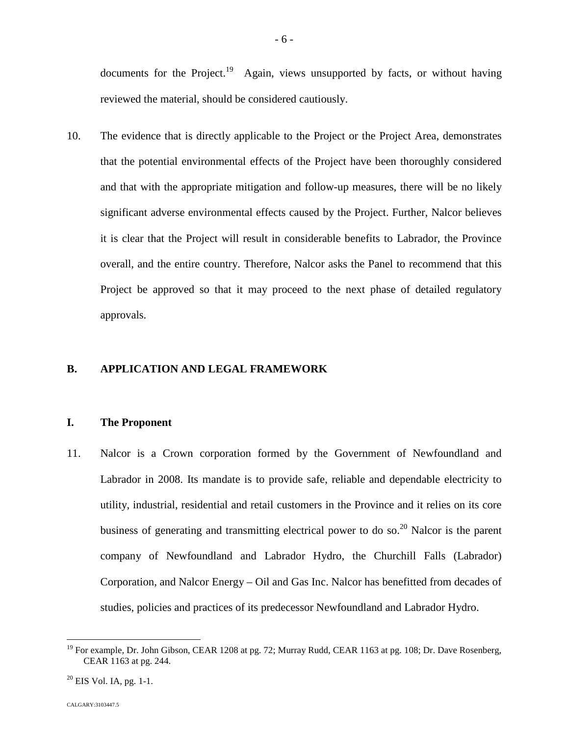documents for the Project.[19] Again, views unsupported by facts, or without having reviewed the material, should be considered cautiously.

10. The evidence that is directly applicable to the Project or the Project Area, demonstrates that the potential environmental effects of the Project have been thoroughly considered and that with the appropriate mitigation and follow-up measures, there will be no likely significant adverse environmental effects caused by the Project. Further, Nalcor believes it is clear that the Project will result in considerable benefits to Labrador, the Province overall, and the entire country. Therefore, Nalcor asks the Panel to recommend that this Project be approved so that it may proceed to the next phase of detailed regulatory approvals.

## B. APPLICATION AND LEGAL FRAMEWORK

### I. The Proponent

11. Nalcor is a Crown corporation formed by the Government of Newfoundland and Labrador in 2008. Its mandate is to provide safe, reliable and dependable electricity to utility, industrial, residential and retail customers in the Province and it relies on its core business of generating and transmitting electrical power to do so.[20] Nalcor is the parent company of Newfoundland and Labrador Hydro, the Churchill Falls (Labrador) Corporation, and Nalcor Energy – Oil and Gas Inc. Nalcor has benefitted from decades of studies, policies and practices of its predecessor Newfoundland and Labrador Hydro.

---

[19] For example, Dr. John Gibson, CEAR 1208 at pg. 72; Murray Rudd, CEAR 1163 at pg. 108; Dr. Dave Rosenberg, CEAR 1163 at pg. 244.

[20] EIS Vol. IA, pg. 1-1.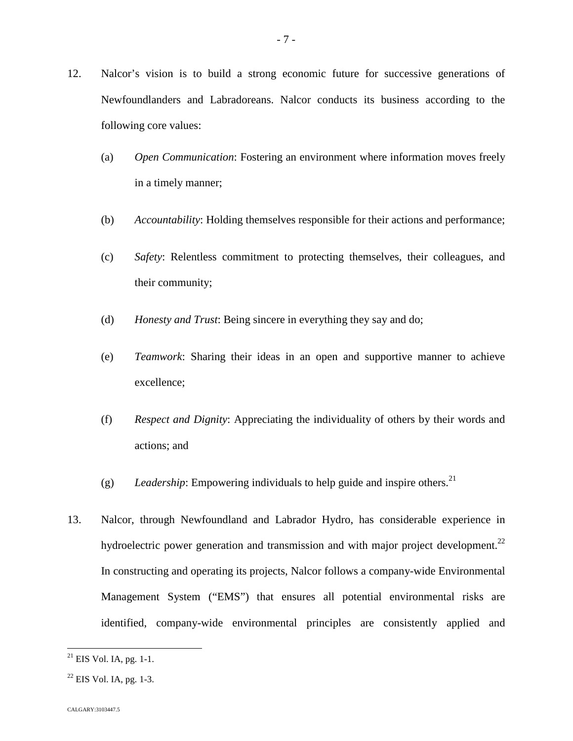12. Nalcor's vision is to build a strong economic future for successive generations of Newfoundlanders and Labradoreans. Nalcor conducts its business according to the following core values:

    (a) *Open Communication*: Fostering an environment where information moves freely in a timely manner;

    (b) *Accountability*: Holding themselves responsible for their actions and performance;

    (c) *Safety*: Relentless commitment to protecting themselves, their colleagues, and their community;

    (d) *Honesty and Trust*: Being sincere in everything they say and do;

    (e) *Teamwork*: Sharing their ideas in an open and supportive manner to achieve excellence;

    (f) *Respect and Dignity*: Appreciating the individuality of others by their words and actions; and

    (g) *Leadership*: Empowering individuals to help guide and inspire others.[21]

13. Nalcor, through Newfoundland and Labrador Hydro, has considerable experience in hydroelectric power generation and transmission and with major project development.[22] In constructing and operating its projects, Nalcor follows a company-wide Environmental Management System ("EMS") that ensures all potential environmental risks are identified, company-wide environmental principles are consistently applied and

---

[21] EIS Vol. IA, pg. 1-1.

[22] EIS Vol. IA, pg. 1-3.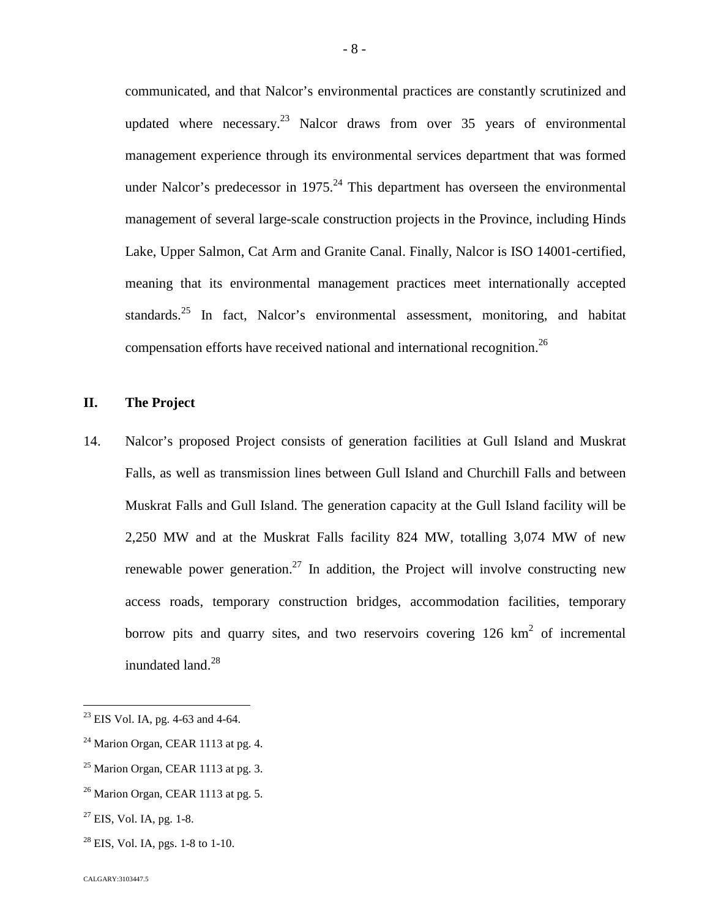communicated, and that Nalcor's environmental practices are constantly scrutinized and updated where necessary.[23] Nalcor draws from over 35 years of environmental management experience through its environmental services department that was formed under Nalcor's predecessor in 1975.[24] This department has overseen the environmental management of several large-scale construction projects in the Province, including Hinds Lake, Upper Salmon, Cat Arm and Granite Canal. Finally, Nalcor is ISO 14001-certified, meaning that its environmental management practices meet internationally accepted standards.[25] In fact, Nalcor's environmental assessment, monitoring, and habitat compensation efforts have received national and international recognition.[26]

## II. The Project

14. Nalcor's proposed Project consists of generation facilities at Gull Island and Muskrat Falls, as well as transmission lines between Gull Island and Churchill Falls and between Muskrat Falls and Gull Island. The generation capacity at the Gull Island facility will be 2,250 MW and at the Muskrat Falls facility 824 MW, totalling 3,074 MW of new renewable power generation.[27] In addition, the Project will involve constructing new access roads, temporary construction bridges, accommodation facilities, temporary borrow pits and quarry sites, and two reservoirs covering 126 $km^2$ of incremental inundated land.[28]

---

[23] EIS Vol. IA, pg. 4-63 and 4-64.

[24] Marion Organ, CEAR 1113 at pg. 4.

[25] Marion Organ, CEAR 1113 at pg. 3.

[26] Marion Organ, CEAR 1113 at pg. 5.

[27] EIS, Vol. IA, pg. 1-8.

[28] EIS, Vol. IA, pgs. 1-8 to 1-10.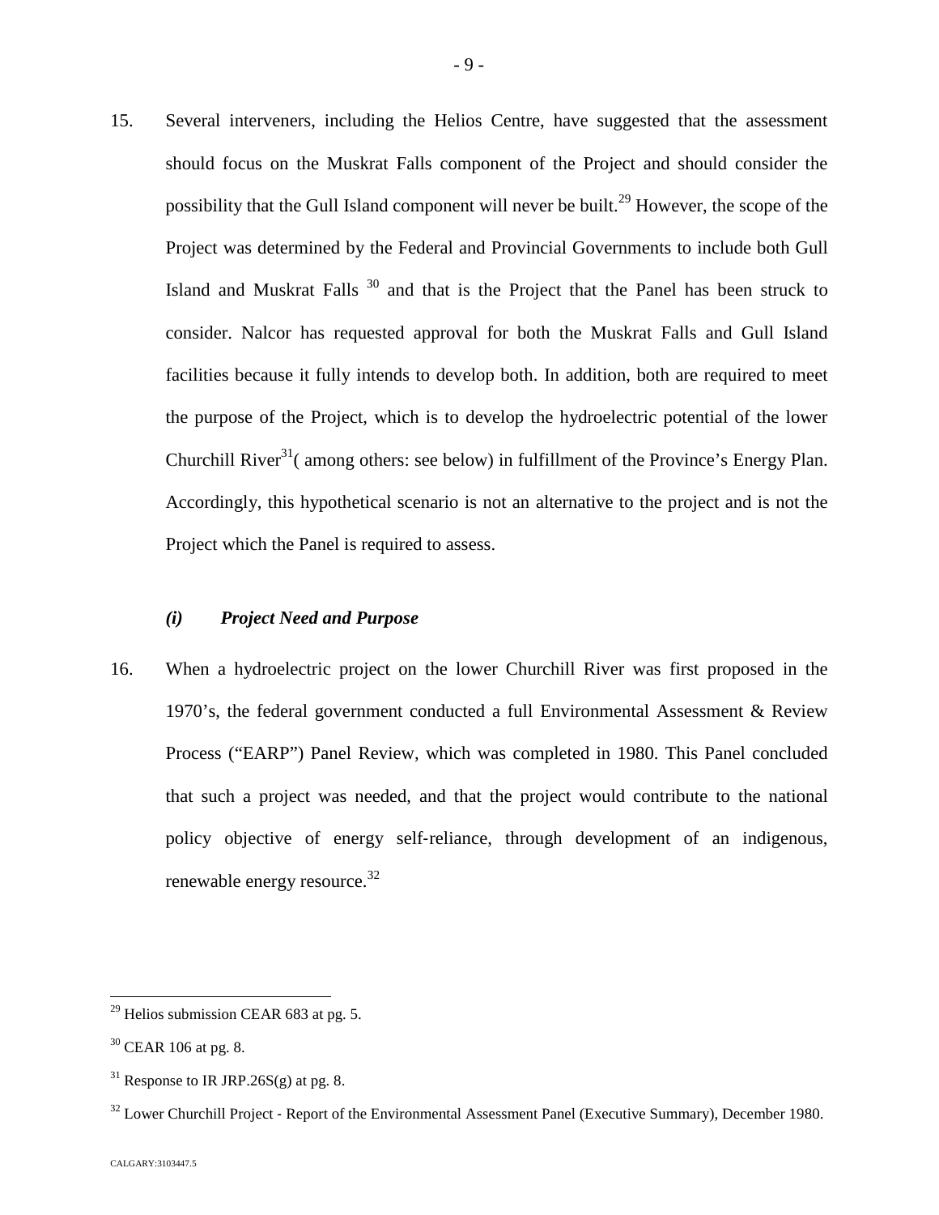15. Several interveners, including the Helios Centre, have suggested that the assessment should focus on the Muskrat Falls component of the Project and should consider the possibility that the Gull Island component will never be built.[29] However, the scope of the Project was determined by the Federal and Provincial Governments to include both Gull Island and Muskrat Falls [30] and that is the Project that the Panel has been struck to consider. Nalcor has requested approval for both the Muskrat Falls and Gull Island facilities because it fully intends to develop both. In addition, both are required to meet the purpose of the Project, which is to develop the hydroelectric potential of the lower Churchill River[31]( among others: see below) in fulfillment of the Province's Energy Plan. Accordingly, this hypothetical scenario is not an alternative to the project and is not the Project which the Panel is required to assess.

### *(i) Project Need and Purpose*

16. When a hydroelectric project on the lower Churchill River was first proposed in the 1970's, the federal government conducted a full Environmental Assessment & Review Process ("EARP") Panel Review, which was completed in 1980. This Panel concluded that such a project was needed, and that the project would contribute to the national policy objective of energy self-reliance, through development of an indigenous, renewable energy resource.[32]

---

[29] Helios submission CEAR 683 at pg. 5.

[30] CEAR 106 at pg. 8.

[31] Response to IR JRP.26S(g) at pg. 8.

[32] Lower Churchill Project - Report of the Environmental Assessment Panel (Executive Summary), December 1980.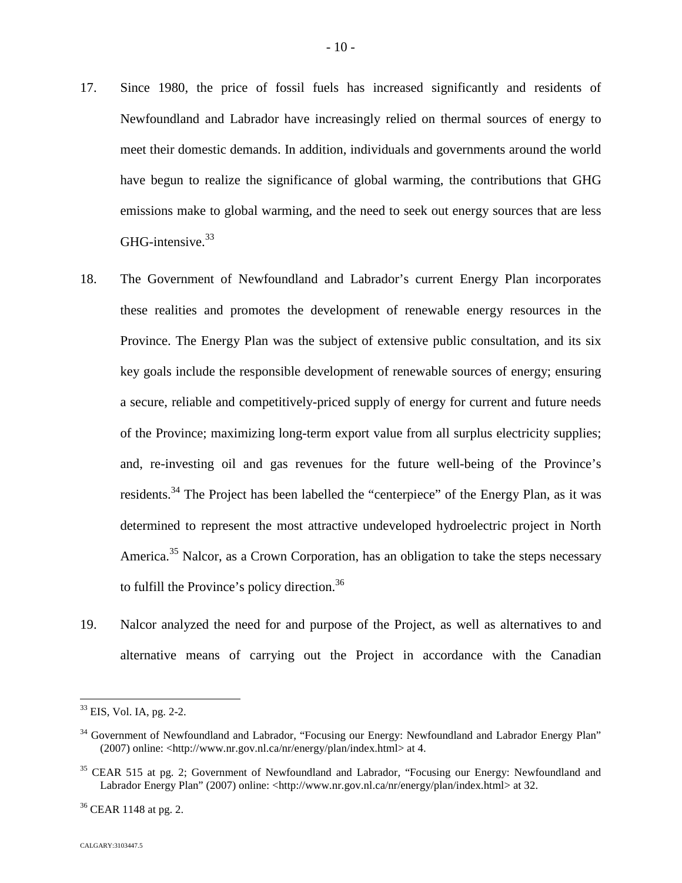17. Since 1980, the price of fossil fuels has increased significantly and residents of Newfoundland and Labrador have increasingly relied on thermal sources of energy to meet their domestic demands. In addition, individuals and governments around the world have begun to realize the significance of global warming, the contributions that GHG emissions make to global warming, and the need to seek out energy sources that are less GHG-intensive.[33]

18. The Government of Newfoundland and Labrador's current Energy Plan incorporates these realities and promotes the development of renewable energy resources in the Province. The Energy Plan was the subject of extensive public consultation, and its six key goals include the responsible development of renewable sources of energy; ensuring a secure, reliable and competitively-priced supply of energy for current and future needs of the Province; maximizing long-term export value from all surplus electricity supplies; and, re-investing oil and gas revenues for the future well-being of the Province's residents.[34] The Project has been labelled the "centerpiece" of the Energy Plan, as it was determined to represent the most attractive undeveloped hydroelectric project in North America.[35] Nalcor, as a Crown Corporation, has an obligation to take the steps necessary to fulfill the Province's policy direction.[36]

19. Nalcor analyzed the need for and purpose of the Project, as well as alternatives to and alternative means of carrying out the Project in accordance with the Canadian

---

[33] EIS, Vol. IA, pg. 2-2.

[34] Government of Newfoundland and Labrador, "Focusing our Energy: Newfoundland and Labrador Energy Plan" (2007) online: <http://www.nr.gov.nl.ca/nr/energy/plan/index.html> at 4.

[35] CEAR 515 at pg. 2; Government of Newfoundland and Labrador, "Focusing our Energy: Newfoundland and Labrador Energy Plan" (2007) online: <http://www.nr.gov.nl.ca/nr/energy/plan/index.html> at 32.

[36] CEAR 1148 at pg. 2.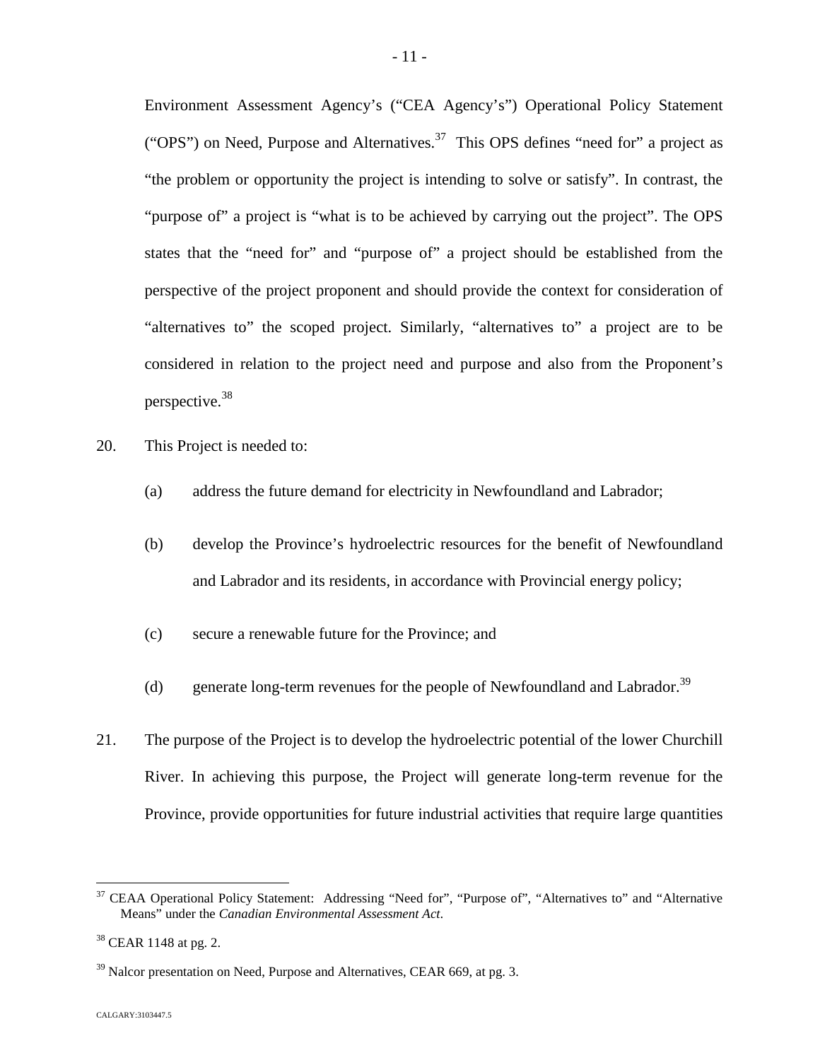Environment Assessment Agency's ("CEA Agency's") Operational Policy Statement ("OPS") on Need, Purpose and Alternatives.[37] This OPS defines "need for" a project as "the problem or opportunity the project is intending to solve or satisfy". In contrast, the "purpose of" a project is "what is to be achieved by carrying out the project". The OPS states that the "need for" and "purpose of" a project should be established from the perspective of the project proponent and should provide the context for consideration of "alternatives to" the scoped project. Similarly, "alternatives to" a project are to be considered in relation to the project need and purpose and also from the Proponent's perspective.[38]

20. This Project is needed to:

   (a) address the future demand for electricity in Newfoundland and Labrador;

   (b) develop the Province's hydroelectric resources for the benefit of Newfoundland and Labrador and its residents, in accordance with Provincial energy policy;

   (c) secure a renewable future for the Province; and

   (d) generate long-term revenues for the people of Newfoundland and Labrador.[39]

21. The purpose of the Project is to develop the hydroelectric potential of the lower Churchill River. In achieving this purpose, the Project will generate long-term revenue for the Province, provide opportunities for future industrial activities that require large quantities

---

[37] CEAA Operational Policy Statement: Addressing "Need for", "Purpose of", "Alternatives to" and "Alternative Means" under the *Canadian Environmental Assessment Act*.

[38] CEAR 1148 at pg. 2.

[39] Nalcor presentation on Need, Purpose and Alternatives, CEAR 669, at pg. 3.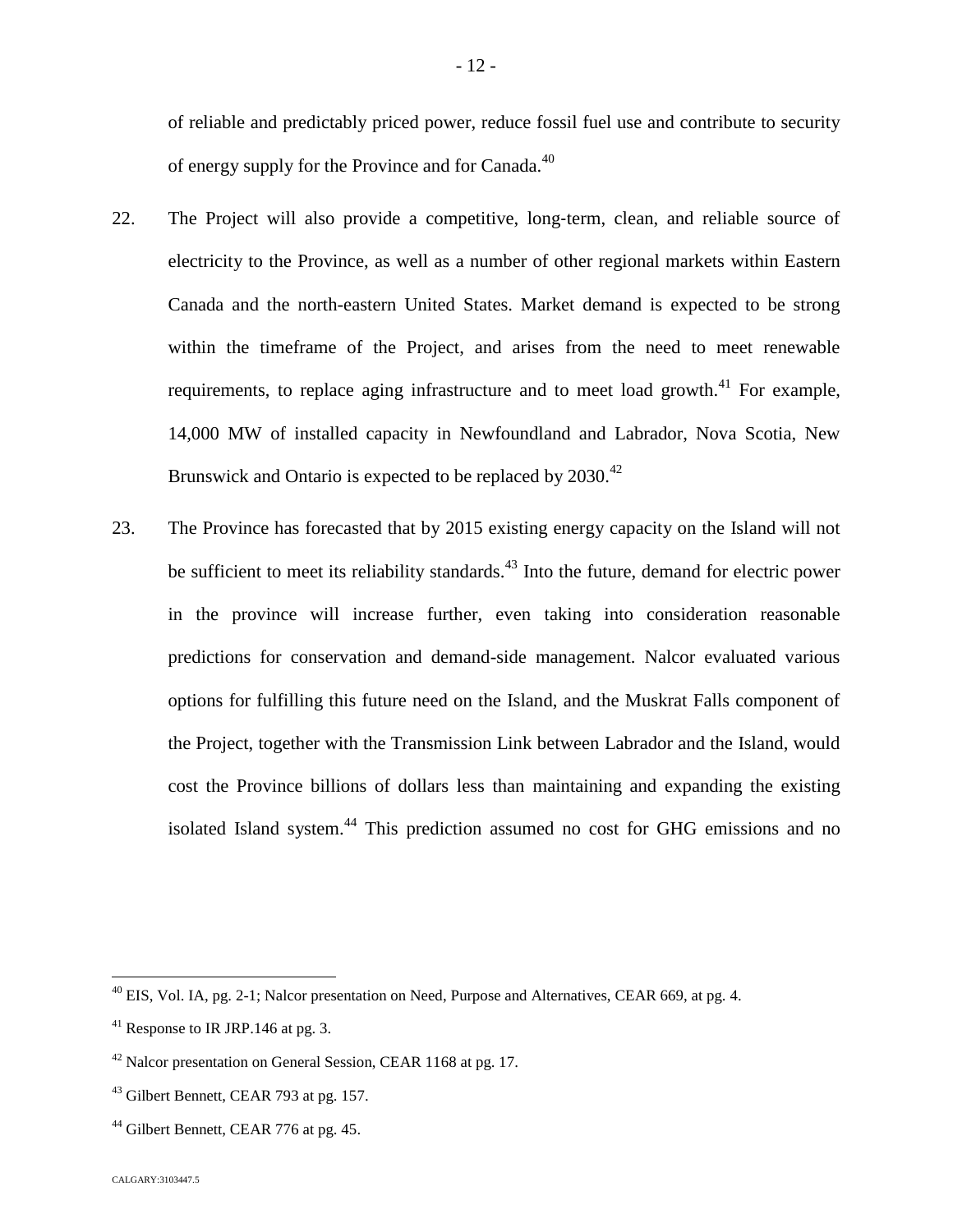of reliable and predictably priced power, reduce fossil fuel use and contribute to security of energy supply for the Province and for Canada.[40]

22. The Project will also provide a competitive, long-term, clean, and reliable source of electricity to the Province, as well as a number of other regional markets within Eastern Canada and the north-eastern United States. Market demand is expected to be strong within the timeframe of the Project, and arises from the need to meet renewable requirements, to replace aging infrastructure and to meet load growth.[41] For example, 14,000 MW of installed capacity in Newfoundland and Labrador, Nova Scotia, New Brunswick and Ontario is expected to be replaced by 2030.[42]

23. The Province has forecasted that by 2015 existing energy capacity on the Island will not be sufficient to meet its reliability standards.[43] Into the future, demand for electric power in the province will increase further, even taking into consideration reasonable predictions for conservation and demand-side management. Nalcor evaluated various options for fulfilling this future need on the Island, and the Muskrat Falls component of the Project, together with the Transmission Link between Labrador and the Island, would cost the Province billions of dollars less than maintaining and expanding the existing isolated Island system.[44] This prediction assumed no cost for GHG emissions and no

---

[40] EIS, Vol. IA, pg. 2-1; Nalcor presentation on Need, Purpose and Alternatives, CEAR 669, at pg. 4.

[41] Response to IR JRP.146 at pg. 3.

[42] Nalcor presentation on General Session, CEAR 1168 at pg. 17.

[43] Gilbert Bennett, CEAR 793 at pg. 157.

[44] Gilbert Bennett, CEAR 776 at pg. 45.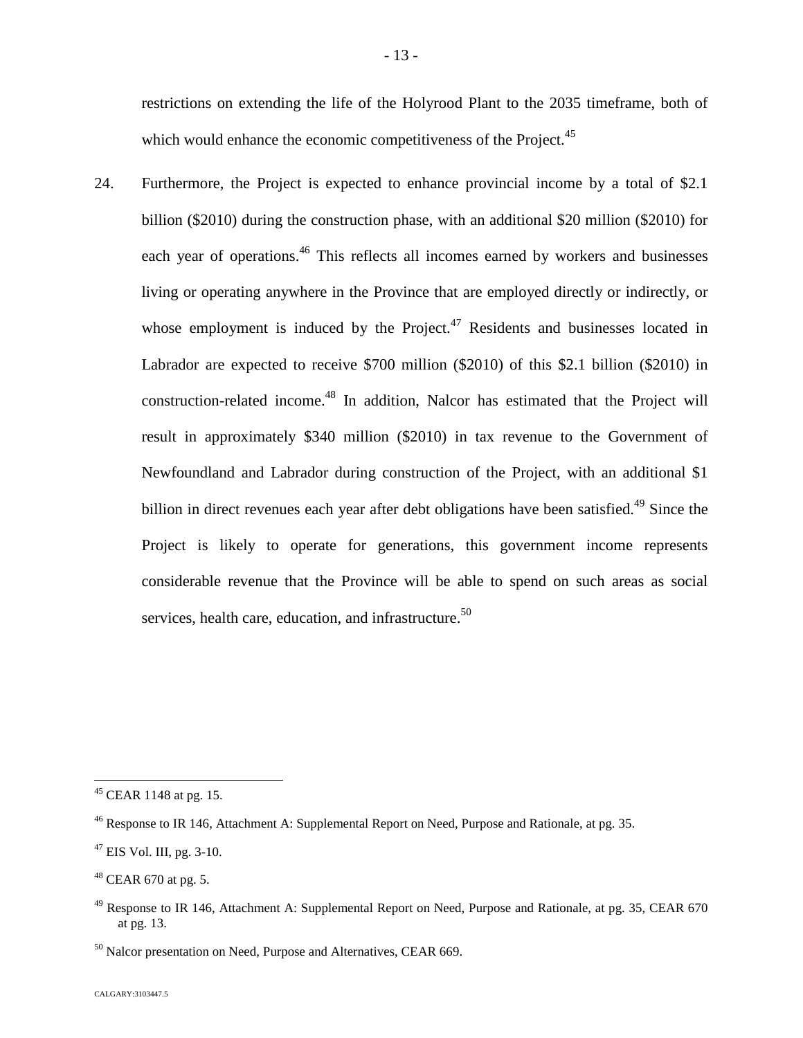restrictions on extending the life of the Holyrood Plant to the 2035 timeframe, both of which would enhance the economic competitiveness of the Project.[45]

24. Furthermore, the Project is expected to enhance provincial income by a total of $2.1 billion ($2010) during the construction phase, with an additional $20 million ($2010) for each year of operations.[46] This reflects all incomes earned by workers and businesses living or operating anywhere in the Province that are employed directly or indirectly, or whose employment is induced by the Project.[47] Residents and businesses located in Labrador are expected to receive $700 million ($2010) of this $2.1 billion ($2010) in construction-related income.[48] In addition, Nalcor has estimated that the Project will result in approximately $340 million ($2010) in tax revenue to the Government of Newfoundland and Labrador during construction of the Project, with an additional $1 billion in direct revenues each year after debt obligations have been satisfied.[49] Since the Project is likely to operate for generations, this government income represents considerable revenue that the Province will be able to spend on such areas as social services, health care, education, and infrastructure.[50]

---

[45] CEAR 1148 at pg. 15.

[46] Response to IR 146, Attachment A: Supplemental Report on Need, Purpose and Rationale, at pg. 35.

[47] EIS Vol. III, pg. 3-10.

[48] CEAR 670 at pg. 5.

[49] Response to IR 146, Attachment A: Supplemental Report on Need, Purpose and Rationale, at pg. 35, CEAR 670 at pg. 13.

[50] Nalcor presentation on Need, Purpose and Alternatives, CEAR 669.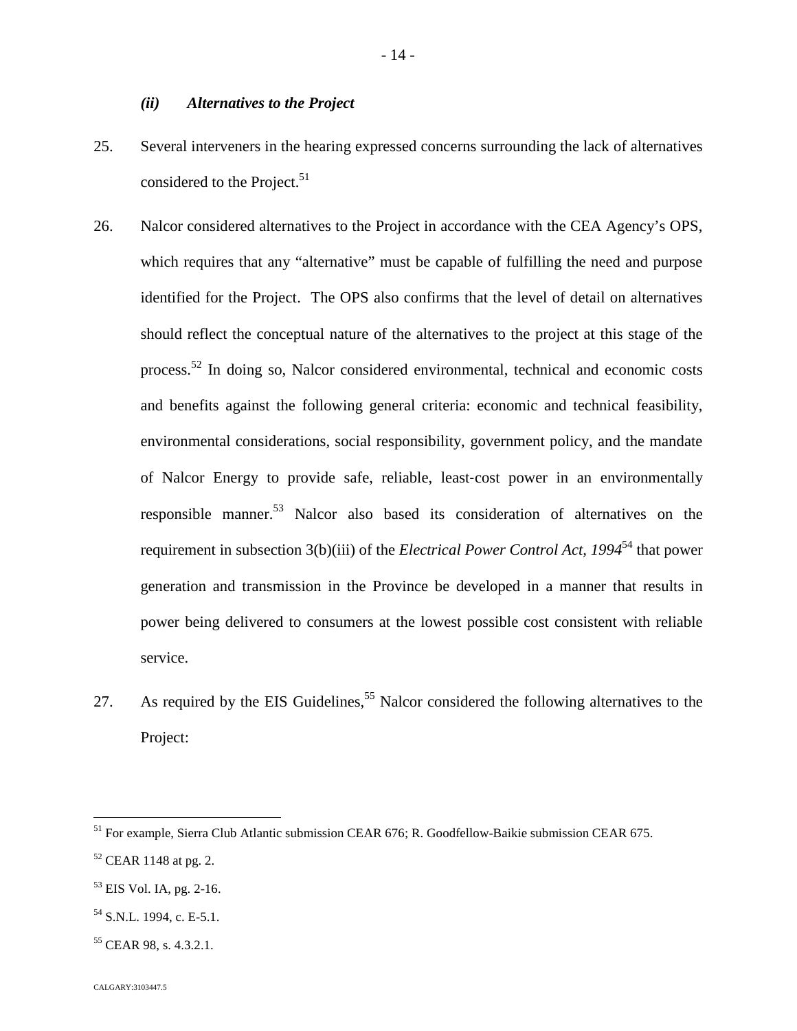### *(ii) Alternatives to the Project*

25. Several interveners in the hearing expressed concerns surrounding the lack of alternatives considered to the Project.[51]

26. Nalcor considered alternatives to the Project in accordance with the CEA Agency's OPS, which requires that any "alternative" must be capable of fulfilling the need and purpose identified for the Project. The OPS also confirms that the level of detail on alternatives should reflect the conceptual nature of the alternatives to the project at this stage of the process.[52] In doing so, Nalcor considered environmental, technical and economic costs and benefits against the following general criteria: economic and technical feasibility, environmental considerations, social responsibility, government policy, and the mandate of Nalcor Energy to provide safe, reliable, least-cost power in an environmentally responsible manner.[53] Nalcor also based its consideration of alternatives on the requirement in subsection 3(b)(iii) of the *Electrical Power Control Act, 1994*[54] that power generation and transmission in the Province be developed in a manner that results in power being delivered to consumers at the lowest possible cost consistent with reliable service.

27. As required by the EIS Guidelines,[55] Nalcor considered the following alternatives to the Project:

---

[51] For example, Sierra Club Atlantic submission CEAR 676; R. Goodfellow-Baikie submission CEAR 675.

[52] CEAR 1148 at pg. 2.

[53] EIS Vol. IA, pg. 2-16.

[54] S.N.L. 1994, c. E-5.1.

[55] CEAR 98, s. 4.3.2.1.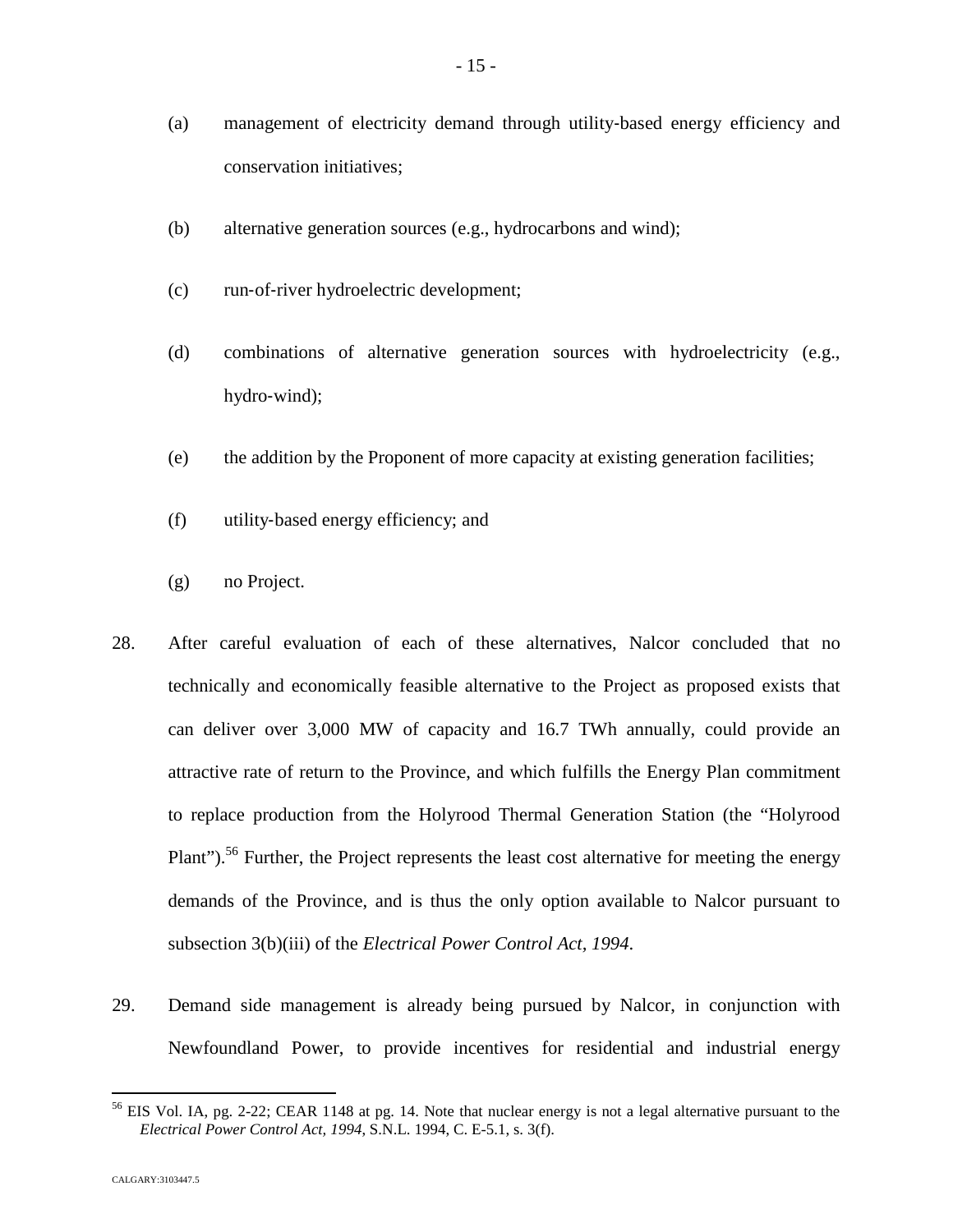(a) management of electricity demand through utility-based energy efficiency and conservation initiatives;

(b) alternative generation sources (e.g., hydrocarbons and wind);

(c) run-of-river hydroelectric development;

(d) combinations of alternative generation sources with hydroelectricity (e.g., hydro-wind);

(e) the addition by the Proponent of more capacity at existing generation facilities;

(f) utility-based energy efficiency; and

(g) no Project.

28. After careful evaluation of each of these alternatives, Nalcor concluded that no technically and economically feasible alternative to the Project as proposed exists that can deliver over 3,000 MW of capacity and 16.7 TWh annually, could provide an attractive rate of return to the Province, and which fulfills the Energy Plan commitment to replace production from the Holyrood Thermal Generation Station (the "Holyrood Plant").[56] Further, the Project represents the least cost alternative for meeting the energy demands of the Province, and is thus the only option available to Nalcor pursuant to subsection 3(b)(iii) of the *Electrical Power Control Act, 1994*.

29. Demand side management is already being pursued by Nalcor, in conjunction with Newfoundland Power, to provide incentives for residential and industrial energy

---

[56] EIS Vol. IA, pg. 2-22; CEAR 1148 at pg. 14. Note that nuclear energy is not a legal alternative pursuant to the *Electrical Power Control Act, 1994*, S.N.L. 1994, C. E-5.1, s. 3(f).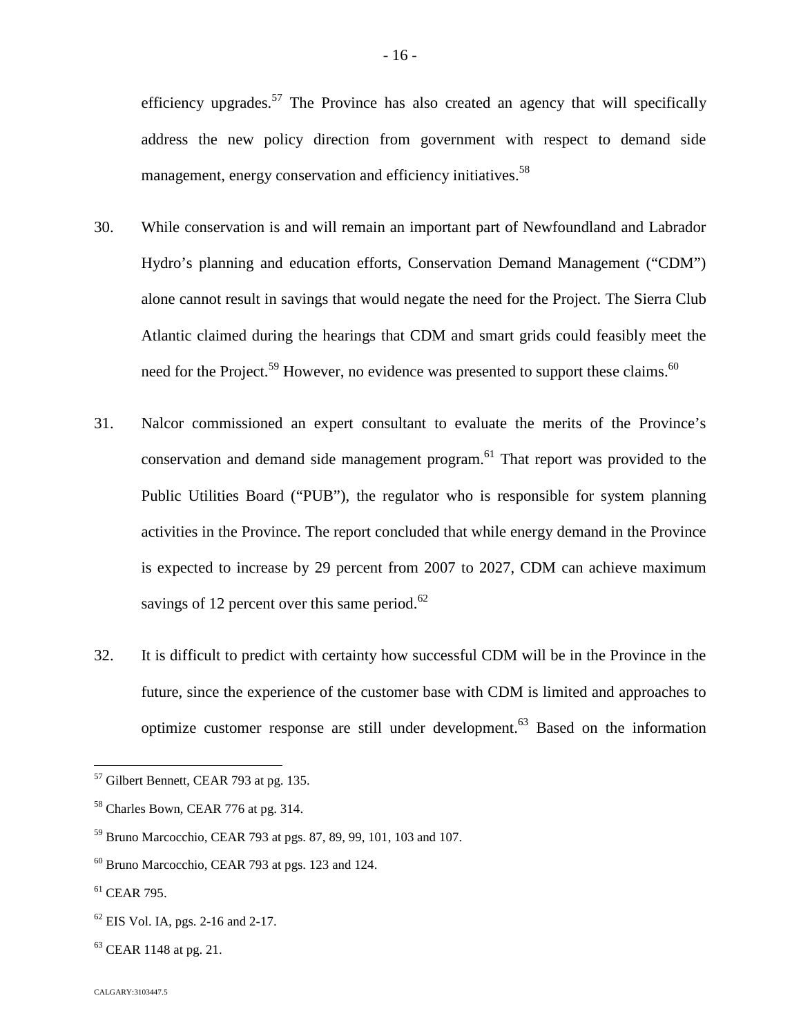efficiency upgrades.[57] The Province has also created an agency that will specifically address the new policy direction from government with respect to demand side management, energy conservation and efficiency initiatives.[58]

30. While conservation is and will remain an important part of Newfoundland and Labrador Hydro's planning and education efforts, Conservation Demand Management ("CDM") alone cannot result in savings that would negate the need for the Project. The Sierra Club Atlantic claimed during the hearings that CDM and smart grids could feasibly meet the need for the Project.[59] However, no evidence was presented to support these claims.[60]

31. Nalcor commissioned an expert consultant to evaluate the merits of the Province's conservation and demand side management program.[61] That report was provided to the Public Utilities Board ("PUB"), the regulator who is responsible for system planning activities in the Province. The report concluded that while energy demand in the Province is expected to increase by 29 percent from 2007 to 2027, CDM can achieve maximum savings of 12 percent over this same period.[62]

32. It is difficult to predict with certainty how successful CDM will be in the Province in the future, since the experience of the customer base with CDM is limited and approaches to optimize customer response are still under development.[63] Based on the information

---

[57] Gilbert Bennett, CEAR 793 at pg. 135.

[58] Charles Bown, CEAR 776 at pg. 314.

[59] Bruno Marcocchio, CEAR 793 at pgs. 87, 89, 99, 101, 103 and 107.

[60] Bruno Marcocchio, CEAR 793 at pgs. 123 and 124.

[61] CEAR 795.

[62] EIS Vol. IA, pgs. 2-16 and 2-17.

[63] CEAR 1148 at pg. 21.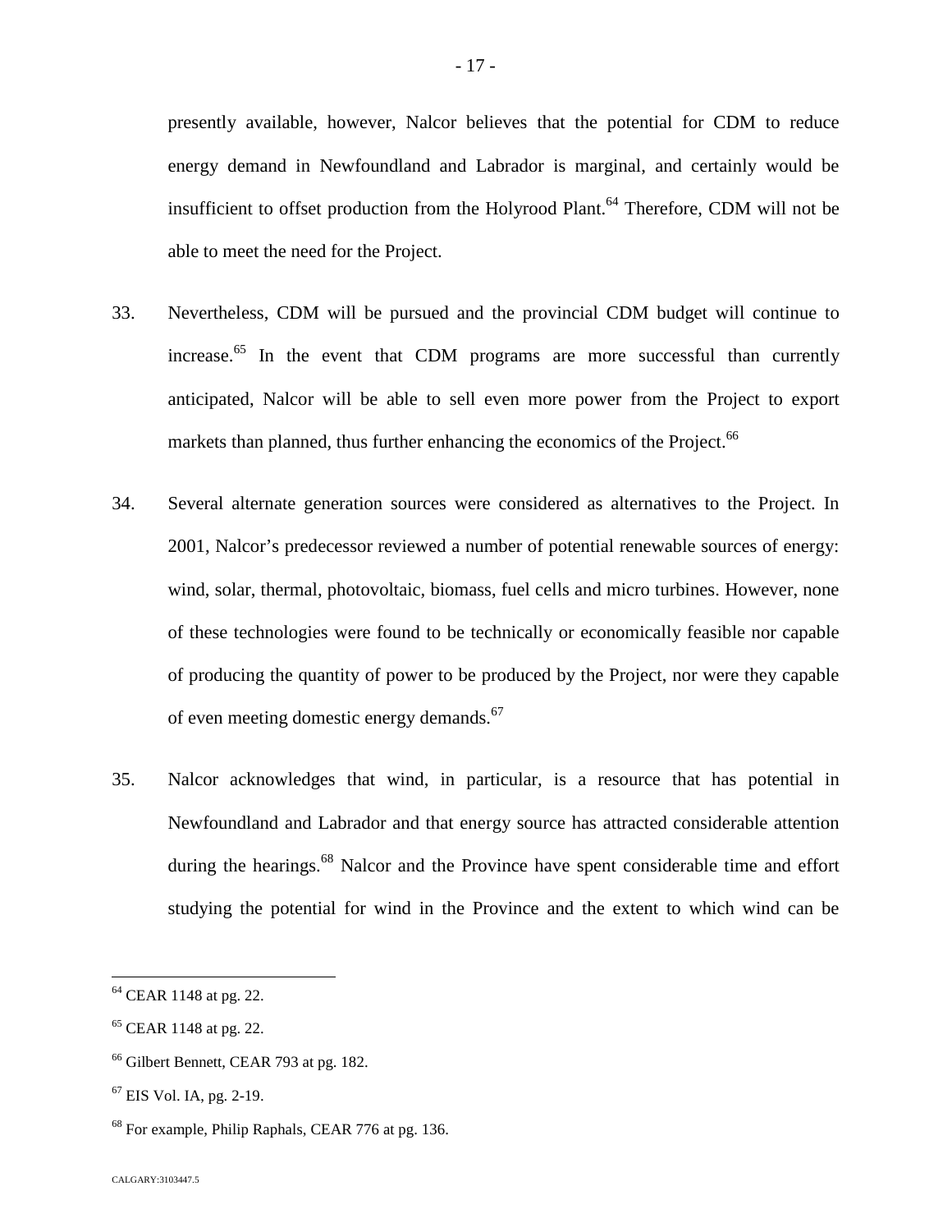presently available, however, Nalcor believes that the potential for CDM to reduce energy demand in Newfoundland and Labrador is marginal, and certainly would be insufficient to offset production from the Holyrood Plant.[64] Therefore, CDM will not be able to meet the need for the Project.

33. Nevertheless, CDM will be pursued and the provincial CDM budget will continue to increase.[65] In the event that CDM programs are more successful than currently anticipated, Nalcor will be able to sell even more power from the Project to export markets than planned, thus further enhancing the economics of the Project.[66]

34. Several alternate generation sources were considered as alternatives to the Project. In 2001, Nalcor's predecessor reviewed a number of potential renewable sources of energy: wind, solar, thermal, photovoltaic, biomass, fuel cells and micro turbines. However, none of these technologies were found to be technically or economically feasible nor capable of producing the quantity of power to be produced by the Project, nor were they capable of even meeting domestic energy demands.[67]

35. Nalcor acknowledges that wind, in particular, is a resource that has potential in Newfoundland and Labrador and that energy source has attracted considerable attention during the hearings.[68] Nalcor and the Province have spent considerable time and effort studying the potential for wind in the Province and the extent to which wind can be

---

[64] CEAR 1148 at pg. 22.

[65] CEAR 1148 at pg. 22.

[66] Gilbert Bennett, CEAR 793 at pg. 182.

[67] EIS Vol. IA, pg. 2-19.

[68] For example, Philip Raphals, CEAR 776 at pg. 136.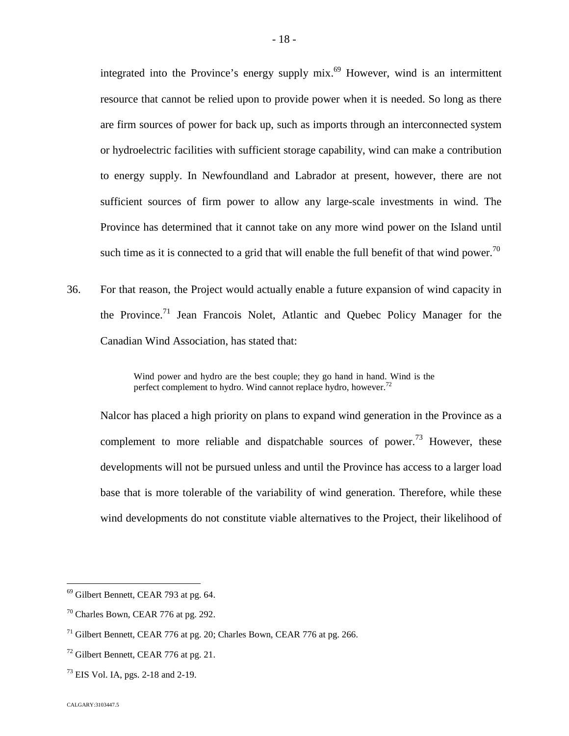integrated into the Province's energy supply mix.[69] However, wind is an intermittent resource that cannot be relied upon to provide power when it is needed. So long as there are firm sources of power for back up, such as imports through an interconnected system or hydroelectric facilities with sufficient storage capability, wind can make a contribution to energy supply. In Newfoundland and Labrador at present, however, there are not sufficient sources of firm power to allow any large-scale investments in wind. The Province has determined that it cannot take on any more wind power on the Island until such time as it is connected to a grid that will enable the full benefit of that wind power.[70]

36. For that reason, the Project would actually enable a future expansion of wind capacity in the Province.[71] Jean Francois Nolet, Atlantic and Quebec Policy Manager for the Canadian Wind Association, has stated that:

> Wind power and hydro are the best couple; they go hand in hand. Wind is the perfect complement to hydro. Wind cannot replace hydro, however.[72]

Nalcor has placed a high priority on plans to expand wind generation in the Province as a complement to more reliable and dispatchable sources of power.[73] However, these developments will not be pursued unless and until the Province has access to a larger load base that is more tolerable of the variability of wind generation. Therefore, while these wind developments do not constitute viable alternatives to the Project, their likelihood of

---

[69] Gilbert Bennett, CEAR 793 at pg. 64.

[70] Charles Bown, CEAR 776 at pg. 292.

[71] Gilbert Bennett, CEAR 776 at pg. 20; Charles Bown, CEAR 776 at pg. 266.

[72] Gilbert Bennett, CEAR 776 at pg. 21.

[73] EIS Vol. IA, pgs. 2-18 and 2-19.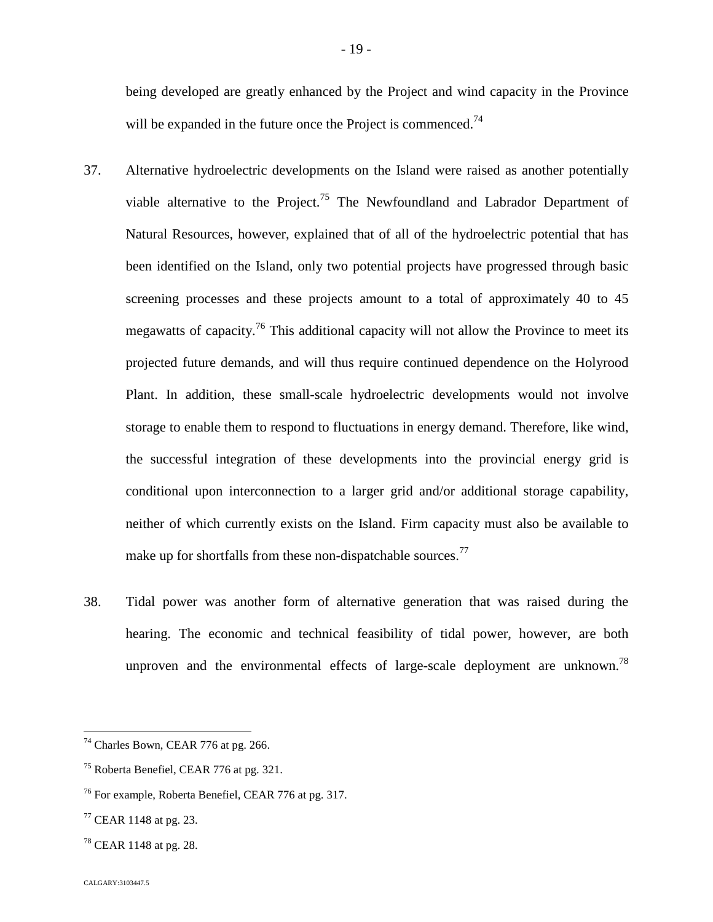being developed are greatly enhanced by the Project and wind capacity in the Province will be expanded in the future once the Project is commenced.[74]

37. Alternative hydroelectric developments on the Island were raised as another potentially viable alternative to the Project.[75] The Newfoundland and Labrador Department of Natural Resources, however, explained that of all of the hydroelectric potential that has been identified on the Island, only two potential projects have progressed through basic screening processes and these projects amount to a total of approximately 40 to 45 megawatts of capacity.[76] This additional capacity will not allow the Province to meet its projected future demands, and will thus require continued dependence on the Holyrood Plant. In addition, these small-scale hydroelectric developments would not involve storage to enable them to respond to fluctuations in energy demand. Therefore, like wind, the successful integration of these developments into the provincial energy grid is conditional upon interconnection to a larger grid and/or additional storage capability, neither of which currently exists on the Island. Firm capacity must also be available to make up for shortfalls from these non-dispatchable sources.[77]

38. Tidal power was another form of alternative generation that was raised during the hearing. The economic and technical feasibility of tidal power, however, are both unproven and the environmental effects of large-scale deployment are unknown.[78]

---

[74] Charles Bown, CEAR 776 at pg. 266.

[75] Roberta Benefiel, CEAR 776 at pg. 321.

[76] For example, Roberta Benefiel, CEAR 776 at pg. 317.

[77] CEAR 1148 at pg. 23.

[78] CEAR 1148 at pg. 28.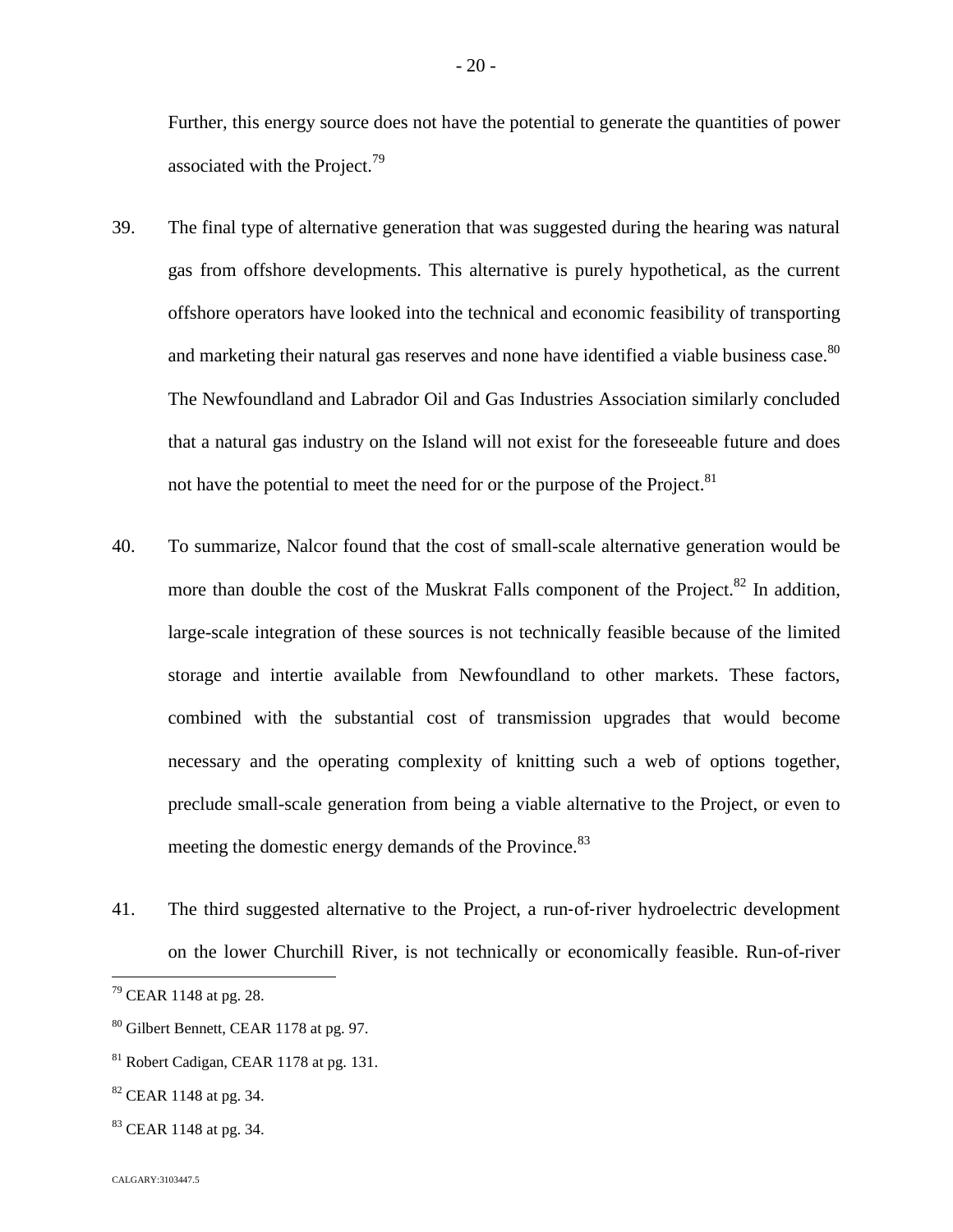Further, this energy source does not have the potential to generate the quantities of power associated with the Project.[79]

39. The final type of alternative generation that was suggested during the hearing was natural gas from offshore developments. This alternative is purely hypothetical, as the current offshore operators have looked into the technical and economic feasibility of transporting and marketing their natural gas reserves and none have identified a viable business case.[80] The Newfoundland and Labrador Oil and Gas Industries Association similarly concluded that a natural gas industry on the Island will not exist for the foreseeable future and does not have the potential to meet the need for or the purpose of the Project.[81]

40. To summarize, Nalcor found that the cost of small-scale alternative generation would be more than double the cost of the Muskrat Falls component of the Project.[82] In addition, large-scale integration of these sources is not technically feasible because of the limited storage and intertie available from Newfoundland to other markets. These factors, combined with the substantial cost of transmission upgrades that would become necessary and the operating complexity of knitting such a web of options together, preclude small-scale generation from being a viable alternative to the Project, or even to meeting the domestic energy demands of the Province.[83]

41. The third suggested alternative to the Project, a run-of-river hydroelectric development on the lower Churchill River, is not technically or economically feasible. Run-of-river

---

[79] CEAR 1148 at pg. 28.

[80] Gilbert Bennett, CEAR 1178 at pg. 97.

[81] Robert Cadigan, CEAR 1178 at pg. 131.

[82] CEAR 1148 at pg. 34.

[83] CEAR 1148 at pg. 34.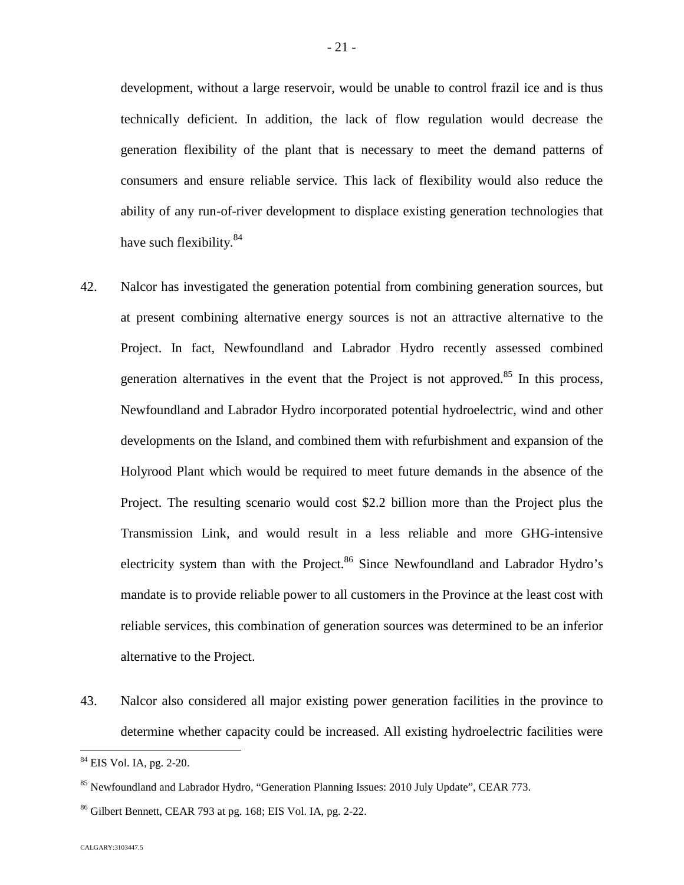development, without a large reservoir, would be unable to control frazil ice and is thus technically deficient. In addition, the lack of flow regulation would decrease the generation flexibility of the plant that is necessary to meet the demand patterns of consumers and ensure reliable service. This lack of flexibility would also reduce the ability of any run-of-river development to displace existing generation technologies that have such flexibility.[84]

42. Nalcor has investigated the generation potential from combining generation sources, but at present combining alternative energy sources is not an attractive alternative to the Project. In fact, Newfoundland and Labrador Hydro recently assessed combined generation alternatives in the event that the Project is not approved.[85] In this process, Newfoundland and Labrador Hydro incorporated potential hydroelectric, wind and other developments on the Island, and combined them with refurbishment and expansion of the Holyrood Plant which would be required to meet future demands in the absence of the Project. The resulting scenario would cost $2.2 billion more than the Project plus the Transmission Link, and would result in a less reliable and more GHG-intensive electricity system than with the Project.[86] Since Newfoundland and Labrador Hydro's mandate is to provide reliable power to all customers in the Province at the least cost with reliable services, this combination of generation sources was determined to be an inferior alternative to the Project.

43. Nalcor also considered all major existing power generation facilities in the province to determine whether capacity could be increased. All existing hydroelectric facilities were

---

[84] EIS Vol. IA, pg. 2-20.

[85] Newfoundland and Labrador Hydro, "Generation Planning Issues: 2010 July Update", CEAR 773.

[86] Gilbert Bennett, CEAR 793 at pg. 168; EIS Vol. IA, pg. 2-22.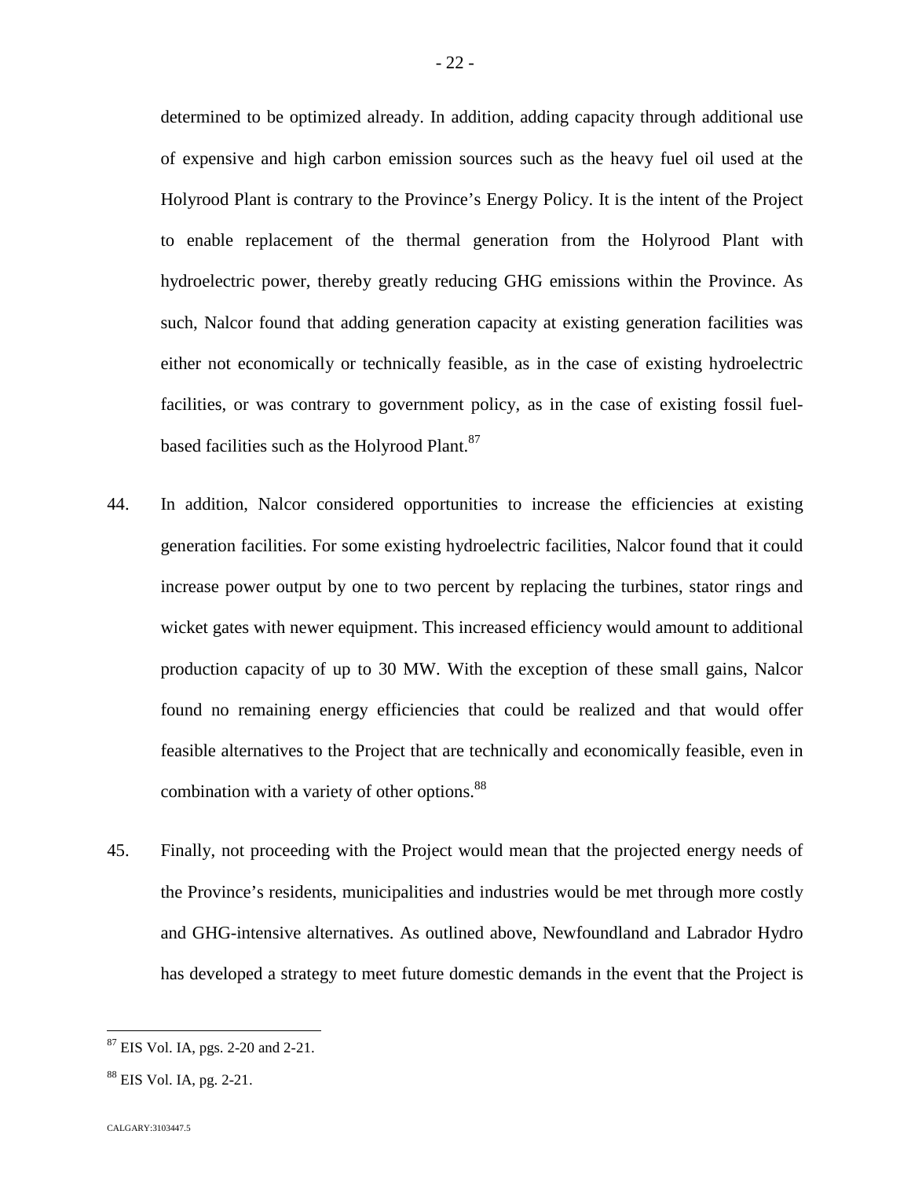determined to be optimized already. In addition, adding capacity through additional use of expensive and high carbon emission sources such as the heavy fuel oil used at the Holyrood Plant is contrary to the Province's Energy Policy. It is the intent of the Project to enable replacement of the thermal generation from the Holyrood Plant with hydroelectric power, thereby greatly reducing GHG emissions within the Province. As such, Nalcor found that adding generation capacity at existing generation facilities was either not economically or technically feasible, as in the case of existing hydroelectric facilities, or was contrary to government policy, as in the case of existing fossil fuel-based facilities such as the Holyrood Plant.[87]

44. In addition, Nalcor considered opportunities to increase the efficiencies at existing generation facilities. For some existing hydroelectric facilities, Nalcor found that it could increase power output by one to two percent by replacing the turbines, stator rings and wicket gates with newer equipment. This increased efficiency would amount to additional production capacity of up to 30 MW. With the exception of these small gains, Nalcor found no remaining energy efficiencies that could be realized and that would offer feasible alternatives to the Project that are technically and economically feasible, even in combination with a variety of other options.[88]

45. Finally, not proceeding with the Project would mean that the projected energy needs of the Province's residents, municipalities and industries would be met through more costly and GHG-intensive alternatives. As outlined above, Newfoundland and Labrador Hydro has developed a strategy to meet future domestic demands in the event that the Project is

[87] EIS Vol. IA, pgs. 2-20 and 2-21.

[88] EIS Vol. IA, pg. 2-21.

CALGARY:3103447.5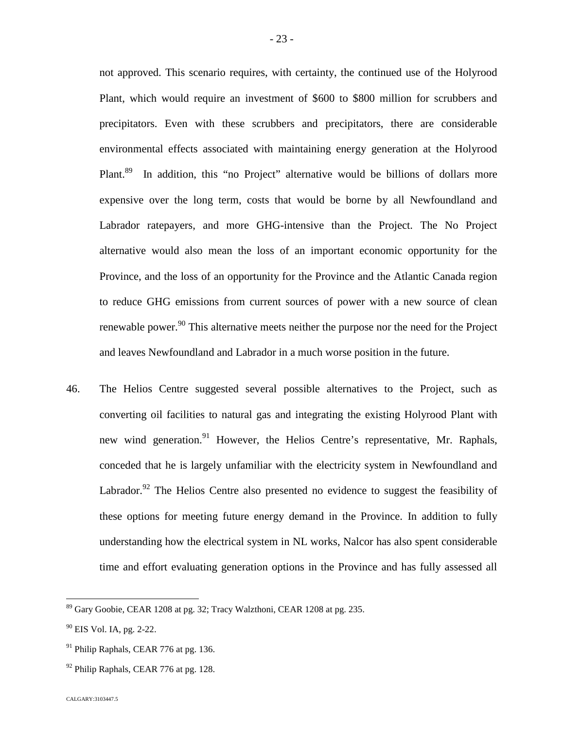not approved. This scenario requires, with certainty, the continued use of the Holyrood Plant, which would require an investment of $600 to $800 million for scrubbers and precipitators. Even with these scrubbers and precipitators, there are considerable environmental effects associated with maintaining energy generation at the Holyrood Plant.[89] In addition, this "no Project" alternative would be billions of dollars more expensive over the long term, costs that would be borne by all Newfoundland and Labrador ratepayers, and more GHG-intensive than the Project. The No Project alternative would also mean the loss of an important economic opportunity for the Province, and the loss of an opportunity for the Province and the Atlantic Canada region to reduce GHG emissions from current sources of power with a new source of clean renewable power.[90] This alternative meets neither the purpose nor the need for the Project and leaves Newfoundland and Labrador in a much worse position in the future.

46. The Helios Centre suggested several possible alternatives to the Project, such as converting oil facilities to natural gas and integrating the existing Holyrood Plant with new wind generation.[91] However, the Helios Centre's representative, Mr. Raphals, conceded that he is largely unfamiliar with the electricity system in Newfoundland and Labrador.[92] The Helios Centre also presented no evidence to suggest the feasibility of these options for meeting future energy demand in the Province. In addition to fully understanding how the electrical system in NL works, Nalcor has also spent considerable time and effort evaluating generation options in the Province and has fully assessed all

---

[89] Gary Goobie, CEAR 1208 at pg. 32; Tracy Walzthoni, CEAR 1208 at pg. 235.

[90] EIS Vol. IA, pg. 2-22.

[91] Philip Raphals, CEAR 776 at pg. 136.

[92] Philip Raphals, CEAR 776 at pg. 128.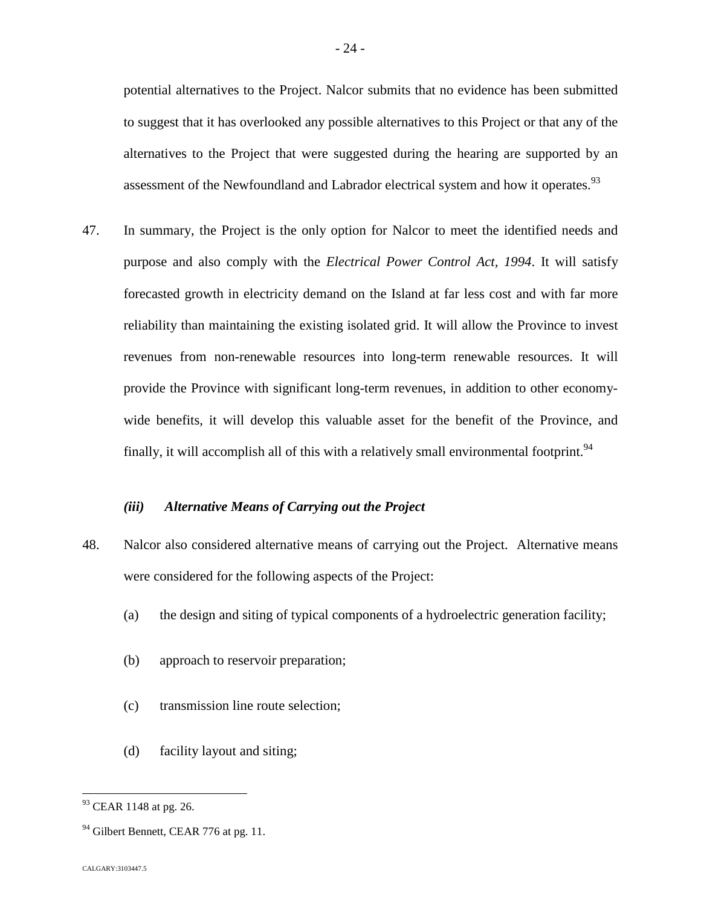potential alternatives to the Project. Nalcor submits that no evidence has been submitted to suggest that it has overlooked any possible alternatives to this Project or that any of the alternatives to the Project that were suggested during the hearing are supported by an assessment of the Newfoundland and Labrador electrical system and how it operates.[93]

47. In summary, the Project is the only option for Nalcor to meet the identified needs and purpose and also comply with the *Electrical Power Control Act, 1994*. It will satisfy forecasted growth in electricity demand on the Island at far less cost and with far more reliability than maintaining the existing isolated grid. It will allow the Province to invest revenues from non-renewable resources into long-term renewable resources. It will provide the Province with significant long-term revenues, in addition to other economy-wide benefits, it will develop this valuable asset for the benefit of the Province, and finally, it will accomplish all of this with a relatively small environmental footprint.[94]

### *(iii) Alternative Means of Carrying out the Project*

48. Nalcor also considered alternative means of carrying out the Project. Alternative means were considered for the following aspects of the Project:

   (a) the design and siting of typical components of a hydroelectric generation facility;

   (b) approach to reservoir preparation;

   (c) transmission line route selection;

   (d) facility layout and siting;

---

[93] CEAR 1148 at pg. 26.

[94] Gilbert Bennett, CEAR 776 at pg. 11.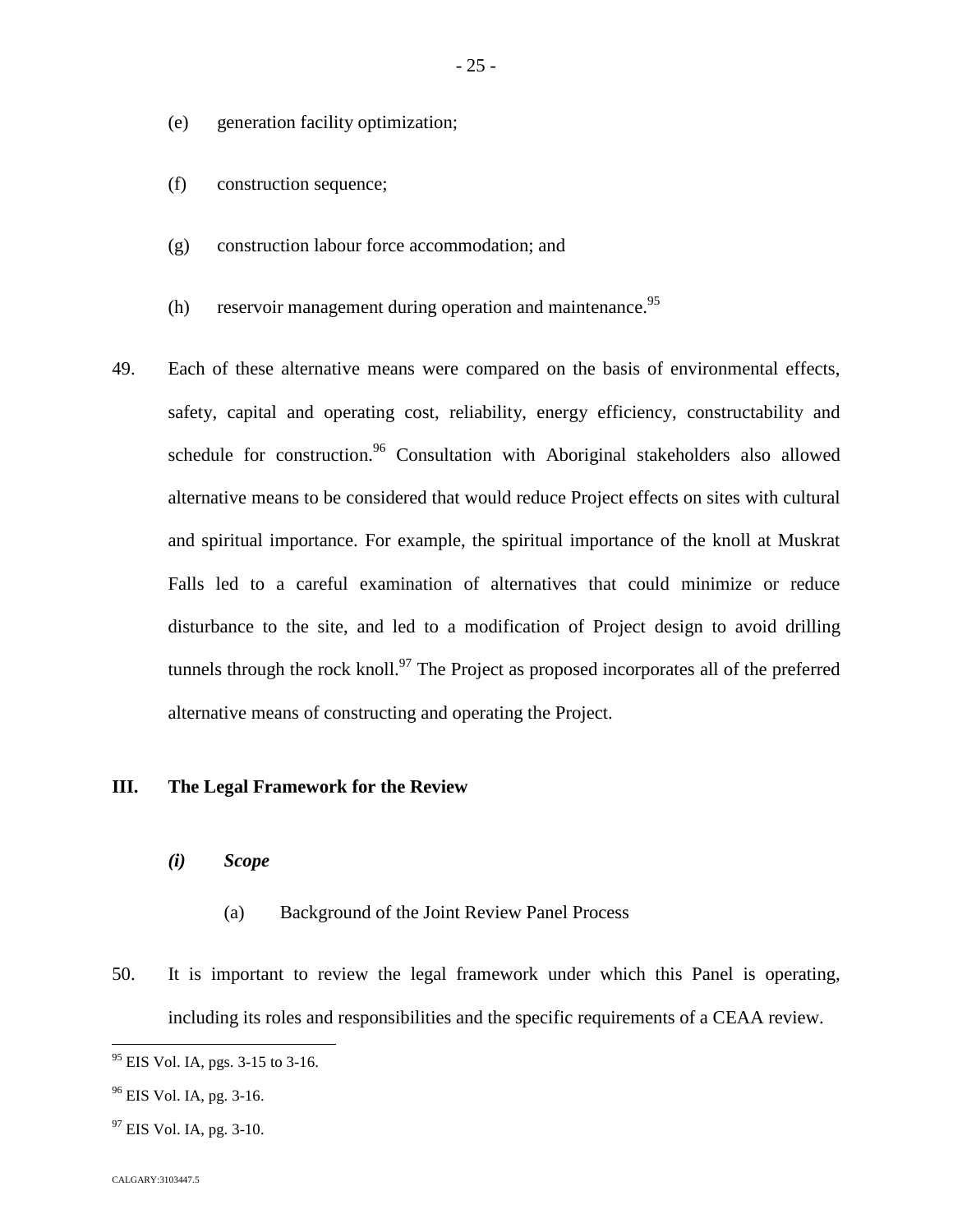(e) generation facility optimization;

(f) construction sequence;

(g) construction labour force accommodation; and

(h) reservoir management during operation and maintenance.[95]

49. Each of these alternative means were compared on the basis of environmental effects, safety, capital and operating cost, reliability, energy efficiency, constructability and schedule for construction.[96] Consultation with Aboriginal stakeholders also allowed alternative means to be considered that would reduce Project effects on sites with cultural and spiritual importance. For example, the spiritual importance of the knoll at Muskrat Falls led to a careful examination of alternatives that could minimize or reduce disturbance to the site, and led to a modification of Project design to avoid drilling tunnels through the rock knoll.[97] The Project as proposed incorporates all of the preferred alternative means of constructing and operating the Project.

## III. The Legal Framework for the Review

### *(i) Scope*

(a) Background of the Joint Review Panel Process

50. It is important to review the legal framework under which this Panel is operating, including its roles and responsibilities and the specific requirements of a CEAA review.

---

[95] EIS Vol. IA, pgs. 3-15 to 3-16.

[96] EIS Vol. IA, pg. 3-16.

[97] EIS Vol. IA, pg. 3-10.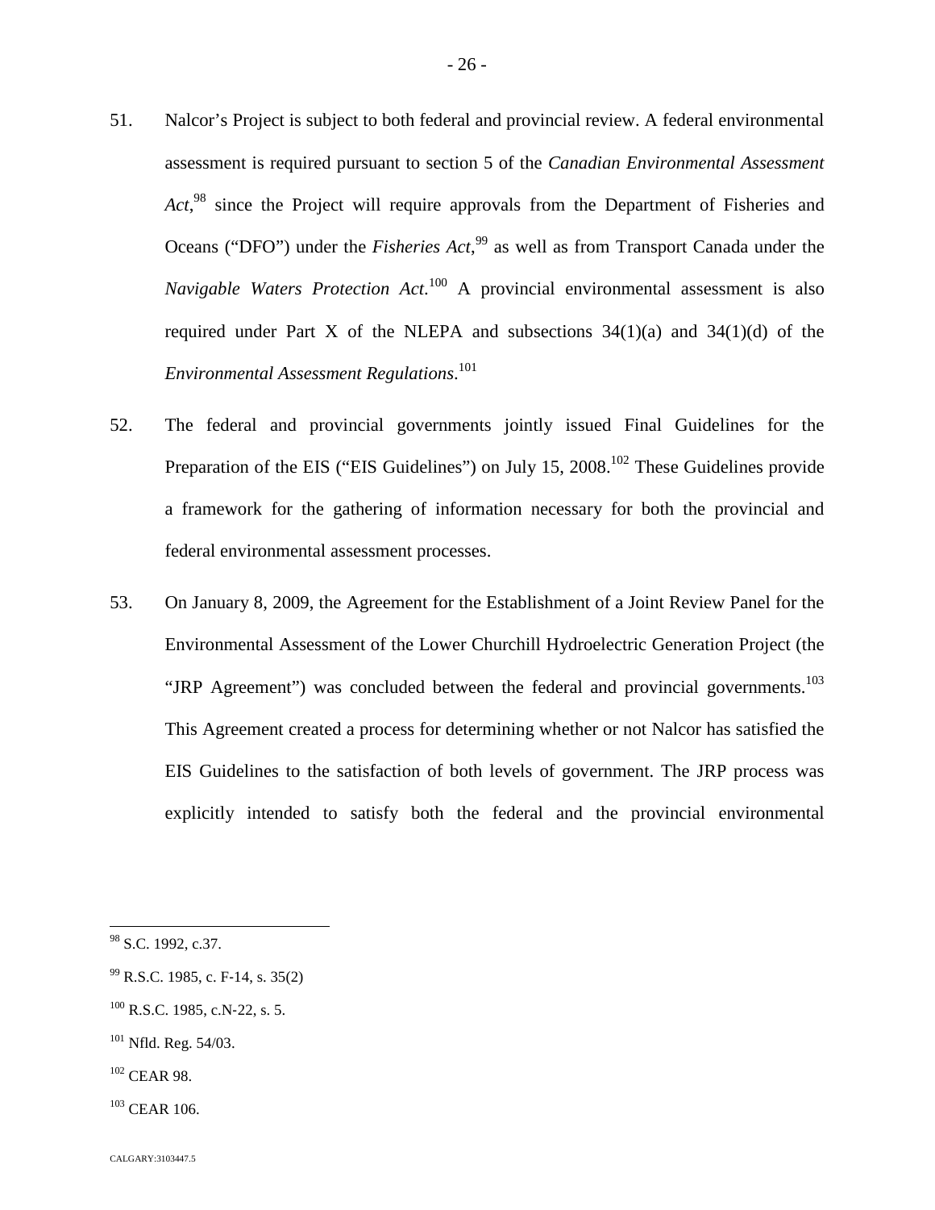51. Nalcor's Project is subject to both federal and provincial review. A federal environmental assessment is required pursuant to section 5 of the *Canadian Environmental Assessment Act*,[98] since the Project will require approvals from the Department of Fisheries and Oceans ("DFO") under the *Fisheries Act*,[99] as well as from Transport Canada under the *Navigable Waters Protection Act*.[100] A provincial environmental assessment is also required under Part X of the NLEPA and subsections 34(1)(a) and 34(1)(d) of the *Environmental Assessment Regulations*.[101]

52. The federal and provincial governments jointly issued Final Guidelines for the Preparation of the EIS ("EIS Guidelines") on July 15, 2008.[102] These Guidelines provide a framework for the gathering of information necessary for both the provincial and federal environmental assessment processes.

53. On January 8, 2009, the Agreement for the Establishment of a Joint Review Panel for the Environmental Assessment of the Lower Churchill Hydroelectric Generation Project (the "JRP Agreement") was concluded between the federal and provincial governments.[103] This Agreement created a process for determining whether or not Nalcor has satisfied the EIS Guidelines to the satisfaction of both levels of government. The JRP process was explicitly intended to satisfy both the federal and the provincial environmental

---

[98] S.C. 1992, c.37.

[99] R.S.C. 1985, c. F-14, s. 35(2)

[100] R.S.C. 1985, c.N-22, s. 5.

[101] Nfld. Reg. 54/03.

[102] CEAR 98.

[103] CEAR 106.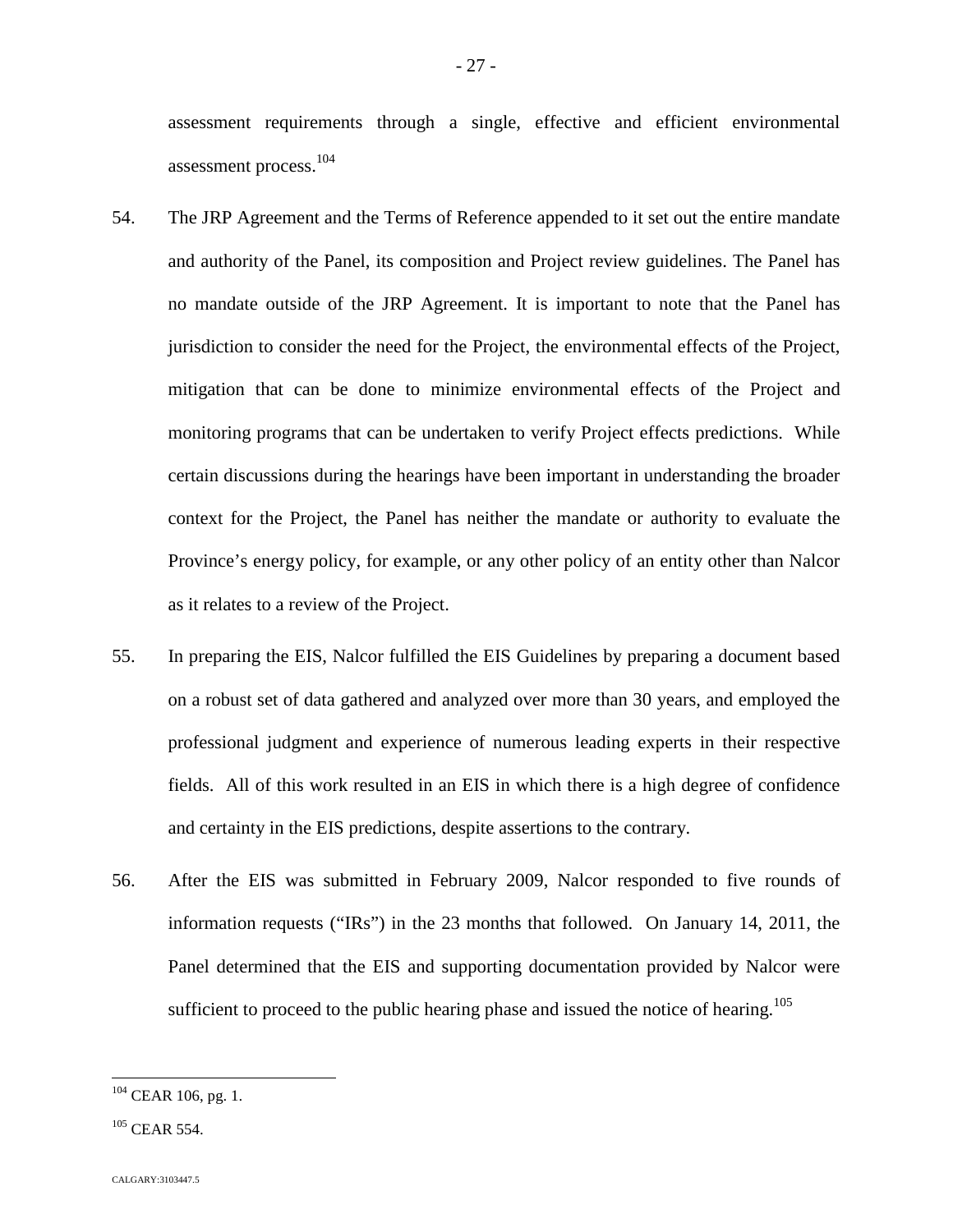assessment requirements through a single, effective and efficient environmental assessment process.[104]

54. The JRP Agreement and the Terms of Reference appended to it set out the entire mandate and authority of the Panel, its composition and Project review guidelines. The Panel has no mandate outside of the JRP Agreement. It is important to note that the Panel has jurisdiction to consider the need for the Project, the environmental effects of the Project, mitigation that can be done to minimize environmental effects of the Project and monitoring programs that can be undertaken to verify Project effects predictions. While certain discussions during the hearings have been important in understanding the broader context for the Project, the Panel has neither the mandate or authority to evaluate the Province's energy policy, for example, or any other policy of an entity other than Nalcor as it relates to a review of the Project.

55. In preparing the EIS, Nalcor fulfilled the EIS Guidelines by preparing a document based on a robust set of data gathered and analyzed over more than 30 years, and employed the professional judgment and experience of numerous leading experts in their respective fields. All of this work resulted in an EIS in which there is a high degree of confidence and certainty in the EIS predictions, despite assertions to the contrary.

56. After the EIS was submitted in February 2009, Nalcor responded to five rounds of information requests ("IRs") in the 23 months that followed. On January 14, 2011, the Panel determined that the EIS and supporting documentation provided by Nalcor were sufficient to proceed to the public hearing phase and issued the notice of hearing.[105]

---

[104] CEAR 106, pg. 1.

[105] CEAR 554.

CALGARY:3103447.5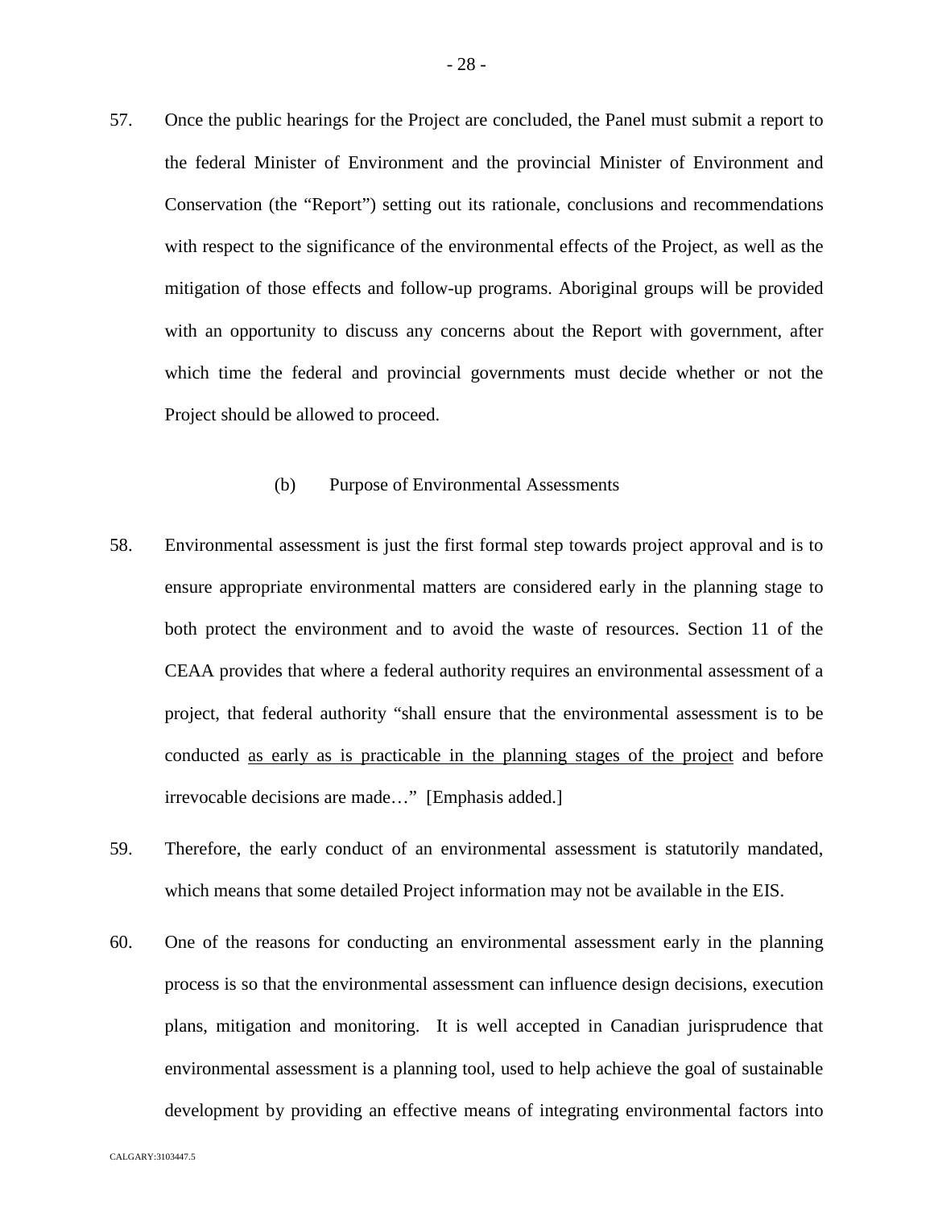57. Once the public hearings for the Project are concluded, the Panel must submit a report to the federal Minister of Environment and the provincial Minister of Environment and Conservation (the "Report") setting out its rationale, conclusions and recommendations with respect to the significance of the environmental effects of the Project, as well as the mitigation of those effects and follow-up programs. Aboriginal groups will be provided with an opportunity to discuss any concerns about the Report with government, after which time the federal and provincial governments must decide whether or not the Project should be allowed to proceed.

### (b) Purpose of Environmental Assessments

58. Environmental assessment is just the first formal step towards project approval and is to ensure appropriate environmental matters are considered early in the planning stage to both protect the environment and to avoid the waste of resources. Section 11 of the CEAA provides that where a federal authority requires an environmental assessment of a project, that federal authority "shall ensure that the environmental assessment is to be conducted <u>as early as is practicable in the planning stages of the project</u> and before irrevocable decisions are made…" [Emphasis added.]

59. Therefore, the early conduct of an environmental assessment is statutorily mandated, which means that some detailed Project information may not be available in the EIS.

60. One of the reasons for conducting an environmental assessment early in the planning process is so that the environmental assessment can influence design decisions, execution plans, mitigation and monitoring. It is well accepted in Canadian jurisprudence that environmental assessment is a planning tool, used to help achieve the goal of sustainable development by providing an effective means of integrating environmental factors into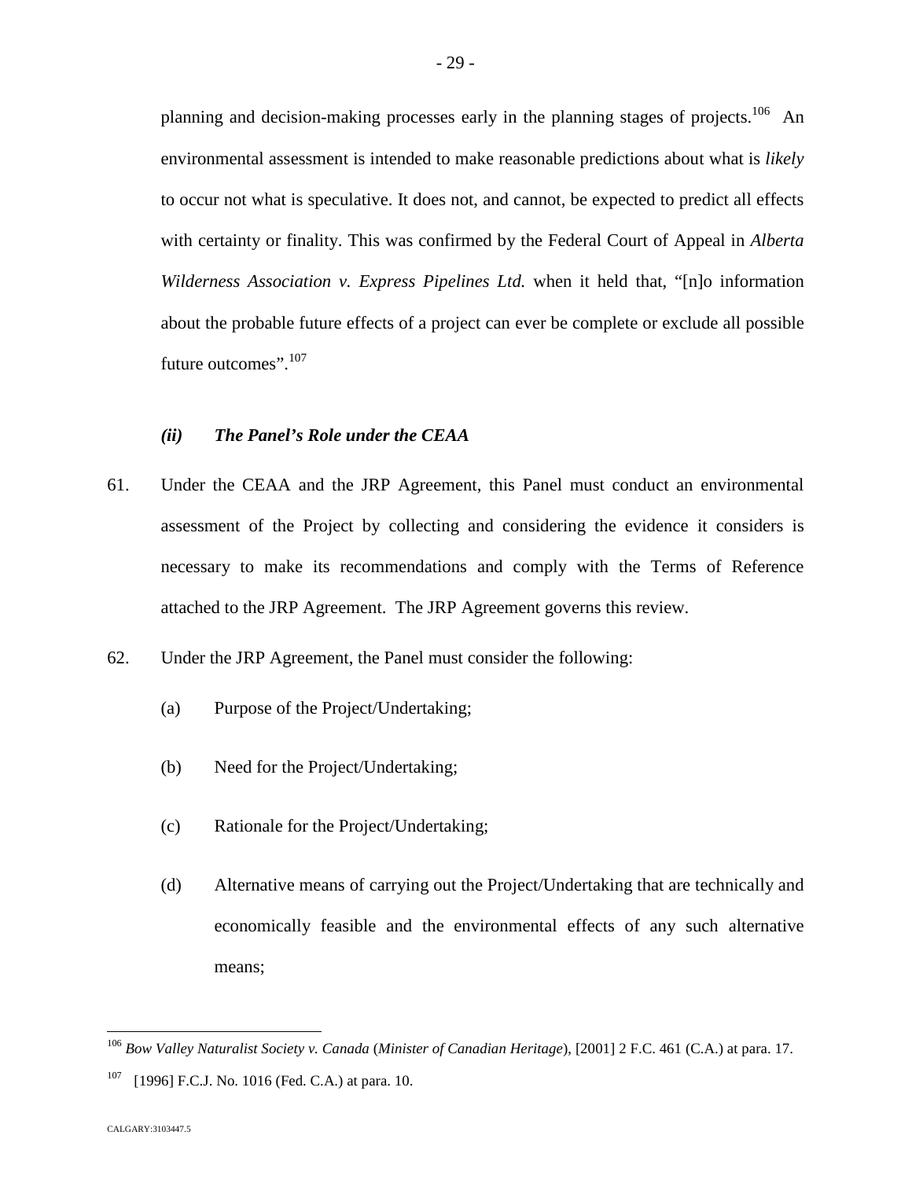planning and decision-making processes early in the planning stages of projects.[106] An environmental assessment is intended to make reasonable predictions about what is *likely* to occur not what is speculative. It does not, and cannot, be expected to predict all effects with certainty or finality. This was confirmed by the Federal Court of Appeal in *Alberta Wilderness Association v. Express Pipelines Ltd.* when it held that, "[n]o information about the probable future effects of a project can ever be complete or exclude all possible future outcomes".[107]

### *(ii) The Panel's Role under the CEAA*

61. Under the CEAA and the JRP Agreement, this Panel must conduct an environmental assessment of the Project by collecting and considering the evidence it considers is necessary to make its recommendations and comply with the Terms of Reference attached to the JRP Agreement. The JRP Agreement governs this review.

62. Under the JRP Agreement, the Panel must consider the following:

   (a) Purpose of the Project/Undertaking;

   (b) Need for the Project/Undertaking;

   (c) Rationale for the Project/Undertaking;

   (d) Alternative means of carrying out the Project/Undertaking that are technically and economically feasible and the environmental effects of any such alternative means;

---

[106] *Bow Valley Naturalist Society v. Canada* (*Minister of Canadian Heritage*), [2001] 2 F.C. 461 (C.A.) at para. 17.

[107] [1996] F.C.J. No. 1016 (Fed. C.A.) at para. 10.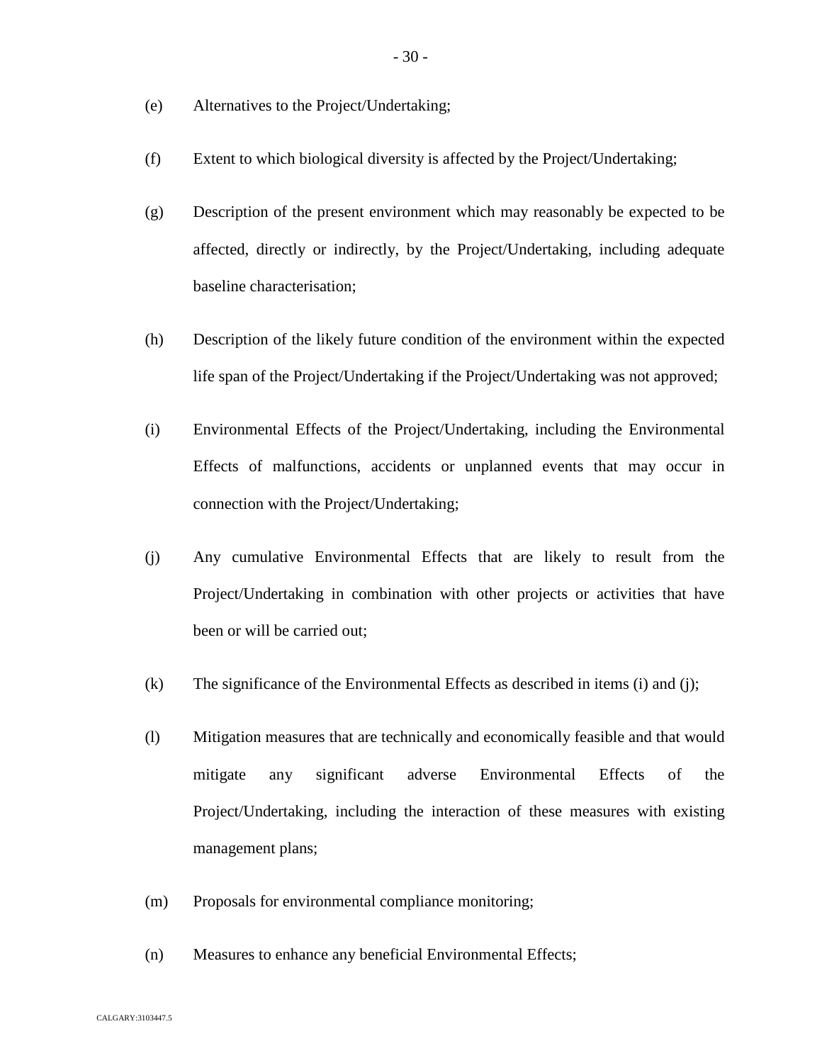(e) Alternatives to the Project/Undertaking;

(f) Extent to which biological diversity is affected by the Project/Undertaking;

(g) Description of the present environment which may reasonably be expected to be affected, directly or indirectly, by the Project/Undertaking, including adequate baseline characterisation;

(h) Description of the likely future condition of the environment within the expected life span of the Project/Undertaking if the Project/Undertaking was not approved;

(i) Environmental Effects of the Project/Undertaking, including the Environmental Effects of malfunctions, accidents or unplanned events that may occur in connection with the Project/Undertaking;

(j) Any cumulative Environmental Effects that are likely to result from the Project/Undertaking in combination with other projects or activities that have been or will be carried out;

(k) The significance of the Environmental Effects as described in items (i) and (j);

(l) Mitigation measures that are technically and economically feasible and that would mitigate any significant adverse Environmental Effects of the Project/Undertaking, including the interaction of these measures with existing management plans;

(m) Proposals for environmental compliance monitoring;

(n) Measures to enhance any beneficial Environmental Effects;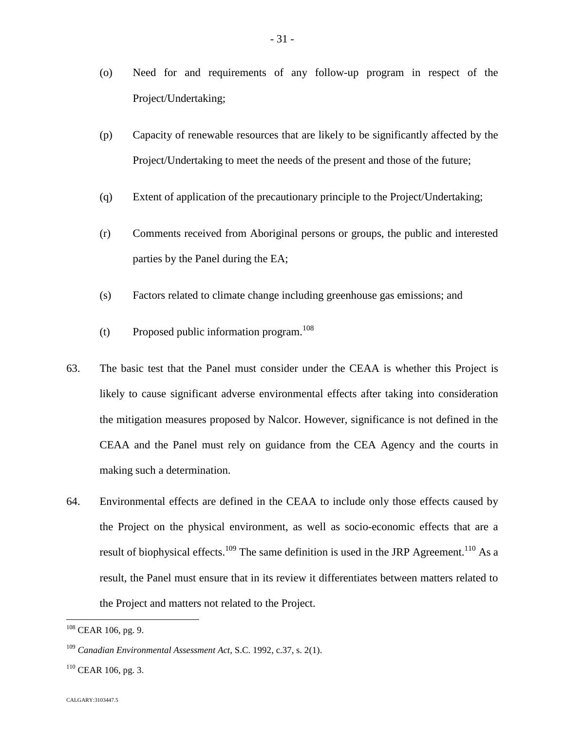(o) Need for and requirements of any follow-up program in respect of the Project/Undertaking;

(p) Capacity of renewable resources that are likely to be significantly affected by the Project/Undertaking to meet the needs of the present and those of the future;

(q) Extent of application of the precautionary principle to the Project/Undertaking;

(r) Comments received from Aboriginal persons or groups, the public and interested parties by the Panel during the EA;

(s) Factors related to climate change including greenhouse gas emissions; and

(t) Proposed public information program.[108]

63. The basic test that the Panel must consider under the CEAA is whether this Project is likely to cause significant adverse environmental effects after taking into consideration the mitigation measures proposed by Nalcor. However, significance is not defined in the CEAA and the Panel must rely on guidance from the CEA Agency and the courts in making such a determination.

64. Environmental effects are defined in the CEAA to include only those effects caused by the Project on the physical environment, as well as socio-economic effects that are a result of biophysical effects.[109] The same definition is used in the JRP Agreement.[110] As a result, the Panel must ensure that in its review it differentiates between matters related to the Project and matters not related to the Project.

---

[108] CEAR 106, pg. 9.

[109] *Canadian Environmental Assessment Act*, S.C. 1992, c.37, s. 2(1).

[110] CEAR 106, pg. 3.

CALGARY:3103447.5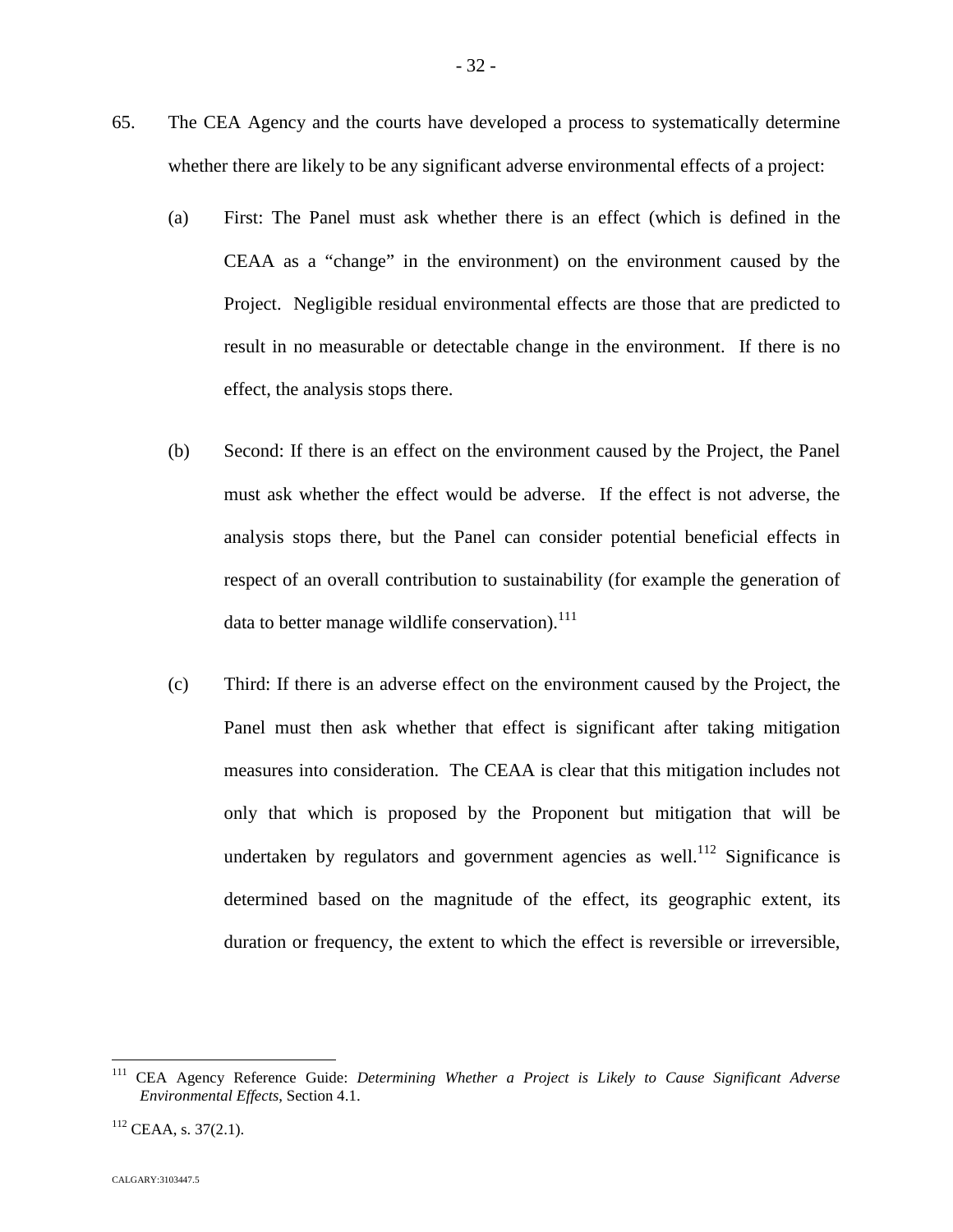65. The CEA Agency and the courts have developed a process to systematically determine whether there are likely to be any significant adverse environmental effects of a project:

(a) First: The Panel must ask whether there is an effect (which is defined in the CEAA as a "change" in the environment) on the environment caused by the Project. Negligible residual environmental effects are those that are predicted to result in no measurable or detectable change in the environment. If there is no effect, the analysis stops there.

(b) Second: If there is an effect on the environment caused by the Project, the Panel must ask whether the effect would be adverse. If the effect is not adverse, the analysis stops there, but the Panel can consider potential beneficial effects in respect of an overall contribution to sustainability (for example the generation of data to better manage wildlife conservation).[111]

(c) Third: If there is an adverse effect on the environment caused by the Project, the Panel must then ask whether that effect is significant after taking mitigation measures into consideration. The CEAA is clear that this mitigation includes not only that which is proposed by the Proponent but mitigation that will be undertaken by regulators and government agencies as well.[112] Significance is determined based on the magnitude of the effect, its geographic extent, its duration or frequency, the extent to which the effect is reversible or irreversible,

---

[111] CEA Agency Reference Guide: *Determining Whether a Project is Likely to Cause Significant Adverse Environmental Effects*, Section 4.1.

[112] CEAA, s. 37(2.1).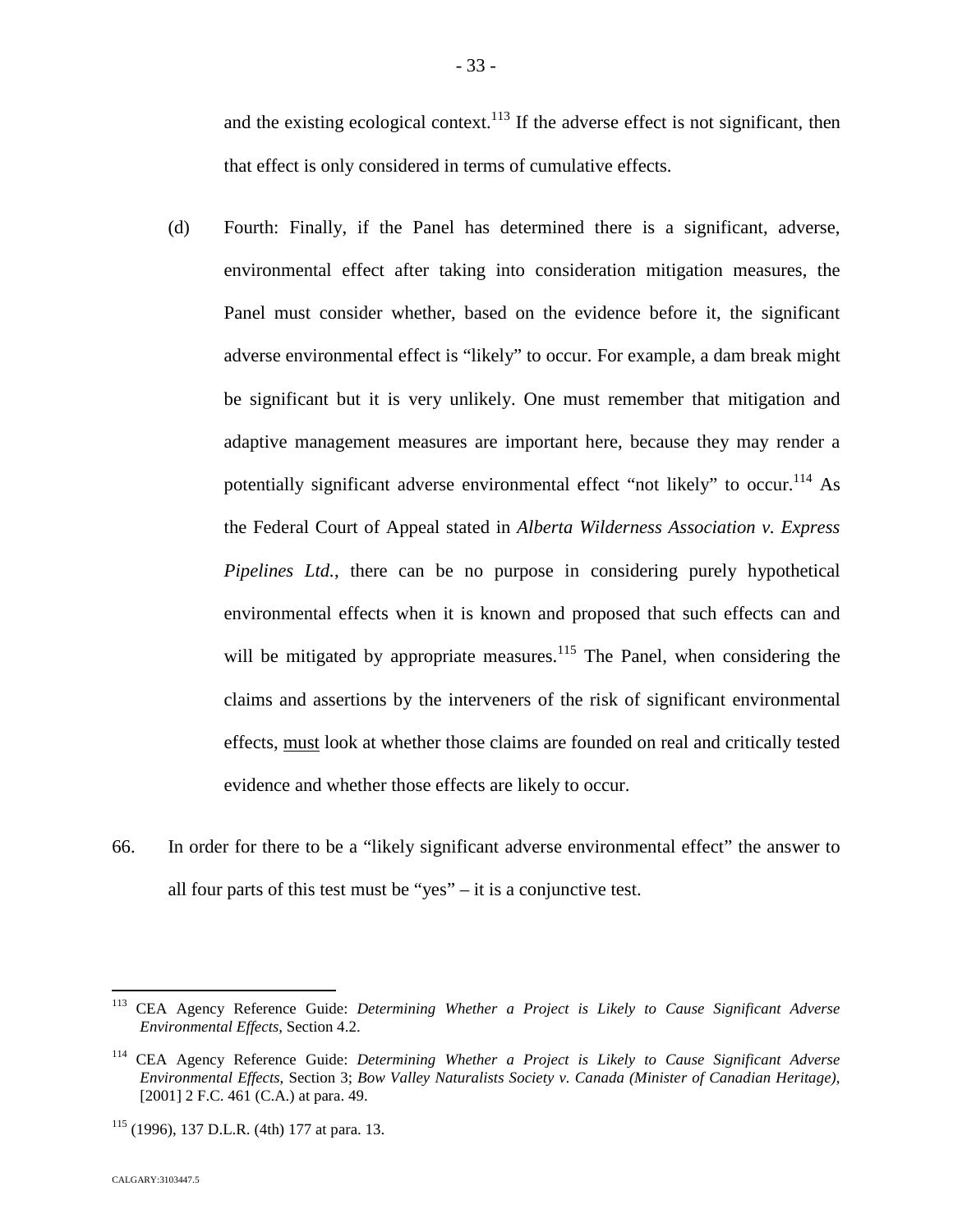and the existing ecological context.[113] If the adverse effect is not significant, then that effect is only considered in terms of cumulative effects.

(d) Fourth: Finally, if the Panel has determined there is a significant, adverse, environmental effect after taking into consideration mitigation measures, the Panel must consider whether, based on the evidence before it, the significant adverse environmental effect is "likely" to occur. For example, a dam break might be significant but it is very unlikely. One must remember that mitigation and adaptive management measures are important here, because they may render a potentially significant adverse environmental effect "not likely" to occur.[114] As the Federal Court of Appeal stated in *Alberta Wilderness Association v. Express Pipelines Ltd.*, there can be no purpose in considering purely hypothetical environmental effects when it is known and proposed that such effects can and will be mitigated by appropriate measures.[115] The Panel, when considering the claims and assertions by the interveners of the risk of significant environmental effects, <u>must</u> look at whether those claims are founded on real and critically tested evidence and whether those effects are likely to occur.

66. In order for there to be a "likely significant adverse environmental effect" the answer to all four parts of this test must be "yes" – it is a conjunctive test.

---

[113] CEA Agency Reference Guide: *Determining Whether a Project is Likely to Cause Significant Adverse Environmental Effects*, Section 4.2.

[114] CEA Agency Reference Guide: *Determining Whether a Project is Likely to Cause Significant Adverse Environmental Effects*, Section 3; *Bow Valley Naturalists Society v. Canada (Minister of Canadian Heritage)*, [2001] 2 F.C. 461 (C.A.) at para. 49.

[115] (1996), 137 D.L.R. (4th) 177 at para. 13.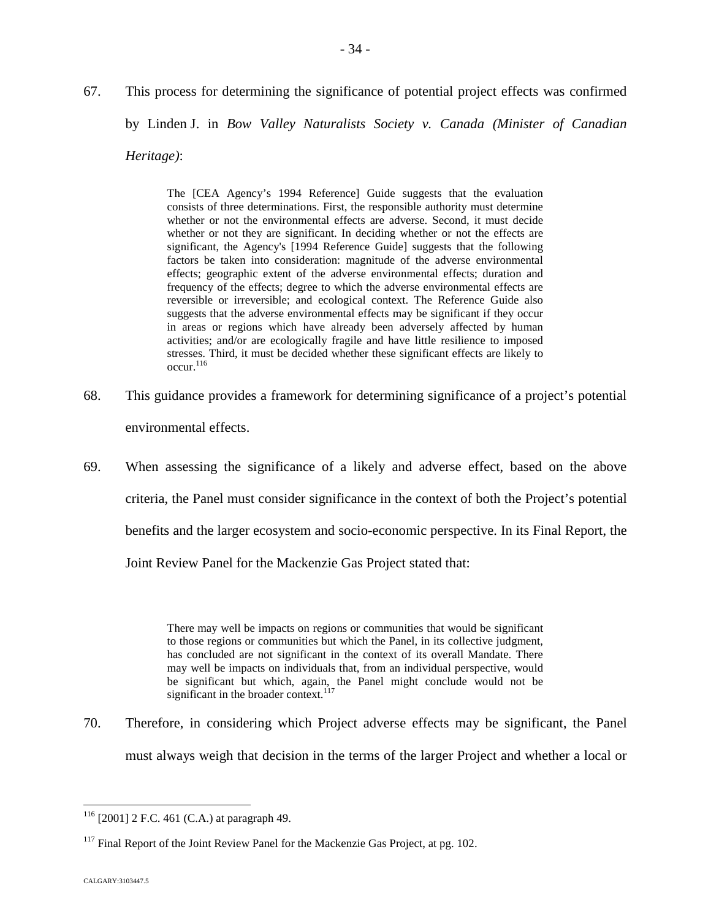67. This process for determining the significance of potential project effects was confirmed by Linden J. in *Bow Valley Naturalists Society v. Canada (Minister of Canadian Heritage)*:

> The [CEA Agency's 1994 Reference] Guide suggests that the evaluation consists of three determinations. First, the responsible authority must determine whether or not the environmental effects are adverse. Second, it must decide whether or not they are significant. In deciding whether or not the effects are significant, the Agency's [1994 Reference Guide] suggests that the following factors be taken into consideration: magnitude of the adverse environmental effects; geographic extent of the adverse environmental effects; duration and frequency of the effects; degree to which the adverse environmental effects are reversible or irreversible; and ecological context. The Reference Guide also suggests that the adverse environmental effects may be significant if they occur in areas or regions which have already been adversely affected by human activities; and/or are ecologically fragile and have little resilience to imposed stresses. Third, it must be decided whether these significant effects are likely to occur.[116]

68. This guidance provides a framework for determining significance of a project's potential environmental effects.

69. When assessing the significance of a likely and adverse effect, based on the above criteria, the Panel must consider significance in the context of both the Project's potential benefits and the larger ecosystem and socio-economic perspective. In its Final Report, the Joint Review Panel for the Mackenzie Gas Project stated that:

> There may well be impacts on regions or communities that would be significant to those regions or communities but which the Panel, in its collective judgment, has concluded are not significant in the context of its overall Mandate. There may well be impacts on individuals that, from an individual perspective, would be significant but which, again, the Panel might conclude would not be significant in the broader context.[117]

70. Therefore, in considering which Project adverse effects may be significant, the Panel must always weigh that decision in the terms of the larger Project and whether a local or

---

[116] [2001] 2 F.C. 461 (C.A.) at paragraph 49.

[117] Final Report of the Joint Review Panel for the Mackenzie Gas Project, at pg. 102.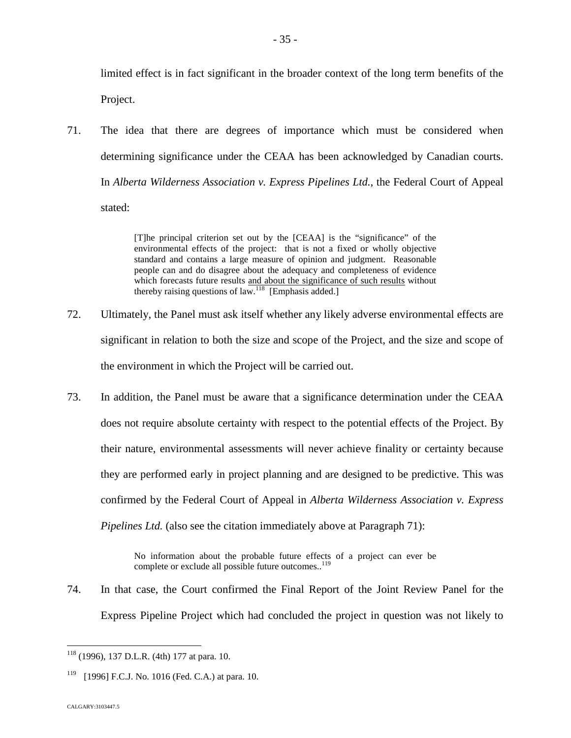limited effect is in fact significant in the broader context of the long term benefits of the Project.

71. The idea that there are degrees of importance which must be considered when determining significance under the CEAA has been acknowledged by Canadian courts. In *Alberta Wilderness Association v. Express Pipelines Ltd.*, the Federal Court of Appeal stated:

> [T]he principal criterion set out by the [CEAA] is the "significance" of the environmental effects of the project: that is not a fixed or wholly objective standard and contains a large measure of opinion and judgment. Reasonable people can and do disagree about the adequacy and completeness of evidence which forecasts future results <u>and about the significance of such results</u> without thereby raising questions of law.[118] [Emphasis added.]

72. Ultimately, the Panel must ask itself whether any likely adverse environmental effects are significant in relation to both the size and scope of the Project, and the size and scope of the environment in which the Project will be carried out.

73. In addition, the Panel must be aware that a significance determination under the CEAA does not require absolute certainty with respect to the potential effects of the Project. By their nature, environmental assessments will never achieve finality or certainty because they are performed early in project planning and are designed to be predictive. This was confirmed by the Federal Court of Appeal in *Alberta Wilderness Association v. Express Pipelines Ltd.* (also see the citation immediately above at Paragraph 71):

> No information about the probable future effects of a project can ever be complete or exclude all possible future outcomes..[119]

74. In that case, the Court confirmed the Final Report of the Joint Review Panel for the Express Pipeline Project which had concluded the project in question was not likely to

---

[118] (1996), 137 D.L.R. (4th) 177 at para. 10.

[119] [1996] F.C.J. No. 1016 (Fed. C.A.) at para. 10.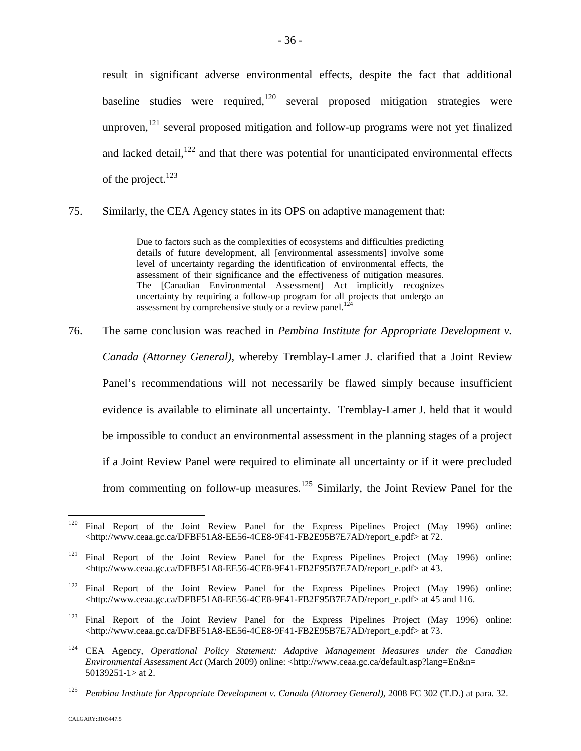result in significant adverse environmental effects, despite the fact that additional baseline studies were required,[120] several proposed mitigation strategies were unproven,[121] several proposed mitigation and follow-up programs were not yet finalized and lacked detail,[122] and that there was potential for unanticipated environmental effects of the project.[123]

75. Similarly, the CEA Agency states in its OPS on adaptive management that:

> Due to factors such as the complexities of ecosystems and difficulties predicting details of future development, all [environmental assessments] involve some level of uncertainty regarding the identification of environmental effects, the assessment of their significance and the effectiveness of mitigation measures. The [Canadian Environmental Assessment] Act implicitly recognizes uncertainty by requiring a follow-up program for all projects that undergo an assessment by comprehensive study or a review panel.[124]

76. The same conclusion was reached in *Pembina Institute for Appropriate Development v. Canada (Attorney General)*, whereby Tremblay-Lamer J. clarified that a Joint Review Panel's recommendations will not necessarily be flawed simply because insufficient evidence is available to eliminate all uncertainty. Tremblay-Lamer J. held that it would be impossible to conduct an environmental assessment in the planning stages of a project if a Joint Review Panel were required to eliminate all uncertainty or if it were precluded from commenting on follow-up measures.[125] Similarly, the Joint Review Panel for the

---

[120] Final Report of the Joint Review Panel for the Express Pipelines Project (May 1996) online: <http://www.ceaa.gc.ca/DFBF51A8-EE56-4CE8-9F41-FB2E95B7E7AD/report_e.pdf> at 72.

[121] Final Report of the Joint Review Panel for the Express Pipelines Project (May 1996) online: <http://www.ceaa.gc.ca/DFBF51A8-EE56-4CE8-9F41-FB2E95B7E7AD/report_e.pdf> at 43.

[122] Final Report of the Joint Review Panel for the Express Pipelines Project (May 1996) online: <http://www.ceaa.gc.ca/DFBF51A8-EE56-4CE8-9F41-FB2E95B7E7AD/report_e.pdf> at 45 and 116.

[123] Final Report of the Joint Review Panel for the Express Pipelines Project (May 1996) online: <http://www.ceaa.gc.ca/DFBF51A8-EE56-4CE8-9F41-FB2E95B7E7AD/report_e.pdf> at 73.

[124] CEA Agency, *Operational Policy Statement: Adaptive Management Measures under the Canadian Environmental Assessment Act* (March 2009) online: <http://www.ceaa.gc.ca/default.asp?lang=En&n=50139251-1> at 2.

[125] *Pembina Institute for Appropriate Development v. Canada (Attorney General)*, 2008 FC 302 (T.D.) at para. 32.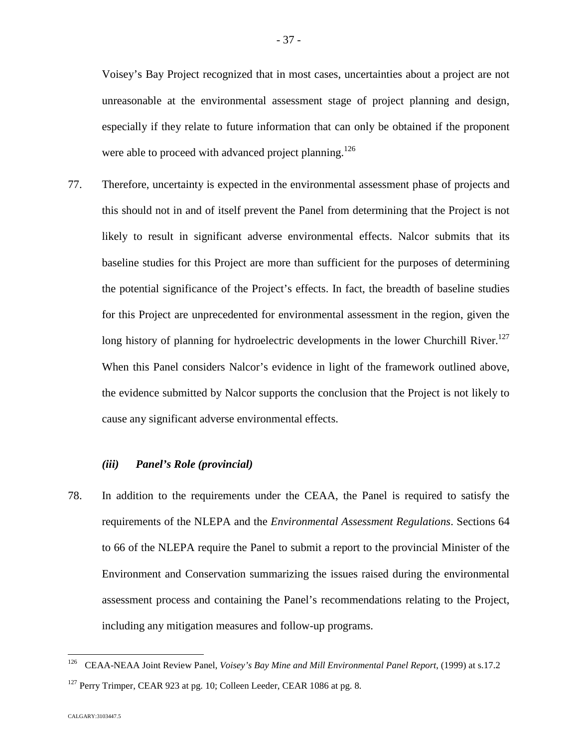Voisey's Bay Project recognized that in most cases, uncertainties about a project are not unreasonable at the environmental assessment stage of project planning and design, especially if they relate to future information that can only be obtained if the proponent were able to proceed with advanced project planning.[126]

77. Therefore, uncertainty is expected in the environmental assessment phase of projects and this should not in and of itself prevent the Panel from determining that the Project is not likely to result in significant adverse environmental effects. Nalcor submits that its baseline studies for this Project are more than sufficient for the purposes of determining the potential significance of the Project's effects. In fact, the breadth of baseline studies for this Project are unprecedented for environmental assessment in the region, given the long history of planning for hydroelectric developments in the lower Churchill River.[127] When this Panel considers Nalcor's evidence in light of the framework outlined above, the evidence submitted by Nalcor supports the conclusion that the Project is not likely to cause any significant adverse environmental effects.

### *(iii) Panel's Role (provincial)*

78. In addition to the requirements under the CEAA, the Panel is required to satisfy the requirements of the NLEPA and the *Environmental Assessment Regulations*. Sections 64 to 66 of the NLEPA require the Panel to submit a report to the provincial Minister of the Environment and Conservation summarizing the issues raised during the environmental assessment process and containing the Panel's recommendations relating to the Project, including any mitigation measures and follow-up programs.

---

[126] CEAA-NEAA Joint Review Panel, *Voisey's Bay Mine and Mill Environmental Panel Report*, (1999) at s.17.2

[127] Perry Trimper, CEAR 923 at pg. 10; Colleen Leeder, CEAR 1086 at pg. 8.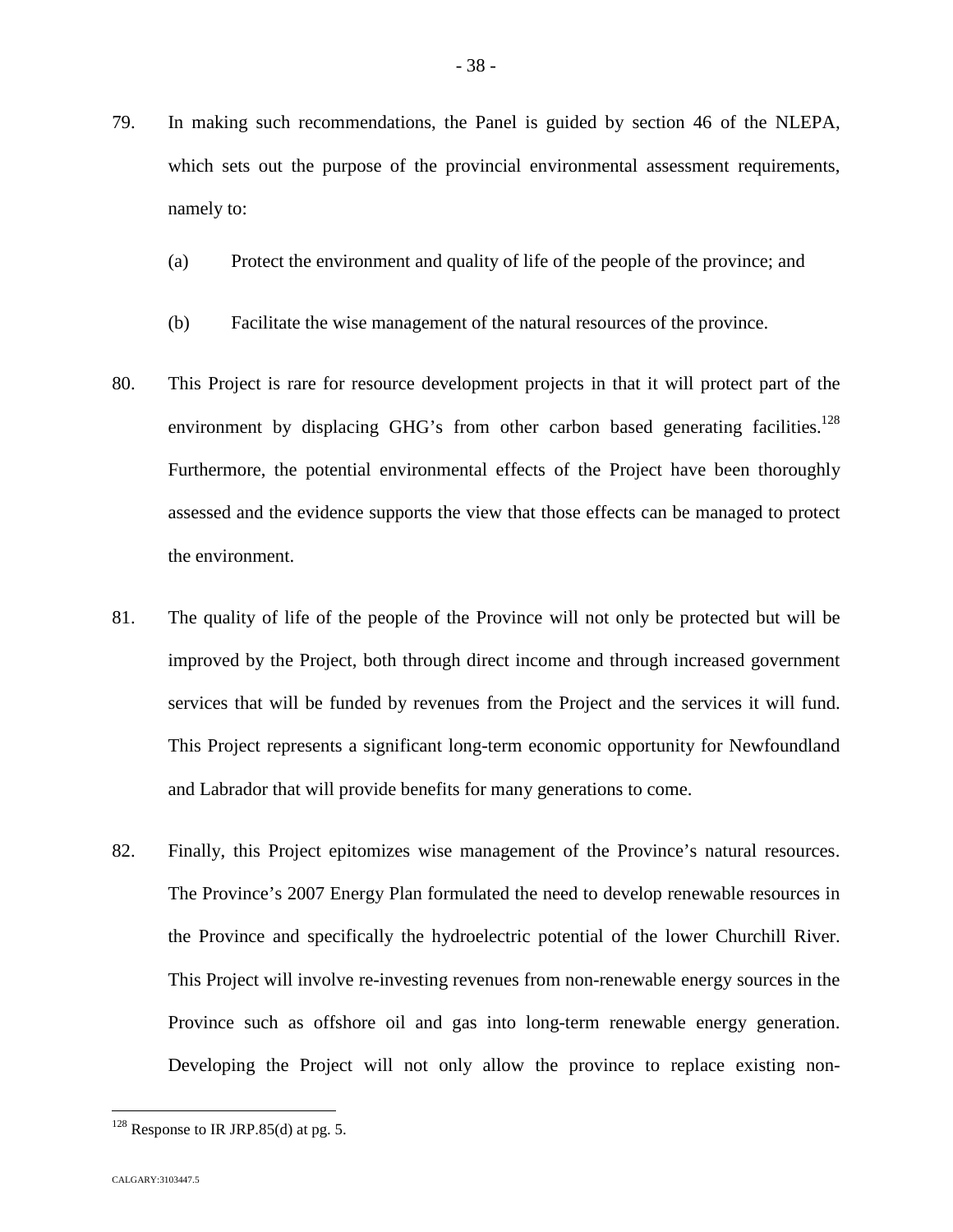79. In making such recommendations, the Panel is guided by section 46 of the NLEPA, which sets out the purpose of the provincial environmental assessment requirements, namely to:

    (a) Protect the environment and quality of life of the people of the province; and

    (b) Facilitate the wise management of the natural resources of the province.

80. This Project is rare for resource development projects in that it will protect part of the environment by displacing GHG's from other carbon based generating facilities.[128] Furthermore, the potential environmental effects of the Project have been thoroughly assessed and the evidence supports the view that those effects can be managed to protect the environment.

81. The quality of life of the people of the Province will not only be protected but will be improved by the Project, both through direct income and through increased government services that will be funded by revenues from the Project and the services it will fund. This Project represents a significant long-term economic opportunity for Newfoundland and Labrador that will provide benefits for many generations to come.

82. Finally, this Project epitomizes wise management of the Province's natural resources. The Province's 2007 Energy Plan formulated the need to develop renewable resources in the Province and specifically the hydroelectric potential of the lower Churchill River. This Project will involve re-investing revenues from non-renewable energy sources in the Province such as offshore oil and gas into long-term renewable energy generation. Developing the Project will not only allow the province to replace existing non-

---

[128] Response to IR JRP.85(d) at pg. 5.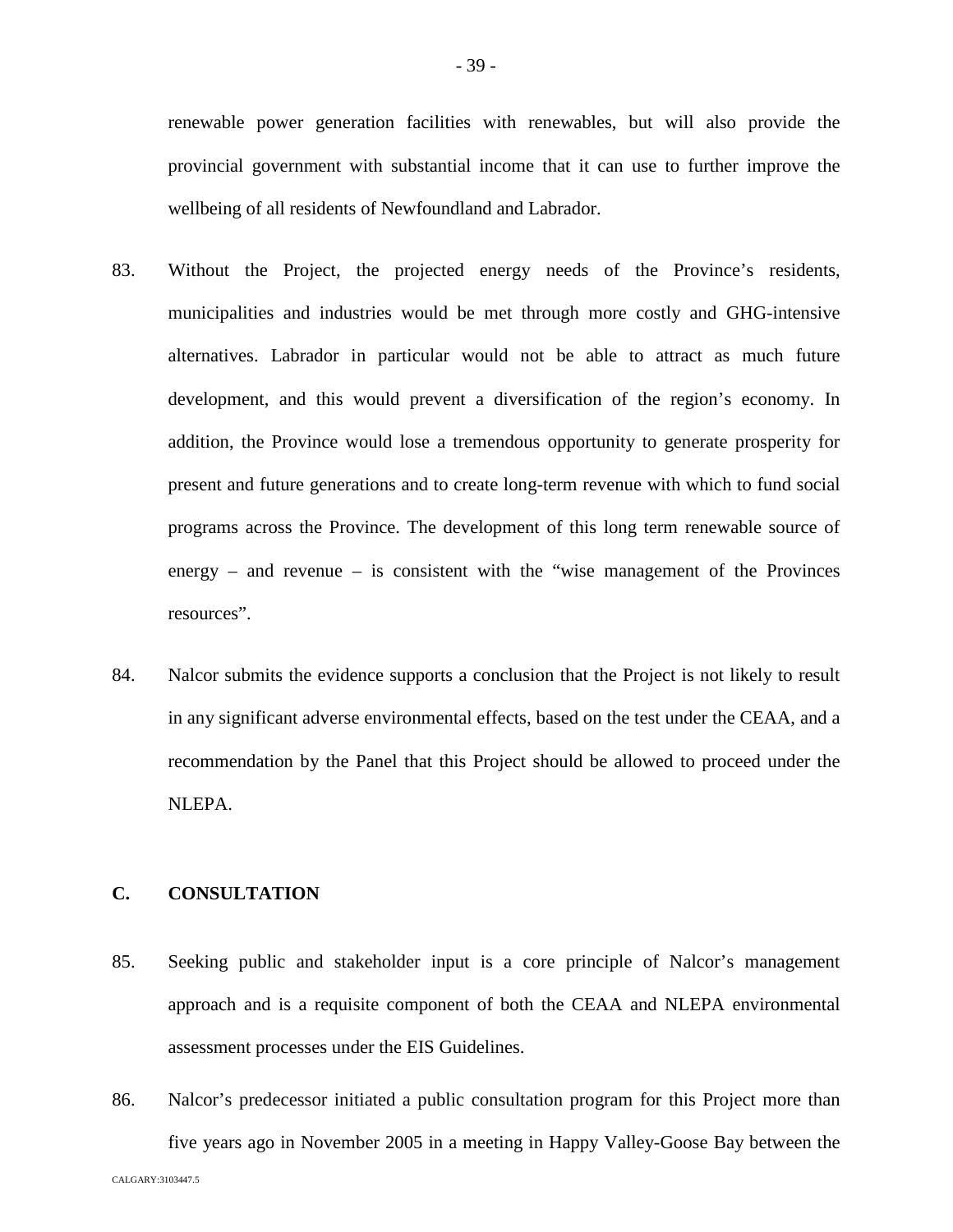renewable power generation facilities with renewables, but will also provide the provincial government with substantial income that it can use to further improve the wellbeing of all residents of Newfoundland and Labrador.

83. Without the Project, the projected energy needs of the Province's residents, municipalities and industries would be met through more costly and GHG-intensive alternatives. Labrador in particular would not be able to attract as much future development, and this would prevent a diversification of the region's economy. In addition, the Province would lose a tremendous opportunity to generate prosperity for present and future generations and to create long-term revenue with which to fund social programs across the Province. The development of this long term renewable source of energy – and revenue – is consistent with the "wise management of the Provinces resources".

84. Nalcor submits the evidence supports a conclusion that the Project is not likely to result in any significant adverse environmental effects, based on the test under the CEAA, and a recommendation by the Panel that this Project should be allowed to proceed under the NLEPA.

## C. CONSULTATION

85. Seeking public and stakeholder input is a core principle of Nalcor's management approach and is a requisite component of both the CEAA and NLEPA environmental assessment processes under the EIS Guidelines.

86. Nalcor's predecessor initiated a public consultation program for this Project more than five years ago in November 2005 in a meeting in Happy Valley-Goose Bay between the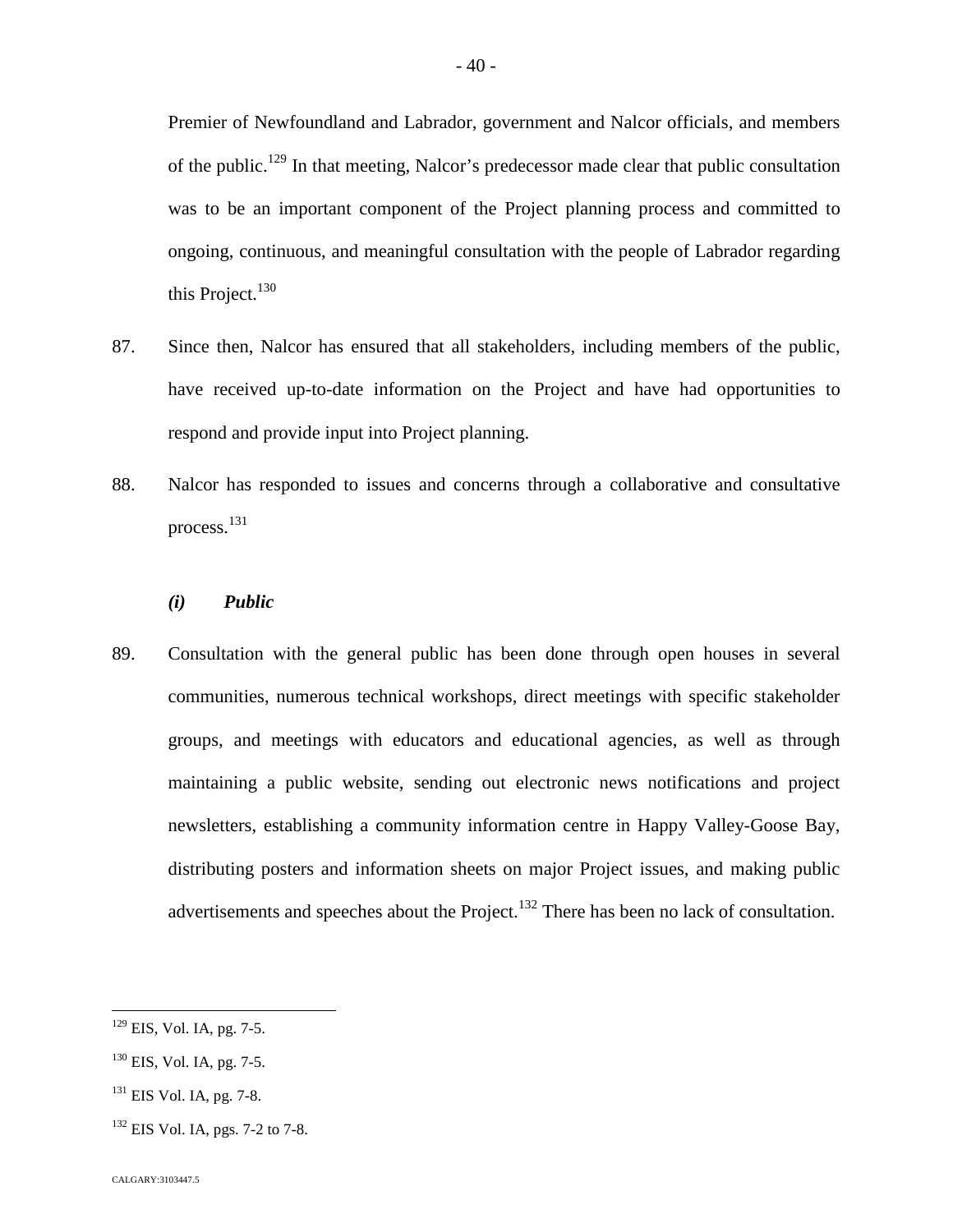Premier of Newfoundland and Labrador, government and Nalcor officials, and members of the public.[129] In that meeting, Nalcor's predecessor made clear that public consultation was to be an important component of the Project planning process and committed to ongoing, continuous, and meaningful consultation with the people of Labrador regarding this Project.[130]

87. Since then, Nalcor has ensured that all stakeholders, including members of the public, have received up-to-date information on the Project and have had opportunities to respond and provide input into Project planning.

88. Nalcor has responded to issues and concerns through a collaborative and consultative process.[131]

***(i) Public***

89. Consultation with the general public has been done through open houses in several communities, numerous technical workshops, direct meetings with specific stakeholder groups, and meetings with educators and educational agencies, as well as through maintaining a public website, sending out electronic news notifications and project newsletters, establishing a community information centre in Happy Valley-Goose Bay, distributing posters and information sheets on major Project issues, and making public advertisements and speeches about the Project.[132] There has been no lack of consultation.

---

[129] EIS, Vol. IA, pg. 7-5.

[130] EIS, Vol. IA, pg. 7-5.

[131] EIS Vol. IA, pg. 7-8.

[132] EIS Vol. IA, pgs. 7-2 to 7-8.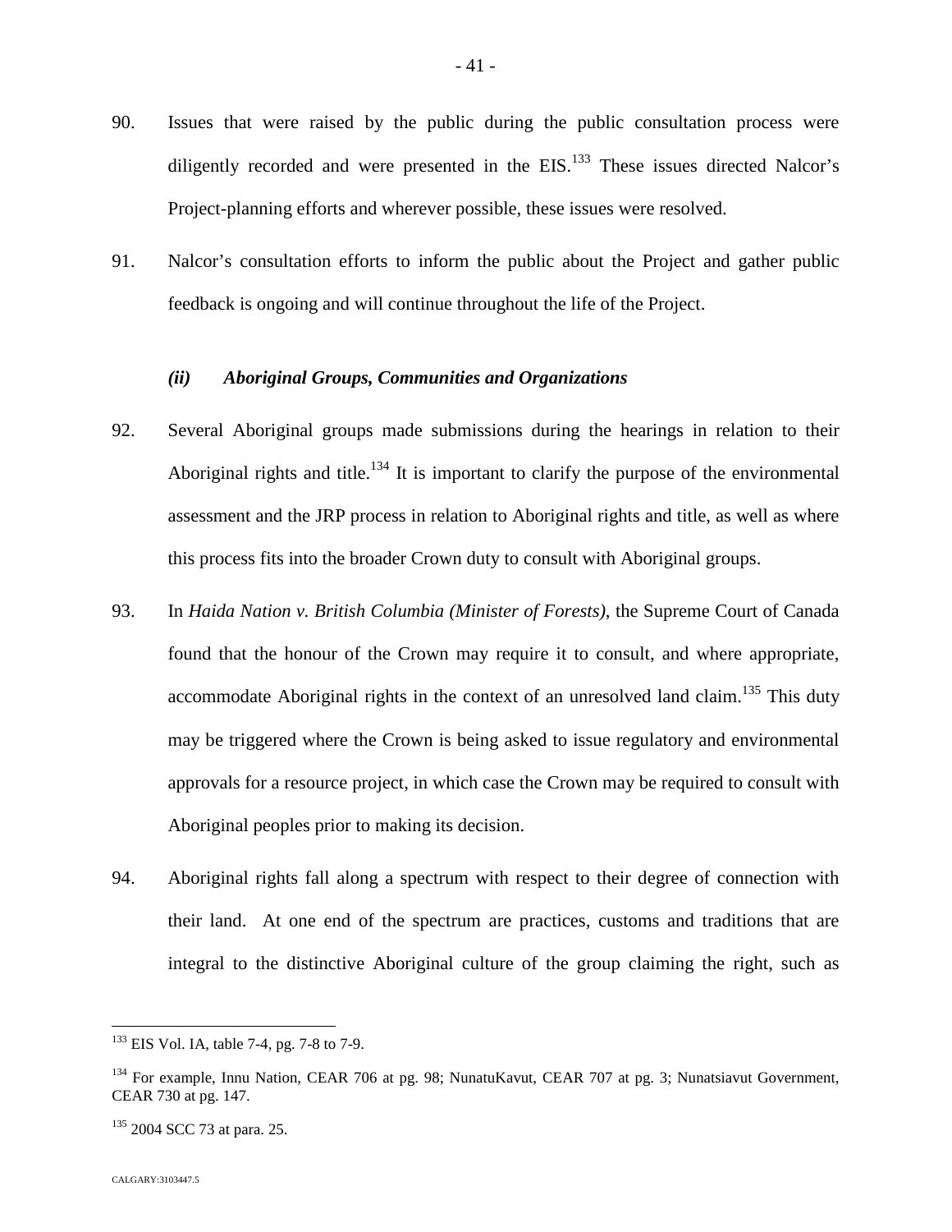90. Issues that were raised by the public during the public consultation process were diligently recorded and were presented in the EIS.[133] These issues directed Nalcor's Project-planning efforts and wherever possible, these issues were resolved.

91. Nalcor's consultation efforts to inform the public about the Project and gather public feedback is ongoing and will continue throughout the life of the Project.

### *(ii) Aboriginal Groups, Communities and Organizations*

92. Several Aboriginal groups made submissions during the hearings in relation to their Aboriginal rights and title.[134] It is important to clarify the purpose of the environmental assessment and the JRP process in relation to Aboriginal rights and title, as well as where this process fits into the broader Crown duty to consult with Aboriginal groups.

93. In *Haida Nation v. British Columbia (Minister of Forests)*, the Supreme Court of Canada found that the honour of the Crown may require it to consult, and where appropriate, accommodate Aboriginal rights in the context of an unresolved land claim.[135] This duty may be triggered where the Crown is being asked to issue regulatory and environmental approvals for a resource project, in which case the Crown may be required to consult with Aboriginal peoples prior to making its decision.

94. Aboriginal rights fall along a spectrum with respect to their degree of connection with their land. At one end of the spectrum are practices, customs and traditions that are integral to the distinctive Aboriginal culture of the group claiming the right, such as

---

[133] EIS Vol. IA, table 7-4, pg. 7-8 to 7-9.

[134] For example, Innu Nation, CEAR 706 at pg. 98; NunatuKavut, CEAR 707 at pg. 3; Nunatsiavut Government, CEAR 730 at pg. 147.

[135] 2004 SCC 73 at para. 25.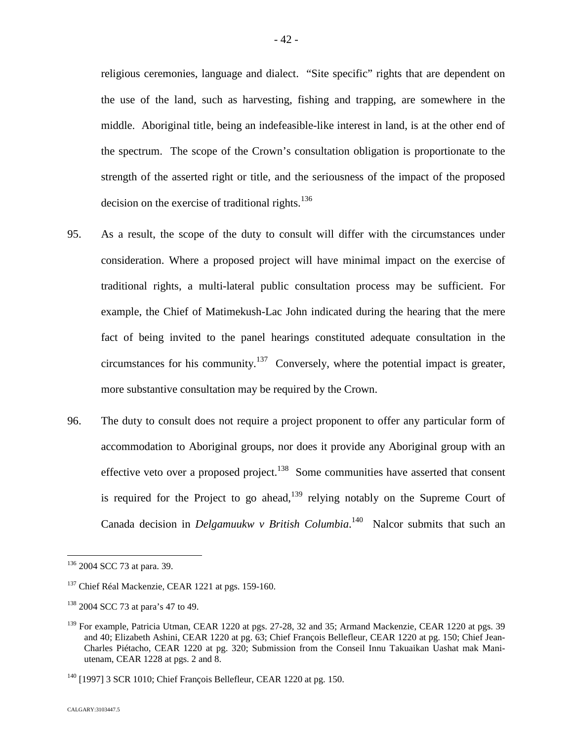religious ceremonies, language and dialect. "Site specific" rights that are dependent on the use of the land, such as harvesting, fishing and trapping, are somewhere in the middle. Aboriginal title, being an indefeasible-like interest in land, is at the other end of the spectrum. The scope of the Crown's consultation obligation is proportionate to the strength of the asserted right or title, and the seriousness of the impact of the proposed decision on the exercise of traditional rights.[136]

95. As a result, the scope of the duty to consult will differ with the circumstances under consideration. Where a proposed project will have minimal impact on the exercise of traditional rights, a multi-lateral public consultation process may be sufficient. For example, the Chief of Matimekush-Lac John indicated during the hearing that the mere fact of being invited to the panel hearings constituted adequate consultation in the circumstances for his community.[137] Conversely, where the potential impact is greater, more substantive consultation may be required by the Crown.

96. The duty to consult does not require a project proponent to offer any particular form of accommodation to Aboriginal groups, nor does it provide any Aboriginal group with an effective veto over a proposed project.[138] Some communities have asserted that consent is required for the Project to go ahead,[139] relying notably on the Supreme Court of Canada decision in *Delgamuukw v British Columbia*.[140] Nalcor submits that such an

---

[136] 2004 SCC 73 at para. 39.

[137] Chief Réal Mackenzie, CEAR 1221 at pgs. 159-160.

[138] 2004 SCC 73 at para's 47 to 49.

[139] For example, Patricia Utman, CEAR 1220 at pgs. 27-28, 32 and 35; Armand Mackenzie, CEAR 1220 at pgs. 39 and 40; Elizabeth Ashini, CEAR 1220 at pg. 63; Chief François Bellefleur, CEAR 1220 at pg. 150; Chief Jean-Charles Piétacho, CEAR 1220 at pg. 320; Submission from the Conseil Innu Takuaikan Uashat mak Mani-utenam, CEAR 1228 at pgs. 2 and 8.

[140] [1997] 3 SCR 1010; Chief François Bellefleur, CEAR 1220 at pg. 150.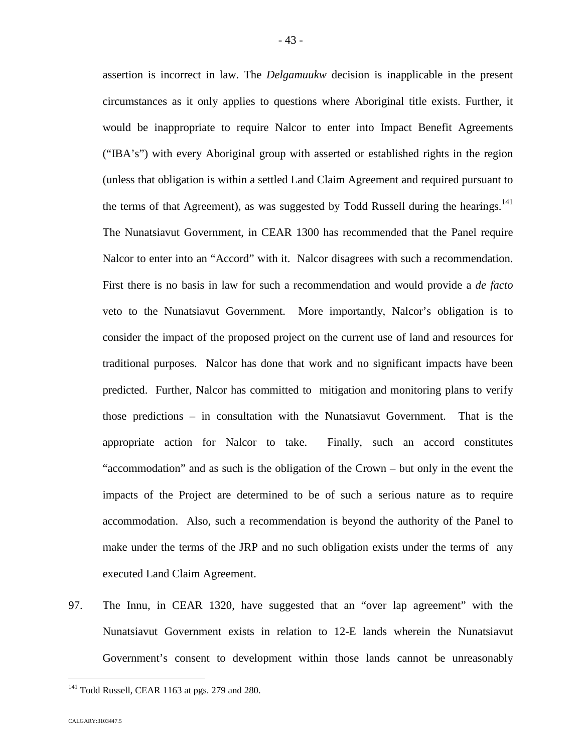assertion is incorrect in law. The *Delgamuukw* decision is inapplicable in the present circumstances as it only applies to questions where Aboriginal title exists. Further, it would be inappropriate to require Nalcor to enter into Impact Benefit Agreements ("IBA's") with every Aboriginal group with asserted or established rights in the region (unless that obligation is within a settled Land Claim Agreement and required pursuant to the terms of that Agreement), as was suggested by Todd Russell during the hearings.[141] The Nunatsiavut Government, in CEAR 1300 has recommended that the Panel require Nalcor to enter into an "Accord" with it. Nalcor disagrees with such a recommendation. First there is no basis in law for such a recommendation and would provide a *de facto* veto to the Nunatsiavut Government. More importantly, Nalcor's obligation is to consider the impact of the proposed project on the current use of land and resources for traditional purposes. Nalcor has done that work and no significant impacts have been predicted. Further, Nalcor has committed to mitigation and monitoring plans to verify those predictions – in consultation with the Nunatsiavut Government. That is the appropriate action for Nalcor to take. Finally, such an accord constitutes "accommodation" and as such is the obligation of the Crown – but only in the event the impacts of the Project are determined to be of such a serious nature as to require accommodation. Also, such a recommendation is beyond the authority of the Panel to make under the terms of the JRP and no such obligation exists under the terms of any executed Land Claim Agreement.

97. The Innu, in CEAR 1320, have suggested that an "over lap agreement" with the Nunatsiavut Government exists in relation to 12-E lands wherein the Nunatsiavut Government's consent to development within those lands cannot be unreasonably

---

[141] Todd Russell, CEAR 1163 at pgs. 279 and 280.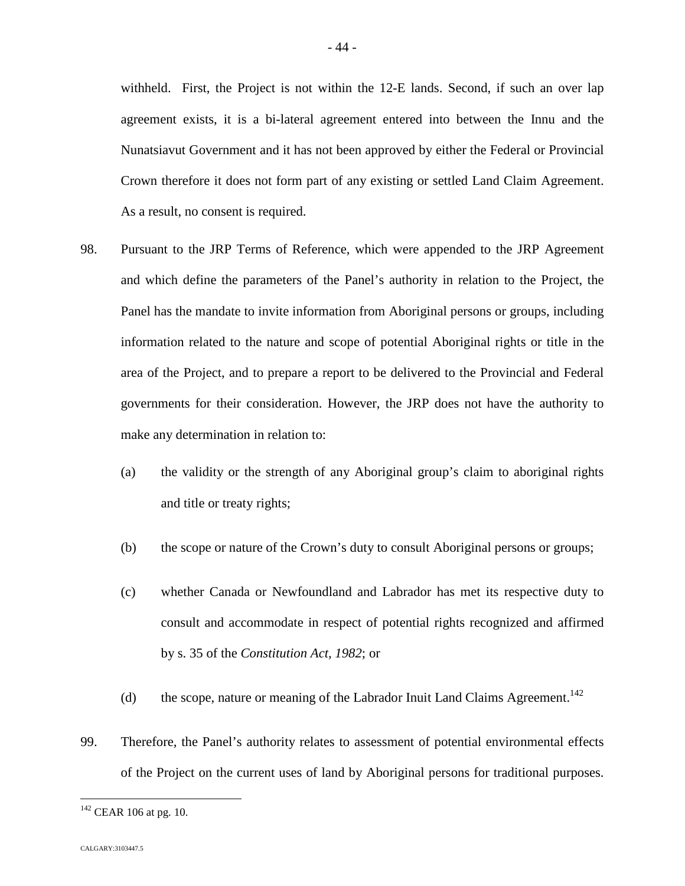withheld. First, the Project is not within the 12-E lands. Second, if such an over lap agreement exists, it is a bi-lateral agreement entered into between the Innu and the Nunatsiavut Government and it has not been approved by either the Federal or Provincial Crown therefore it does not form part of any existing or settled Land Claim Agreement. As a result, no consent is required.

98. Pursuant to the JRP Terms of Reference, which were appended to the JRP Agreement and which define the parameters of the Panel's authority in relation to the Project, the Panel has the mandate to invite information from Aboriginal persons or groups, including information related to the nature and scope of potential Aboriginal rights or title in the area of the Project, and to prepare a report to be delivered to the Provincial and Federal governments for their consideration. However, the JRP does not have the authority to make any determination in relation to:

   (a) the validity or the strength of any Aboriginal group's claim to aboriginal rights and title or treaty rights;

   (b) the scope or nature of the Crown's duty to consult Aboriginal persons or groups;

   (c) whether Canada or Newfoundland and Labrador has met its respective duty to consult and accommodate in respect of potential rights recognized and affirmed by s. 35 of the *Constitution Act, 1982*; or

   (d) the scope, nature or meaning of the Labrador Inuit Land Claims Agreement.[142]

99. Therefore, the Panel's authority relates to assessment of potential environmental effects of the Project on the current uses of land by Aboriginal persons for traditional purposes.

---

[142] CEAR 106 at pg. 10.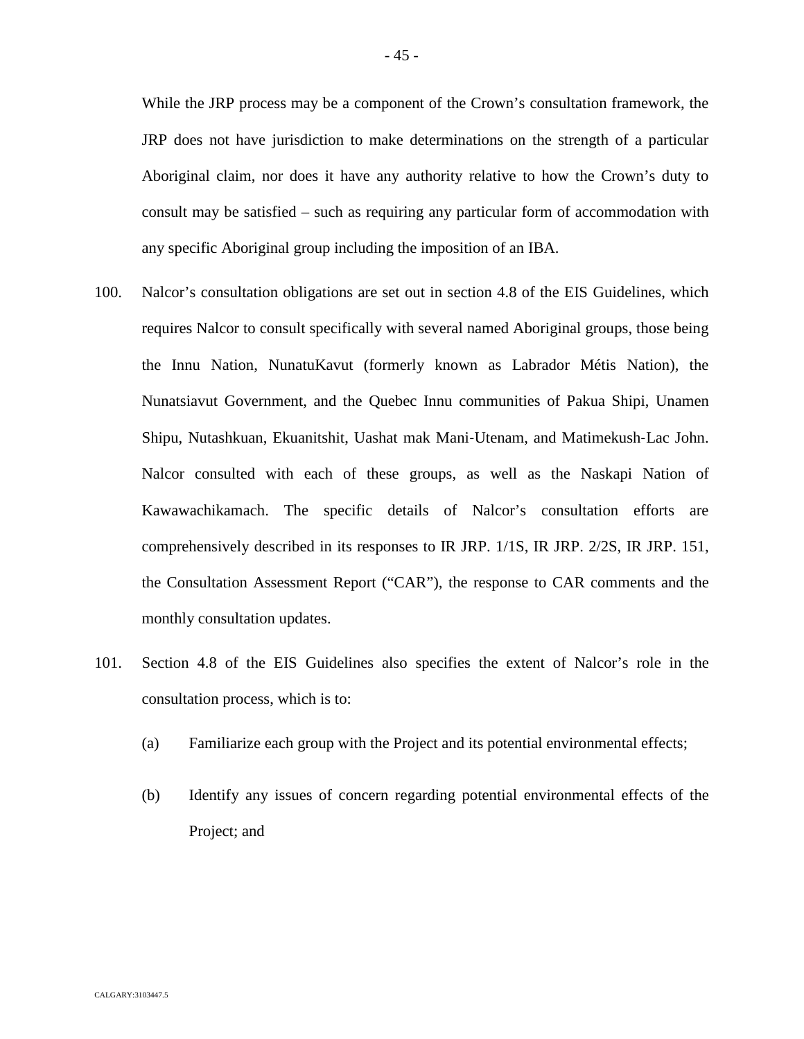While the JRP process may be a component of the Crown's consultation framework, the JRP does not have jurisdiction to make determinations on the strength of a particular Aboriginal claim, nor does it have any authority relative to how the Crown's duty to consult may be satisfied – such as requiring any particular form of accommodation with any specific Aboriginal group including the imposition of an IBA.

100. Nalcor's consultation obligations are set out in section 4.8 of the EIS Guidelines, which requires Nalcor to consult specifically with several named Aboriginal groups, those being the Innu Nation, NunatuKavut (formerly known as Labrador Métis Nation), the Nunatsiavut Government, and the Quebec Innu communities of Pakua Shipi, Unamen Shipu, Nutashkuan, Ekuanitshit, Uashat mak Mani-Utenam, and Matimekush-Lac John. Nalcor consulted with each of these groups, as well as the Naskapi Nation of Kawawachikamach. The specific details of Nalcor's consultation efforts are comprehensively described in its responses to IR JRP. 1/1S, IR JRP. 2/2S, IR JRP. 151, the Consultation Assessment Report ("CAR"), the response to CAR comments and the monthly consultation updates.

101. Section 4.8 of the EIS Guidelines also specifies the extent of Nalcor's role in the consultation process, which is to:

    (a) Familiarize each group with the Project and its potential environmental effects;

    (b) Identify any issues of concern regarding potential environmental effects of the Project; and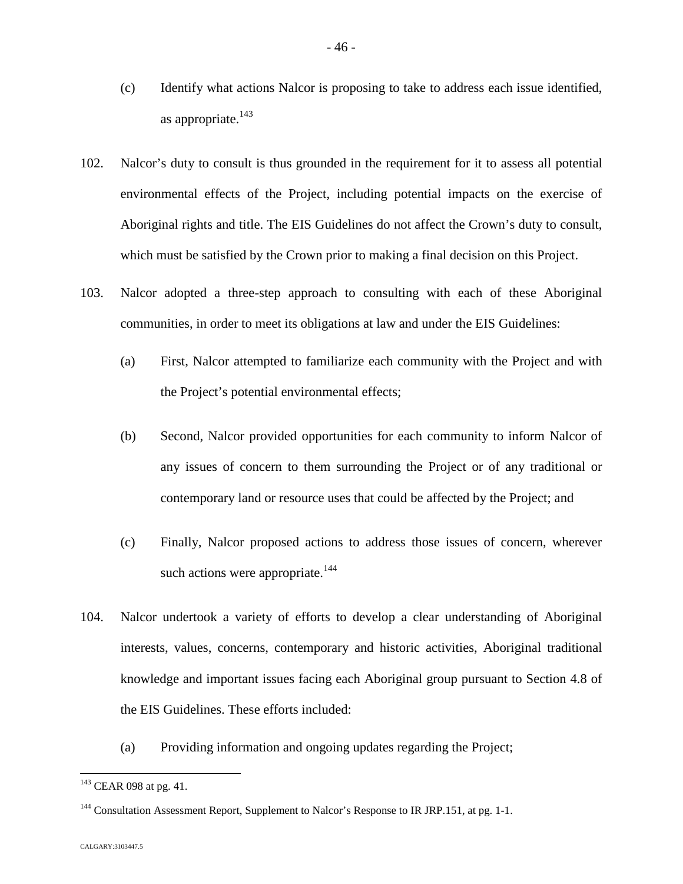(c) Identify what actions Nalcor is proposing to take to address each issue identified, as appropriate.[143]

102. Nalcor's duty to consult is thus grounded in the requirement for it to assess all potential environmental effects of the Project, including potential impacts on the exercise of Aboriginal rights and title. The EIS Guidelines do not affect the Crown's duty to consult, which must be satisfied by the Crown prior to making a final decision on this Project.

103. Nalcor adopted a three-step approach to consulting with each of these Aboriginal communities, in order to meet its obligations at law and under the EIS Guidelines:

(a) First, Nalcor attempted to familiarize each community with the Project and with the Project's potential environmental effects;

(b) Second, Nalcor provided opportunities for each community to inform Nalcor of any issues of concern to them surrounding the Project or of any traditional or contemporary land or resource uses that could be affected by the Project; and

(c) Finally, Nalcor proposed actions to address those issues of concern, wherever such actions were appropriate.[144]

104. Nalcor undertook a variety of efforts to develop a clear understanding of Aboriginal interests, values, concerns, contemporary and historic activities, Aboriginal traditional knowledge and important issues facing each Aboriginal group pursuant to Section 4.8 of the EIS Guidelines. These efforts included:

(a) Providing information and ongoing updates regarding the Project;

---

[143] CEAR 098 at pg. 41.

[144] Consultation Assessment Report, Supplement to Nalcor's Response to IR JRP.151, at pg. 1-1.

CALGARY:3103447.5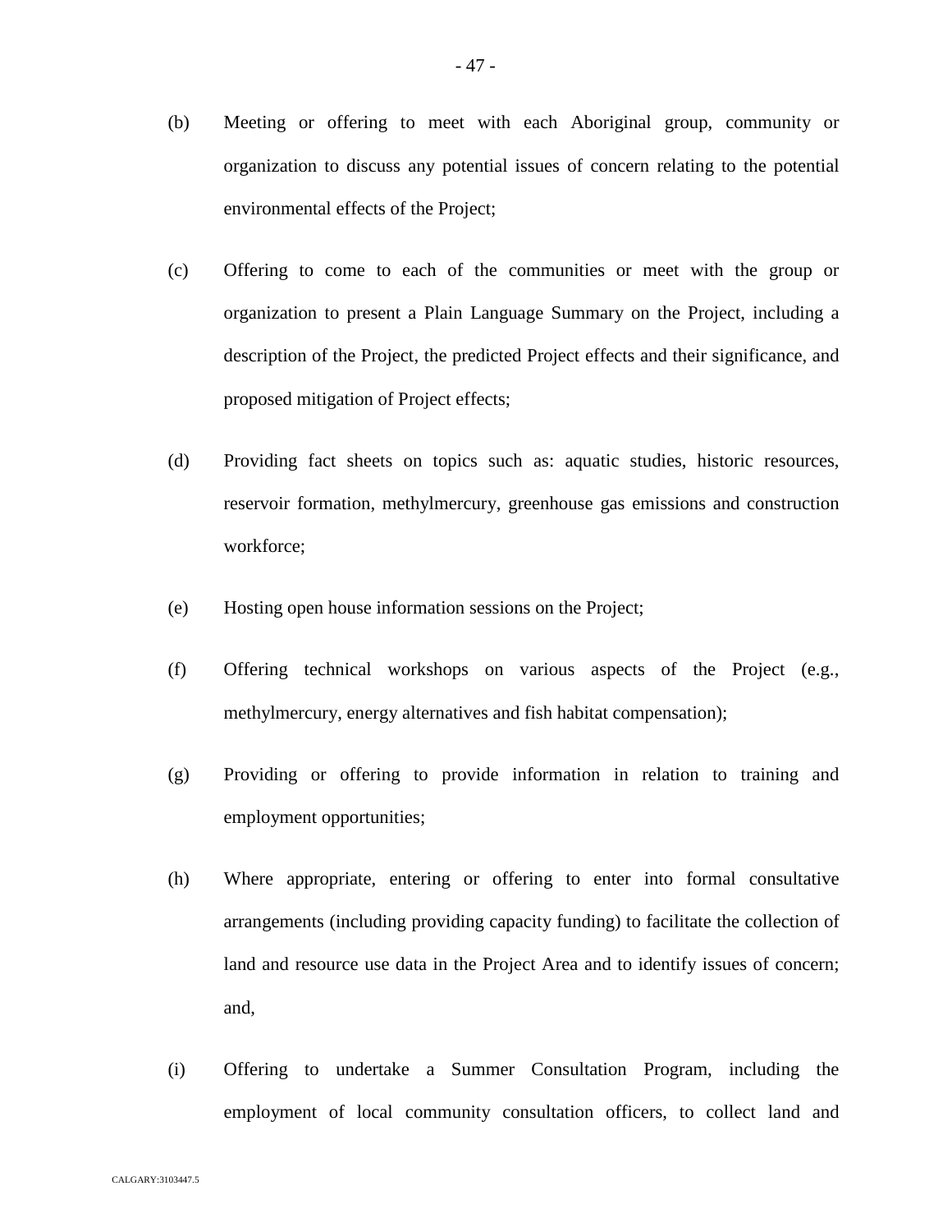(b) Meeting or offering to meet with each Aboriginal group, community or organization to discuss any potential issues of concern relating to the potential environmental effects of the Project;

(c) Offering to come to each of the communities or meet with the group or organization to present a Plain Language Summary on the Project, including a description of the Project, the predicted Project effects and their significance, and proposed mitigation of Project effects;

(d) Providing fact sheets on topics such as: aquatic studies, historic resources, reservoir formation, methylmercury, greenhouse gas emissions and construction workforce;

(e) Hosting open house information sessions on the Project;

(f) Offering technical workshops on various aspects of the Project (e.g., methylmercury, energy alternatives and fish habitat compensation);

(g) Providing or offering to provide information in relation to training and employment opportunities;

(h) Where appropriate, entering or offering to enter into formal consultative arrangements (including providing capacity funding) to facilitate the collection of land and resource use data in the Project Area and to identify issues of concern; and,

(i) Offering to undertake a Summer Consultation Program, including the employment of local community consultation officers, to collect land and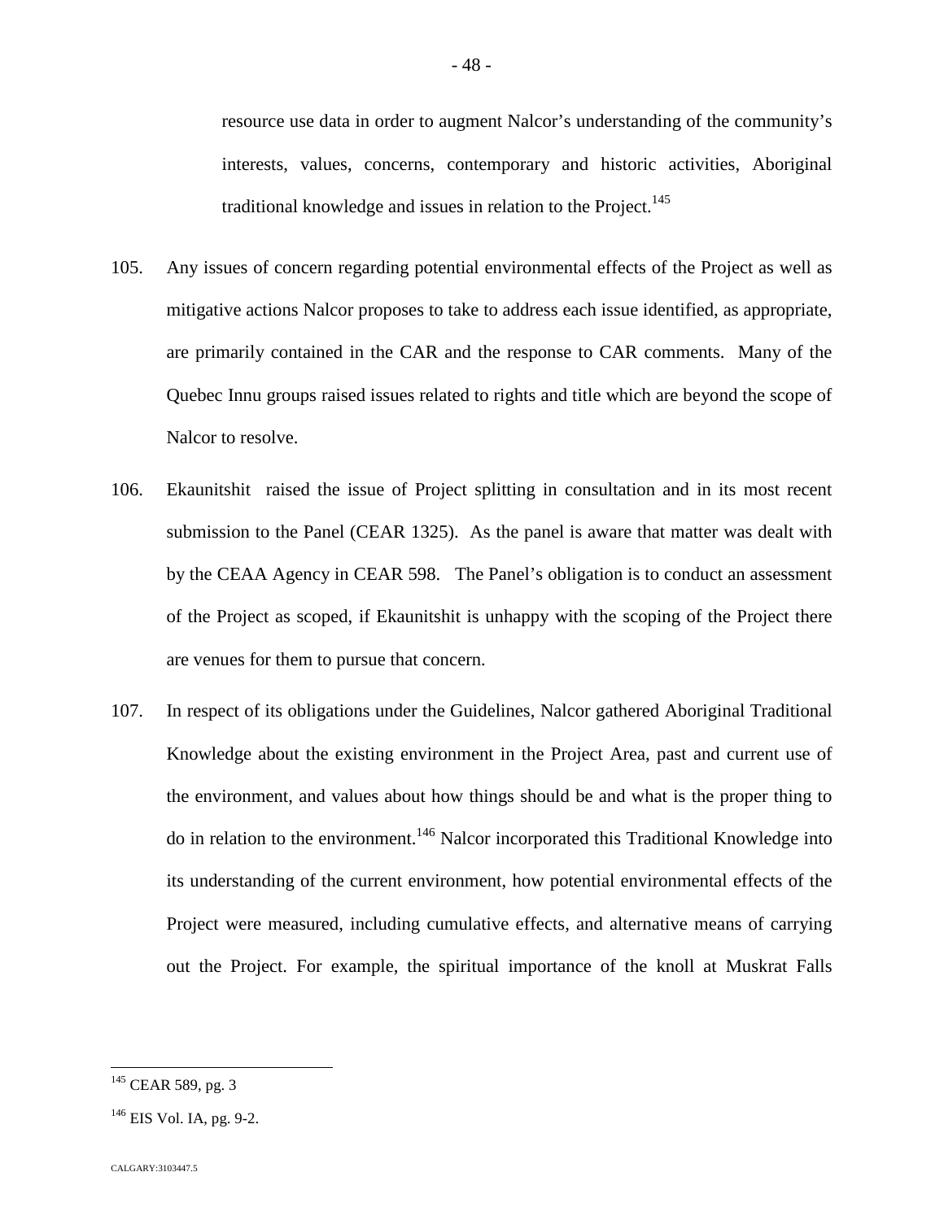resource use data in order to augment Nalcor's understanding of the community's interests, values, concerns, contemporary and historic activities, Aboriginal traditional knowledge and issues in relation to the Project.[145]

105. Any issues of concern regarding potential environmental effects of the Project as well as mitigative actions Nalcor proposes to take to address each issue identified, as appropriate, are primarily contained in the CAR and the response to CAR comments. Many of the Quebec Innu groups raised issues related to rights and title which are beyond the scope of Nalcor to resolve.

106. Ekaunitshit raised the issue of Project splitting in consultation and in its most recent submission to the Panel (CEAR 1325). As the panel is aware that matter was dealt with by the CEAA Agency in CEAR 598. The Panel's obligation is to conduct an assessment of the Project as scoped, if Ekaunitshit is unhappy with the scoping of the Project there are venues for them to pursue that concern.

107. In respect of its obligations under the Guidelines, Nalcor gathered Aboriginal Traditional Knowledge about the existing environment in the Project Area, past and current use of the environment, and values about how things should be and what is the proper thing to do in relation to the environment.[146] Nalcor incorporated this Traditional Knowledge into its understanding of the current environment, how potential environmental effects of the Project were measured, including cumulative effects, and alternative means of carrying out the Project. For example, the spiritual importance of the knoll at Muskrat Falls

---

[145] CEAR 589, pg. 3

[146] EIS Vol. IA, pg. 9-2.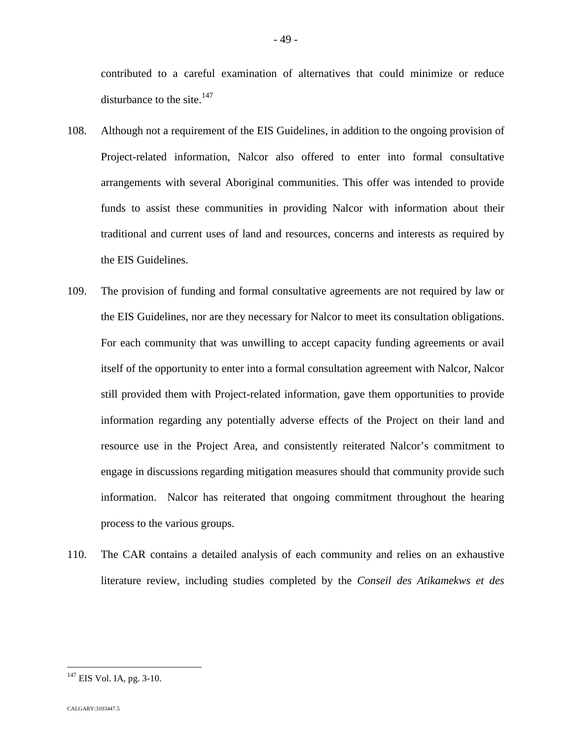contributed to a careful examination of alternatives that could minimize or reduce disturbance to the site.[147]

108. Although not a requirement of the EIS Guidelines, in addition to the ongoing provision of Project-related information, Nalcor also offered to enter into formal consultative arrangements with several Aboriginal communities. This offer was intended to provide funds to assist these communities in providing Nalcor with information about their traditional and current uses of land and resources, concerns and interests as required by the EIS Guidelines.

109. The provision of funding and formal consultative agreements are not required by law or the EIS Guidelines, nor are they necessary for Nalcor to meet its consultation obligations. For each community that was unwilling to accept capacity funding agreements or avail itself of the opportunity to enter into a formal consultation agreement with Nalcor, Nalcor still provided them with Project-related information, gave them opportunities to provide information regarding any potentially adverse effects of the Project on their land and resource use in the Project Area, and consistently reiterated Nalcor's commitment to engage in discussions regarding mitigation measures should that community provide such information. Nalcor has reiterated that ongoing commitment throughout the hearing process to the various groups.

110. The CAR contains a detailed analysis of each community and relies on an exhaustive literature review, including studies completed by the *Conseil des Atikamekws et des*

---

[147] EIS Vol. IA, pg. 3-10.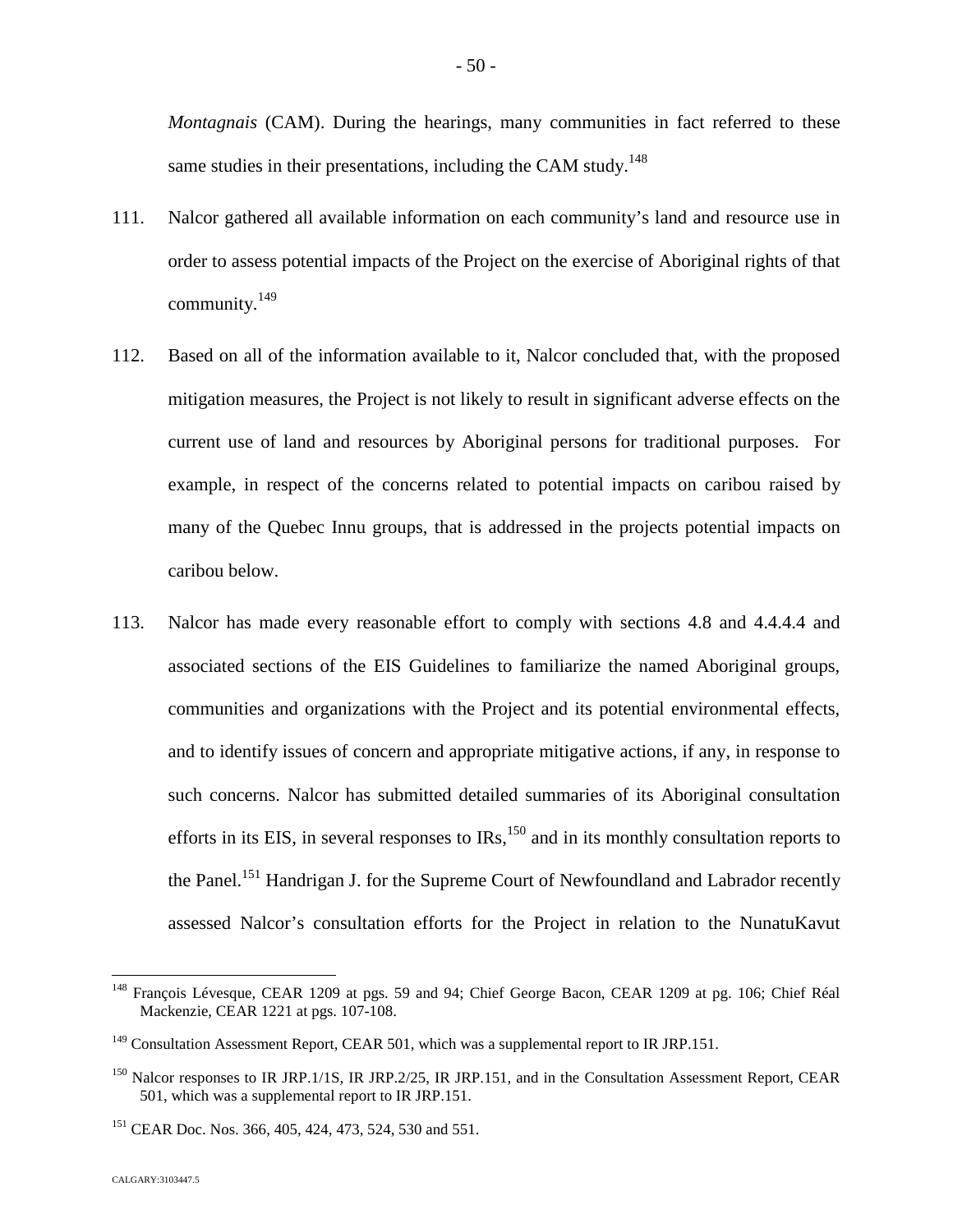*Montagnais* (CAM). During the hearings, many communities in fact referred to these same studies in their presentations, including the CAM study.[148]

111. Nalcor gathered all available information on each community's land and resource use in order to assess potential impacts of the Project on the exercise of Aboriginal rights of that community.[149]

112. Based on all of the information available to it, Nalcor concluded that, with the proposed mitigation measures, the Project is not likely to result in significant adverse effects on the current use of land and resources by Aboriginal persons for traditional purposes. For example, in respect of the concerns related to potential impacts on caribou raised by many of the Quebec Innu groups, that is addressed in the projects potential impacts on caribou below.

113. Nalcor has made every reasonable effort to comply with sections 4.8 and 4.4.4.4 and associated sections of the EIS Guidelines to familiarize the named Aboriginal groups, communities and organizations with the Project and its potential environmental effects, and to identify issues of concern and appropriate mitigative actions, if any, in response to such concerns. Nalcor has submitted detailed summaries of its Aboriginal consultation efforts in its EIS, in several responses to IRs,[150] and in its monthly consultation reports to the Panel.[151] Handrigan J. for the Supreme Court of Newfoundland and Labrador recently assessed Nalcor's consultation efforts for the Project in relation to the NunatuKavut

---

[148] François Lévesque, CEAR 1209 at pgs. 59 and 94; Chief George Bacon, CEAR 1209 at pg. 106; Chief Réal Mackenzie, CEAR 1221 at pgs. 107-108.

[149] Consultation Assessment Report, CEAR 501, which was a supplemental report to IR JRP.151.

[150] Nalcor responses to IR JRP.1/1S, IR JRP.2/25, IR JRP.151, and in the Consultation Assessment Report, CEAR 501, which was a supplemental report to IR JRP.151.

[151] CEAR Doc. Nos. 366, 405, 424, 473, 524, 530 and 551.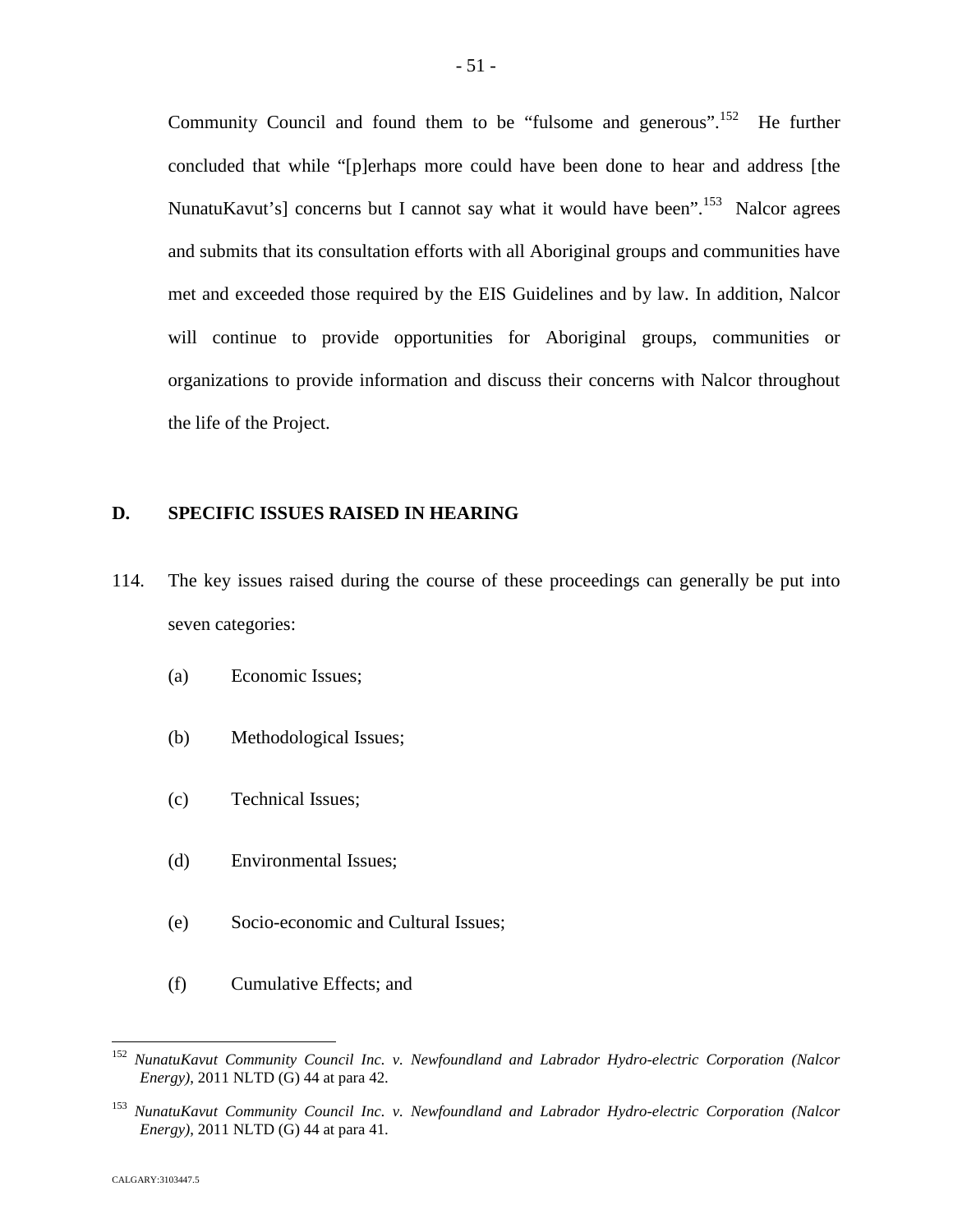Community Council and found them to be "fulsome and generous".[152] He further concluded that while "[p]erhaps more could have been done to hear and address [the NunatuKavut's] concerns but I cannot say what it would have been".[153] Nalcor agrees and submits that its consultation efforts with all Aboriginal groups and communities have met and exceeded those required by the EIS Guidelines and by law. In addition, Nalcor will continue to provide opportunities for Aboriginal groups, communities or organizations to provide information and discuss their concerns with Nalcor throughout the life of the Project.

## D. SPECIFIC ISSUES RAISED IN HEARING

114. The key issues raised during the course of these proceedings can generally be put into seven categories:

   (a) Economic Issues;

   (b) Methodological Issues;

   (c) Technical Issues;

   (d) Environmental Issues;

   (e) Socio-economic and Cultural Issues;

   (f) Cumulative Effects; and

---

[152] *NunatuKavut Community Council Inc. v. Newfoundland and Labrador Hydro-electric Corporation (Nalcor Energy)*, 2011 NLTD (G) 44 at para 42.

[153] *NunatuKavut Community Council Inc. v. Newfoundland and Labrador Hydro-electric Corporation (Nalcor Energy)*, 2011 NLTD (G) 44 at para 41.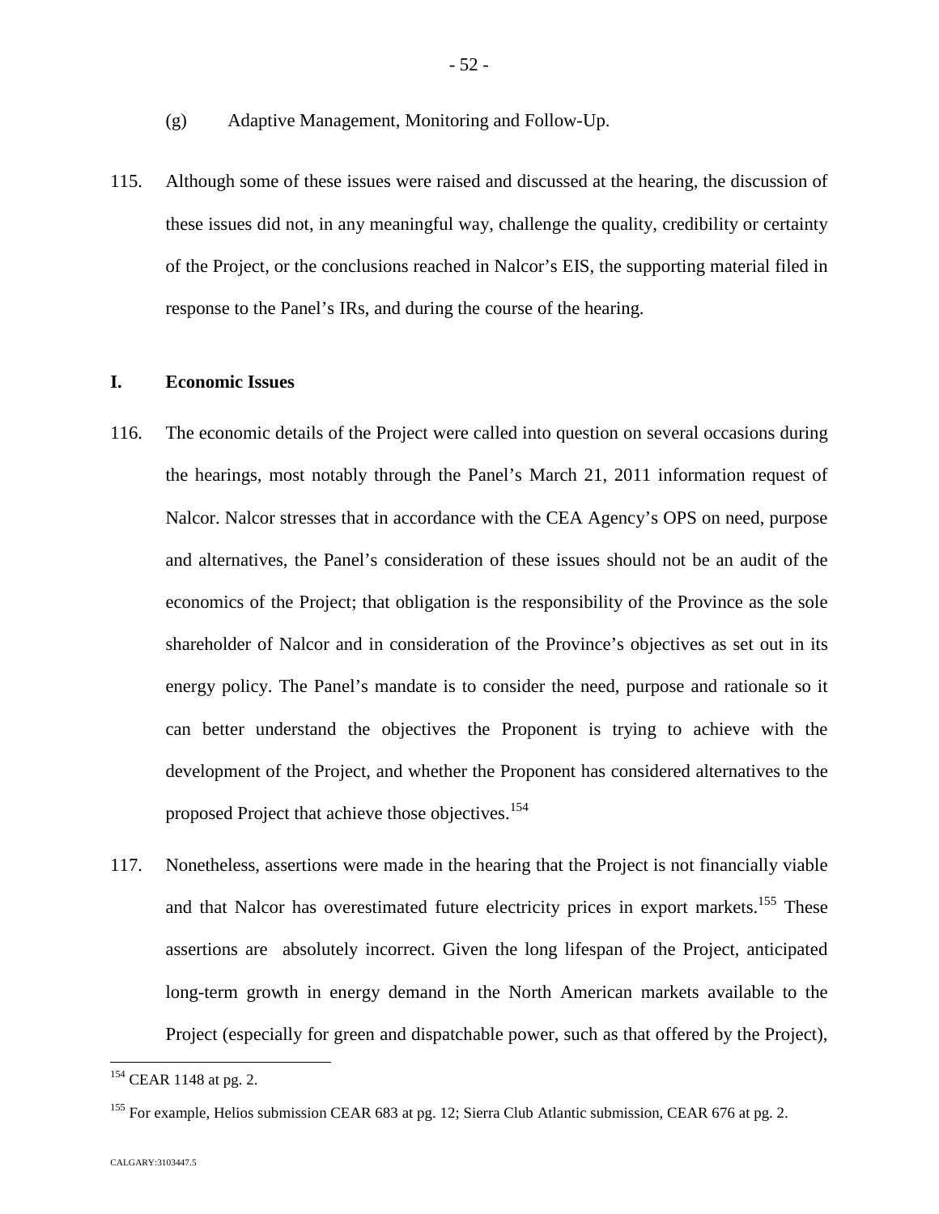(g) Adaptive Management, Monitoring and Follow-Up.

115. Although some of these issues were raised and discussed at the hearing, the discussion of these issues did not, in any meaningful way, challenge the quality, credibility or certainty of the Project, or the conclusions reached in Nalcor's EIS, the supporting material filed in response to the Panel's IRs, and during the course of the hearing.

## I. Economic Issues

116. The economic details of the Project were called into question on several occasions during the hearings, most notably through the Panel's March 21, 2011 information request of Nalcor. Nalcor stresses that in accordance with the CEA Agency's OPS on need, purpose and alternatives, the Panel's consideration of these issues should not be an audit of the economics of the Project; that obligation is the responsibility of the Province as the sole shareholder of Nalcor and in consideration of the Province's objectives as set out in its energy policy. The Panel's mandate is to consider the need, purpose and rationale so it can better understand the objectives the Proponent is trying to achieve with the development of the Project, and whether the Proponent has considered alternatives to the proposed Project that achieve those objectives.[154]

117. Nonetheless, assertions were made in the hearing that the Project is not financially viable and that Nalcor has overestimated future electricity prices in export markets.[155] These assertions are absolutely incorrect. Given the long lifespan of the Project, anticipated long-term growth in energy demand in the North American markets available to the Project (especially for green and dispatchable power, such as that offered by the Project),

[154] CEAR 1148 at pg. 2.

[155] For example, Helios submission CEAR 683 at pg. 12; Sierra Club Atlantic submission, CEAR 676 at pg. 2.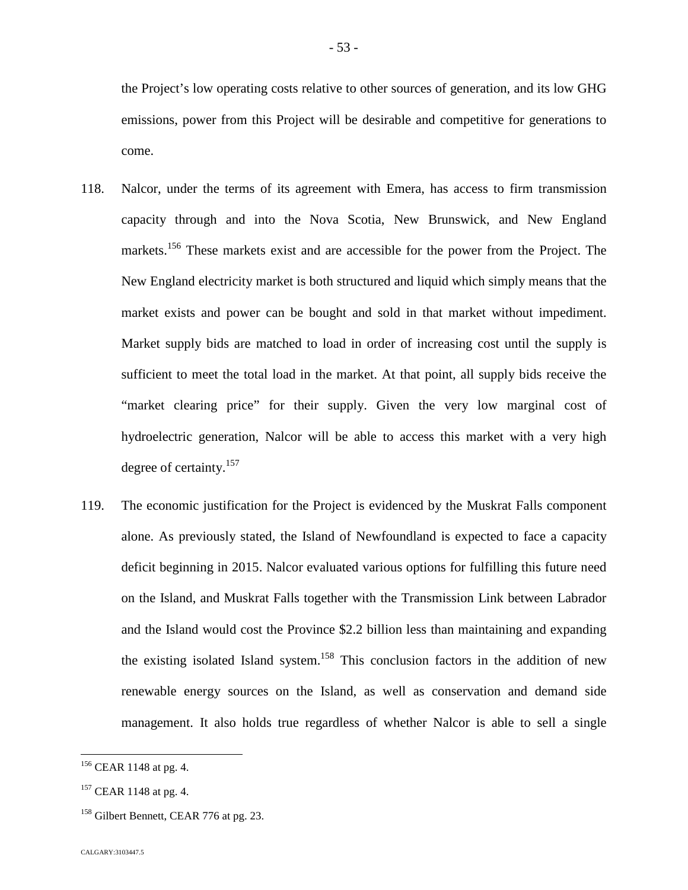the Project's low operating costs relative to other sources of generation, and its low GHG emissions, power from this Project will be desirable and competitive for generations to come.

118. Nalcor, under the terms of its agreement with Emera, has access to firm transmission capacity through and into the Nova Scotia, New Brunswick, and New England markets.[156] These markets exist and are accessible for the power from the Project. The New England electricity market is both structured and liquid which simply means that the market exists and power can be bought and sold in that market without impediment. Market supply bids are matched to load in order of increasing cost until the supply is sufficient to meet the total load in the market. At that point, all supply bids receive the "market clearing price" for their supply. Given the very low marginal cost of hydroelectric generation, Nalcor will be able to access this market with a very high degree of certainty.[157]

119. The economic justification for the Project is evidenced by the Muskrat Falls component alone. As previously stated, the Island of Newfoundland is expected to face a capacity deficit beginning in 2015. Nalcor evaluated various options for fulfilling this future need on the Island, and Muskrat Falls together with the Transmission Link between Labrador and the Island would cost the Province $2.2 billion less than maintaining and expanding the existing isolated Island system.[158] This conclusion factors in the addition of new renewable energy sources on the Island, as well as conservation and demand side management. It also holds true regardless of whether Nalcor is able to sell a single

---

[156] CEAR 1148 at pg. 4.

[157] CEAR 1148 at pg. 4.

[158] Gilbert Bennett, CEAR 776 at pg. 23.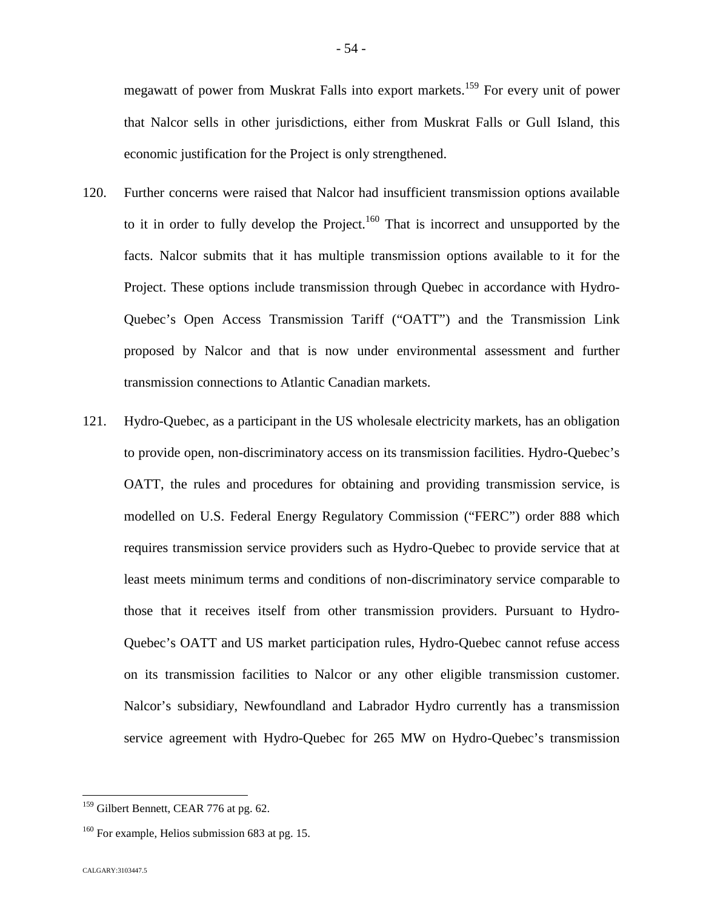megawatt of power from Muskrat Falls into export markets.[159] For every unit of power that Nalcor sells in other jurisdictions, either from Muskrat Falls or Gull Island, this economic justification for the Project is only strengthened.

120. Further concerns were raised that Nalcor had insufficient transmission options available to it in order to fully develop the Project.[160] That is incorrect and unsupported by the facts. Nalcor submits that it has multiple transmission options available to it for the Project. These options include transmission through Quebec in accordance with Hydro-Quebec's Open Access Transmission Tariff ("OATT") and the Transmission Link proposed by Nalcor and that is now under environmental assessment and further transmission connections to Atlantic Canadian markets.

121. Hydro-Quebec, as a participant in the US wholesale electricity markets, has an obligation to provide open, non-discriminatory access on its transmission facilities. Hydro-Quebec's OATT, the rules and procedures for obtaining and providing transmission service, is modelled on U.S. Federal Energy Regulatory Commission ("FERC") order 888 which requires transmission service providers such as Hydro-Quebec to provide service that at least meets minimum terms and conditions of non-discriminatory service comparable to those that it receives itself from other transmission providers. Pursuant to Hydro-Quebec's OATT and US market participation rules, Hydro-Quebec cannot refuse access on its transmission facilities to Nalcor or any other eligible transmission customer. Nalcor's subsidiary, Newfoundland and Labrador Hydro currently has a transmission service agreement with Hydro-Quebec for 265 MW on Hydro-Quebec's transmission

---

[159] Gilbert Bennett, CEAR 776 at pg. 62.

[160] For example, Helios submission 683 at pg. 15.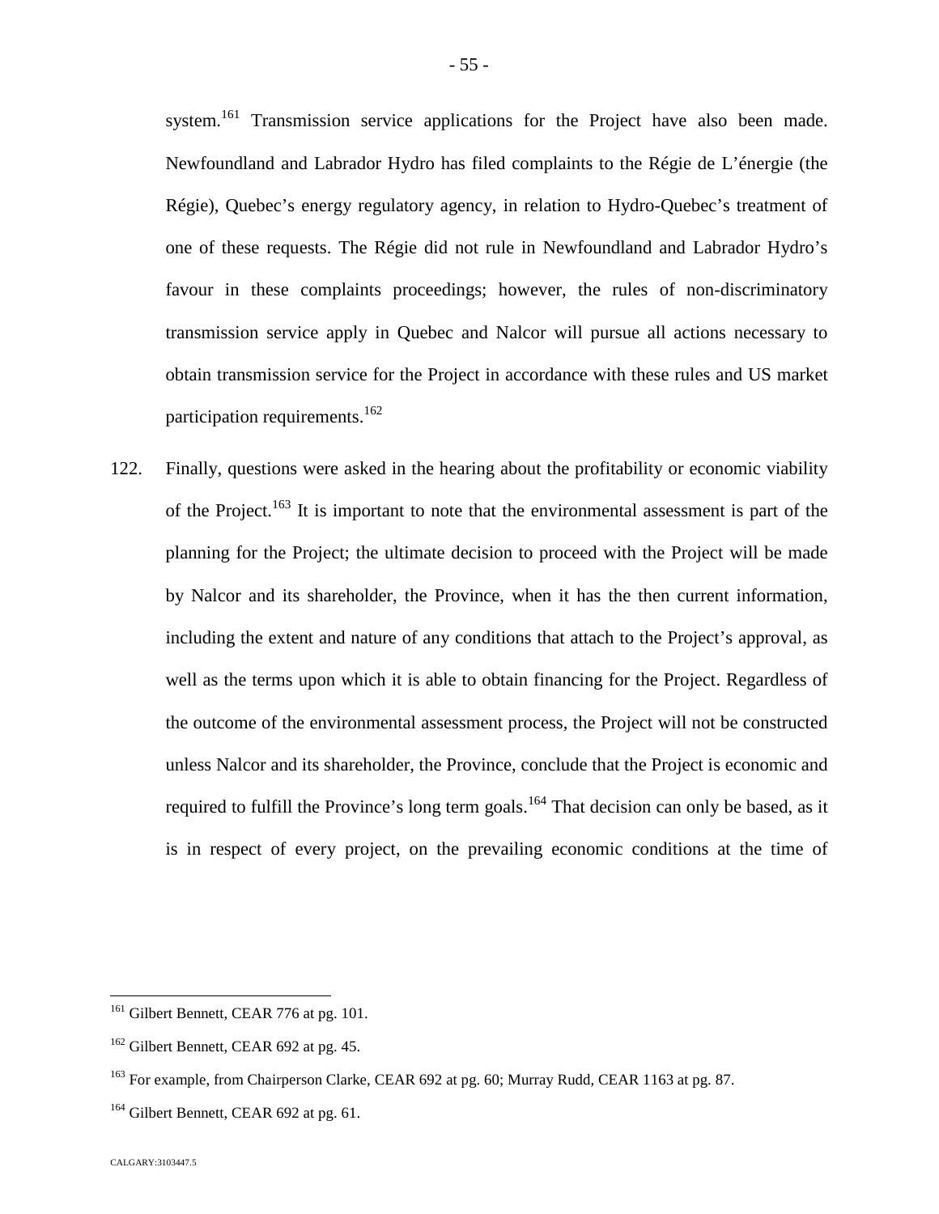system.[161] Transmission service applications for the Project have also been made. Newfoundland and Labrador Hydro has filed complaints to the Régie de L'énergie (the Régie), Quebec's energy regulatory agency, in relation to Hydro-Quebec's treatment of one of these requests. The Régie did not rule in Newfoundland and Labrador Hydro's favour in these complaints proceedings; however, the rules of non-discriminatory transmission service apply in Quebec and Nalcor will pursue all actions necessary to obtain transmission service for the Project in accordance with these rules and US market participation requirements.[162]

122. Finally, questions were asked in the hearing about the profitability or economic viability of the Project.[163] It is important to note that the environmental assessment is part of the planning for the Project; the ultimate decision to proceed with the Project will be made by Nalcor and its shareholder, the Province, when it has the then current information, including the extent and nature of any conditions that attach to the Project's approval, as well as the terms upon which it is able to obtain financing for the Project. Regardless of the outcome of the environmental assessment process, the Project will not be constructed unless Nalcor and its shareholder, the Province, conclude that the Project is economic and required to fulfill the Province's long term goals.[164] That decision can only be based, as it is in respect of every project, on the prevailing economic conditions at the time of

---

[161] Gilbert Bennett, CEAR 776 at pg. 101.

[162] Gilbert Bennett, CEAR 692 at pg. 45.

[163] For example, from Chairperson Clarke, CEAR 692 at pg. 60; Murray Rudd, CEAR 1163 at pg. 87.

[164] Gilbert Bennett, CEAR 692 at pg. 61.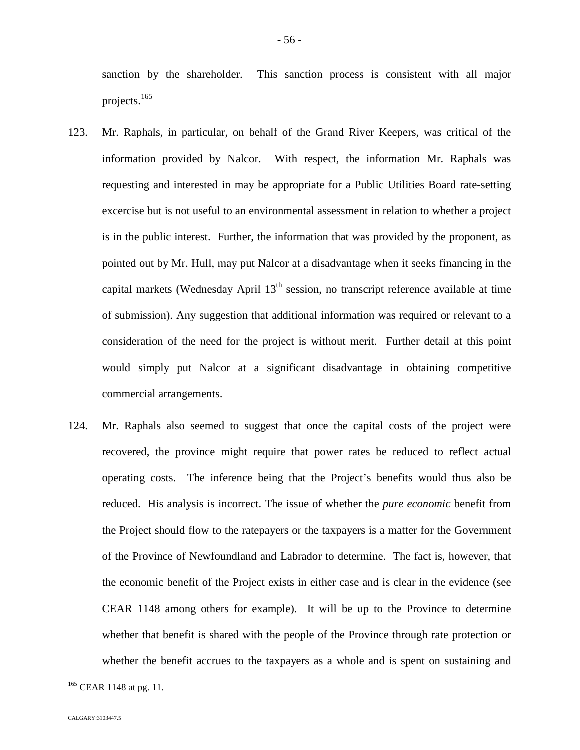sanction by the shareholder. This sanction process is consistent with all major projects.[165]

123. Mr. Raphals, in particular, on behalf of the Grand River Keepers, was critical of the information provided by Nalcor. With respect, the information Mr. Raphals was requesting and interested in may be appropriate for a Public Utilities Board rate-setting excercise but is not useful to an environmental assessment in relation to whether a project is in the public interest. Further, the information that was provided by the proponent, as pointed out by Mr. Hull, may put Nalcor at a disadvantage when it seeks financing in the capital markets (Wednesday April 13th session, no transcript reference available at time of submission). Any suggestion that additional information was required or relevant to a consideration of the need for the project is without merit. Further detail at this point would simply put Nalcor at a significant disadvantage in obtaining competitive commercial arrangements.

124. Mr. Raphals also seemed to suggest that once the capital costs of the project were recovered, the province might require that power rates be reduced to reflect actual operating costs. The inference being that the Project's benefits would thus also be reduced. His analysis is incorrect. The issue of whether the *pure economic* benefit from the Project should flow to the ratepayers or the taxpayers is a matter for the Government of the Province of Newfoundland and Labrador to determine. The fact is, however, that the economic benefit of the Project exists in either case and is clear in the evidence (see CEAR 1148 among others for example). It will be up to the Province to determine whether that benefit is shared with the people of the Province through rate protection or whether the benefit accrues to the taxpayers as a whole and is spent on sustaining and

[165] CEAR 1148 at pg. 11.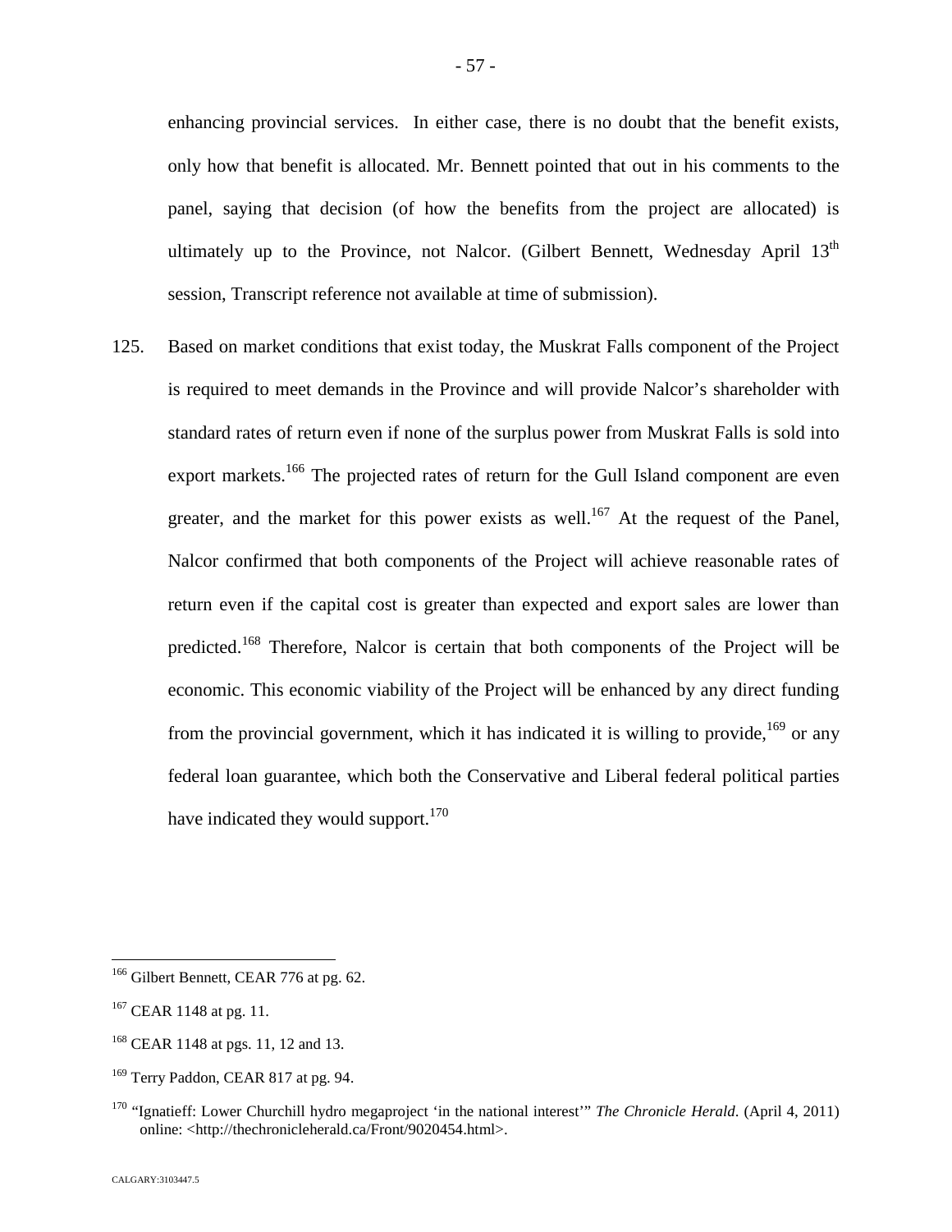enhancing provincial services. In either case, there is no doubt that the benefit exists, only how that benefit is allocated. Mr. Bennett pointed that out in his comments to the panel, saying that decision (of how the benefits from the project are allocated) is ultimately up to the Province, not Nalcor. (Gilbert Bennett, Wednesday April 13th session, Transcript reference not available at time of submission).

125. Based on market conditions that exist today, the Muskrat Falls component of the Project is required to meet demands in the Province and will provide Nalcor's shareholder with standard rates of return even if none of the surplus power from Muskrat Falls is sold into export markets.[166] The projected rates of return for the Gull Island component are even greater, and the market for this power exists as well.[167] At the request of the Panel, Nalcor confirmed that both components of the Project will achieve reasonable rates of return even if the capital cost is greater than expected and export sales are lower than predicted.[168] Therefore, Nalcor is certain that both components of the Project will be economic. This economic viability of the Project will be enhanced by any direct funding from the provincial government, which it has indicated it is willing to provide,[169] or any federal loan guarantee, which both the Conservative and Liberal federal political parties have indicated they would support.[170]

---

[166] Gilbert Bennett, CEAR 776 at pg. 62.

[167] CEAR 1148 at pg. 11.

[168] CEAR 1148 at pgs. 11, 12 and 13.

[169] Terry Paddon, CEAR 817 at pg. 94.

[170] "Ignatieff: Lower Churchill hydro megaproject 'in the national interest'" *The Chronicle Herald*. (April 4, 2011) online: <http://thechronicleherald.ca/Front/9020454.html>.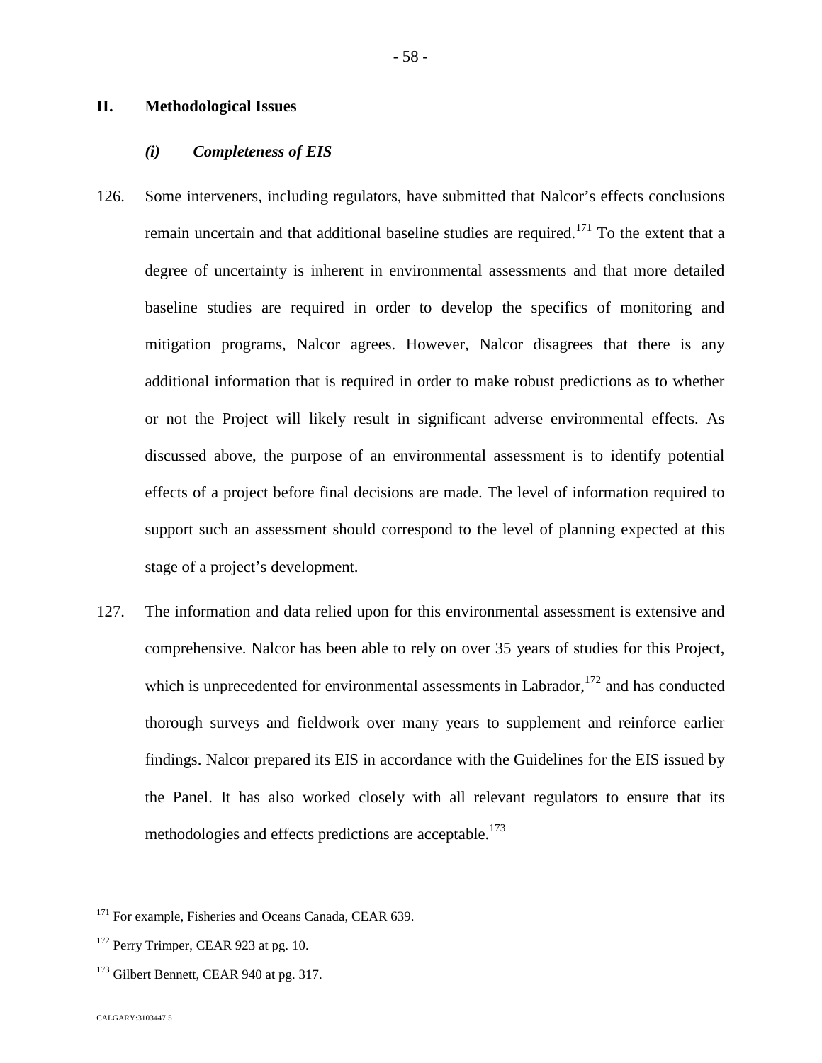## II. Methodological Issues

### *(i) Completeness of EIS*

126. Some interveners, including regulators, have submitted that Nalcor's effects conclusions remain uncertain and that additional baseline studies are required.[171] To the extent that a degree of uncertainty is inherent in environmental assessments and that more detailed baseline studies are required in order to develop the specifics of monitoring and mitigation programs, Nalcor agrees. However, Nalcor disagrees that there is any additional information that is required in order to make robust predictions as to whether or not the Project will likely result in significant adverse environmental effects. As discussed above, the purpose of an environmental assessment is to identify potential effects of a project before final decisions are made. The level of information required to support such an assessment should correspond to the level of planning expected at this stage of a project's development.

127. The information and data relied upon for this environmental assessment is extensive and comprehensive. Nalcor has been able to rely on over 35 years of studies for this Project, which is unprecedented for environmental assessments in Labrador,[172] and has conducted thorough surveys and fieldwork over many years to supplement and reinforce earlier findings. Nalcor prepared its EIS in accordance with the Guidelines for the EIS issued by the Panel. It has also worked closely with all relevant regulators to ensure that its methodologies and effects predictions are acceptable.[173]

---

[171] For example, Fisheries and Oceans Canada, CEAR 639.

[172] Perry Trimper, CEAR 923 at pg. 10.

[173] Gilbert Bennett, CEAR 940 at pg. 317.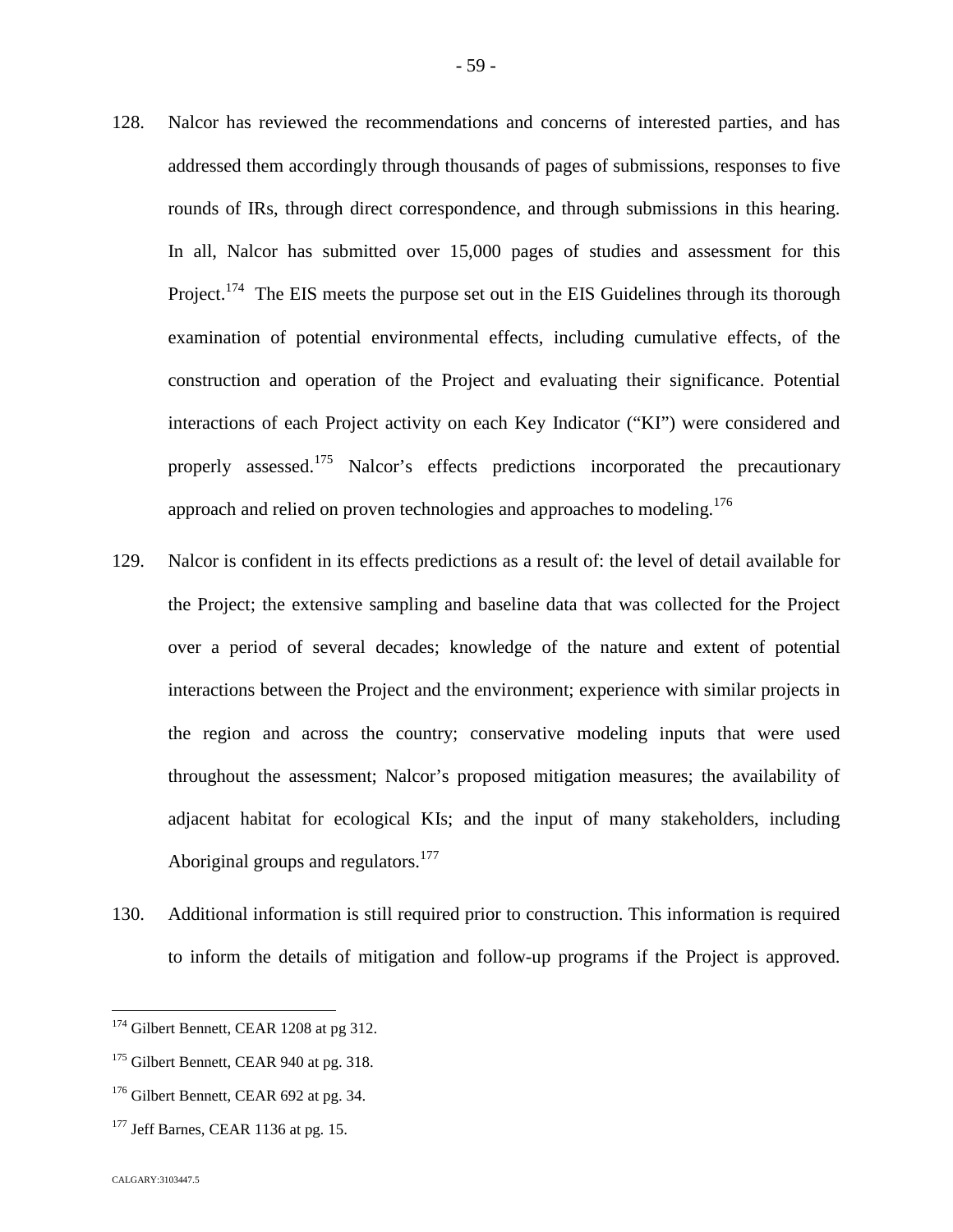128. Nalcor has reviewed the recommendations and concerns of interested parties, and has addressed them accordingly through thousands of pages of submissions, responses to five rounds of IRs, through direct correspondence, and through submissions in this hearing. In all, Nalcor has submitted over 15,000 pages of studies and assessment for this Project.[174] The EIS meets the purpose set out in the EIS Guidelines through its thorough examination of potential environmental effects, including cumulative effects, of the construction and operation of the Project and evaluating their significance. Potential interactions of each Project activity on each Key Indicator ("KI") were considered and properly assessed.[175] Nalcor's effects predictions incorporated the precautionary approach and relied on proven technologies and approaches to modeling.[176]

129. Nalcor is confident in its effects predictions as a result of: the level of detail available for the Project; the extensive sampling and baseline data that was collected for the Project over a period of several decades; knowledge of the nature and extent of potential interactions between the Project and the environment; experience with similar projects in the region and across the country; conservative modeling inputs that were used throughout the assessment; Nalcor's proposed mitigation measures; the availability of adjacent habitat for ecological KIs; and the input of many stakeholders, including Aboriginal groups and regulators.[177]

130. Additional information is still required prior to construction. This information is required to inform the details of mitigation and follow-up programs if the Project is approved.

---

[174] Gilbert Bennett, CEAR 1208 at pg 312.

[175] Gilbert Bennett, CEAR 940 at pg. 318.

[176] Gilbert Bennett, CEAR 692 at pg. 34.

[177] Jeff Barnes, CEAR 1136 at pg. 15.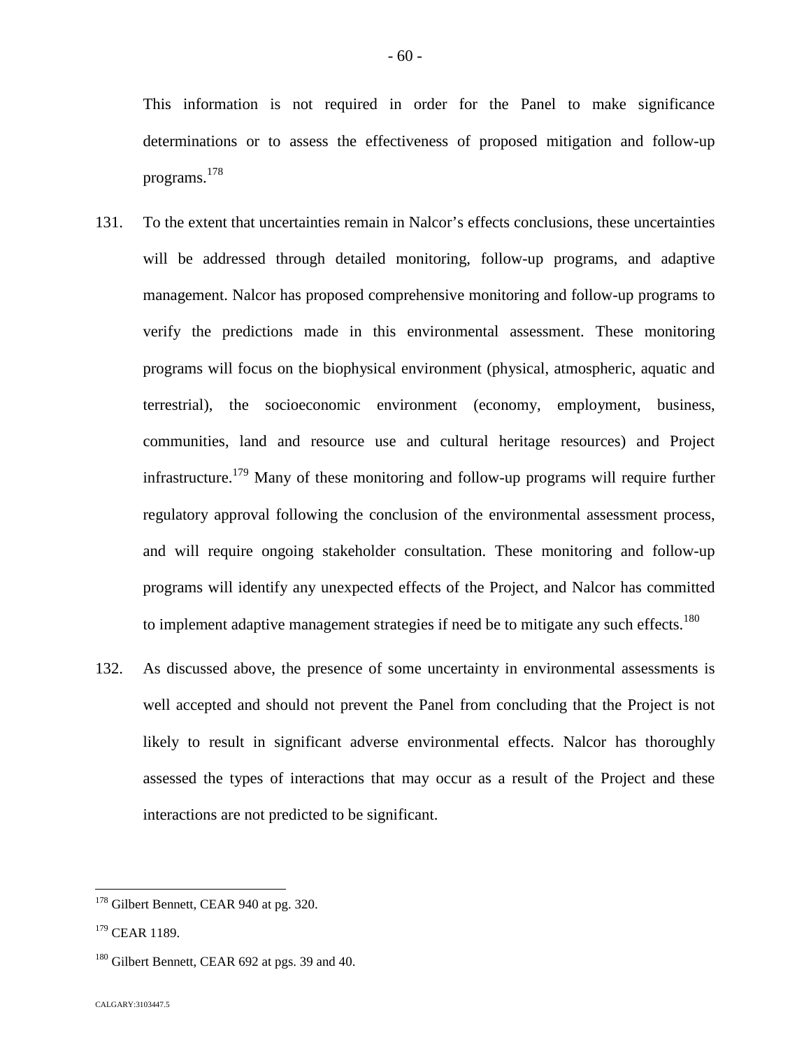This information is not required in order for the Panel to make significance determinations or to assess the effectiveness of proposed mitigation and follow-up programs.[178]

131. To the extent that uncertainties remain in Nalcor's effects conclusions, these uncertainties will be addressed through detailed monitoring, follow-up programs, and adaptive management. Nalcor has proposed comprehensive monitoring and follow-up programs to verify the predictions made in this environmental assessment. These monitoring programs will focus on the biophysical environment (physical, atmospheric, aquatic and terrestrial), the socioeconomic environment (economy, employment, business, communities, land and resource use and cultural heritage resources) and Project infrastructure.[179] Many of these monitoring and follow-up programs will require further regulatory approval following the conclusion of the environmental assessment process, and will require ongoing stakeholder consultation. These monitoring and follow-up programs will identify any unexpected effects of the Project, and Nalcor has committed to implement adaptive management strategies if need be to mitigate any such effects.[180]

132. As discussed above, the presence of some uncertainty in environmental assessments is well accepted and should not prevent the Panel from concluding that the Project is not likely to result in significant adverse environmental effects. Nalcor has thoroughly assessed the types of interactions that may occur as a result of the Project and these interactions are not predicted to be significant.

---

[178] Gilbert Bennett, CEAR 940 at pg. 320.

[179] CEAR 1189.

[180] Gilbert Bennett, CEAR 692 at pgs. 39 and 40.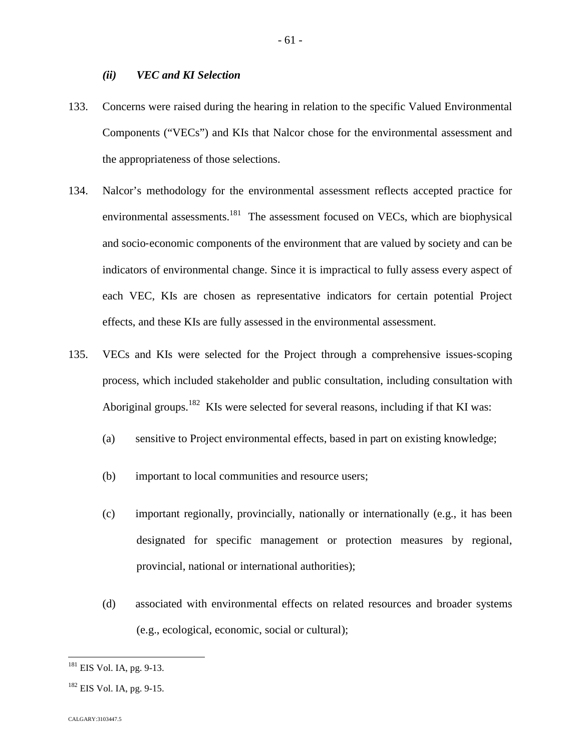### *(ii) VEC and KI Selection*

133. Concerns were raised during the hearing in relation to the specific Valued Environmental Components ("VECs") and KIs that Nalcor chose for the environmental assessment and the appropriateness of those selections.

134. Nalcor's methodology for the environmental assessment reflects accepted practice for environmental assessments.[181] The assessment focused on VECs, which are biophysical and socio-economic components of the environment that are valued by society and can be indicators of environmental change. Since it is impractical to fully assess every aspect of each VEC, KIs are chosen as representative indicators for certain potential Project effects, and these KIs are fully assessed in the environmental assessment.

135. VECs and KIs were selected for the Project through a comprehensive issues-scoping process, which included stakeholder and public consultation, including consultation with Aboriginal groups.[182] KIs were selected for several reasons, including if that KI was:

   (a) sensitive to Project environmental effects, based in part on existing knowledge;

   (b) important to local communities and resource users;

   (c) important regionally, provincially, nationally or internationally (e.g., it has been designated for specific management or protection measures by regional, provincial, national or international authorities);

   (d) associated with environmental effects on related resources and broader systems (e.g., ecological, economic, social or cultural);

---

[181] EIS Vol. IA, pg. 9-13.

[182] EIS Vol. IA, pg. 9-15.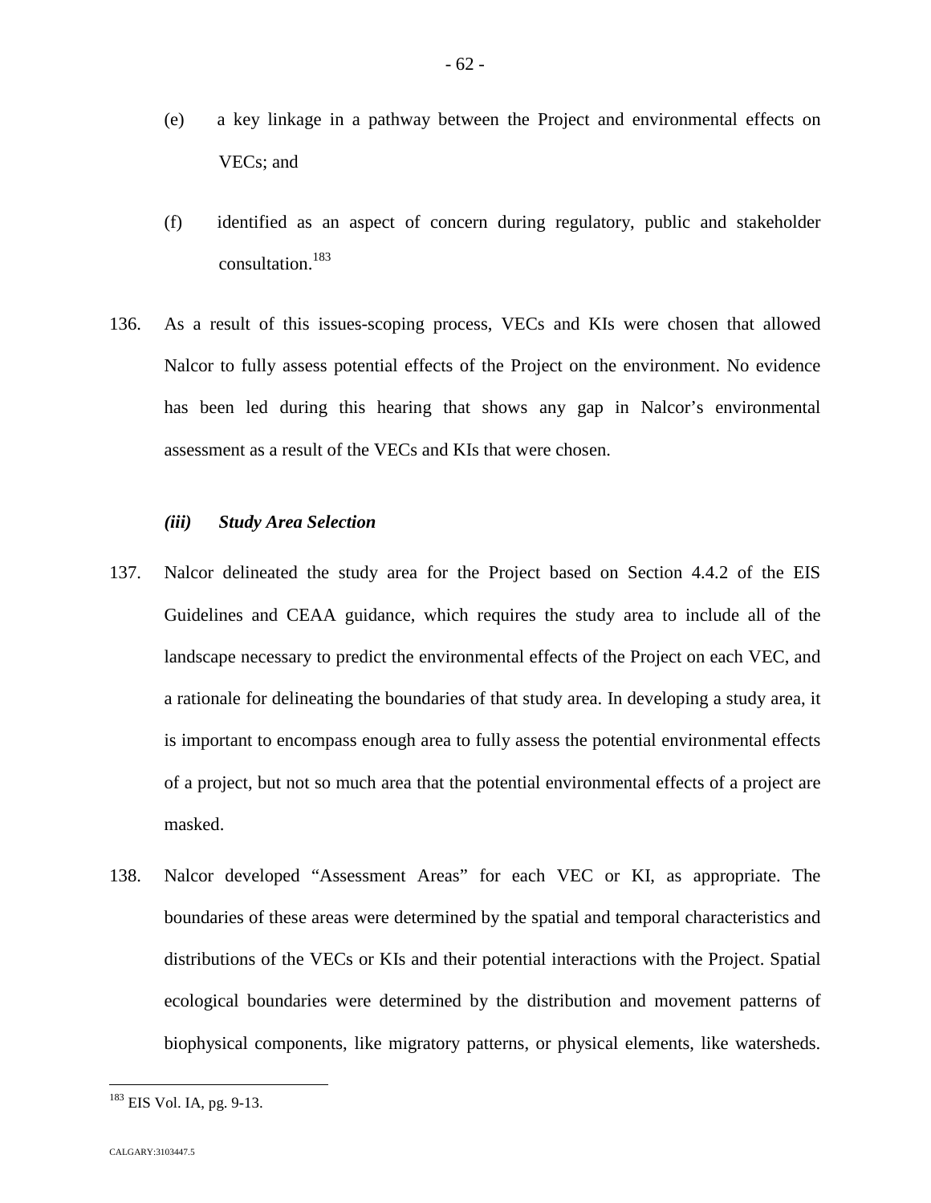(e) a key linkage in a pathway between the Project and environmental effects on VECs; and

(f) identified as an aspect of concern during regulatory, public and stakeholder consultation.[183]

136. As a result of this issues-scoping process, VECs and KIs were chosen that allowed Nalcor to fully assess potential effects of the Project on the environment. No evidence has been led during this hearing that shows any gap in Nalcor's environmental assessment as a result of the VECs and KIs that were chosen.

### *(iii) Study Area Selection*

137. Nalcor delineated the study area for the Project based on Section 4.4.2 of the EIS Guidelines and CEAA guidance, which requires the study area to include all of the landscape necessary to predict the environmental effects of the Project on each VEC, and a rationale for delineating the boundaries of that study area. In developing a study area, it is important to encompass enough area to fully assess the potential environmental effects of a project, but not so much area that the potential environmental effects of a project are masked.

138. Nalcor developed "Assessment Areas" for each VEC or KI, as appropriate. The boundaries of these areas were determined by the spatial and temporal characteristics and distributions of the VECs or KIs and their potential interactions with the Project. Spatial ecological boundaries were determined by the distribution and movement patterns of biophysical components, like migratory patterns, or physical elements, like watersheds.

---

[183] EIS Vol. IA, pg. 9-13.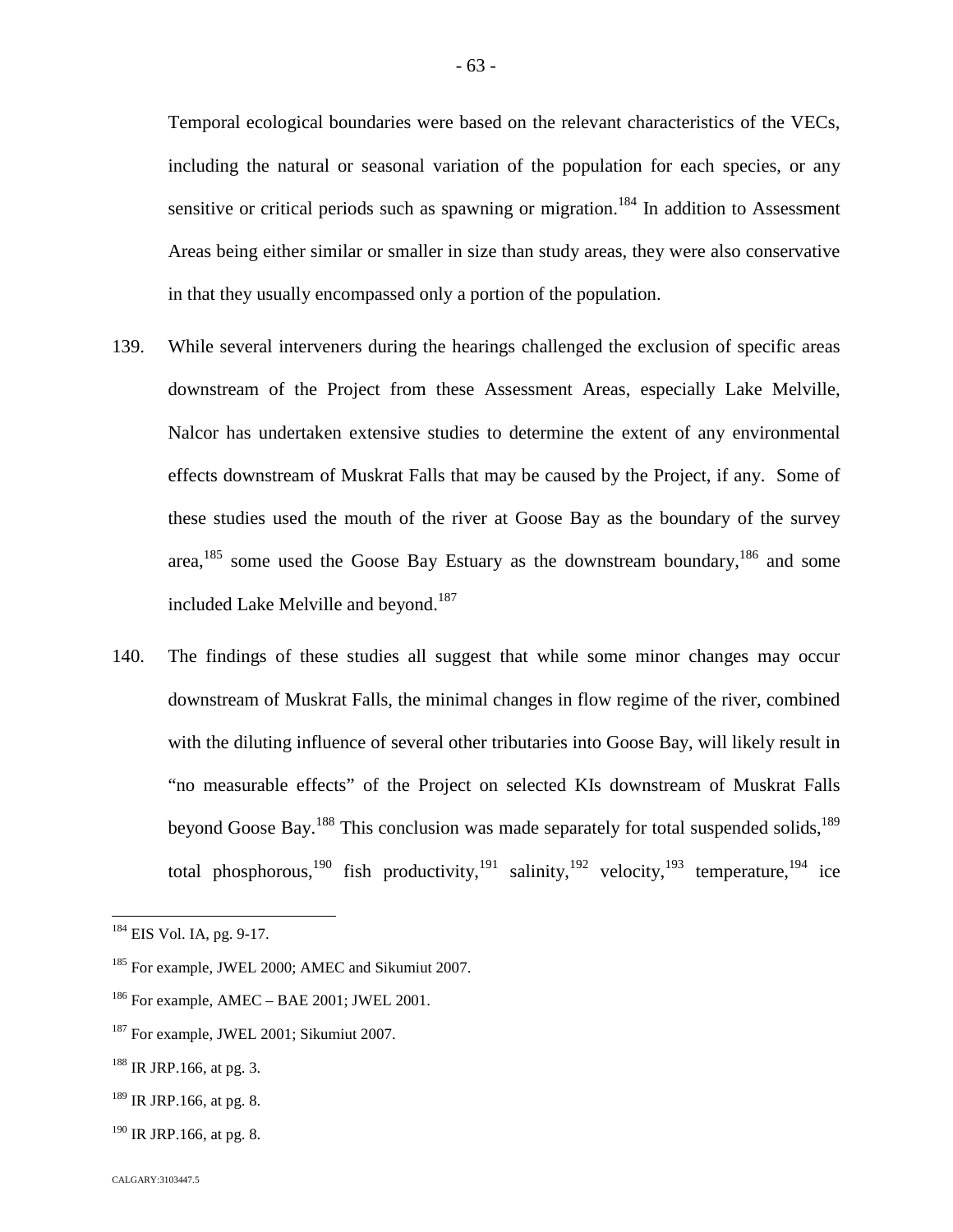Temporal ecological boundaries were based on the relevant characteristics of the VECs, including the natural or seasonal variation of the population for each species, or any sensitive or critical periods such as spawning or migration.[184] In addition to Assessment Areas being either similar or smaller in size than study areas, they were also conservative in that they usually encompassed only a portion of the population.

139. While several interveners during the hearings challenged the exclusion of specific areas downstream of the Project from these Assessment Areas, especially Lake Melville, Nalcor has undertaken extensive studies to determine the extent of any environmental effects downstream of Muskrat Falls that may be caused by the Project, if any. Some of these studies used the mouth of the river at Goose Bay as the boundary of the survey area,[185] some used the Goose Bay Estuary as the downstream boundary,[186] and some included Lake Melville and beyond.[187]

140. The findings of these studies all suggest that while some minor changes may occur downstream of Muskrat Falls, the minimal changes in flow regime of the river, combined with the diluting influence of several other tributaries into Goose Bay, will likely result in "no measurable effects" of the Project on selected KIs downstream of Muskrat Falls beyond Goose Bay.[188] This conclusion was made separately for total suspended solids,[189] total phosphorous,[190] fish productivity,[191] salinity,[192] velocity,[193] temperature,[194] ice

---

[184] EIS Vol. IA, pg. 9-17.

[185] For example, JWEL 2000; AMEC and Sikumiut 2007.

[186] For example, AMEC – BAE 2001; JWEL 2001.

[187] For example, JWEL 2001; Sikumiut 2007.

[188] IR JRP.166, at pg. 3.

[189] IR JRP.166, at pg. 8.

[190] IR JRP.166, at pg. 8.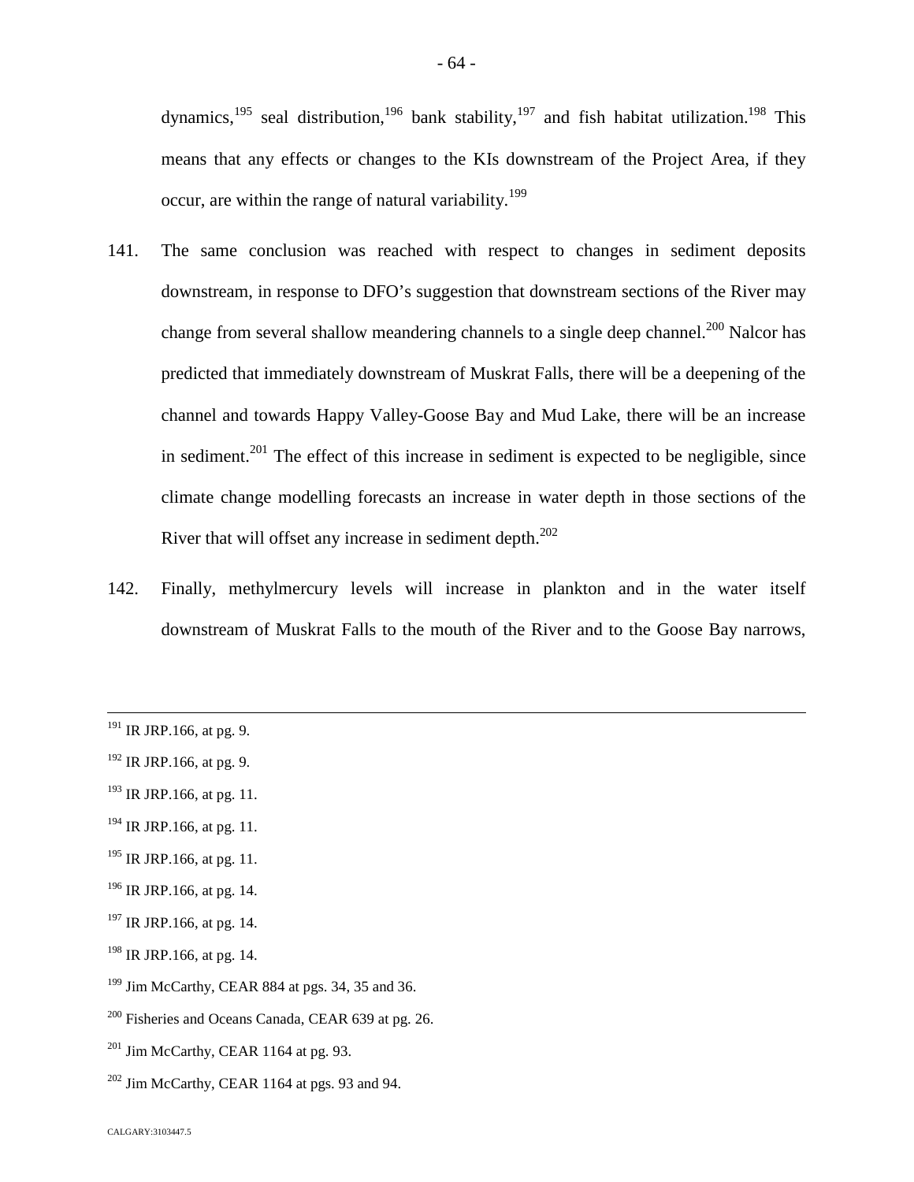dynamics,[195] seal distribution,[196] bank stability,[197] and fish habitat utilization.[198] This means that any effects or changes to the KIs downstream of the Project Area, if they occur, are within the range of natural variability.[199]

141. The same conclusion was reached with respect to changes in sediment deposits downstream, in response to DFO's suggestion that downstream sections of the River may change from several shallow meandering channels to a single deep channel.[200] Nalcor has predicted that immediately downstream of Muskrat Falls, there will be a deepening of the channel and towards Happy Valley-Goose Bay and Mud Lake, there will be an increase in sediment.[201] The effect of this increase in sediment is expected to be negligible, since climate change modelling forecasts an increase in water depth in those sections of the River that will offset any increase in sediment depth.[202]

142. Finally, methylmercury levels will increase in plankton and in the water itself downstream of Muskrat Falls to the mouth of the River and to the Goose Bay narrows,

---

[191] IR JRP.166, at pg. 9.

[192] IR JRP.166, at pg. 9.

[193] IR JRP.166, at pg. 11.

[194] IR JRP.166, at pg. 11.

[195] IR JRP.166, at pg. 11.

[196] IR JRP.166, at pg. 14.

[197] IR JRP.166, at pg. 14.

[198] IR JRP.166, at pg. 14.

[199] Jim McCarthy, CEAR 884 at pgs. 34, 35 and 36.

[200] Fisheries and Oceans Canada, CEAR 639 at pg. 26.

[201] Jim McCarthy, CEAR 1164 at pg. 93.

[202] Jim McCarthy, CEAR 1164 at pgs. 93 and 94.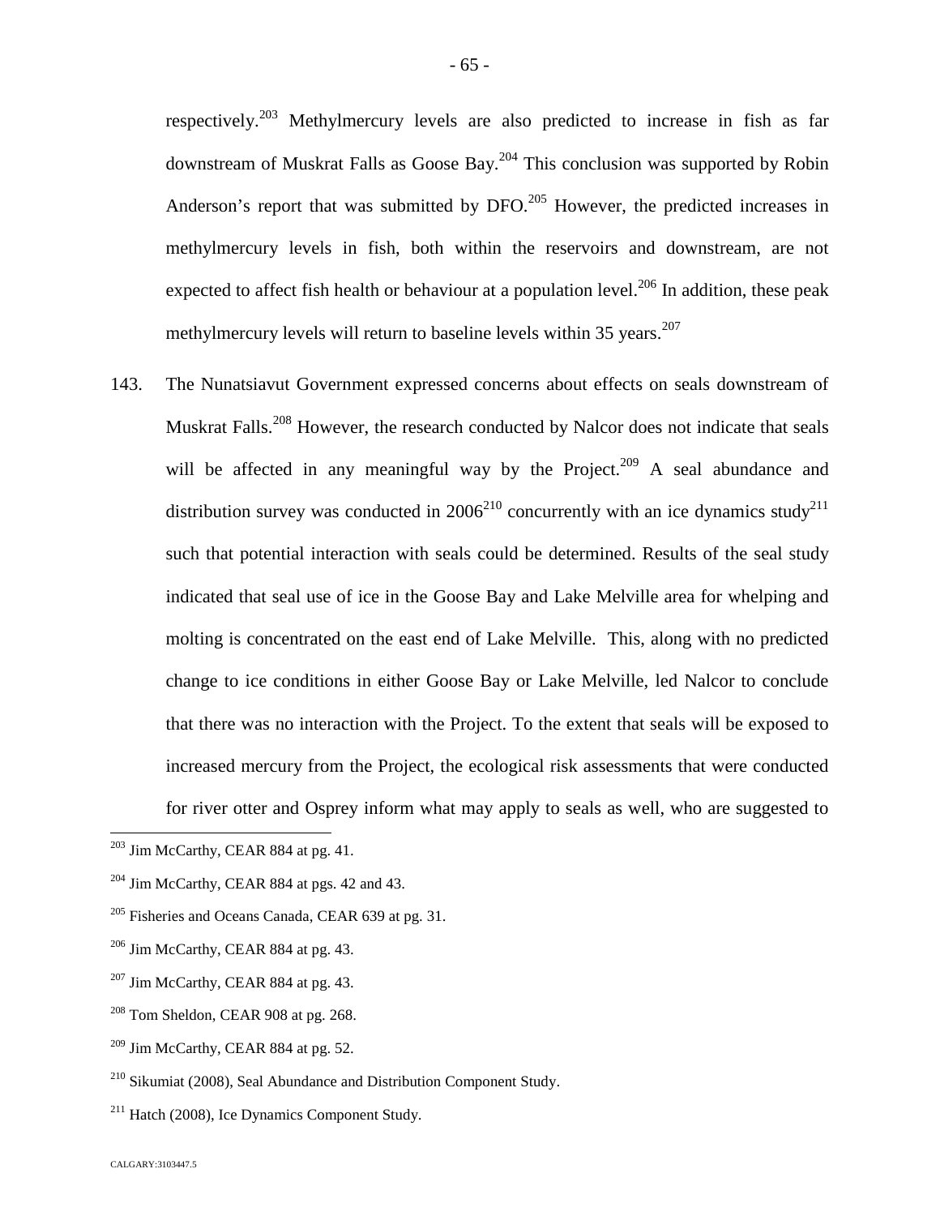respectively.[203] Methylmercury levels are also predicted to increase in fish as far downstream of Muskrat Falls as Goose Bay.[204] This conclusion was supported by Robin Anderson's report that was submitted by DFO.[205] However, the predicted increases in methylmercury levels in fish, both within the reservoirs and downstream, are not expected to affect fish health or behaviour at a population level.[206] In addition, these peak methylmercury levels will return to baseline levels within 35 years.[207]

143. The Nunatsiavut Government expressed concerns about effects on seals downstream of Muskrat Falls.[208] However, the research conducted by Nalcor does not indicate that seals will be affected in any meaningful way by the Project.[209] A seal abundance and distribution survey was conducted in 2006[210] concurrently with an ice dynamics study[211] such that potential interaction with seals could be determined. Results of the seal study indicated that seal use of ice in the Goose Bay and Lake Melville area for whelping and molting is concentrated on the east end of Lake Melville. This, along with no predicted change to ice conditions in either Goose Bay or Lake Melville, led Nalcor to conclude that there was no interaction with the Project. To the extent that seals will be exposed to increased mercury from the Project, the ecological risk assessments that were conducted for river otter and Osprey inform what may apply to seals as well, who are suggested to

---

[203] Jim McCarthy, CEAR 884 at pg. 41.

[204] Jim McCarthy, CEAR 884 at pgs. 42 and 43.

[205] Fisheries and Oceans Canada, CEAR 639 at pg. 31.

[206] Jim McCarthy, CEAR 884 at pg. 43.

[207] Jim McCarthy, CEAR 884 at pg. 43.

[208] Tom Sheldon, CEAR 908 at pg. 268.

[209] Jim McCarthy, CEAR 884 at pg. 52.

[210] Sikumiat (2008), Seal Abundance and Distribution Component Study.

[211] Hatch (2008), Ice Dynamics Component Study.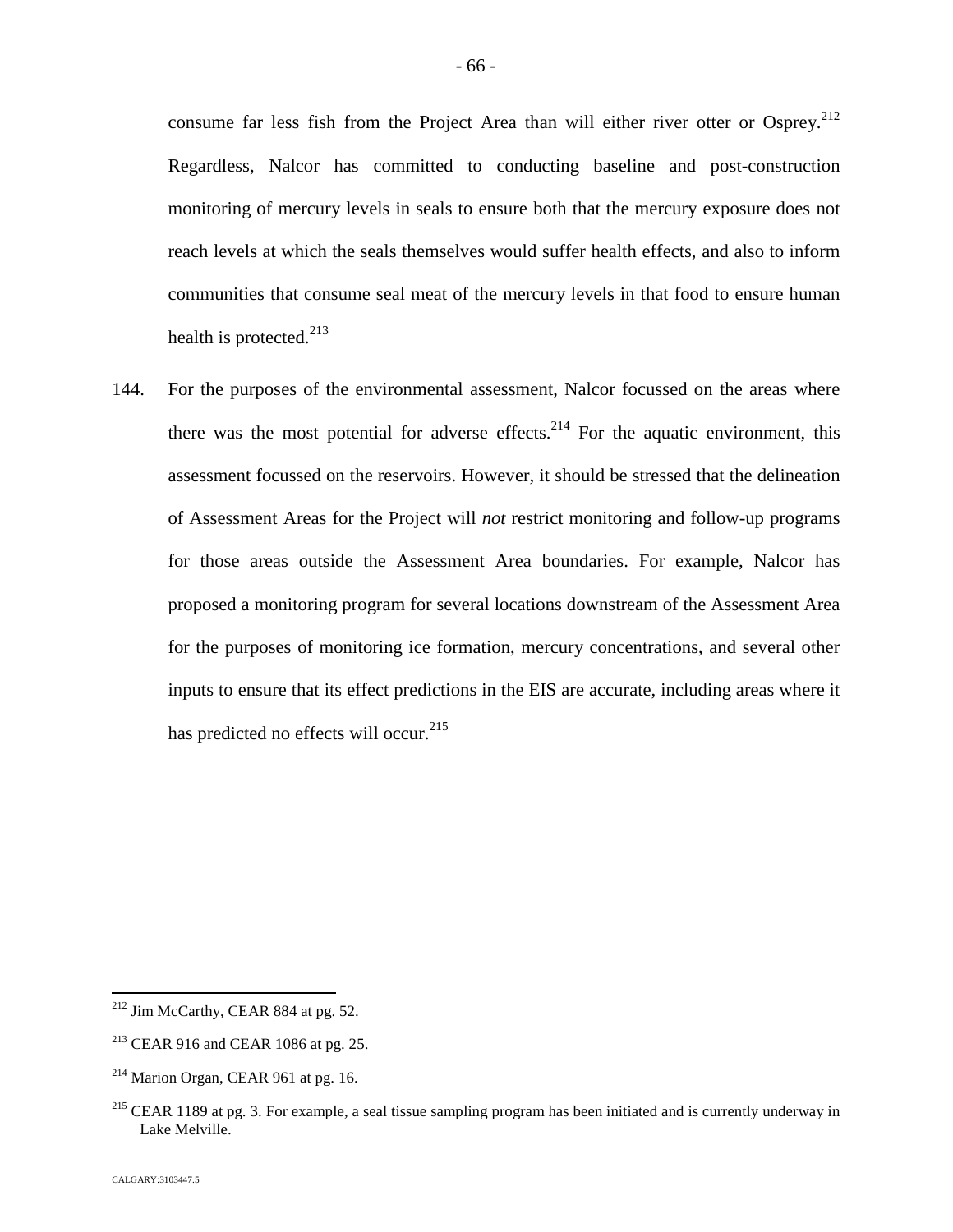consume far less fish from the Project Area than will either river otter or Osprey.[212] Regardless, Nalcor has committed to conducting baseline and post-construction monitoring of mercury levels in seals to ensure both that the mercury exposure does not reach levels at which the seals themselves would suffer health effects, and also to inform communities that consume seal meat of the mercury levels in that food to ensure human health is protected.[213]

144. For the purposes of the environmental assessment, Nalcor focussed on the areas where there was the most potential for adverse effects.[214] For the aquatic environment, this assessment focussed on the reservoirs. However, it should be stressed that the delineation of Assessment Areas for the Project will *not* restrict monitoring and follow-up programs for those areas outside the Assessment Area boundaries. For example, Nalcor has proposed a monitoring program for several locations downstream of the Assessment Area for the purposes of monitoring ice formation, mercury concentrations, and several other inputs to ensure that its effect predictions in the EIS are accurate, including areas where it has predicted no effects will occur.[215]

---

[212] Jim McCarthy, CEAR 884 at pg. 52.

[213] CEAR 916 and CEAR 1086 at pg. 25.

[214] Marion Organ, CEAR 961 at pg. 16.

[215] CEAR 1189 at pg. 3. For example, a seal tissue sampling program has been initiated and is currently underway in Lake Melville.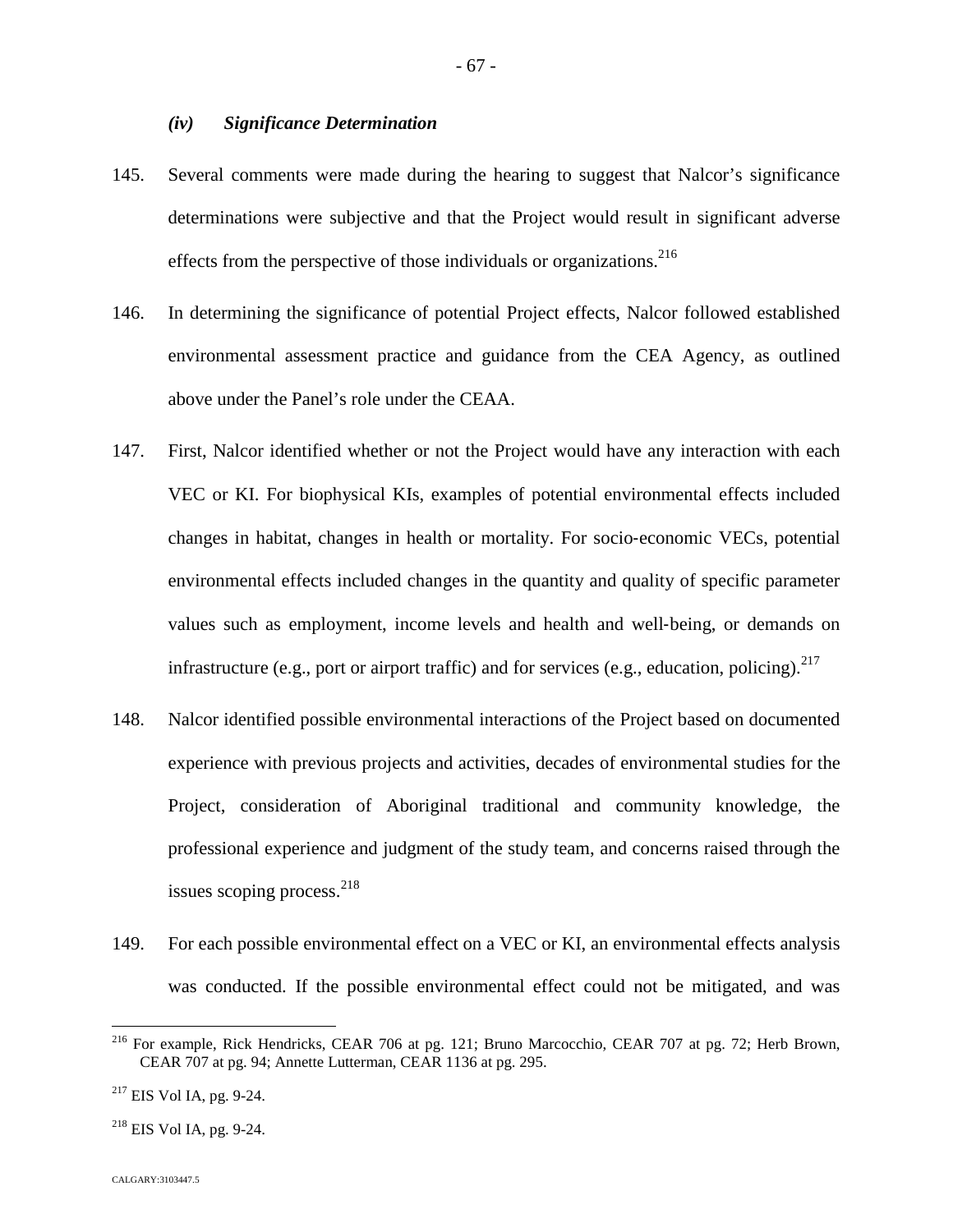### *(iv) Significance Determination*

145. Several comments were made during the hearing to suggest that Nalcor's significance determinations were subjective and that the Project would result in significant adverse effects from the perspective of those individuals or organizations.[216]

146. In determining the significance of potential Project effects, Nalcor followed established environmental assessment practice and guidance from the CEA Agency, as outlined above under the Panel's role under the CEAA.

147. First, Nalcor identified whether or not the Project would have any interaction with each VEC or KI. For biophysical KIs, examples of potential environmental effects included changes in habitat, changes in health or mortality. For socio-economic VECs, potential environmental effects included changes in the quantity and quality of specific parameter values such as employment, income levels and health and well-being, or demands on infrastructure (e.g., port or airport traffic) and for services (e.g., education, policing).[217]

148. Nalcor identified possible environmental interactions of the Project based on documented experience with previous projects and activities, decades of environmental studies for the Project, consideration of Aboriginal traditional and community knowledge, the professional experience and judgment of the study team, and concerns raised through the issues scoping process.[218]

149. For each possible environmental effect on a VEC or KI, an environmental effects analysis was conducted. If the possible environmental effect could not be mitigated, and was

---

[216] For example, Rick Hendricks, CEAR 706 at pg. 121; Bruno Marcocchio, CEAR 707 at pg. 72; Herb Brown, CEAR 707 at pg. 94; Annette Lutterman, CEAR 1136 at pg. 295.

[217] EIS Vol IA, pg. 9-24.

[218] EIS Vol IA, pg. 9-24.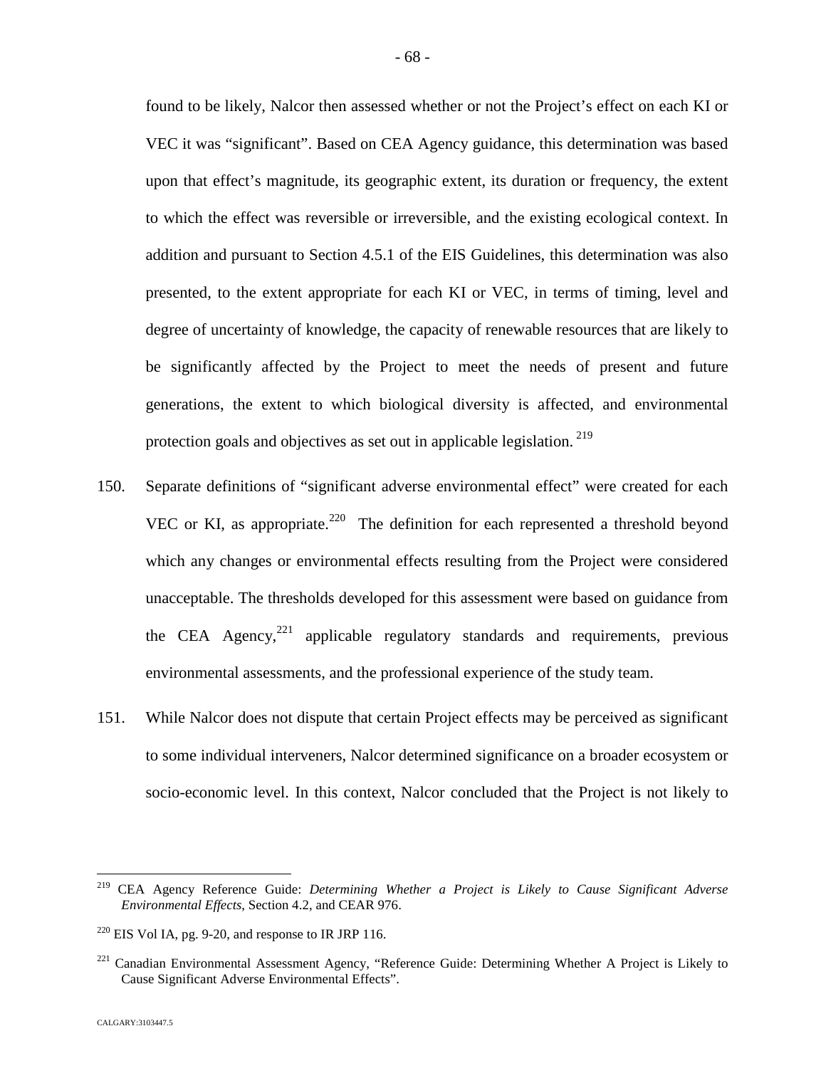found to be likely, Nalcor then assessed whether or not the Project's effect on each KI or VEC it was "significant". Based on CEA Agency guidance, this determination was based upon that effect's magnitude, its geographic extent, its duration or frequency, the extent to which the effect was reversible or irreversible, and the existing ecological context. In addition and pursuant to Section 4.5.1 of the EIS Guidelines, this determination was also presented, to the extent appropriate for each KI or VEC, in terms of timing, level and degree of uncertainty of knowledge, the capacity of renewable resources that are likely to be significantly affected by the Project to meet the needs of present and future generations, the extent to which biological diversity is affected, and environmental protection goals and objectives as set out in applicable legislation. [219]

150. Separate definitions of "significant adverse environmental effect" were created for each VEC or KI, as appropriate.[220] The definition for each represented a threshold beyond which any changes or environmental effects resulting from the Project were considered unacceptable. The thresholds developed for this assessment were based on guidance from the CEA Agency,[221] applicable regulatory standards and requirements, previous environmental assessments, and the professional experience of the study team.

151. While Nalcor does not dispute that certain Project effects may be perceived as significant to some individual interveners, Nalcor determined significance on a broader ecosystem or socio-economic level. In this context, Nalcor concluded that the Project is not likely to

---

[219] CEA Agency Reference Guide: *Determining Whether a Project is Likely to Cause Significant Adverse Environmental Effects*, Section 4.2, and CEAR 976.

[220] EIS Vol IA, pg. 9-20, and response to IR JRP 116.

[221] Canadian Environmental Assessment Agency, "Reference Guide: Determining Whether A Project is Likely to Cause Significant Adverse Environmental Effects".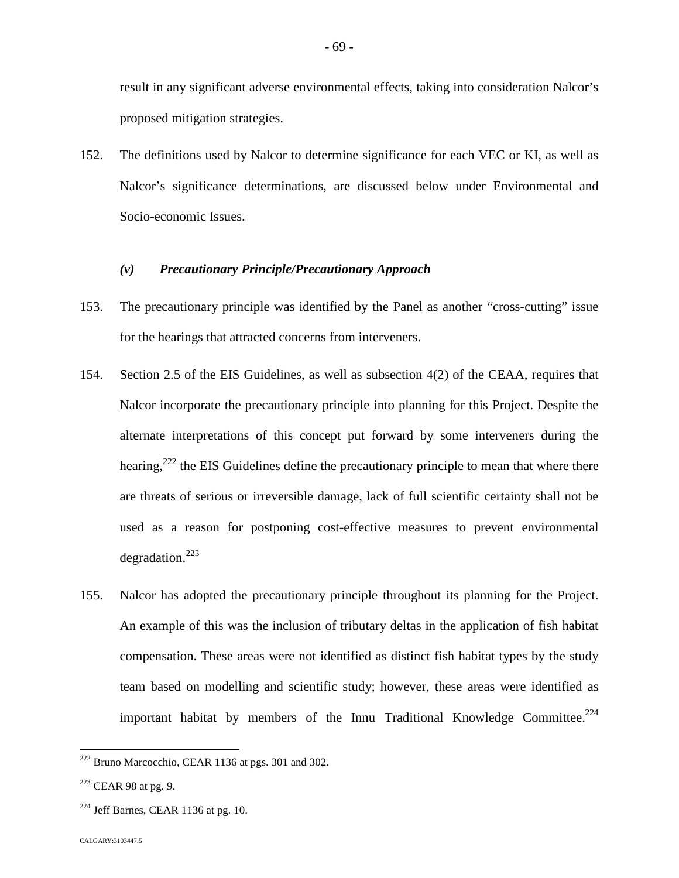result in any significant adverse environmental effects, taking into consideration Nalcor's proposed mitigation strategies.

152. The definitions used by Nalcor to determine significance for each VEC or KI, as well as Nalcor's significance determinations, are discussed below under Environmental and Socio-economic Issues.

### *(v) Precautionary Principle/Precautionary Approach*

153. The precautionary principle was identified by the Panel as another "cross-cutting" issue for the hearings that attracted concerns from interveners.

154. Section 2.5 of the EIS Guidelines, as well as subsection 4(2) of the CEAA, requires that Nalcor incorporate the precautionary principle into planning for this Project. Despite the alternate interpretations of this concept put forward by some interveners during the hearing,[222] the EIS Guidelines define the precautionary principle to mean that where there are threats of serious or irreversible damage, lack of full scientific certainty shall not be used as a reason for postponing cost-effective measures to prevent environmental degradation.[223]

155. Nalcor has adopted the precautionary principle throughout its planning for the Project. An example of this was the inclusion of tributary deltas in the application of fish habitat compensation. These areas were not identified as distinct fish habitat types by the study team based on modelling and scientific study; however, these areas were identified as important habitat by members of the Innu Traditional Knowledge Committee.[224]

---

[222] Bruno Marcocchio, CEAR 1136 at pgs. 301 and 302.

[223] CEAR 98 at pg. 9.

[224] Jeff Barnes, CEAR 1136 at pg. 10.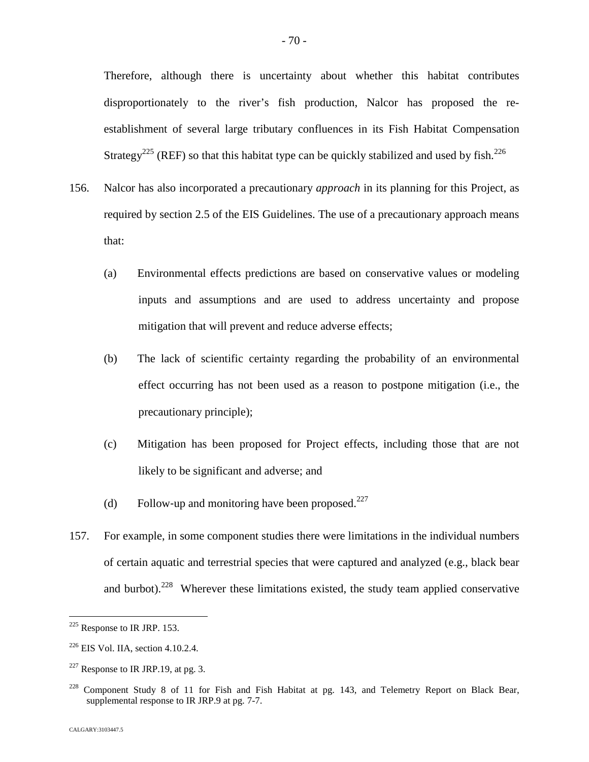Therefore, although there is uncertainty about whether this habitat contributes disproportionately to the river's fish production, Nalcor has proposed the re-establishment of several large tributary confluences in its Fish Habitat Compensation Strategy[225] (REF) so that this habitat type can be quickly stabilized and used by fish.[226]

156. Nalcor has also incorporated a precautionary *approach* in its planning for this Project, as required by section 2.5 of the EIS Guidelines. The use of a precautionary approach means that:

   (a) Environmental effects predictions are based on conservative values or modeling inputs and assumptions and are used to address uncertainty and propose mitigation that will prevent and reduce adverse effects;

   (b) The lack of scientific certainty regarding the probability of an environmental effect occurring has not been used as a reason to postpone mitigation (i.e., the precautionary principle);

   (c) Mitigation has been proposed for Project effects, including those that are not likely to be significant and adverse; and

   (d) Follow-up and monitoring have been proposed.[227]

157. For example, in some component studies there were limitations in the individual numbers of certain aquatic and terrestrial species that were captured and analyzed (e.g., black bear and burbot).[228] Wherever these limitations existed, the study team applied conservative

---

[225] Response to IR JRP. 153.

[226] EIS Vol. IIA, section 4.10.2.4.

[227] Response to IR JRP.19, at pg. 3.

[228] Component Study 8 of 11 for Fish and Fish Habitat at pg. 143, and Telemetry Report on Black Bear, supplemental response to IR JRP.9 at pg. 7-7.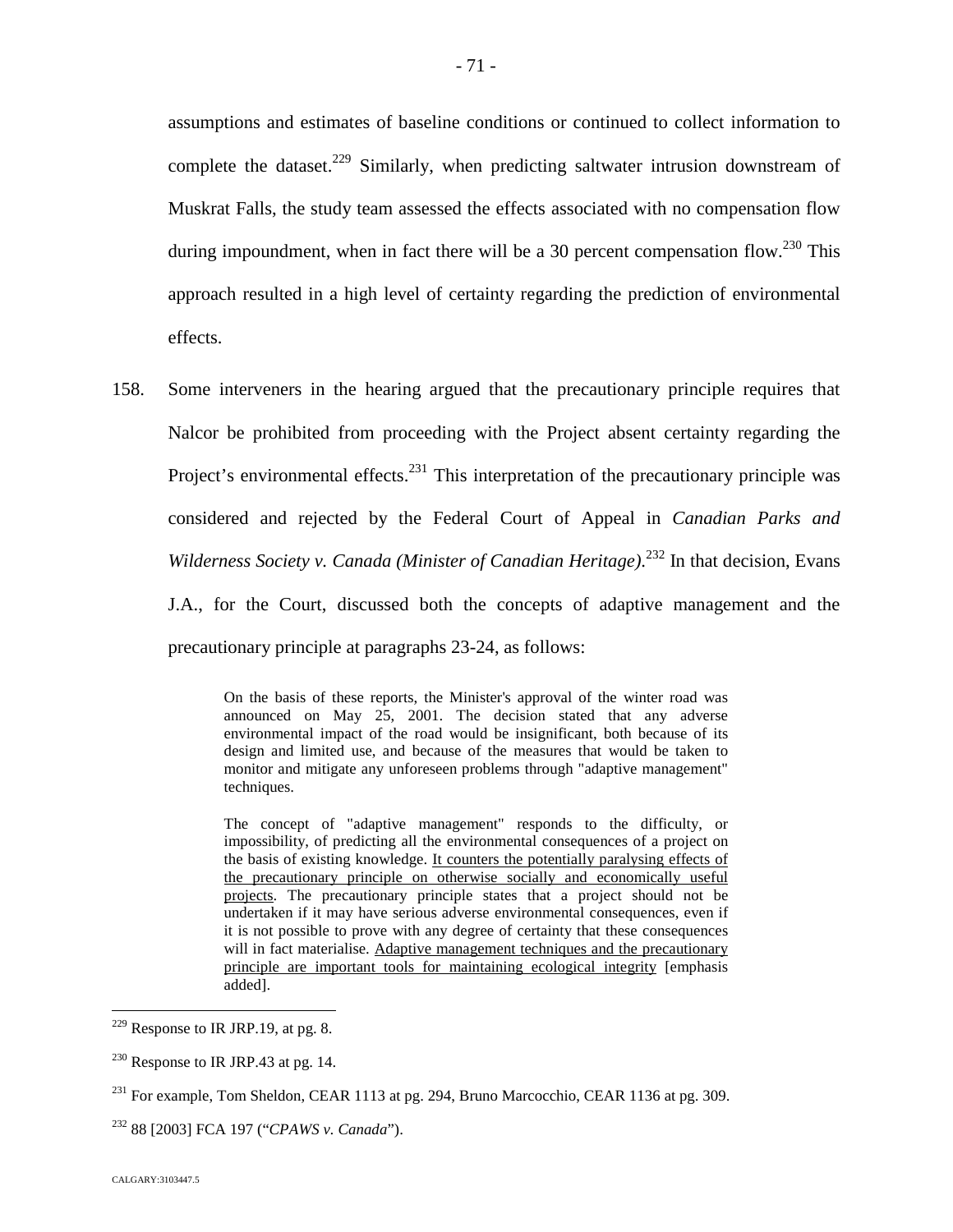assumptions and estimates of baseline conditions or continued to collect information to complete the dataset.[229] Similarly, when predicting saltwater intrusion downstream of Muskrat Falls, the study team assessed the effects associated with no compensation flow during impoundment, when in fact there will be a 30 percent compensation flow.[230] This approach resulted in a high level of certainty regarding the prediction of environmental effects.

158. Some interveners in the hearing argued that the precautionary principle requires that Nalcor be prohibited from proceeding with the Project absent certainty regarding the Project's environmental effects.[231] This interpretation of the precautionary principle was considered and rejected by the Federal Court of Appeal in *Canadian Parks and Wilderness Society v. Canada (Minister of Canadian Heritage)*.[232] In that decision, Evans J.A., for the Court, discussed both the concepts of adaptive management and the precautionary principle at paragraphs 23-24, as follows:

> On the basis of these reports, the Minister's approval of the winter road was announced on May 25, 2001. The decision stated that any adverse environmental impact of the road would be insignificant, both because of its design and limited use, and because of the measures that would be taken to monitor and mitigate any unforeseen problems through "adaptive management" techniques.
>
> The concept of "adaptive management" responds to the difficulty, or impossibility, of predicting all the environmental consequences of a project on the basis of existing knowledge. <u>It counters the potentially paralysing effects of the precautionary principle on otherwise socially and economically useful projects</u>. The precautionary principle states that a project should not be undertaken if it may have serious adverse environmental consequences, even if it is not possible to prove with any degree of certainty that these consequences will in fact materialise. <u>Adaptive management techniques and the precautionary principle are important tools for maintaining ecological integrity</u> [emphasis added].

---

[229] Response to IR JRP.19, at pg. 8.

[230] Response to IR JRP.43 at pg. 14.

[231] For example, Tom Sheldon, CEAR 1113 at pg. 294, Bruno Marcocchio, CEAR 1136 at pg. 309.

[232] 88 [2003] FCA 197 ("*CPAWS v. Canada*").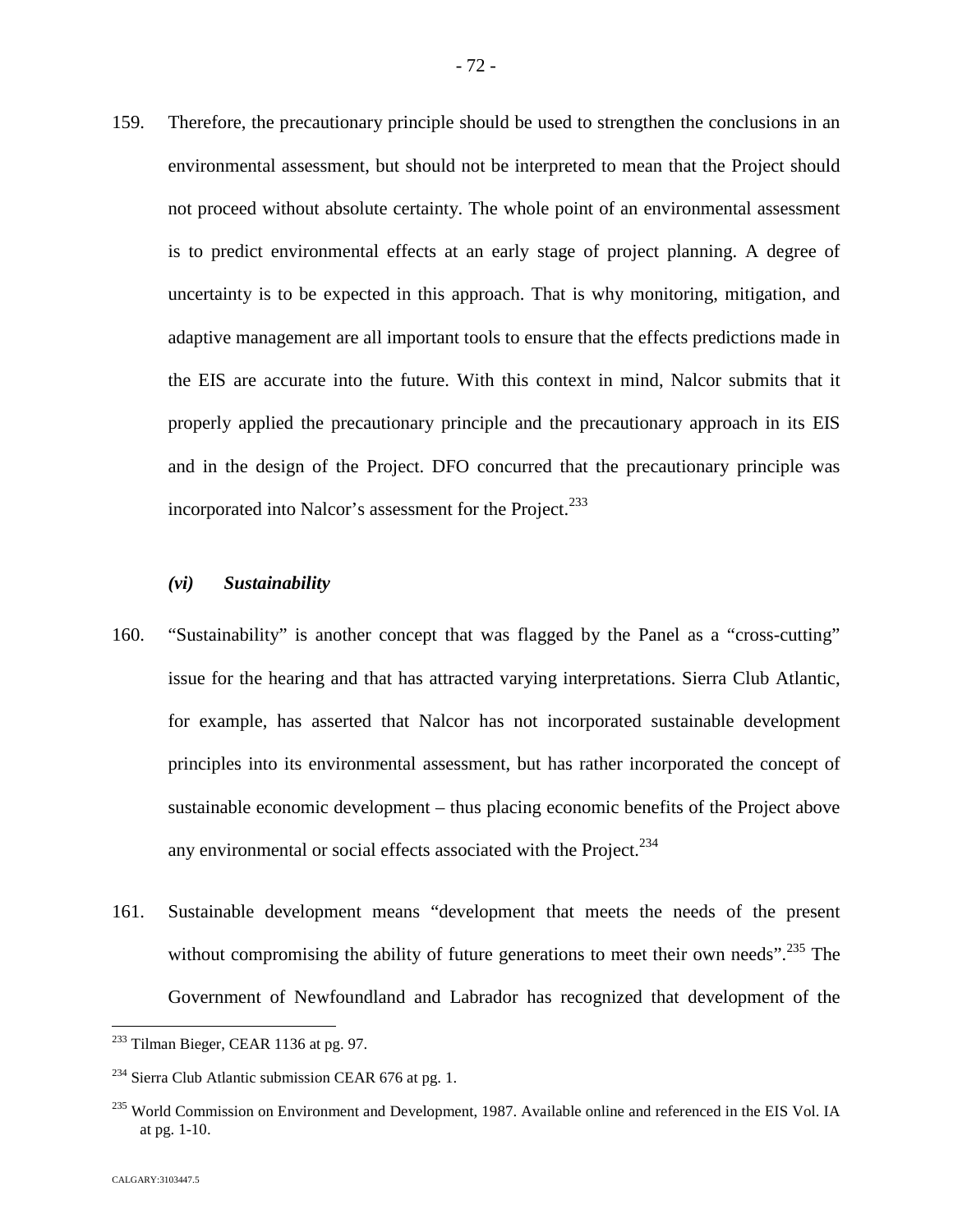159. Therefore, the precautionary principle should be used to strengthen the conclusions in an environmental assessment, but should not be interpreted to mean that the Project should not proceed without absolute certainty. The whole point of an environmental assessment is to predict environmental effects at an early stage of project planning. A degree of uncertainty is to be expected in this approach. That is why monitoring, mitigation, and adaptive management are all important tools to ensure that the effects predictions made in the EIS are accurate into the future. With this context in mind, Nalcor submits that it properly applied the precautionary principle and the precautionary approach in its EIS and in the design of the Project. DFO concurred that the precautionary principle was incorporated into Nalcor's assessment for the Project.[233]

### *(vi) Sustainability*

160. "Sustainability" is another concept that was flagged by the Panel as a "cross-cutting" issue for the hearing and that has attracted varying interpretations. Sierra Club Atlantic, for example, has asserted that Nalcor has not incorporated sustainable development principles into its environmental assessment, but has rather incorporated the concept of sustainable economic development – thus placing economic benefits of the Project above any environmental or social effects associated with the Project.[234]

161. Sustainable development means "development that meets the needs of the present without compromising the ability of future generations to meet their own needs".[235] The Government of Newfoundland and Labrador has recognized that development of the

---

[233] Tilman Bieger, CEAR 1136 at pg. 97.

[234] Sierra Club Atlantic submission CEAR 676 at pg. 1.

[235] World Commission on Environment and Development, 1987. Available online and referenced in the EIS Vol. IA at pg. 1-10.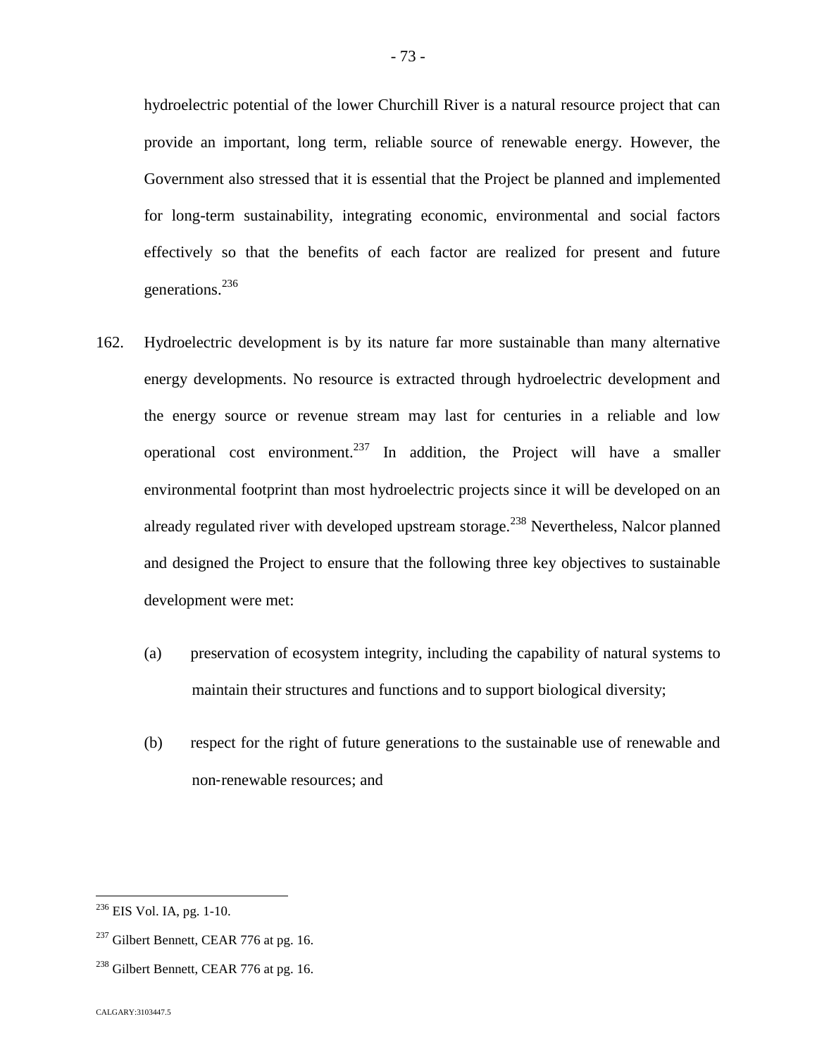hydroelectric potential of the lower Churchill River is a natural resource project that can provide an important, long term, reliable source of renewable energy. However, the Government also stressed that it is essential that the Project be planned and implemented for long-term sustainability, integrating economic, environmental and social factors effectively so that the benefits of each factor are realized for present and future generations.[236]

162. Hydroelectric development is by its nature far more sustainable than many alternative energy developments. No resource is extracted through hydroelectric development and the energy source or revenue stream may last for centuries in a reliable and low operational cost environment.[237] In addition, the Project will have a smaller environmental footprint than most hydroelectric projects since it will be developed on an already regulated river with developed upstream storage.[238] Nevertheless, Nalcor planned and designed the Project to ensure that the following three key objectives to sustainable development were met:

(a) preservation of ecosystem integrity, including the capability of natural systems to maintain their structures and functions and to support biological diversity;

(b) respect for the right of future generations to the sustainable use of renewable and non-renewable resources; and

---

[236] EIS Vol. IA, pg. 1-10.

[237] Gilbert Bennett, CEAR 776 at pg. 16.

[238] Gilbert Bennett, CEAR 776 at pg. 16.

CALGARY:3103447.5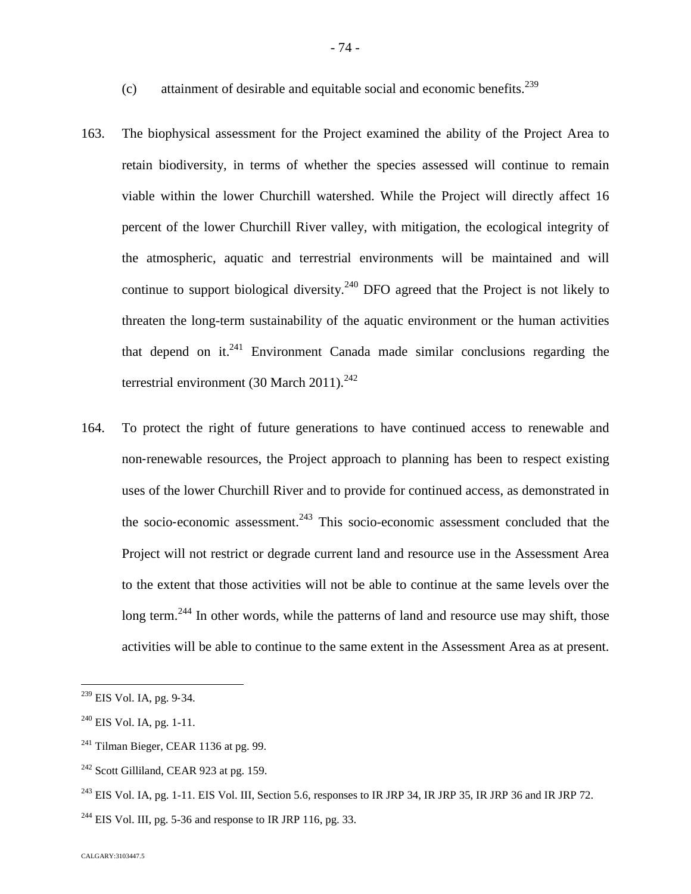(c) attainment of desirable and equitable social and economic benefits.[239]

163. The biophysical assessment for the Project examined the ability of the Project Area to retain biodiversity, in terms of whether the species assessed will continue to remain viable within the lower Churchill watershed. While the Project will directly affect 16 percent of the lower Churchill River valley, with mitigation, the ecological integrity of the atmospheric, aquatic and terrestrial environments will be maintained and will continue to support biological diversity.[240] DFO agreed that the Project is not likely to threaten the long-term sustainability of the aquatic environment or the human activities that depend on it.[241] Environment Canada made similar conclusions regarding the terrestrial environment (30 March 2011).[242]

164. To protect the right of future generations to have continued access to renewable and non-renewable resources, the Project approach to planning has been to respect existing uses of the lower Churchill River and to provide for continued access, as demonstrated in the socio-economic assessment.[243] This socio-economic assessment concluded that the Project will not restrict or degrade current land and resource use in the Assessment Area to the extent that those activities will not be able to continue at the same levels over the long term.[244] In other words, while the patterns of land and resource use may shift, those activities will be able to continue to the same extent in the Assessment Area as at present.

---

[239] EIS Vol. IA, pg. 9-34.

[240] EIS Vol. IA, pg. 1-11.

[241] Tilman Bieger, CEAR 1136 at pg. 99.

[242] Scott Gilliland, CEAR 923 at pg. 159.

[243] EIS Vol. IA, pg. 1-11. EIS Vol. III, Section 5.6, responses to IR JRP 34, IR JRP 35, IR JRP 36 and IR JRP 72.

[244] EIS Vol. III, pg. 5-36 and response to IR JRP 116, pg. 33.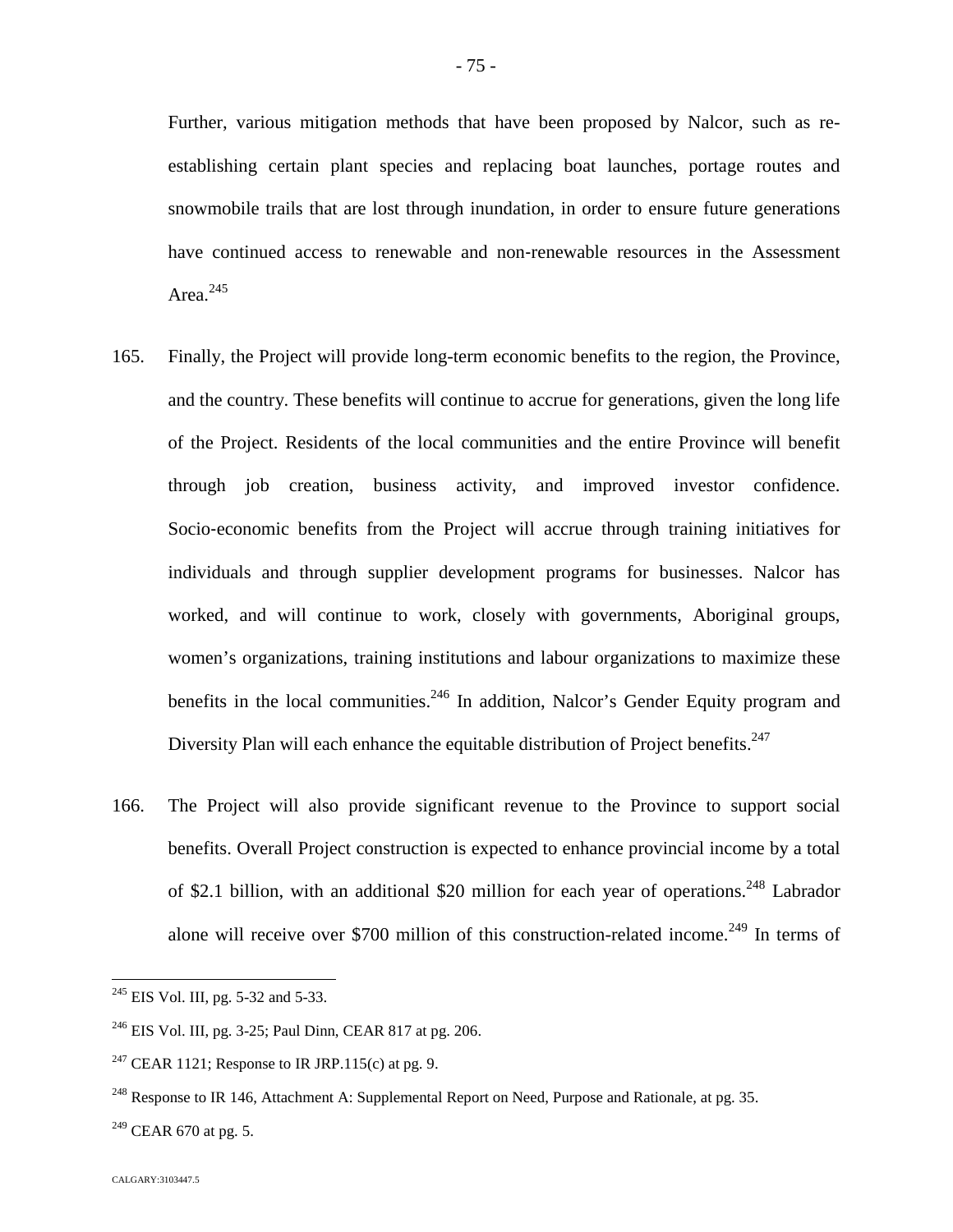Further, various mitigation methods that have been proposed by Nalcor, such as re-establishing certain plant species and replacing boat launches, portage routes and snowmobile trails that are lost through inundation, in order to ensure future generations have continued access to renewable and non-renewable resources in the Assessment Area.[245]

165. Finally, the Project will provide long-term economic benefits to the region, the Province, and the country. These benefits will continue to accrue for generations, given the long life of the Project. Residents of the local communities and the entire Province will benefit through job creation, business activity, and improved investor confidence. Socio-economic benefits from the Project will accrue through training initiatives for individuals and through supplier development programs for businesses. Nalcor has worked, and will continue to work, closely with governments, Aboriginal groups, women's organizations, training institutions and labour organizations to maximize these benefits in the local communities.[246] In addition, Nalcor's Gender Equity program and Diversity Plan will each enhance the equitable distribution of Project benefits.[247]

166. The Project will also provide significant revenue to the Province to support social benefits. Overall Project construction is expected to enhance provincial income by a total of $2.1 billion, with an additional $20 million for each year of operations.[248] Labrador alone will receive over $700 million of this construction-related income.[249] In terms of

---

[245] EIS Vol. III, pg. 5-32 and 5-33.

[246] EIS Vol. III, pg. 3-25; Paul Dinn, CEAR 817 at pg. 206.

[247] CEAR 1121; Response to IR JRP.115(c) at pg. 9.

[248] Response to IR 146, Attachment A: Supplemental Report on Need, Purpose and Rationale, at pg. 35.

[249] CEAR 670 at pg. 5.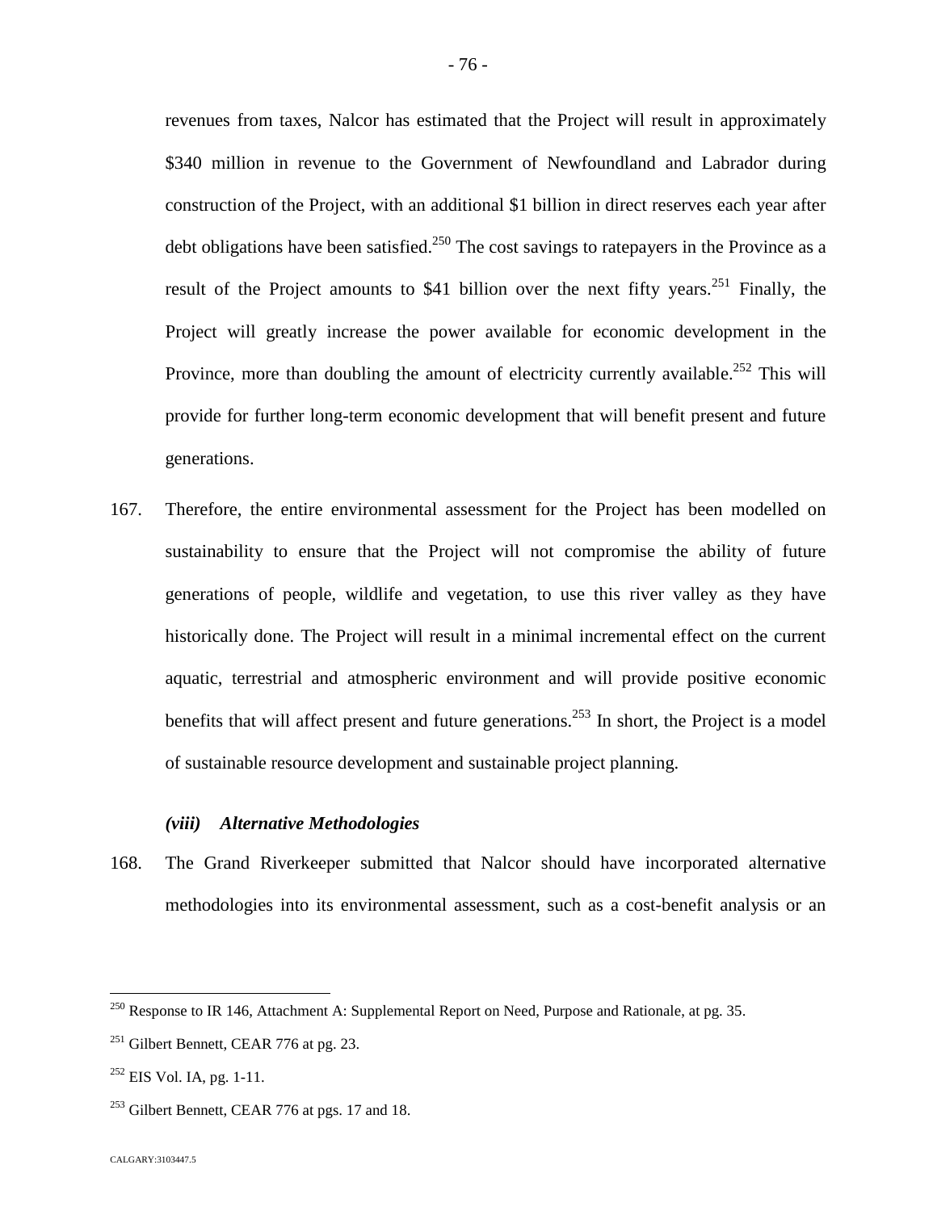revenues from taxes, Nalcor has estimated that the Project will result in approximately $340 million in revenue to the Government of Newfoundland and Labrador during construction of the Project, with an additional $1 billion in direct reserves each year after debt obligations have been satisfied.[250] The cost savings to ratepayers in the Province as a result of the Project amounts to $41 billion over the next fifty years.[251] Finally, the Project will greatly increase the power available for economic development in the Province, more than doubling the amount of electricity currently available.[252] This will provide for further long-term economic development that will benefit present and future generations.

167. Therefore, the entire environmental assessment for the Project has been modelled on sustainability to ensure that the Project will not compromise the ability of future generations of people, wildlife and vegetation, to use this river valley as they have historically done. The Project will result in a minimal incremental effect on the current aquatic, terrestrial and atmospheric environment and will provide positive economic benefits that will affect present and future generations.[253] In short, the Project is a model of sustainable resource development and sustainable project planning.

### *(viii) Alternative Methodologies*

168. The Grand Riverkeeper submitted that Nalcor should have incorporated alternative methodologies into its environmental assessment, such as a cost-benefit analysis or an

---

[250] Response to IR 146, Attachment A: Supplemental Report on Need, Purpose and Rationale, at pg. 35.

[251] Gilbert Bennett, CEAR 776 at pg. 23.

[252] EIS Vol. IA, pg. 1-11.

[253] Gilbert Bennett, CEAR 776 at pgs. 17 and 18.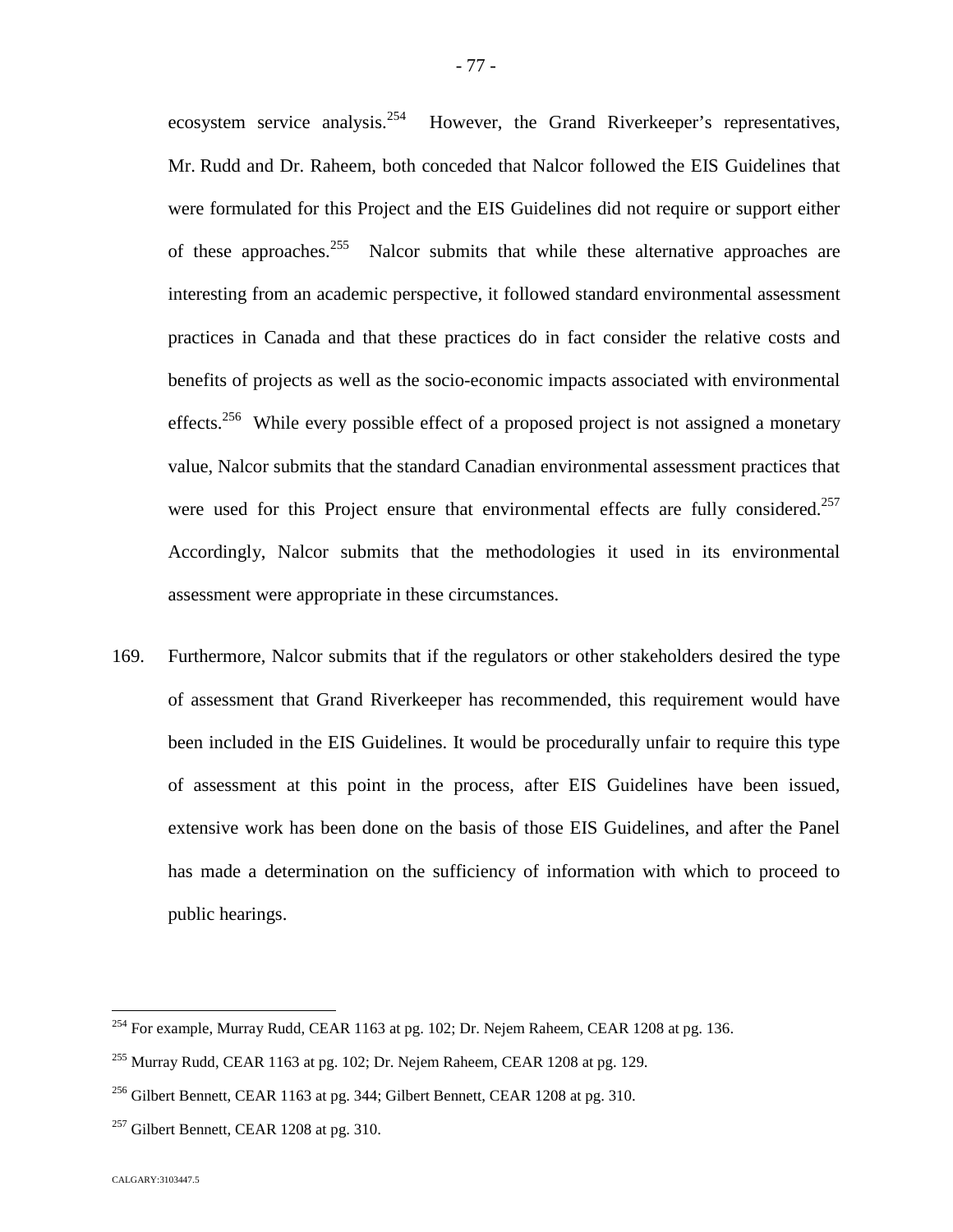ecosystem service analysis.[254] However, the Grand Riverkeeper's representatives, Mr. Rudd and Dr. Raheem, both conceded that Nalcor followed the EIS Guidelines that were formulated for this Project and the EIS Guidelines did not require or support either of these approaches.[255] Nalcor submits that while these alternative approaches are interesting from an academic perspective, it followed standard environmental assessment practices in Canada and that these practices do in fact consider the relative costs and benefits of projects as well as the socio-economic impacts associated with environmental effects.[256] While every possible effect of a proposed project is not assigned a monetary value, Nalcor submits that the standard Canadian environmental assessment practices that were used for this Project ensure that environmental effects are fully considered.[257] Accordingly, Nalcor submits that the methodologies it used in its environmental assessment were appropriate in these circumstances.

169. Furthermore, Nalcor submits that if the regulators or other stakeholders desired the type of assessment that Grand Riverkeeper has recommended, this requirement would have been included in the EIS Guidelines. It would be procedurally unfair to require this type of assessment at this point in the process, after EIS Guidelines have been issued, extensive work has been done on the basis of those EIS Guidelines, and after the Panel has made a determination on the sufficiency of information with which to proceed to public hearings.

---

[254] For example, Murray Rudd, CEAR 1163 at pg. 102; Dr. Nejem Raheem, CEAR 1208 at pg. 136.

[255] Murray Rudd, CEAR 1163 at pg. 102; Dr. Nejem Raheem, CEAR 1208 at pg. 129.

[256] Gilbert Bennett, CEAR 1163 at pg. 344; Gilbert Bennett, CEAR 1208 at pg. 310.

[257] Gilbert Bennett, CEAR 1208 at pg. 310.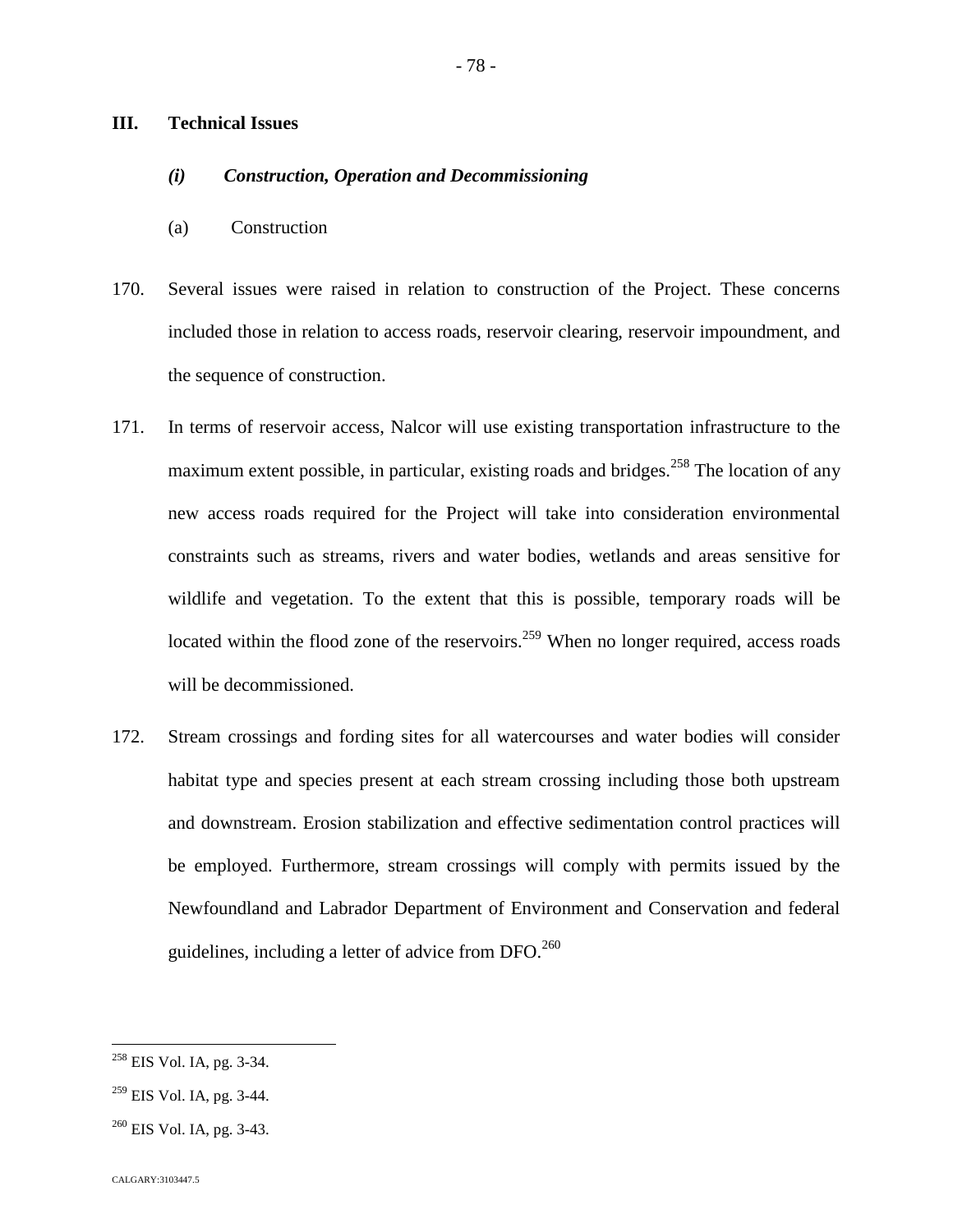## III. Technical Issues

### *(i) Construction, Operation and Decommissioning*

(a) Construction

170. Several issues were raised in relation to construction of the Project. These concerns included those in relation to access roads, reservoir clearing, reservoir impoundment, and the sequence of construction.

171. In terms of reservoir access, Nalcor will use existing transportation infrastructure to the maximum extent possible, in particular, existing roads and bridges.[258] The location of any new access roads required for the Project will take into consideration environmental constraints such as streams, rivers and water bodies, wetlands and areas sensitive for wildlife and vegetation. To the extent that this is possible, temporary roads will be located within the flood zone of the reservoirs.[259] When no longer required, access roads will be decommissioned.

172. Stream crossings and fording sites for all watercourses and water bodies will consider habitat type and species present at each stream crossing including those both upstream and downstream. Erosion stabilization and effective sedimentation control practices will be employed. Furthermore, stream crossings will comply with permits issued by the Newfoundland and Labrador Department of Environment and Conservation and federal guidelines, including a letter of advice from DFO.[260]

---

[258] EIS Vol. IA, pg. 3-34.

[259] EIS Vol. IA, pg. 3-44.

[260] EIS Vol. IA, pg. 3-43.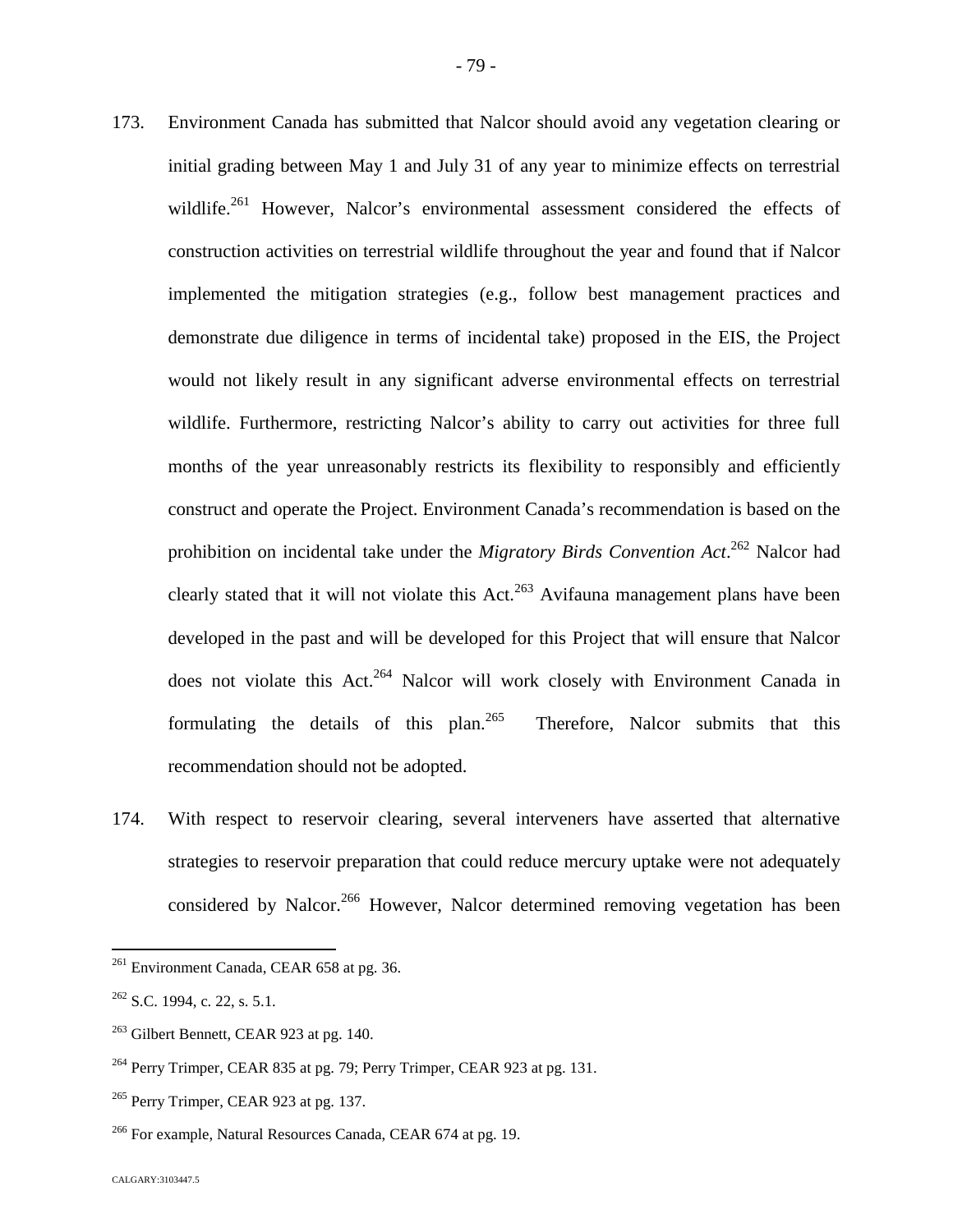173. Environment Canada has submitted that Nalcor should avoid any vegetation clearing or initial grading between May 1 and July 31 of any year to minimize effects on terrestrial wildlife.[261] However, Nalcor's environmental assessment considered the effects of construction activities on terrestrial wildlife throughout the year and found that if Nalcor implemented the mitigation strategies (e.g., follow best management practices and demonstrate due diligence in terms of incidental take) proposed in the EIS, the Project would not likely result in any significant adverse environmental effects on terrestrial wildlife. Furthermore, restricting Nalcor's ability to carry out activities for three full months of the year unreasonably restricts its flexibility to responsibly and efficiently construct and operate the Project. Environment Canada's recommendation is based on the prohibition on incidental take under the *Migratory Birds Convention Act*.[262] Nalcor had clearly stated that it will not violate this Act.[263] Avifauna management plans have been developed in the past and will be developed for this Project that will ensure that Nalcor does not violate this Act.[264] Nalcor will work closely with Environment Canada in formulating the details of this plan.[265] Therefore, Nalcor submits that this recommendation should not be adopted.

174. With respect to reservoir clearing, several interveners have asserted that alternative strategies to reservoir preparation that could reduce mercury uptake were not adequately considered by Nalcor.[266] However, Nalcor determined removing vegetation has been

---

[261] Environment Canada, CEAR 658 at pg. 36.

[262] S.C. 1994, c. 22, s. 5.1.

[263] Gilbert Bennett, CEAR 923 at pg. 140.

[264] Perry Trimper, CEAR 835 at pg. 79; Perry Trimper, CEAR 923 at pg. 131.

[265] Perry Trimper, CEAR 923 at pg. 137.

[266] For example, Natural Resources Canada, CEAR 674 at pg. 19.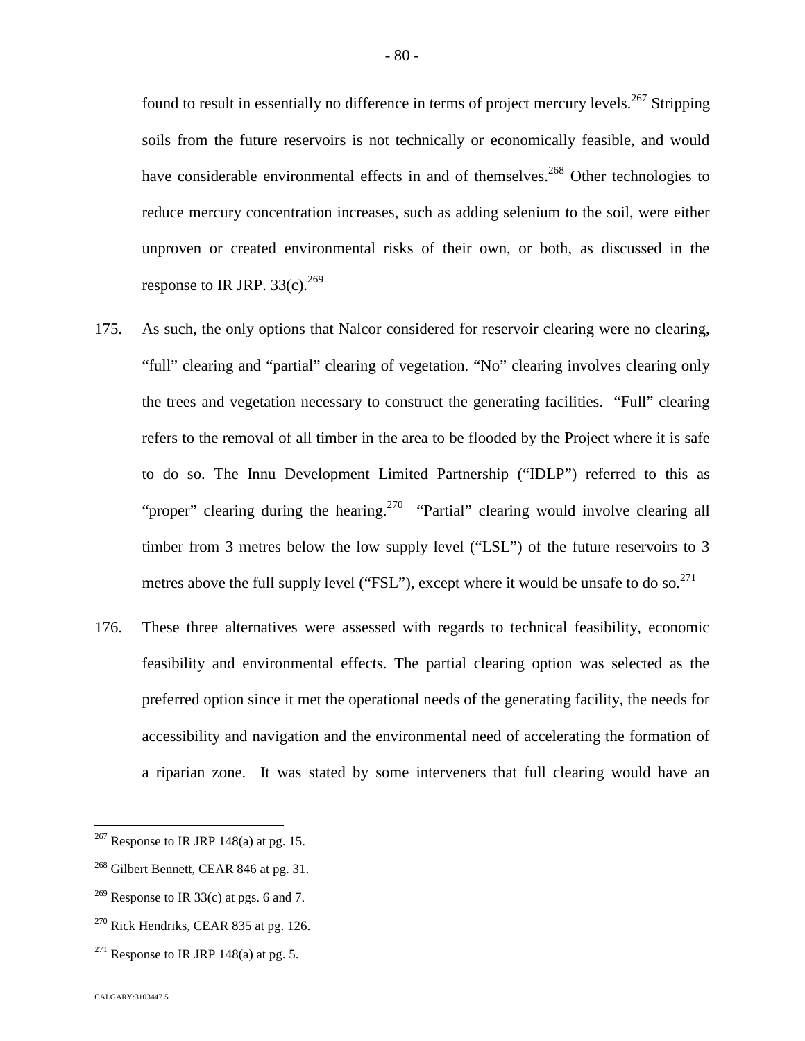found to result in essentially no difference in terms of project mercury levels.[267] Stripping soils from the future reservoirs is not technically or economically feasible, and would have considerable environmental effects in and of themselves.[268] Other technologies to reduce mercury concentration increases, such as adding selenium to the soil, were either unproven or created environmental risks of their own, or both, as discussed in the response to IR JRP. 33(c).[269]

175. As such, the only options that Nalcor considered for reservoir clearing were no clearing, "full" clearing and "partial" clearing of vegetation. "No" clearing involves clearing only the trees and vegetation necessary to construct the generating facilities. "Full" clearing refers to the removal of all timber in the area to be flooded by the Project where it is safe to do so. The Innu Development Limited Partnership ("IDLP") referred to this as "proper" clearing during the hearing.[270] "Partial" clearing would involve clearing all timber from 3 metres below the low supply level ("LSL") of the future reservoirs to 3 metres above the full supply level ("FSL"), except where it would be unsafe to do so.[271]

176. These three alternatives were assessed with regards to technical feasibility, economic feasibility and environmental effects. The partial clearing option was selected as the preferred option since it met the operational needs of the generating facility, the needs for accessibility and navigation and the environmental need of accelerating the formation of a riparian zone. It was stated by some interveners that full clearing would have an

---

[267] Response to IR JRP 148(a) at pg. 15.

[268] Gilbert Bennett, CEAR 846 at pg. 31.

[269] Response to IR 33(c) at pgs. 6 and 7.

[270] Rick Hendriks, CEAR 835 at pg. 126.

[271] Response to IR JRP 148(a) at pg. 5.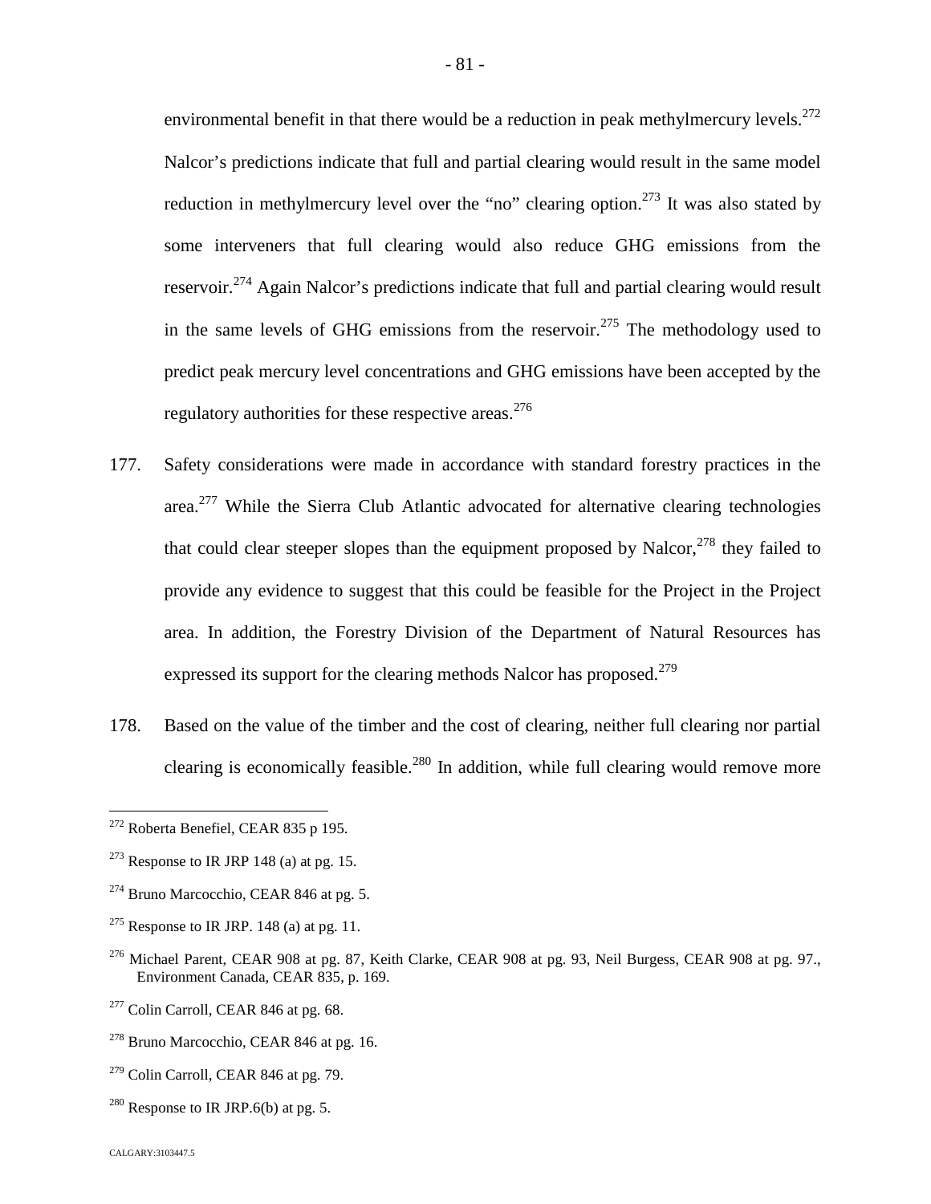environmental benefit in that there would be a reduction in peak methylmercury levels.[272] Nalcor's predictions indicate that full and partial clearing would result in the same model reduction in methylmercury level over the "no" clearing option.[273] It was also stated by some interveners that full clearing would also reduce GHG emissions from the reservoir.[274] Again Nalcor's predictions indicate that full and partial clearing would result in the same levels of GHG emissions from the reservoir.[275] The methodology used to predict peak mercury level concentrations and GHG emissions have been accepted by the regulatory authorities for these respective areas.[276]

177. Safety considerations were made in accordance with standard forestry practices in the area.[277] While the Sierra Club Atlantic advocated for alternative clearing technologies that could clear steeper slopes than the equipment proposed by Nalcor,[278] they failed to provide any evidence to suggest that this could be feasible for the Project in the Project area. In addition, the Forestry Division of the Department of Natural Resources has expressed its support for the clearing methods Nalcor has proposed.[279]

178. Based on the value of the timber and the cost of clearing, neither full clearing nor partial clearing is economically feasible.[280] In addition, while full clearing would remove more

---

[272] Roberta Benefiel, CEAR 835 p 195.

[273] Response to IR JRP 148 (a) at pg. 15.

[274] Bruno Marcocchio, CEAR 846 at pg. 5.

[275] Response to IR JRP. 148 (a) at pg. 11.

[276] Michael Parent, CEAR 908 at pg. 87, Keith Clarke, CEAR 908 at pg. 93, Neil Burgess, CEAR 908 at pg. 97., Environment Canada, CEAR 835, p. 169.

[277] Colin Carroll, CEAR 846 at pg. 68.

[278] Bruno Marcocchio, CEAR 846 at pg. 16.

[279] Colin Carroll, CEAR 846 at pg. 79.

[280] Response to IR JRP.6(b) at pg. 5.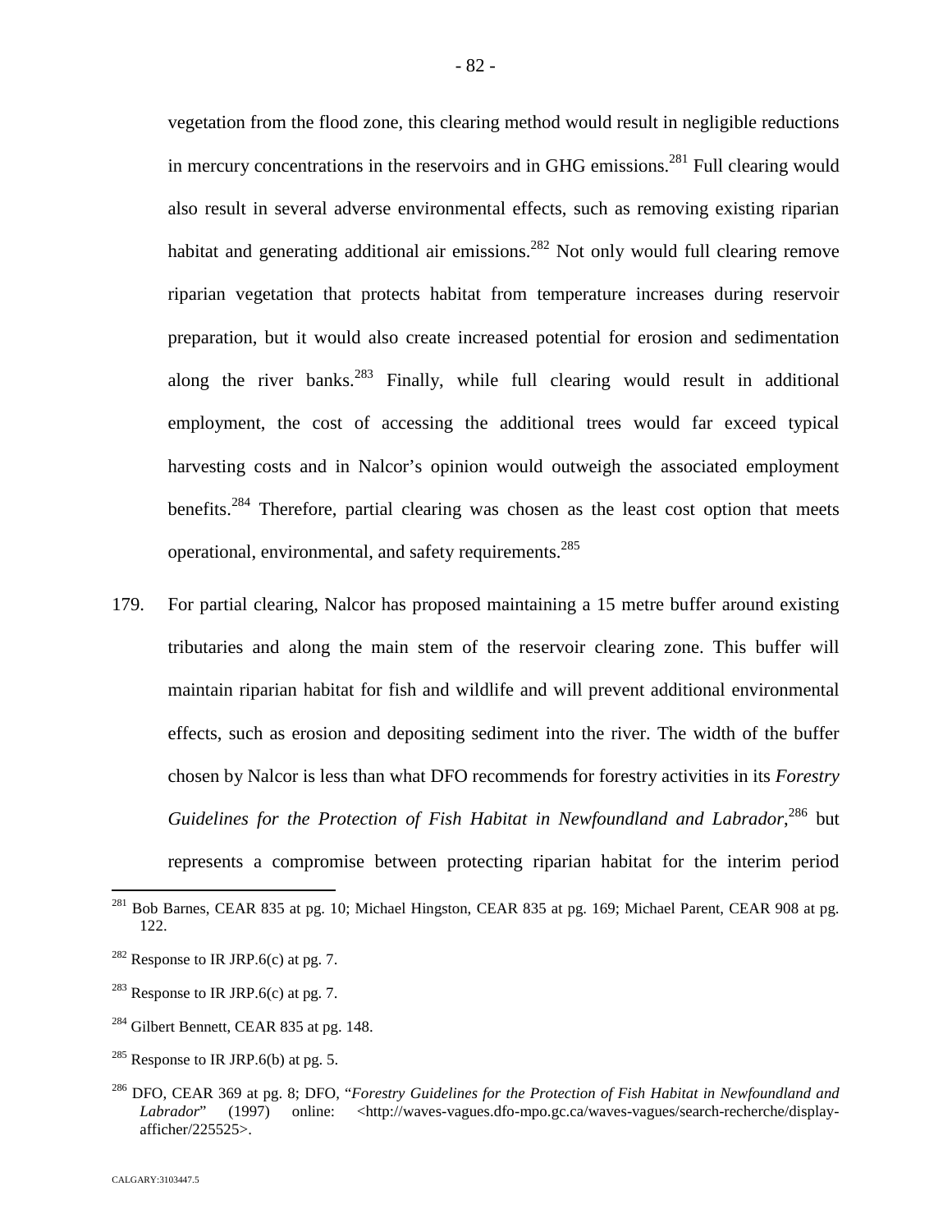vegetation from the flood zone, this clearing method would result in negligible reductions in mercury concentrations in the reservoirs and in GHG emissions.[281] Full clearing would also result in several adverse environmental effects, such as removing existing riparian habitat and generating additional air emissions.[282] Not only would full clearing remove riparian vegetation that protects habitat from temperature increases during reservoir preparation, but it would also create increased potential for erosion and sedimentation along the river banks.[283] Finally, while full clearing would result in additional employment, the cost of accessing the additional trees would far exceed typical harvesting costs and in Nalcor's opinion would outweigh the associated employment benefits.[284] Therefore, partial clearing was chosen as the least cost option that meets operational, environmental, and safety requirements.[285]

179. For partial clearing, Nalcor has proposed maintaining a 15 metre buffer around existing tributaries and along the main stem of the reservoir clearing zone. This buffer will maintain riparian habitat for fish and wildlife and will prevent additional environmental effects, such as erosion and depositing sediment into the river. The width of the buffer chosen by Nalcor is less than what DFO recommends for forestry activities in its *Forestry Guidelines for the Protection of Fish Habitat in Newfoundland and Labrador*,[286] but represents a compromise between protecting riparian habitat for the interim period

---

[281] Bob Barnes, CEAR 835 at pg. 10; Michael Hingston, CEAR 835 at pg. 169; Michael Parent, CEAR 908 at pg. 122.

[282] Response to IR JRP.6(c) at pg. 7.

[283] Response to IR JRP.6(c) at pg. 7.

[284] Gilbert Bennett, CEAR 835 at pg. 148.

[285] Response to IR JRP.6(b) at pg. 5.

[286] DFO, CEAR 369 at pg. 8; DFO, "*Forestry Guidelines for the Protection of Fish Habitat in Newfoundland and Labrador*" (1997) online: <http://waves-vagues.dfo-mpo.gc.ca/waves-vagues/search-recherche/display-afficher/225525>.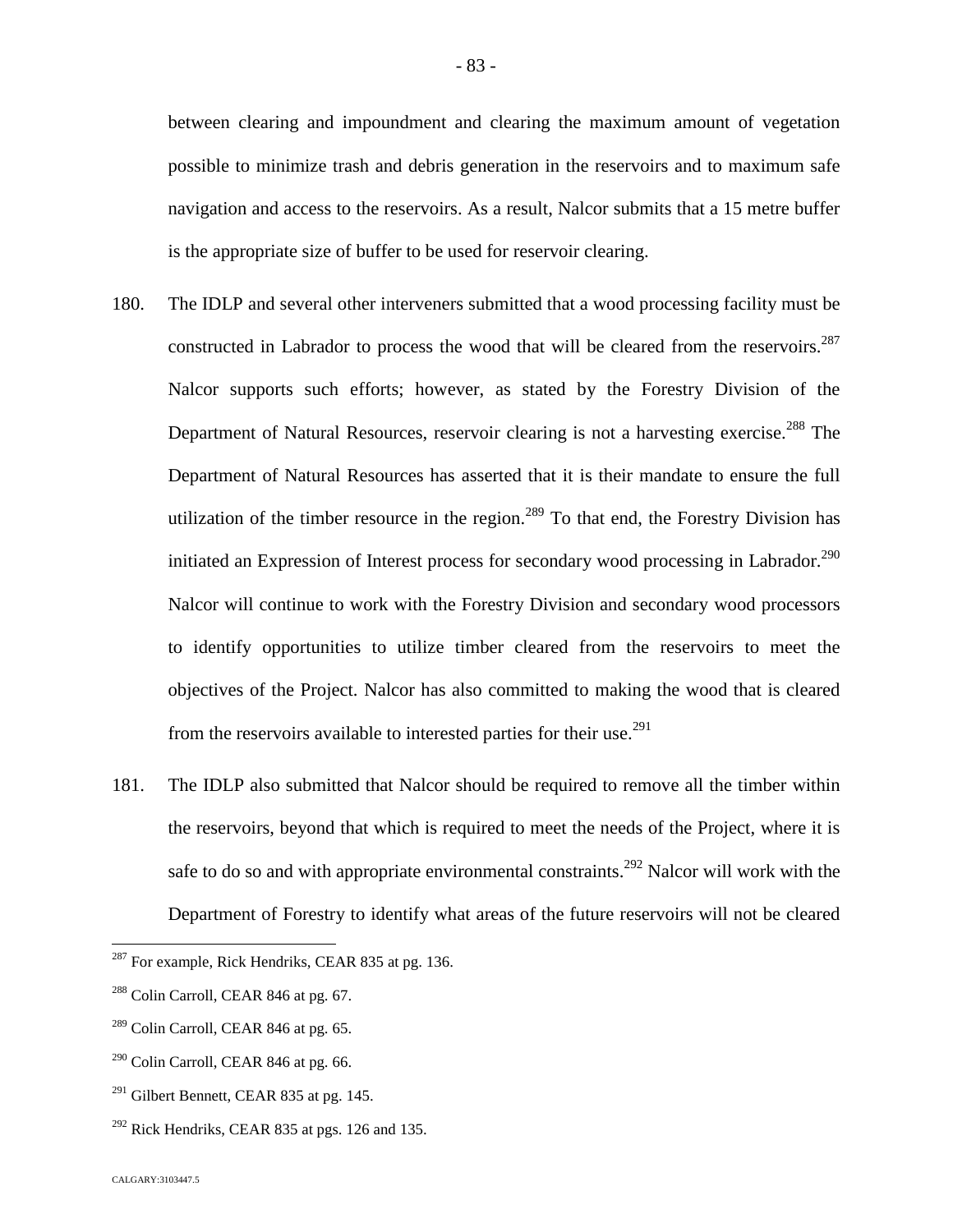between clearing and impoundment and clearing the maximum amount of vegetation possible to minimize trash and debris generation in the reservoirs and to maximum safe navigation and access to the reservoirs. As a result, Nalcor submits that a 15 metre buffer is the appropriate size of buffer to be used for reservoir clearing.

180. The IDLP and several other interveners submitted that a wood processing facility must be constructed in Labrador to process the wood that will be cleared from the reservoirs.[287] Nalcor supports such efforts; however, as stated by the Forestry Division of the Department of Natural Resources, reservoir clearing is not a harvesting exercise.[288] The Department of Natural Resources has asserted that it is their mandate to ensure the full utilization of the timber resource in the region.[289] To that end, the Forestry Division has initiated an Expression of Interest process for secondary wood processing in Labrador.[290] Nalcor will continue to work with the Forestry Division and secondary wood processors to identify opportunities to utilize timber cleared from the reservoirs to meet the objectives of the Project. Nalcor has also committed to making the wood that is cleared from the reservoirs available to interested parties for their use.[291]

181. The IDLP also submitted that Nalcor should be required to remove all the timber within the reservoirs, beyond that which is required to meet the needs of the Project, where it is safe to do so and with appropriate environmental constraints.[292] Nalcor will work with the Department of Forestry to identify what areas of the future reservoirs will not be cleared

---

[287] For example, Rick Hendriks, CEAR 835 at pg. 136.

[288] Colin Carroll, CEAR 846 at pg. 67.

[289] Colin Carroll, CEAR 846 at pg. 65.

[290] Colin Carroll, CEAR 846 at pg. 66.

[291] Gilbert Bennett, CEAR 835 at pg. 145.

[292] Rick Hendriks, CEAR 835 at pgs. 126 and 135.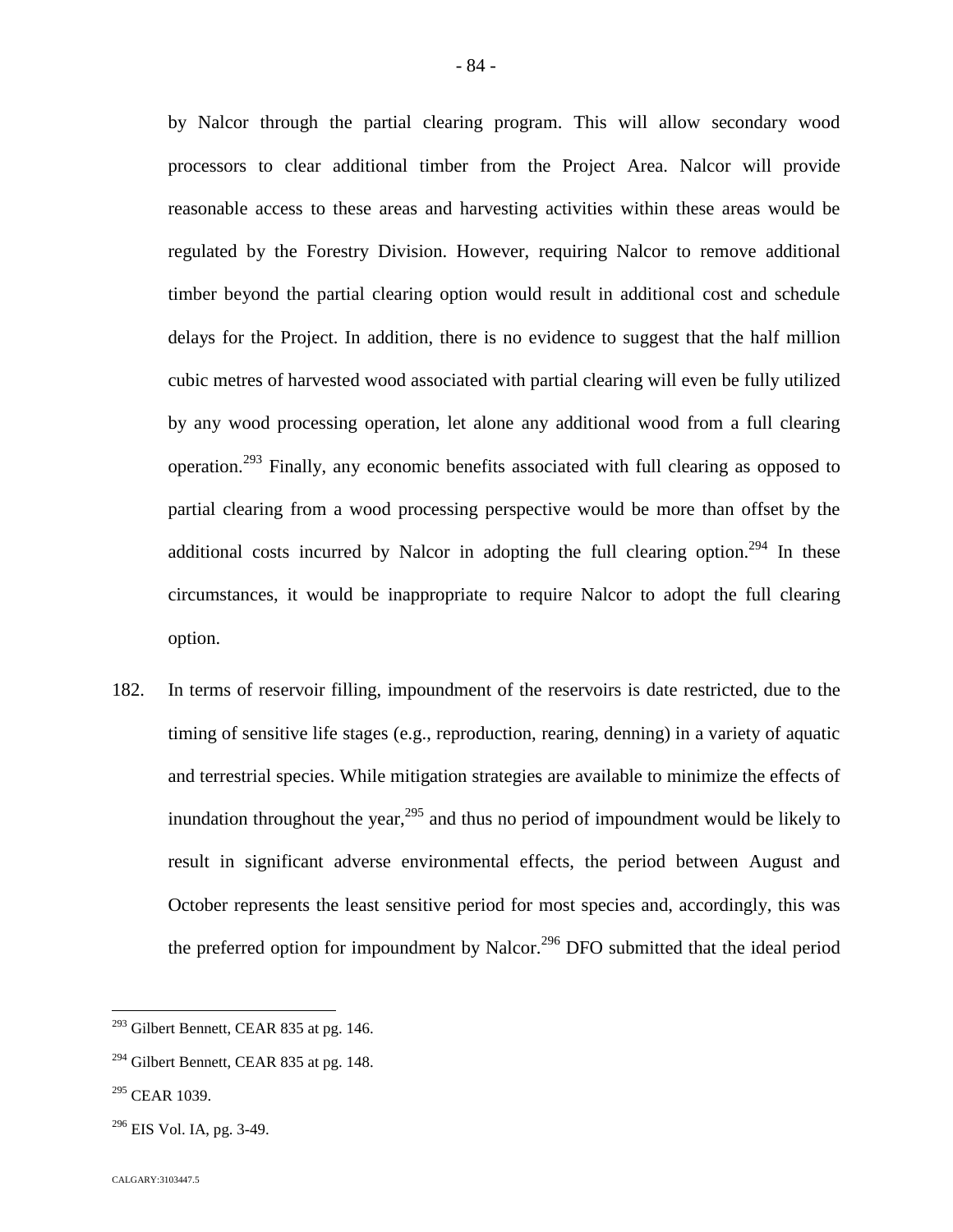by Nalcor through the partial clearing program. This will allow secondary wood processors to clear additional timber from the Project Area. Nalcor will provide reasonable access to these areas and harvesting activities within these areas would be regulated by the Forestry Division. However, requiring Nalcor to remove additional timber beyond the partial clearing option would result in additional cost and schedule delays for the Project. In addition, there is no evidence to suggest that the half million cubic metres of harvested wood associated with partial clearing will even be fully utilized by any wood processing operation, let alone any additional wood from a full clearing operation.[293] Finally, any economic benefits associated with full clearing as opposed to partial clearing from a wood processing perspective would be more than offset by the additional costs incurred by Nalcor in adopting the full clearing option.[294] In these circumstances, it would be inappropriate to require Nalcor to adopt the full clearing option.

182. In terms of reservoir filling, impoundment of the reservoirs is date restricted, due to the timing of sensitive life stages (e.g., reproduction, rearing, denning) in a variety of aquatic and terrestrial species. While mitigation strategies are available to minimize the effects of inundation throughout the year,[295] and thus no period of impoundment would be likely to result in significant adverse environmental effects, the period between August and October represents the least sensitive period for most species and, accordingly, this was the preferred option for impoundment by Nalcor.[296] DFO submitted that the ideal period

---

[293] Gilbert Bennett, CEAR 835 at pg. 146.

[294] Gilbert Bennett, CEAR 835 at pg. 148.

[295] CEAR 1039.

[296] EIS Vol. IA, pg. 3-49.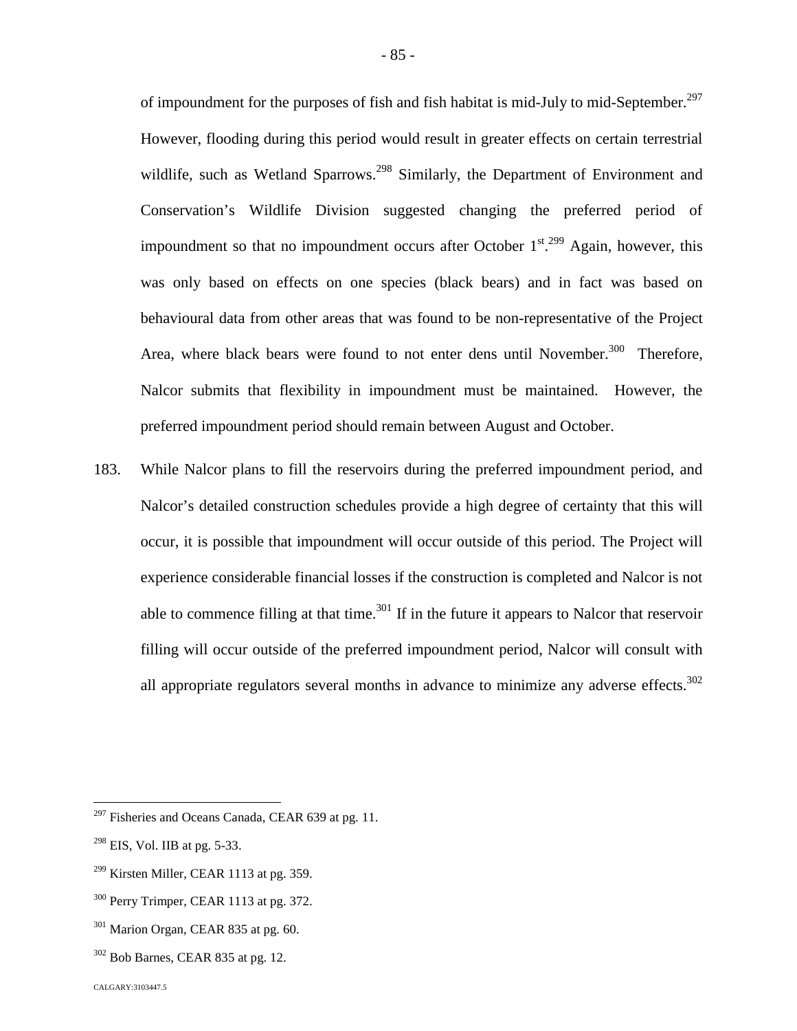of impoundment for the purposes of fish and fish habitat is mid-July to mid-September.[297] However, flooding during this period would result in greater effects on certain terrestrial wildlife, such as Wetland Sparrows.[298] Similarly, the Department of Environment and Conservation's Wildlife Division suggested changing the preferred period of impoundment so that no impoundment occurs after October 1st.[299] Again, however, this was only based on effects on one species (black bears) and in fact was based on behavioural data from other areas that was found to be non-representative of the Project Area, where black bears were found to not enter dens until November.[300] Therefore, Nalcor submits that flexibility in impoundment must be maintained. However, the preferred impoundment period should remain between August and October.

183. While Nalcor plans to fill the reservoirs during the preferred impoundment period, and Nalcor's detailed construction schedules provide a high degree of certainty that this will occur, it is possible that impoundment will occur outside of this period. The Project will experience considerable financial losses if the construction is completed and Nalcor is not able to commence filling at that time.[301] If in the future it appears to Nalcor that reservoir filling will occur outside of the preferred impoundment period, Nalcor will consult with all appropriate regulators several months in advance to minimize any adverse effects.[302]

---

[297] Fisheries and Oceans Canada, CEAR 639 at pg. 11.

[298] EIS, Vol. IIB at pg. 5-33.

[299] Kirsten Miller, CEAR 1113 at pg. 359.

[300] Perry Trimper, CEAR 1113 at pg. 372.

[301] Marion Organ, CEAR 835 at pg. 60.

[302] Bob Barnes, CEAR 835 at pg. 12.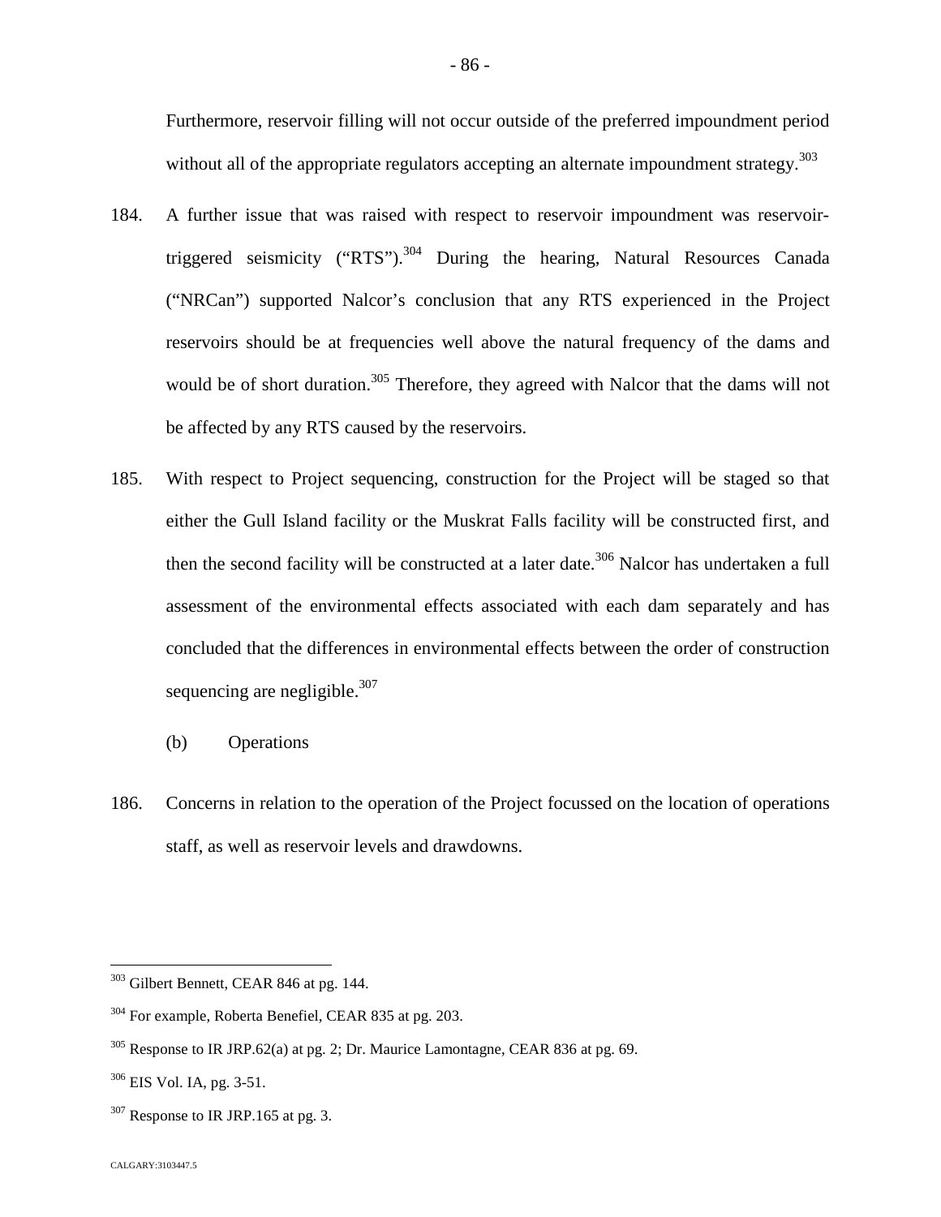Furthermore, reservoir filling will not occur outside of the preferred impoundment period without all of the appropriate regulators accepting an alternate impoundment strategy.[303]

184. A further issue that was raised with respect to reservoir impoundment was reservoir-triggered seismicity ("RTS").[304] During the hearing, Natural Resources Canada ("NRCan") supported Nalcor's conclusion that any RTS experienced in the Project reservoirs should be at frequencies well above the natural frequency of the dams and would be of short duration.[305] Therefore, they agreed with Nalcor that the dams will not be affected by any RTS caused by the reservoirs.

185. With respect to Project sequencing, construction for the Project will be staged so that either the Gull Island facility or the Muskrat Falls facility will be constructed first, and then the second facility will be constructed at a later date.[306] Nalcor has undertaken a full assessment of the environmental effects associated with each dam separately and has concluded that the differences in environmental effects between the order of construction sequencing are negligible.[307]

(b) Operations

186. Concerns in relation to the operation of the Project focussed on the location of operations staff, as well as reservoir levels and drawdowns.

---

[303] Gilbert Bennett, CEAR 846 at pg. 144.

[304] For example, Roberta Benefiel, CEAR 835 at pg. 203.

[305] Response to IR JRP.62(a) at pg. 2; Dr. Maurice Lamontagne, CEAR 836 at pg. 69.

[306] EIS Vol. IA, pg. 3-51.

[307] Response to IR JRP.165 at pg. 3.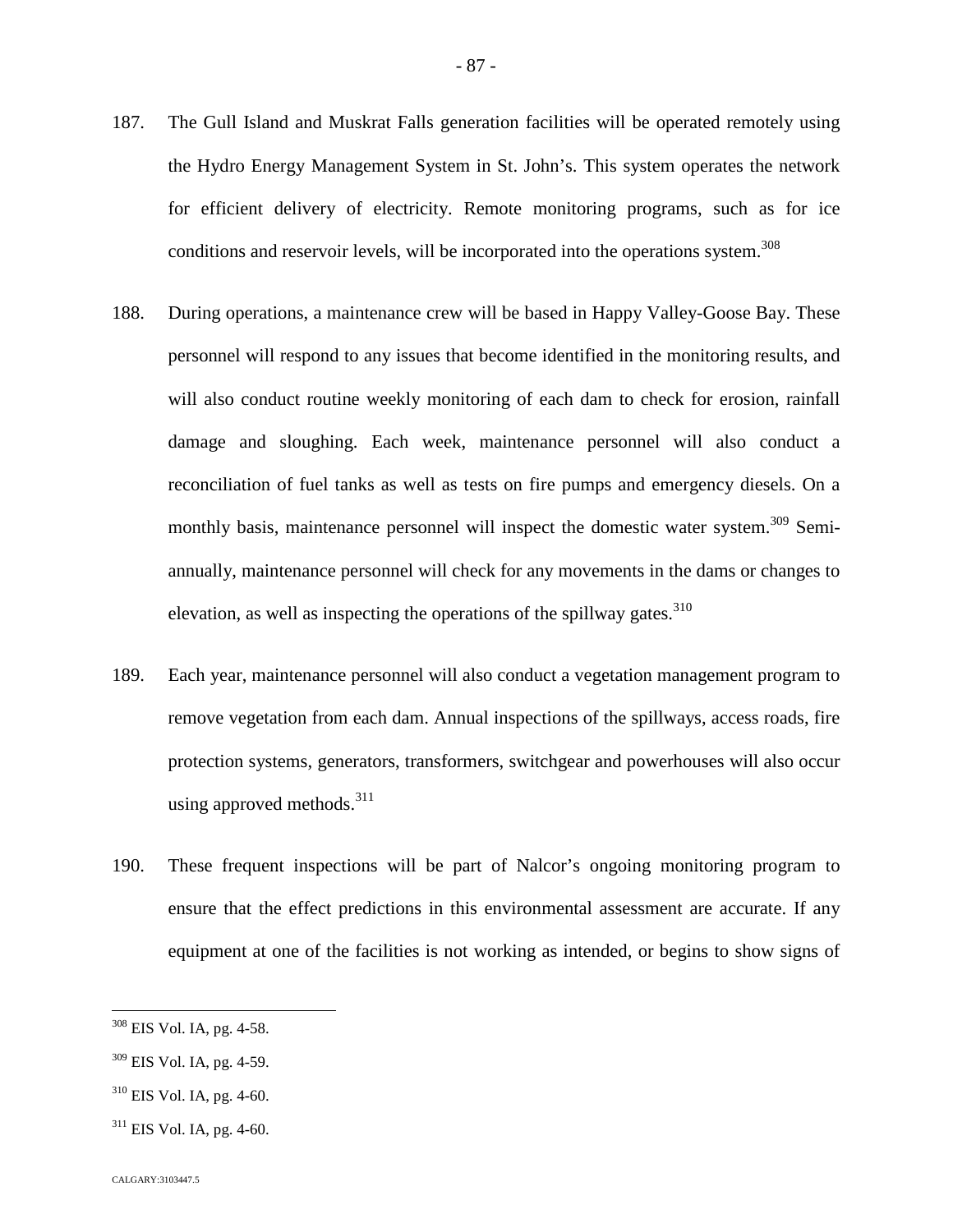187. The Gull Island and Muskrat Falls generation facilities will be operated remotely using the Hydro Energy Management System in St. John's. This system operates the network for efficient delivery of electricity. Remote monitoring programs, such as for ice conditions and reservoir levels, will be incorporated into the operations system.[308]

188. During operations, a maintenance crew will be based in Happy Valley-Goose Bay. These personnel will respond to any issues that become identified in the monitoring results, and will also conduct routine weekly monitoring of each dam to check for erosion, rainfall damage and sloughing. Each week, maintenance personnel will also conduct a reconciliation of fuel tanks as well as tests on fire pumps and emergency diesels. On a monthly basis, maintenance personnel will inspect the domestic water system.[309] Semi-annually, maintenance personnel will check for any movements in the dams or changes to elevation, as well as inspecting the operations of the spillway gates.[310]

189. Each year, maintenance personnel will also conduct a vegetation management program to remove vegetation from each dam. Annual inspections of the spillways, access roads, fire protection systems, generators, transformers, switchgear and powerhouses will also occur using approved methods.[311]

190. These frequent inspections will be part of Nalcor's ongoing monitoring program to ensure that the effect predictions in this environmental assessment are accurate. If any equipment at one of the facilities is not working as intended, or begins to show signs of

---

[308] EIS Vol. IA, pg. 4-58.

[309] EIS Vol. IA, pg. 4-59.

[310] EIS Vol. IA, pg. 4-60.

[311] EIS Vol. IA, pg. 4-60.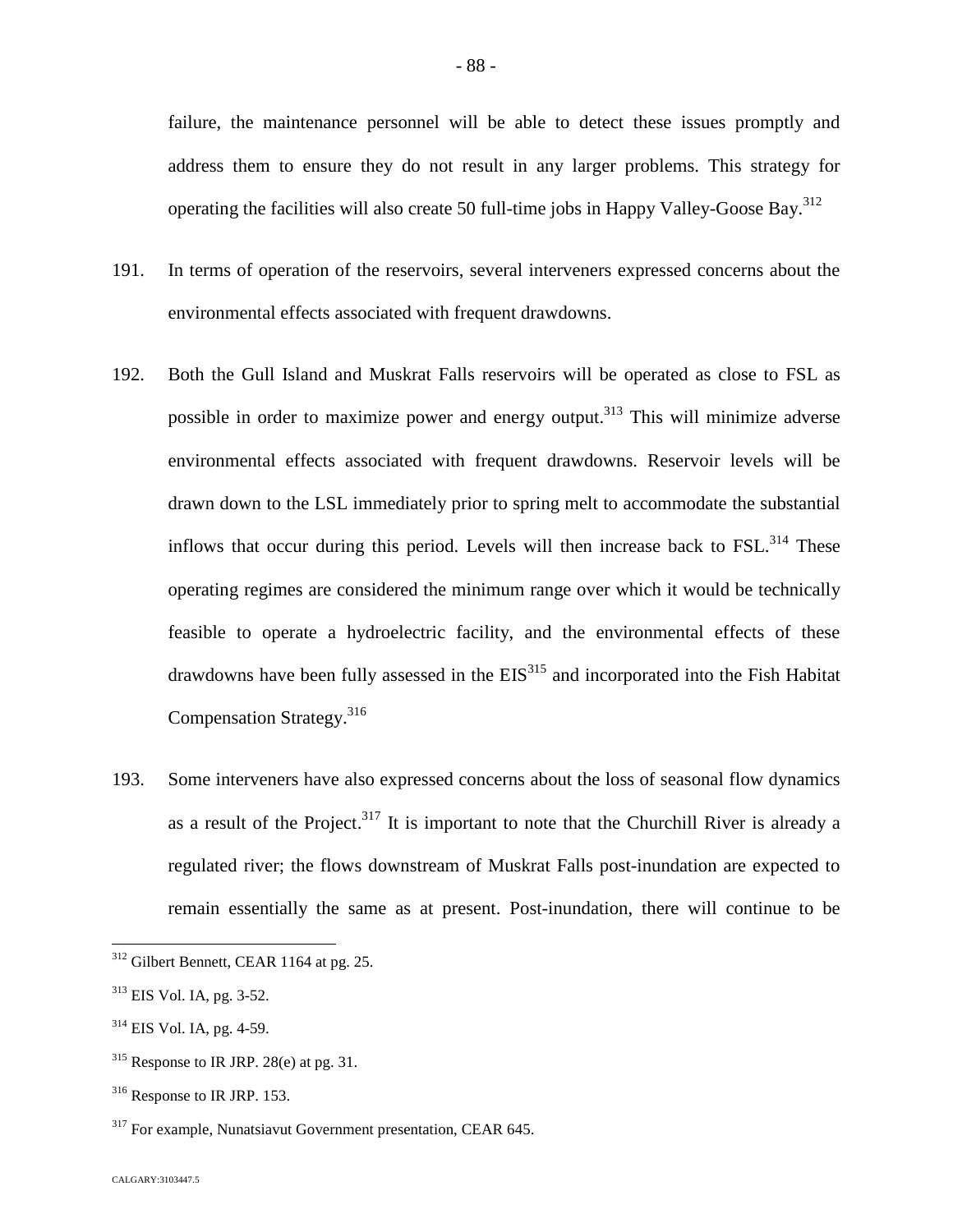failure, the maintenance personnel will be able to detect these issues promptly and address them to ensure they do not result in any larger problems. This strategy for operating the facilities will also create 50 full-time jobs in Happy Valley-Goose Bay.[312]

191. In terms of operation of the reservoirs, several interveners expressed concerns about the environmental effects associated with frequent drawdowns.

192. Both the Gull Island and Muskrat Falls reservoirs will be operated as close to FSL as possible in order to maximize power and energy output.[313] This will minimize adverse environmental effects associated with frequent drawdowns. Reservoir levels will be drawn down to the LSL immediately prior to spring melt to accommodate the substantial inflows that occur during this period. Levels will then increase back to FSL.[314] These operating regimes are considered the minimum range over which it would be technically feasible to operate a hydroelectric facility, and the environmental effects of these drawdowns have been fully assessed in the EIS[315] and incorporated into the Fish Habitat Compensation Strategy.[316]

193. Some interveners have also expressed concerns about the loss of seasonal flow dynamics as a result of the Project.[317] It is important to note that the Churchill River is already a regulated river; the flows downstream of Muskrat Falls post-inundation are expected to remain essentially the same as at present. Post-inundation, there will continue to be

---

[312] Gilbert Bennett, CEAR 1164 at pg. 25.

[313] EIS Vol. IA, pg. 3-52.

[314] EIS Vol. IA, pg. 4-59.

[315] Response to IR JRP. 28(e) at pg. 31.

[316] Response to IR JRP. 153.

[317] For example, Nunatsiavut Government presentation, CEAR 645.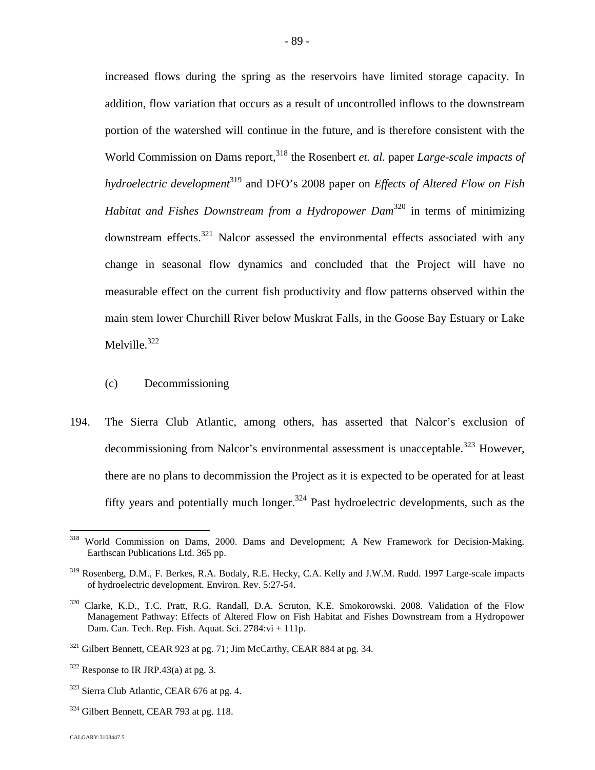increased flows during the spring as the reservoirs have limited storage capacity. In addition, flow variation that occurs as a result of uncontrolled inflows to the downstream portion of the watershed will continue in the future, and is therefore consistent with the World Commission on Dams report,[318] the Rosenbert *et. al.* paper *Large-scale impacts of hydroelectric development*[319] and DFO's 2008 paper on *Effects of Altered Flow on Fish Habitat and Fishes Downstream from a Hydropower Dam*[320] in terms of minimizing downstream effects.[321] Nalcor assessed the environmental effects associated with any change in seasonal flow dynamics and concluded that the Project will have no measurable effect on the current fish productivity and flow patterns observed within the main stem lower Churchill River below Muskrat Falls, in the Goose Bay Estuary or Lake Melville.[322]

(c) Decommissioning

194. The Sierra Club Atlantic, among others, has asserted that Nalcor's exclusion of decommissioning from Nalcor's environmental assessment is unacceptable.[323] However, there are no plans to decommission the Project as it is expected to be operated for at least fifty years and potentially much longer.[324] Past hydroelectric developments, such as the

---

[318] World Commission on Dams, 2000. Dams and Development; A New Framework for Decision-Making. Earthscan Publications Ltd. 365 pp.

[319] Rosenberg, D.M., F. Berkes, R.A. Bodaly, R.E. Hecky, C.A. Kelly and J.W.M. Rudd. 1997 Large-scale impacts of hydroelectric development. Environ. Rev. 5:27-54.

[320] Clarke, K.D., T.C. Pratt, R.G. Randall, D.A. Scruton, K.E. Smokorowski. 2008. Validation of the Flow Management Pathway: Effects of Altered Flow on Fish Habitat and Fishes Downstream from a Hydropower Dam. Can. Tech. Rep. Fish. Aquat. Sci. 2784:vi + 111p.

[321] Gilbert Bennett, CEAR 923 at pg. 71; Jim McCarthy, CEAR 884 at pg. 34.

[322] Response to IR JRP.43(a) at pg. 3.

[323] Sierra Club Atlantic, CEAR 676 at pg. 4.

[324] Gilbert Bennett, CEAR 793 at pg. 118.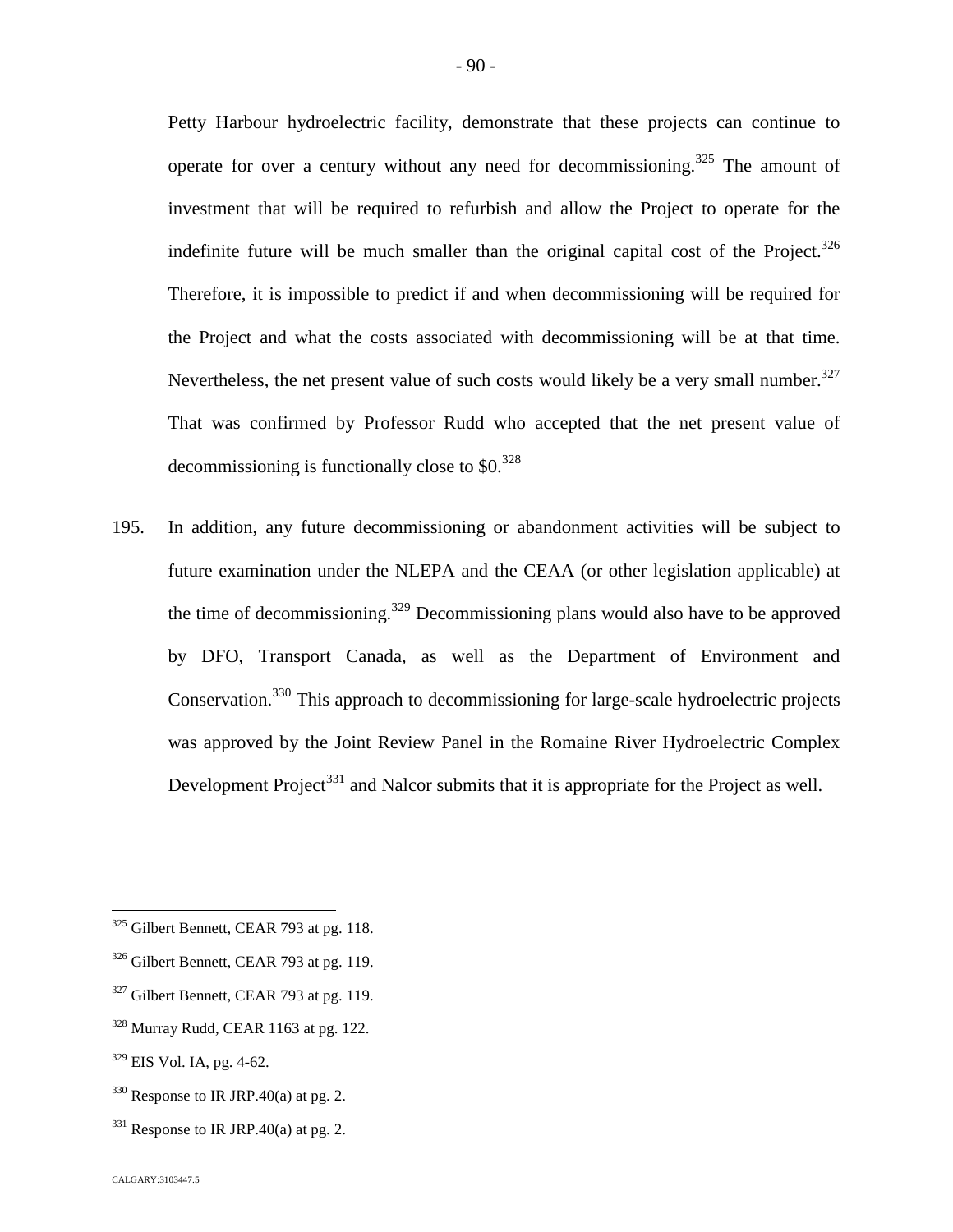Petty Harbour hydroelectric facility, demonstrate that these projects can continue to operate for over a century without any need for decommissioning.[325] The amount of investment that will be required to refurbish and allow the Project to operate for the indefinite future will be much smaller than the original capital cost of the Project.[326] Therefore, it is impossible to predict if and when decommissioning will be required for the Project and what the costs associated with decommissioning will be at that time. Nevertheless, the net present value of such costs would likely be a very small number.[327] That was confirmed by Professor Rudd who accepted that the net present value of decommissioning is functionally close to $0.[328]

195. In addition, any future decommissioning or abandonment activities will be subject to future examination under the NLEPA and the CEAA (or other legislation applicable) at the time of decommissioning.[329] Decommissioning plans would also have to be approved by DFO, Transport Canada, as well as the Department of Environment and Conservation.[330] This approach to decommissioning for large-scale hydroelectric projects was approved by the Joint Review Panel in the Romaine River Hydroelectric Complex Development Project[331] and Nalcor submits that it is appropriate for the Project as well.

---

[325] Gilbert Bennett, CEAR 793 at pg. 118.

[326] Gilbert Bennett, CEAR 793 at pg. 119.

[327] Gilbert Bennett, CEAR 793 at pg. 119.

[328] Murray Rudd, CEAR 1163 at pg. 122.

[329] EIS Vol. IA, pg. 4-62.

[330] Response to IR JRP.40(a) at pg. 2.

[331] Response to IR JRP.40(a) at pg. 2.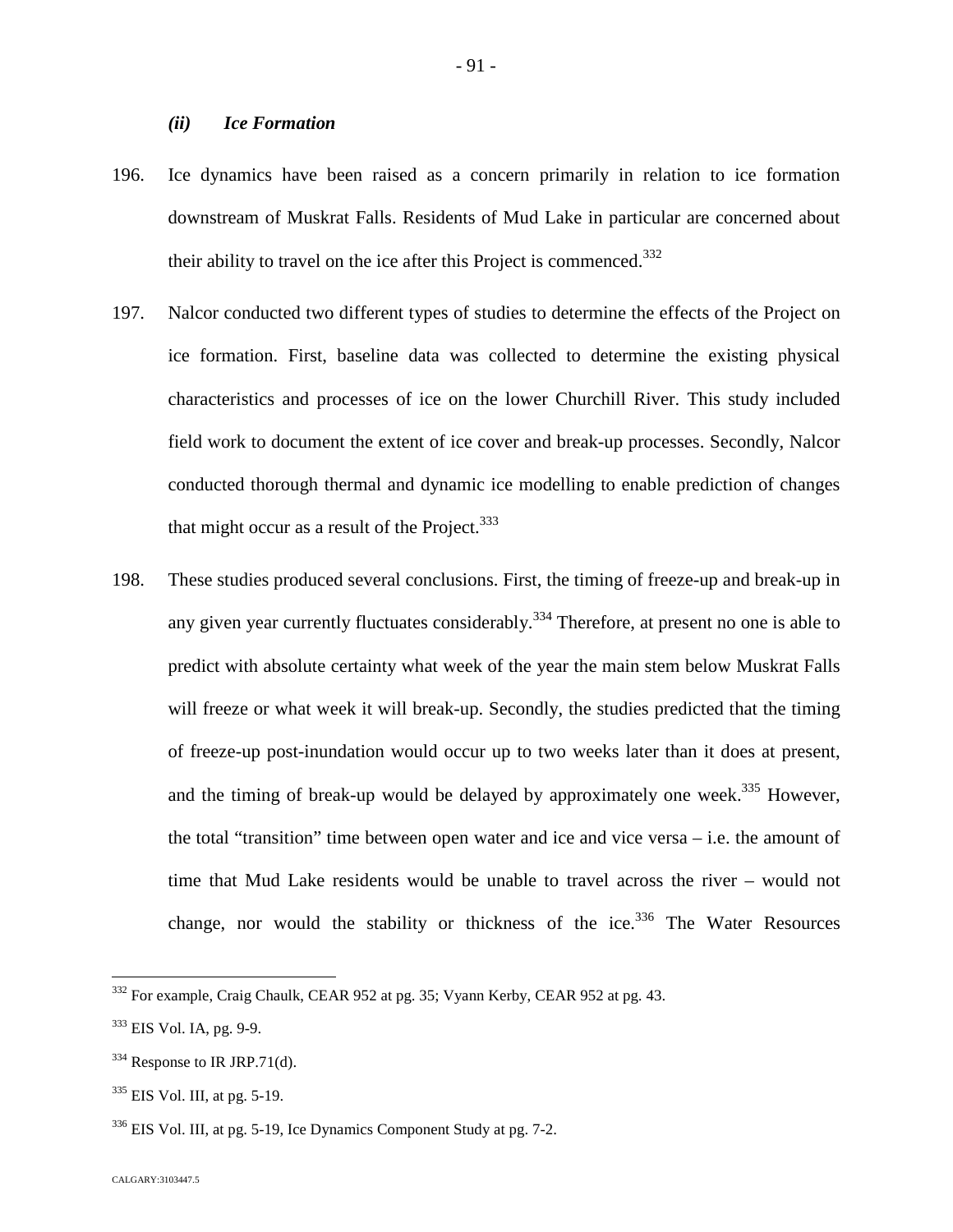### *(ii) Ice Formation*

196. Ice dynamics have been raised as a concern primarily in relation to ice formation downstream of Muskrat Falls. Residents of Mud Lake in particular are concerned about their ability to travel on the ice after this Project is commenced.[332]

197. Nalcor conducted two different types of studies to determine the effects of the Project on ice formation. First, baseline data was collected to determine the existing physical characteristics and processes of ice on the lower Churchill River. This study included field work to document the extent of ice cover and break-up processes. Secondly, Nalcor conducted thorough thermal and dynamic ice modelling to enable prediction of changes that might occur as a result of the Project.[333]

198. These studies produced several conclusions. First, the timing of freeze-up and break-up in any given year currently fluctuates considerably.[334] Therefore, at present no one is able to predict with absolute certainty what week of the year the main stem below Muskrat Falls will freeze or what week it will break-up. Secondly, the studies predicted that the timing of freeze-up post-inundation would occur up to two weeks later than it does at present, and the timing of break-up would be delayed by approximately one week.[335] However, the total "transition" time between open water and ice and vice versa – i.e. the amount of time that Mud Lake residents would be unable to travel across the river – would not change, nor would the stability or thickness of the ice.[336] The Water Resources

---

[332] For example, Craig Chaulk, CEAR 952 at pg. 35; Vyann Kerby, CEAR 952 at pg. 43.

[333] EIS Vol. IA, pg. 9-9.

[334] Response to IR JRP.71(d).

[335] EIS Vol. III, at pg. 5-19.

[336] EIS Vol. III, at pg. 5-19, Ice Dynamics Component Study at pg. 7-2.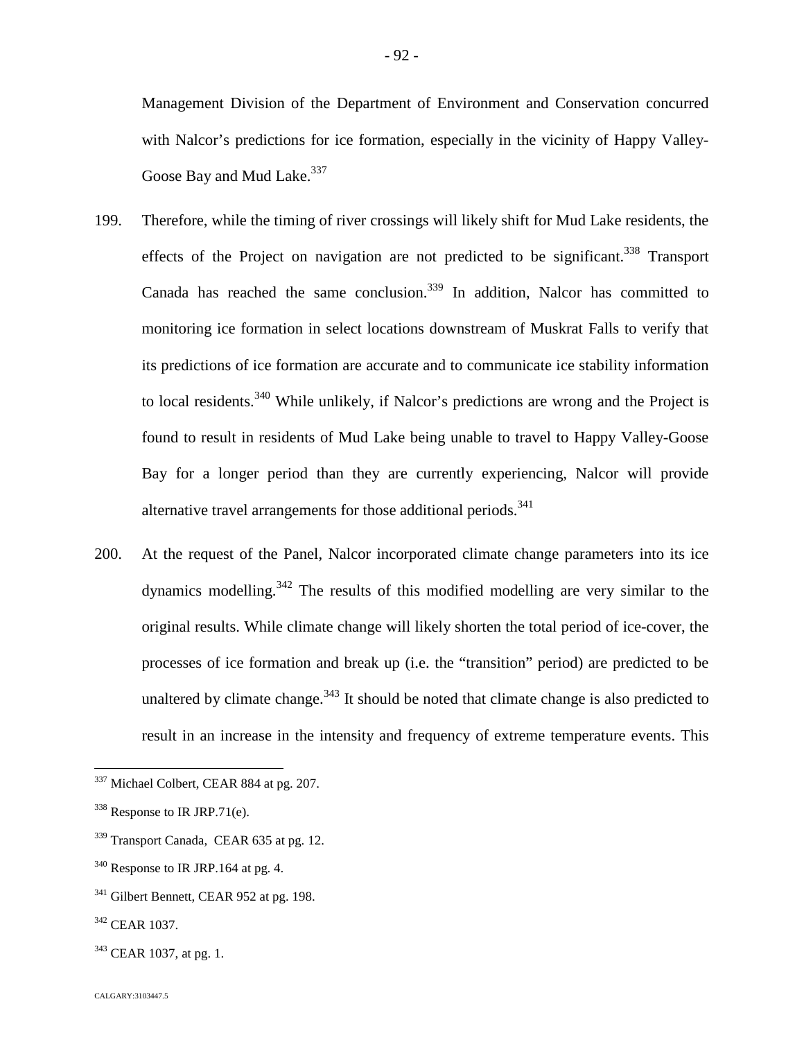Management Division of the Department of Environment and Conservation concurred with Nalcor's predictions for ice formation, especially in the vicinity of Happy Valley-Goose Bay and Mud Lake.[337]

199. Therefore, while the timing of river crossings will likely shift for Mud Lake residents, the effects of the Project on navigation are not predicted to be significant.[338] Transport Canada has reached the same conclusion.[339] In addition, Nalcor has committed to monitoring ice formation in select locations downstream of Muskrat Falls to verify that its predictions of ice formation are accurate and to communicate ice stability information to local residents.[340] While unlikely, if Nalcor's predictions are wrong and the Project is found to result in residents of Mud Lake being unable to travel to Happy Valley-Goose Bay for a longer period than they are currently experiencing, Nalcor will provide alternative travel arrangements for those additional periods.[341]

200. At the request of the Panel, Nalcor incorporated climate change parameters into its ice dynamics modelling.[342] The results of this modified modelling are very similar to the original results. While climate change will likely shorten the total period of ice-cover, the processes of ice formation and break up (i.e. the "transition" period) are predicted to be unaltered by climate change.[343] It should be noted that climate change is also predicted to result in an increase in the intensity and frequency of extreme temperature events. This

---

[337] Michael Colbert, CEAR 884 at pg. 207.

[338] Response to IR JRP.71(e).

[339] Transport Canada, CEAR 635 at pg. 12.

[340] Response to IR JRP.164 at pg. 4.

[341] Gilbert Bennett, CEAR 952 at pg. 198.

[342] CEAR 1037.

[343] CEAR 1037, at pg. 1.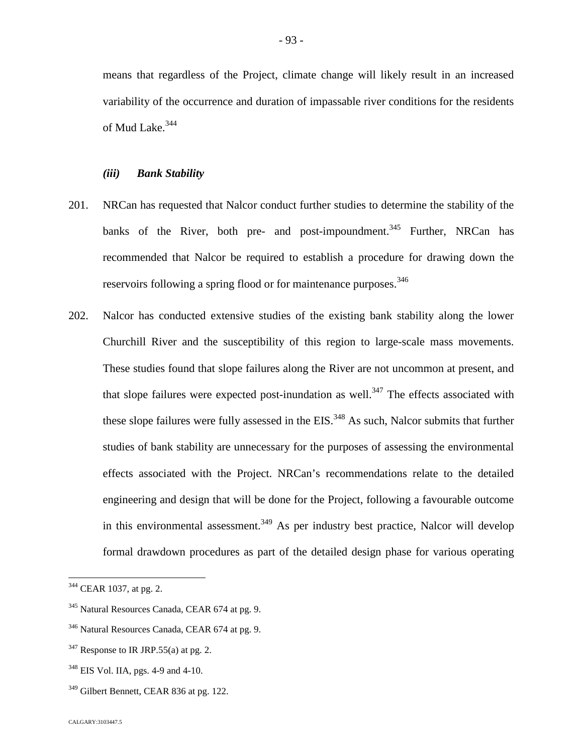means that regardless of the Project, climate change will likely result in an increased variability of the occurrence and duration of impassable river conditions for the residents of Mud Lake.[344]

#### *(iii) Bank Stability*

201. NRCan has requested that Nalcor conduct further studies to determine the stability of the banks of the River, both pre- and post-impoundment.[345] Further, NRCan has recommended that Nalcor be required to establish a procedure for drawing down the reservoirs following a spring flood or for maintenance purposes.[346]

202. Nalcor has conducted extensive studies of the existing bank stability along the lower Churchill River and the susceptibility of this region to large-scale mass movements. These studies found that slope failures along the River are not uncommon at present, and that slope failures were expected post-inundation as well.[347] The effects associated with these slope failures were fully assessed in the EIS.[348] As such, Nalcor submits that further studies of bank stability are unnecessary for the purposes of assessing the environmental effects associated with the Project. NRCan's recommendations relate to the detailed engineering and design that will be done for the Project, following a favourable outcome in this environmental assessment.[349] As per industry best practice, Nalcor will develop formal drawdown procedures as part of the detailed design phase for various operating

---

[344] CEAR 1037, at pg. 2.

[345] Natural Resources Canada, CEAR 674 at pg. 9.

[346] Natural Resources Canada, CEAR 674 at pg. 9.

[347] Response to IR JRP.55(a) at pg. 2.

[348] EIS Vol. IIA, pgs. 4-9 and 4-10.

[349] Gilbert Bennett, CEAR 836 at pg. 122.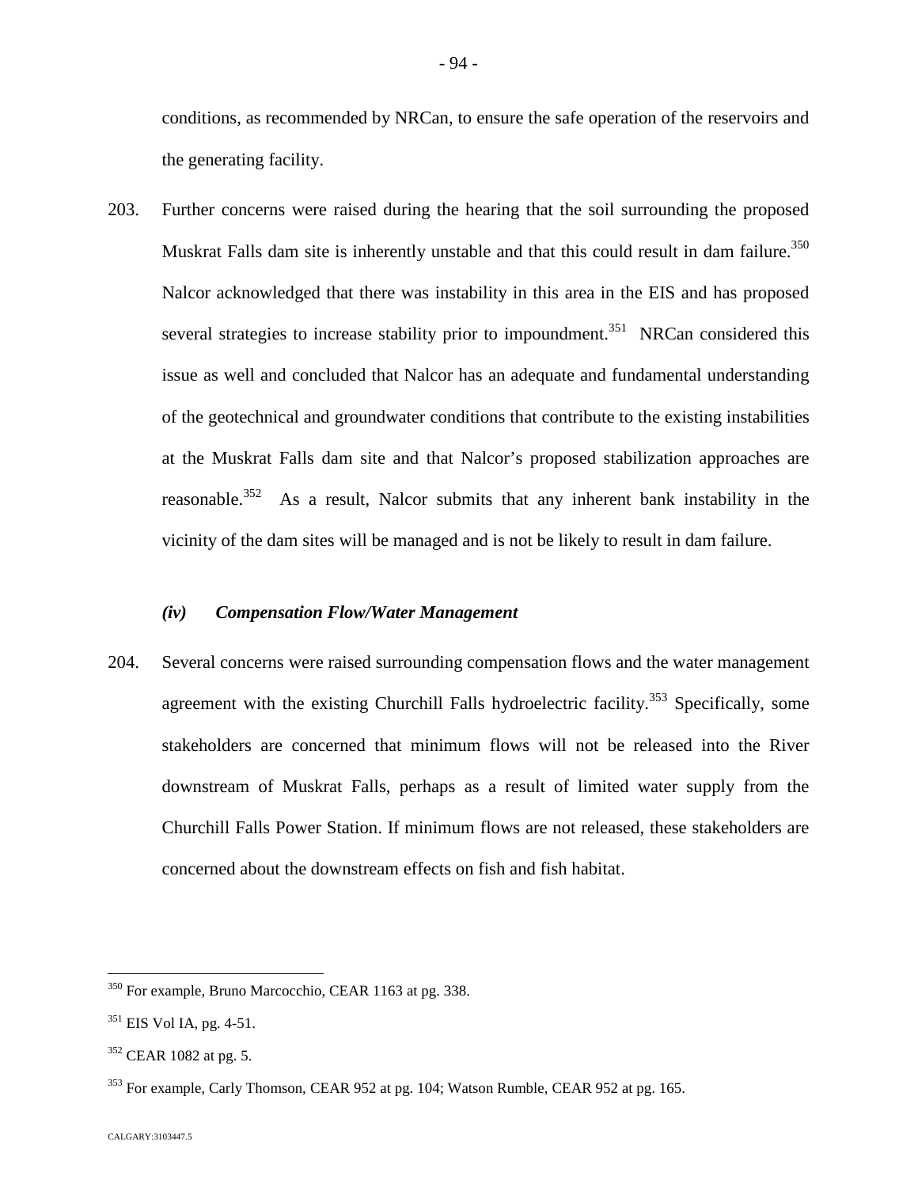conditions, as recommended by NRCan, to ensure the safe operation of the reservoirs and the generating facility.

203. Further concerns were raised during the hearing that the soil surrounding the proposed Muskrat Falls dam site is inherently unstable and that this could result in dam failure.[350] Nalcor acknowledged that there was instability in this area in the EIS and has proposed several strategies to increase stability prior to impoundment.[351] NRCan considered this issue as well and concluded that Nalcor has an adequate and fundamental understanding of the geotechnical and groundwater conditions that contribute to the existing instabilities at the Muskrat Falls dam site and that Nalcor's proposed stabilization approaches are reasonable.[352] As a result, Nalcor submits that any inherent bank instability in the vicinity of the dam sites will be managed and is not be likely to result in dam failure.

### *(iv) Compensation Flow/Water Management*

204. Several concerns were raised surrounding compensation flows and the water management agreement with the existing Churchill Falls hydroelectric facility.[353] Specifically, some stakeholders are concerned that minimum flows will not be released into the River downstream of Muskrat Falls, perhaps as a result of limited water supply from the Churchill Falls Power Station. If minimum flows are not released, these stakeholders are concerned about the downstream effects on fish and fish habitat.

---

[350] For example, Bruno Marcocchio, CEAR 1163 at pg. 338.

[351] EIS Vol IA, pg. 4-51.

[352] CEAR 1082 at pg. 5.

[353] For example, Carly Thomson, CEAR 952 at pg. 104; Watson Rumble, CEAR 952 at pg. 165.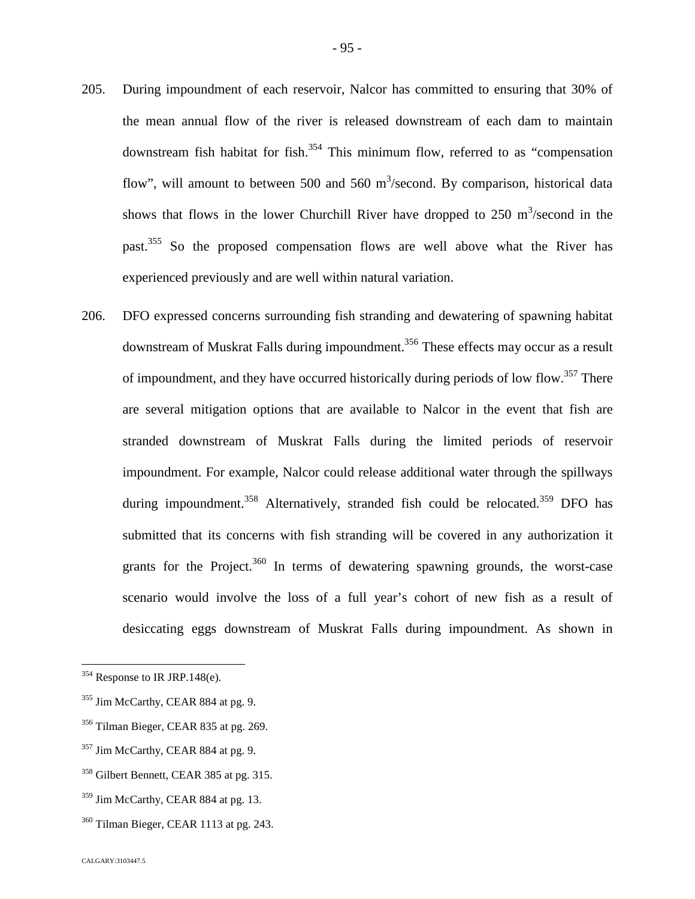205. During impoundment of each reservoir, Nalcor has committed to ensuring that 30% of the mean annual flow of the river is released downstream of each dam to maintain downstream fish habitat for fish.[354] This minimum flow, referred to as "compensation flow", will amount to between 500 and 560 $m^3$/second. By comparison, historical data shows that flows in the lower Churchill River have dropped to 250 $m^3$/second in the past.[355] So the proposed compensation flows are well above what the River has experienced previously and are well within natural variation.

206. DFO expressed concerns surrounding fish stranding and dewatering of spawning habitat downstream of Muskrat Falls during impoundment.[356] These effects may occur as a result of impoundment, and they have occurred historically during periods of low flow.[357] There are several mitigation options that are available to Nalcor in the event that fish are stranded downstream of Muskrat Falls during the limited periods of reservoir impoundment. For example, Nalcor could release additional water through the spillways during impoundment.[358] Alternatively, stranded fish could be relocated.[359] DFO has submitted that its concerns with fish stranding will be covered in any authorization it grants for the Project.[360] In terms of dewatering spawning grounds, the worst-case scenario would involve the loss of a full year's cohort of new fish as a result of desiccating eggs downstream of Muskrat Falls during impoundment. As shown in

---

[354] Response to IR JRP.148(e).

[355] Jim McCarthy, CEAR 884 at pg. 9.

[356] Tilman Bieger, CEAR 835 at pg. 269.

[357] Jim McCarthy, CEAR 884 at pg. 9.

[358] Gilbert Bennett, CEAR 385 at pg. 315.

[359] Jim McCarthy, CEAR 884 at pg. 13.

[360] Tilman Bieger, CEAR 1113 at pg. 243.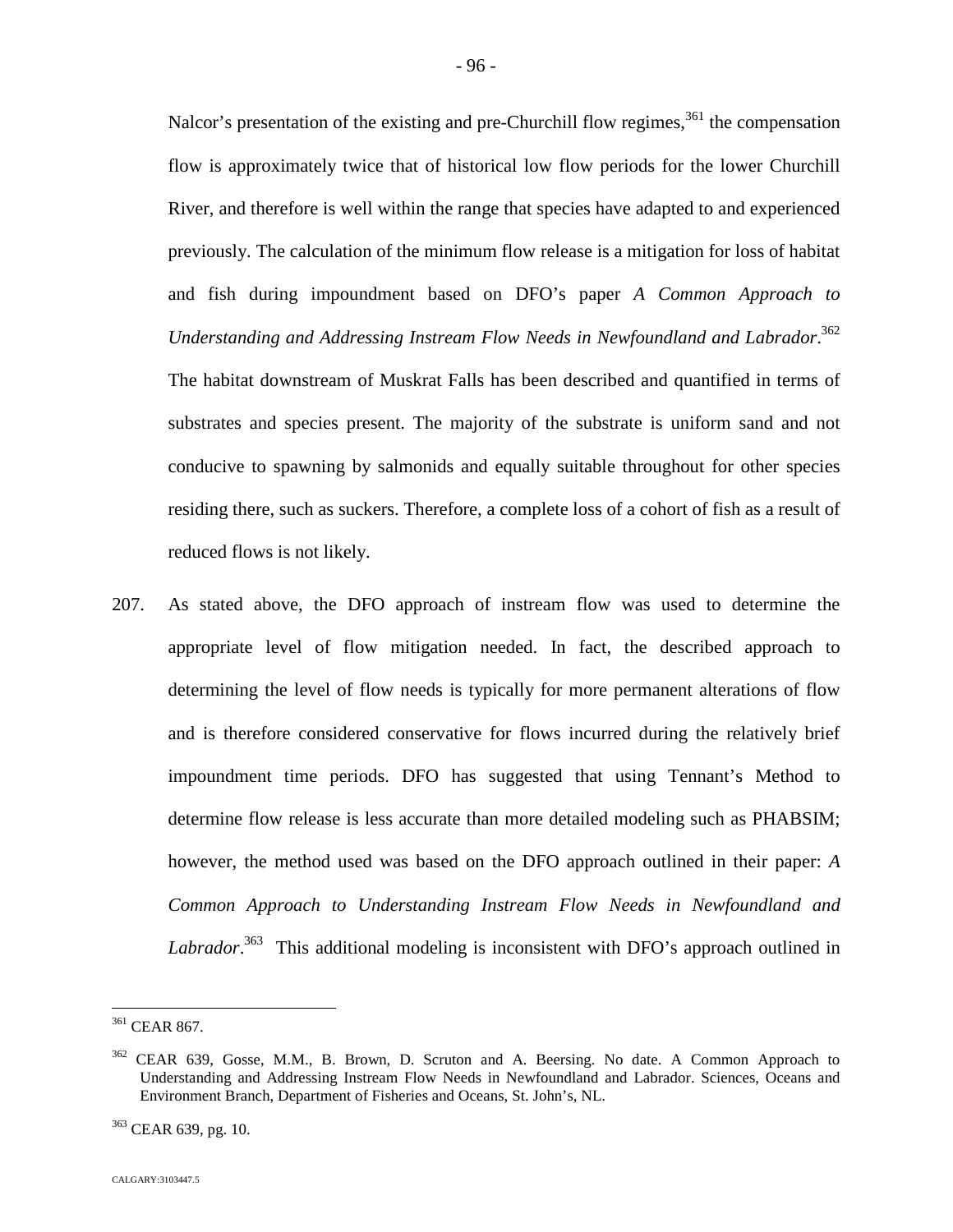Nalcor's presentation of the existing and pre-Churchill flow regimes,[361] the compensation flow is approximately twice that of historical low flow periods for the lower Churchill River, and therefore is well within the range that species have adapted to and experienced previously. The calculation of the minimum flow release is a mitigation for loss of habitat and fish during impoundment based on DFO's paper *A Common Approach to Understanding and Addressing Instream Flow Needs in Newfoundland and Labrador*.[362] The habitat downstream of Muskrat Falls has been described and quantified in terms of substrates and species present. The majority of the substrate is uniform sand and not conducive to spawning by salmonids and equally suitable throughout for other species residing there, such as suckers. Therefore, a complete loss of a cohort of fish as a result of reduced flows is not likely.

207. As stated above, the DFO approach of instream flow was used to determine the appropriate level of flow mitigation needed. In fact, the described approach to determining the level of flow needs is typically for more permanent alterations of flow and is therefore considered conservative for flows incurred during the relatively brief impoundment time periods. DFO has suggested that using Tennant's Method to determine flow release is less accurate than more detailed modeling such as PHABSIM; however, the method used was based on the DFO approach outlined in their paper: *A Common Approach to Understanding Instream Flow Needs in Newfoundland and Labrador*.[363] This additional modeling is inconsistent with DFO's approach outlined in

---

[361] CEAR 867.

[362] CEAR 639, Gosse, M.M., B. Brown, D. Scruton and A. Beersing. No date. A Common Approach to Understanding and Addressing Instream Flow Needs in Newfoundland and Labrador. Sciences, Oceans and Environment Branch, Department of Fisheries and Oceans, St. John's, NL.

[363] CEAR 639, pg. 10.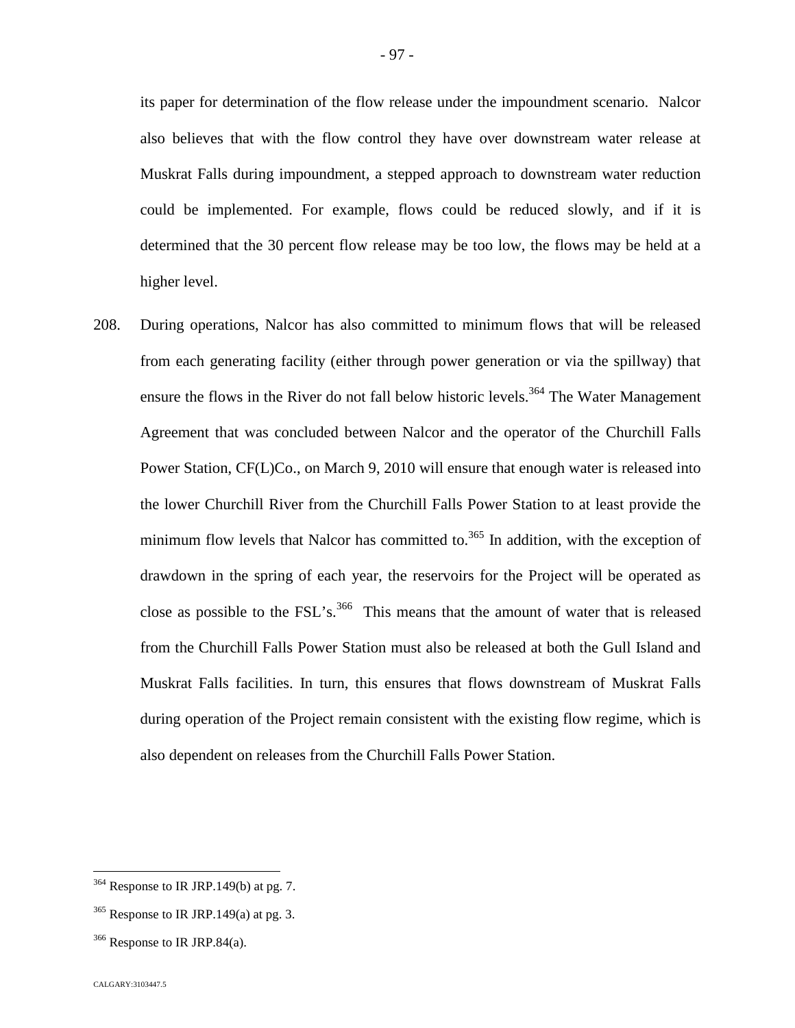its paper for determination of the flow release under the impoundment scenario. Nalcor also believes that with the flow control they have over downstream water release at Muskrat Falls during impoundment, a stepped approach to downstream water reduction could be implemented. For example, flows could be reduced slowly, and if it is determined that the 30 percent flow release may be too low, the flows may be held at a higher level.

208. During operations, Nalcor has also committed to minimum flows that will be released from each generating facility (either through power generation or via the spillway) that ensure the flows in the River do not fall below historic levels.[364] The Water Management Agreement that was concluded between Nalcor and the operator of the Churchill Falls Power Station, CF(L)Co., on March 9, 2010 will ensure that enough water is released into the lower Churchill River from the Churchill Falls Power Station to at least provide the minimum flow levels that Nalcor has committed to.[365] In addition, with the exception of drawdown in the spring of each year, the reservoirs for the Project will be operated as close as possible to the FSL's.[366] This means that the amount of water that is released from the Churchill Falls Power Station must also be released at both the Gull Island and Muskrat Falls facilities. In turn, this ensures that flows downstream of Muskrat Falls during operation of the Project remain consistent with the existing flow regime, which is also dependent on releases from the Churchill Falls Power Station.

---

[364] Response to IR JRP.149(b) at pg. 7.

[365] Response to IR JRP.149(a) at pg. 3.

[366] Response to IR JRP.84(a).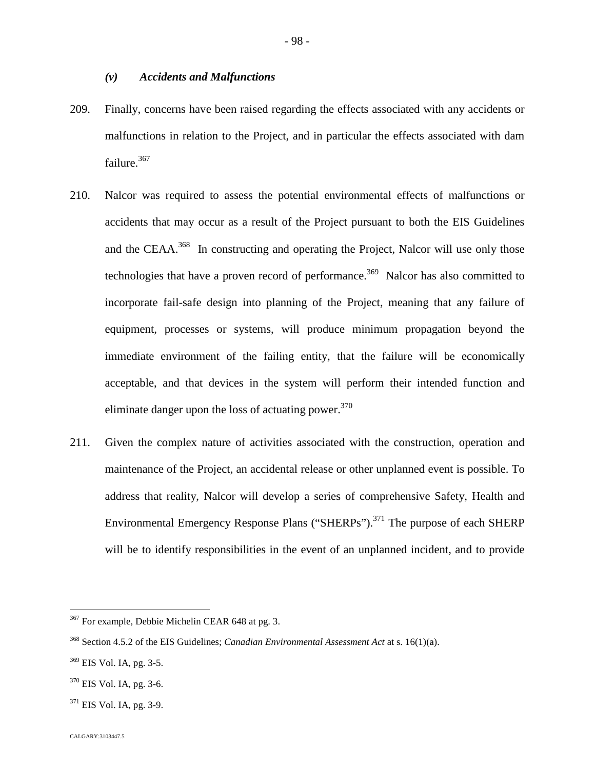### *(v) Accidents and Malfunctions*

209. Finally, concerns have been raised regarding the effects associated with any accidents or malfunctions in relation to the Project, and in particular the effects associated with dam failure.[367]

210. Nalcor was required to assess the potential environmental effects of malfunctions or accidents that may occur as a result of the Project pursuant to both the EIS Guidelines and the CEAA.[368] In constructing and operating the Project, Nalcor will use only those technologies that have a proven record of performance.[369] Nalcor has also committed to incorporate fail-safe design into planning of the Project, meaning that any failure of equipment, processes or systems, will produce minimum propagation beyond the immediate environment of the failing entity, that the failure will be economically acceptable, and that devices in the system will perform their intended function and eliminate danger upon the loss of actuating power.[370]

211. Given the complex nature of activities associated with the construction, operation and maintenance of the Project, an accidental release or other unplanned event is possible. To address that reality, Nalcor will develop a series of comprehensive Safety, Health and Environmental Emergency Response Plans ("SHERPs").[371] The purpose of each SHERP will be to identify responsibilities in the event of an unplanned incident, and to provide

---

[367] For example, Debbie Michelin CEAR 648 at pg. 3.

[368] Section 4.5.2 of the EIS Guidelines; *Canadian Environmental Assessment Act* at s. 16(1)(a).

[369] EIS Vol. IA, pg. 3-5.

[370] EIS Vol. IA, pg. 3-6.

[371] EIS Vol. IA, pg. 3-9.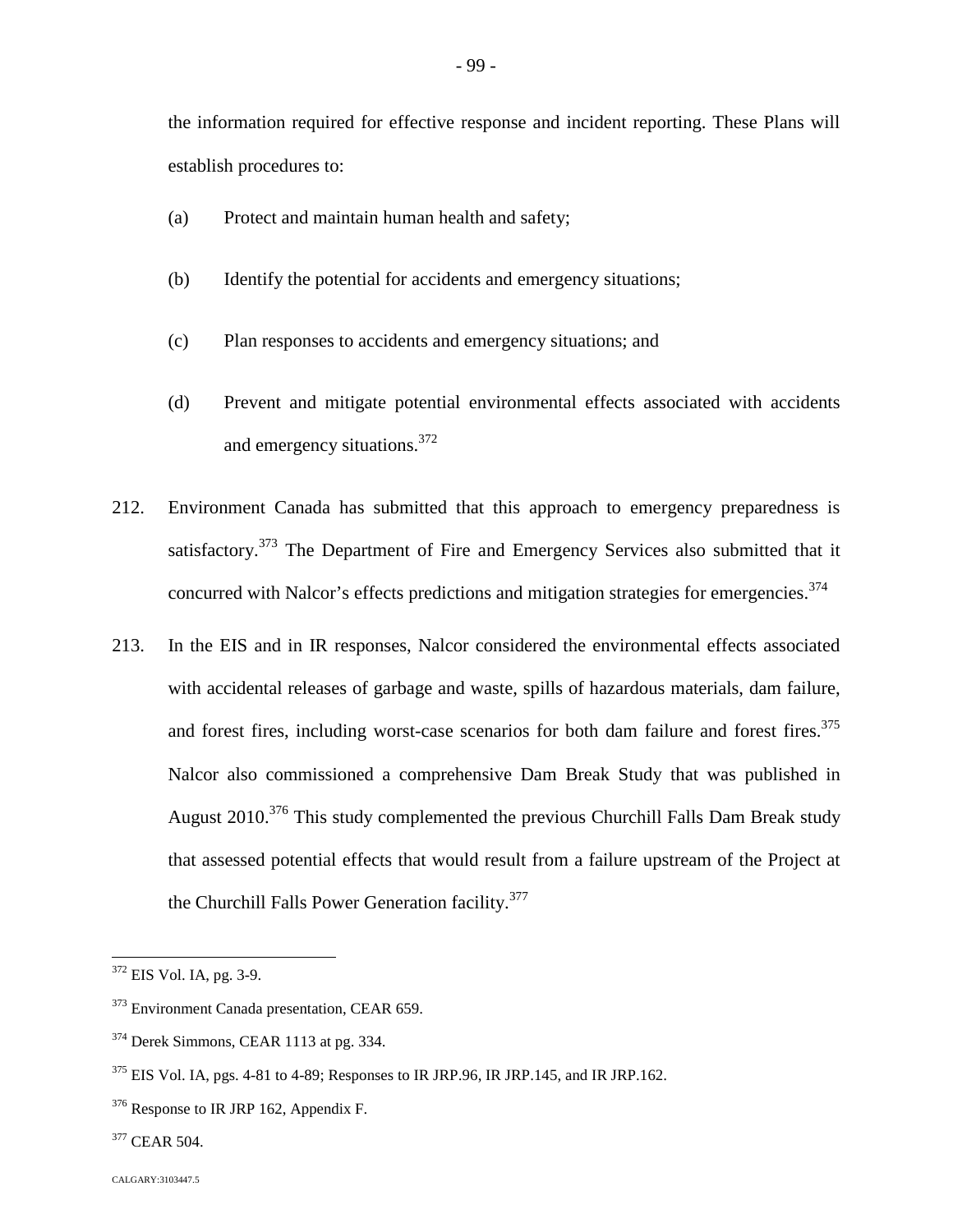the information required for effective response and incident reporting. These Plans will establish procedures to:

(a) Protect and maintain human health and safety;

(b) Identify the potential for accidents and emergency situations;

(c) Plan responses to accidents and emergency situations; and

(d) Prevent and mitigate potential environmental effects associated with accidents and emergency situations.[372]

212. Environment Canada has submitted that this approach to emergency preparedness is satisfactory.[373] The Department of Fire and Emergency Services also submitted that it concurred with Nalcor's effects predictions and mitigation strategies for emergencies.[374]

213. In the EIS and in IR responses, Nalcor considered the environmental effects associated with accidental releases of garbage and waste, spills of hazardous materials, dam failure, and forest fires, including worst-case scenarios for both dam failure and forest fires.[375] Nalcor also commissioned a comprehensive Dam Break Study that was published in August 2010.[376] This study complemented the previous Churchill Falls Dam Break study that assessed potential effects that would result from a failure upstream of the Project at the Churchill Falls Power Generation facility.[377]

---

[372] EIS Vol. IA, pg. 3-9.

[373] Environment Canada presentation, CEAR 659.

[374] Derek Simmons, CEAR 1113 at pg. 334.

[375] EIS Vol. IA, pgs. 4-81 to 4-89; Responses to IR JRP.96, IR JRP.145, and IR JRP.162.

[376] Response to IR JRP 162, Appendix F.

[377] CEAR 504.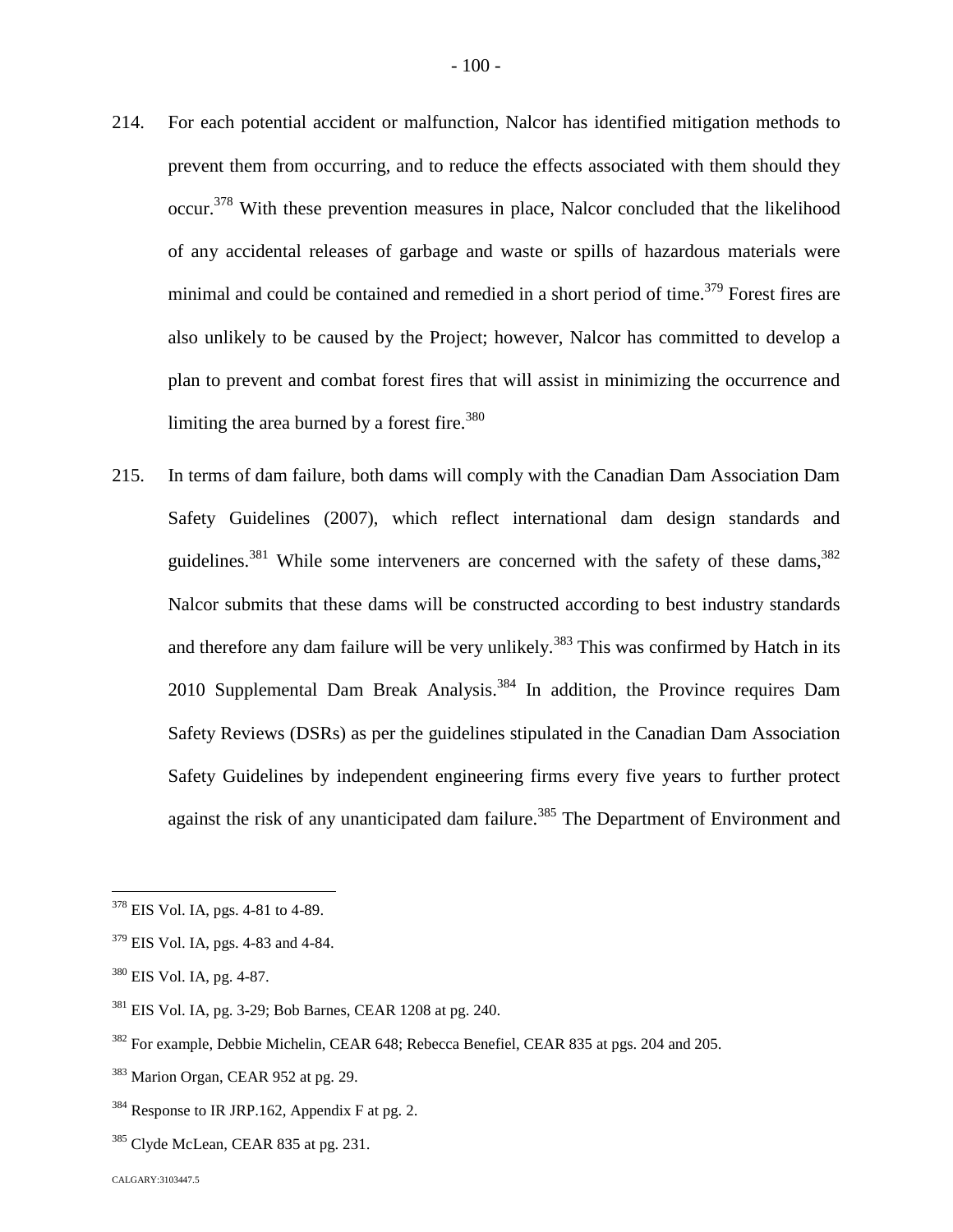214. For each potential accident or malfunction, Nalcor has identified mitigation methods to prevent them from occurring, and to reduce the effects associated with them should they occur.[378] With these prevention measures in place, Nalcor concluded that the likelihood of any accidental releases of garbage and waste or spills of hazardous materials were minimal and could be contained and remedied in a short period of time.[379] Forest fires are also unlikely to be caused by the Project; however, Nalcor has committed to develop a plan to prevent and combat forest fires that will assist in minimizing the occurrence and limiting the area burned by a forest fire.[380]

215. In terms of dam failure, both dams will comply with the Canadian Dam Association Dam Safety Guidelines (2007), which reflect international dam design standards and guidelines.[381] While some interveners are concerned with the safety of these dams,[382] Nalcor submits that these dams will be constructed according to best industry standards and therefore any dam failure will be very unlikely.[383] This was confirmed by Hatch in its 2010 Supplemental Dam Break Analysis.[384] In addition, the Province requires Dam Safety Reviews (DSRs) as per the guidelines stipulated in the Canadian Dam Association Safety Guidelines by independent engineering firms every five years to further protect against the risk of any unanticipated dam failure.[385] The Department of Environment and

---

[378] EIS Vol. IA, pgs. 4-81 to 4-89.

[379] EIS Vol. IA, pgs. 4-83 and 4-84.

[380] EIS Vol. IA, pg. 4-87.

[381] EIS Vol. IA, pg. 3-29; Bob Barnes, CEAR 1208 at pg. 240.

[382] For example, Debbie Michelin, CEAR 648; Rebecca Benefiel, CEAR 835 at pgs. 204 and 205.

[383] Marion Organ, CEAR 952 at pg. 29.

[384] Response to IR JRP.162, Appendix F at pg. 2.

[385] Clyde McLean, CEAR 835 at pg. 231.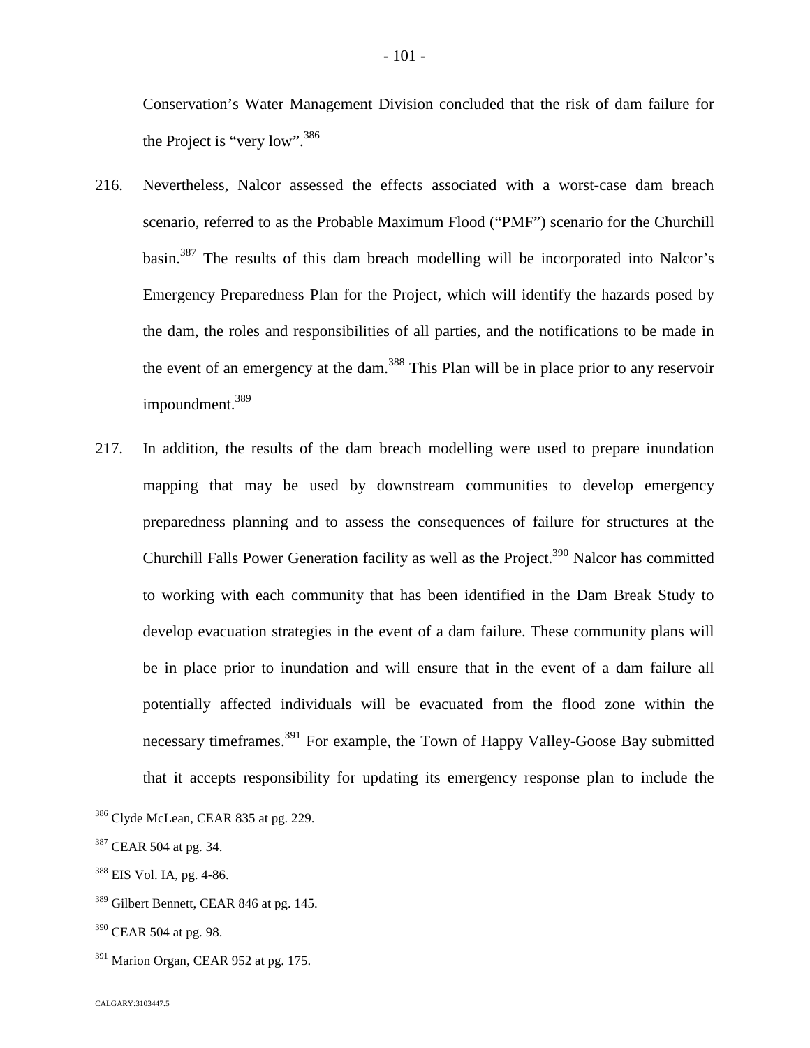Conservation's Water Management Division concluded that the risk of dam failure for the Project is "very low".[386]

216. Nevertheless, Nalcor assessed the effects associated with a worst-case dam breach scenario, referred to as the Probable Maximum Flood ("PMF") scenario for the Churchill basin.[387] The results of this dam breach modelling will be incorporated into Nalcor's Emergency Preparedness Plan for the Project, which will identify the hazards posed by the dam, the roles and responsibilities of all parties, and the notifications to be made in the event of an emergency at the dam.[388] This Plan will be in place prior to any reservoir impoundment.[389]

217. In addition, the results of the dam breach modelling were used to prepare inundation mapping that may be used by downstream communities to develop emergency preparedness planning and to assess the consequences of failure for structures at the Churchill Falls Power Generation facility as well as the Project.[390] Nalcor has committed to working with each community that has been identified in the Dam Break Study to develop evacuation strategies in the event of a dam failure. These community plans will be in place prior to inundation and will ensure that in the event of a dam failure all potentially affected individuals will be evacuated from the flood zone within the necessary timeframes.[391] For example, the Town of Happy Valley-Goose Bay submitted that it accepts responsibility for updating its emergency response plan to include the

---

[386] Clyde McLean, CEAR 835 at pg. 229.

[387] CEAR 504 at pg. 34.

[388] EIS Vol. IA, pg. 4-86.

[389] Gilbert Bennett, CEAR 846 at pg. 145.

[390] CEAR 504 at pg. 98.

[391] Marion Organ, CEAR 952 at pg. 175.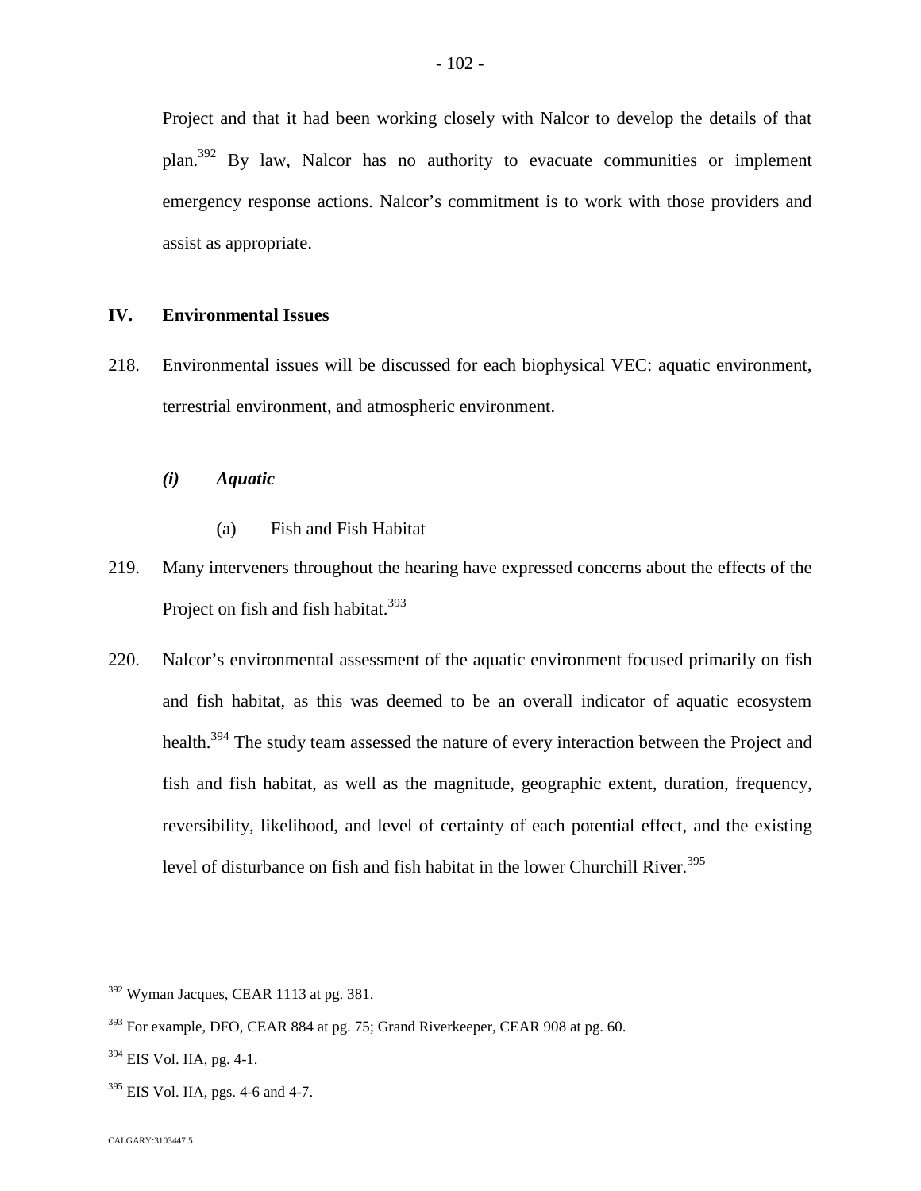Project and that it had been working closely with Nalcor to develop the details of that plan.[392] By law, Nalcor has no authority to evacuate communities or implement emergency response actions. Nalcor's commitment is to work with those providers and assist as appropriate.

## IV. Environmental Issues

218. Environmental issues will be discussed for each biophysical VEC: aquatic environment, terrestrial environment, and atmospheric environment.

### *(i) Aquatic*

(a) Fish and Fish Habitat

219. Many interveners throughout the hearing have expressed concerns about the effects of the Project on fish and fish habitat.[393]

220. Nalcor's environmental assessment of the aquatic environment focused primarily on fish and fish habitat, as this was deemed to be an overall indicator of aquatic ecosystem health.[394] The study team assessed the nature of every interaction between the Project and fish and fish habitat, as well as the magnitude, geographic extent, duration, frequency, reversibility, likelihood, and level of certainty of each potential effect, and the existing level of disturbance on fish and fish habitat in the lower Churchill River.[395]

---

[392] Wyman Jacques, CEAR 1113 at pg. 381.

[393] For example, DFO, CEAR 884 at pg. 75; Grand Riverkeeper, CEAR 908 at pg. 60.

[394] EIS Vol. IIA, pg. 4-1.

[395] EIS Vol. IIA, pgs. 4-6 and 4-7.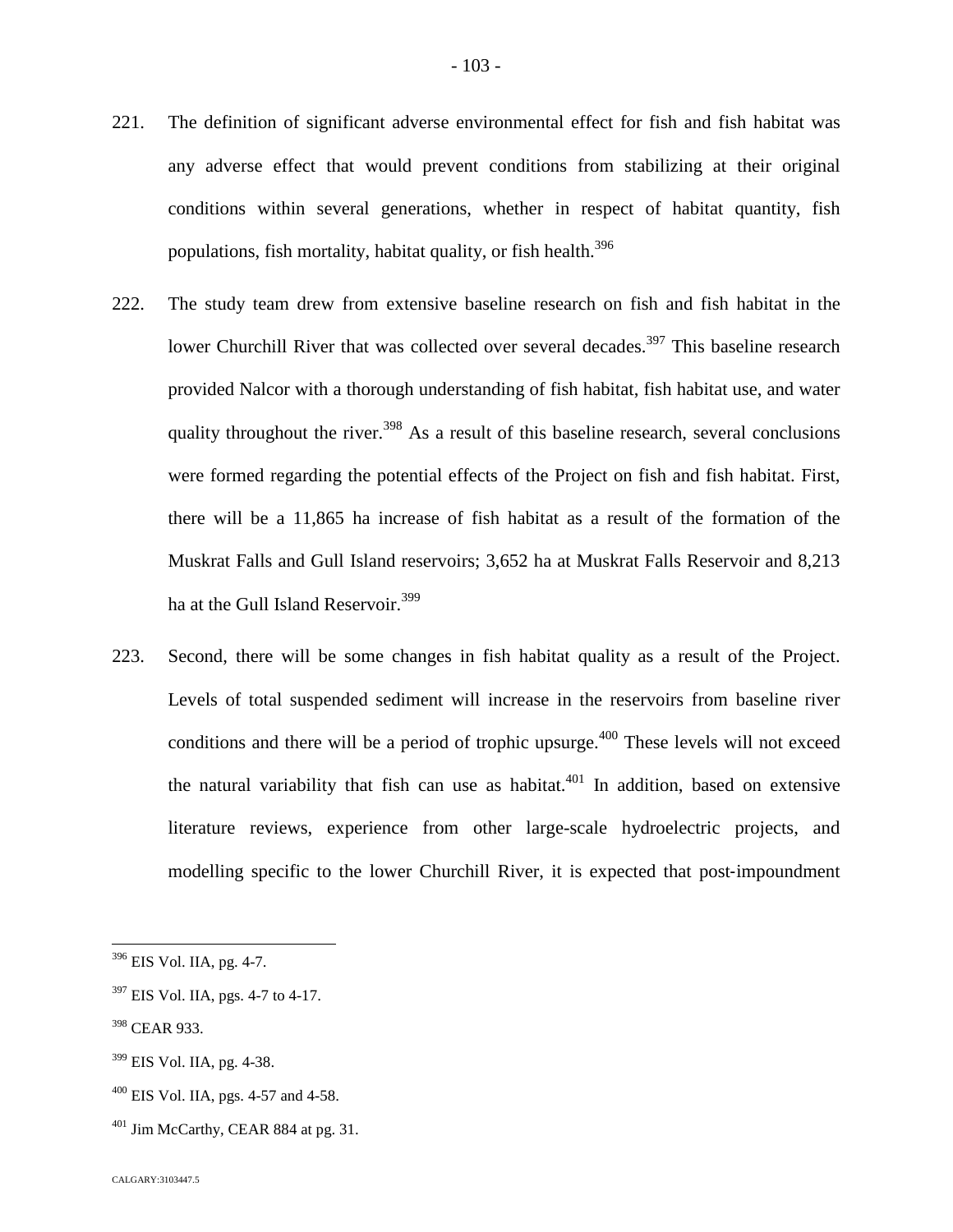221. The definition of significant adverse environmental effect for fish and fish habitat was any adverse effect that would prevent conditions from stabilizing at their original conditions within several generations, whether in respect of habitat quantity, fish populations, fish mortality, habitat quality, or fish health.[396]

222. The study team drew from extensive baseline research on fish and fish habitat in the lower Churchill River that was collected over several decades.[397] This baseline research provided Nalcor with a thorough understanding of fish habitat, fish habitat use, and water quality throughout the river.[398] As a result of this baseline research, several conclusions were formed regarding the potential effects of the Project on fish and fish habitat. First, there will be a 11,865 ha increase of fish habitat as a result of the formation of the Muskrat Falls and Gull Island reservoirs; 3,652 ha at Muskrat Falls Reservoir and 8,213 ha at the Gull Island Reservoir.[399]

223. Second, there will be some changes in fish habitat quality as a result of the Project. Levels of total suspended sediment will increase in the reservoirs from baseline river conditions and there will be a period of trophic upsurge.[400] These levels will not exceed the natural variability that fish can use as habitat.[401] In addition, based on extensive literature reviews, experience from other large-scale hydroelectric projects, and modelling specific to the lower Churchill River, it is expected that post-impoundment

---

[396] EIS Vol. IIA, pg. 4-7.

[397] EIS Vol. IIA, pgs. 4-7 to 4-17.

[398] CEAR 933.

[399] EIS Vol. IIA, pg. 4-38.

[400] EIS Vol. IIA, pgs. 4-57 and 4-58.

[401] Jim McCarthy, CEAR 884 at pg. 31.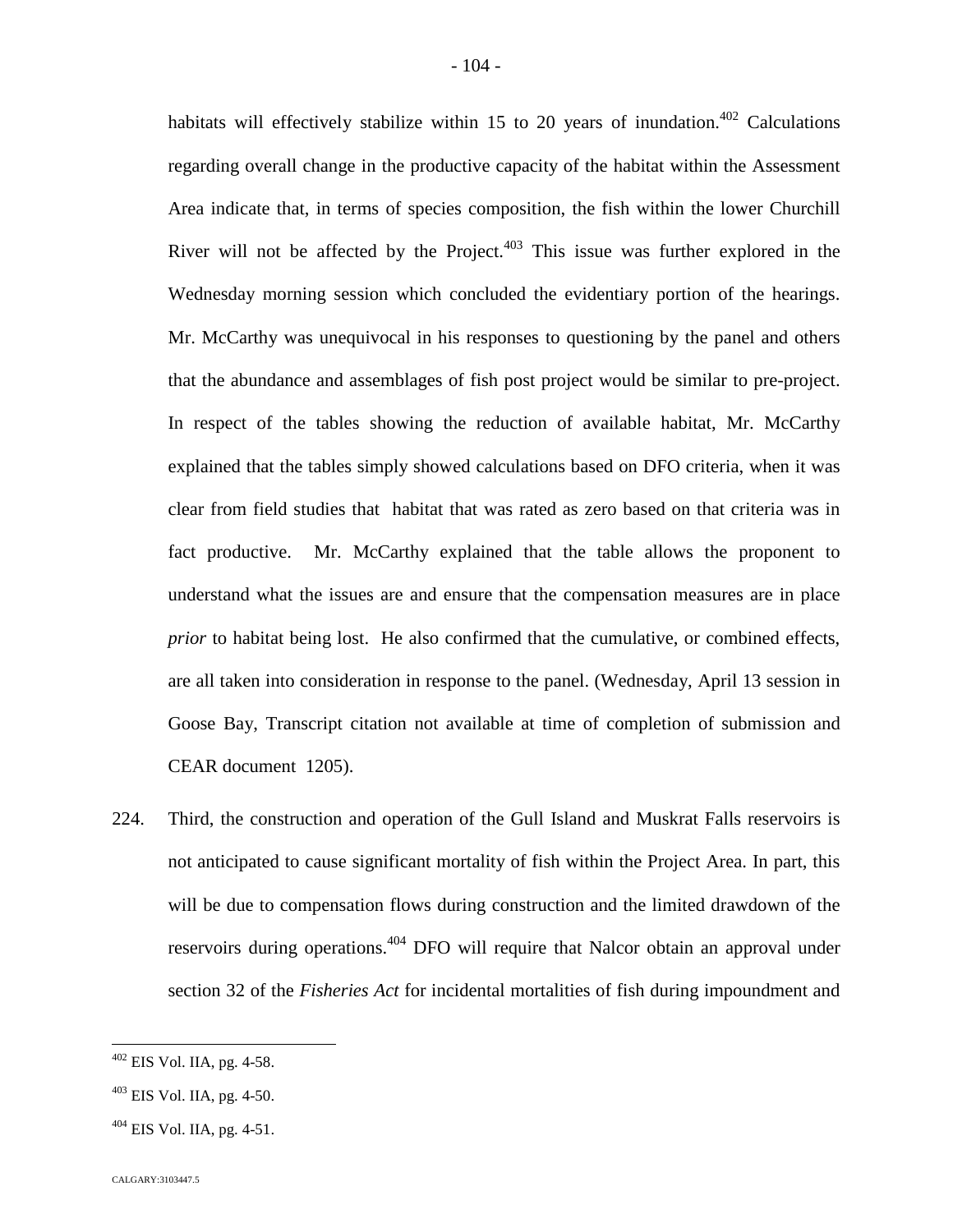habitats will effectively stabilize within 15 to 20 years of inundation.[402] Calculations regarding overall change in the productive capacity of the habitat within the Assessment Area indicate that, in terms of species composition, the fish within the lower Churchill River will not be affected by the Project.[403] This issue was further explored in the Wednesday morning session which concluded the evidentiary portion of the hearings. Mr. McCarthy was unequivocal in his responses to questioning by the panel and others that the abundance and assemblages of fish post project would be similar to pre-project. In respect of the tables showing the reduction of available habitat, Mr. McCarthy explained that the tables simply showed calculations based on DFO criteria, when it was clear from field studies that habitat that was rated as zero based on that criteria was in fact productive. Mr. McCarthy explained that the table allows the proponent to understand what the issues are and ensure that the compensation measures are in place *prior* to habitat being lost. He also confirmed that the cumulative, or combined effects, are all taken into consideration in response to the panel. (Wednesday, April 13 session in Goose Bay, Transcript citation not available at time of completion of submission and CEAR document 1205).

224. Third, the construction and operation of the Gull Island and Muskrat Falls reservoirs is not anticipated to cause significant mortality of fish within the Project Area. In part, this will be due to compensation flows during construction and the limited drawdown of the reservoirs during operations.[404] DFO will require that Nalcor obtain an approval under section 32 of the *Fisheries Act* for incidental mortalities of fish during impoundment and

---

[402] EIS Vol. IIA, pg. 4-58.

[403] EIS Vol. IIA, pg. 4-50.

[404] EIS Vol. IIA, pg. 4-51.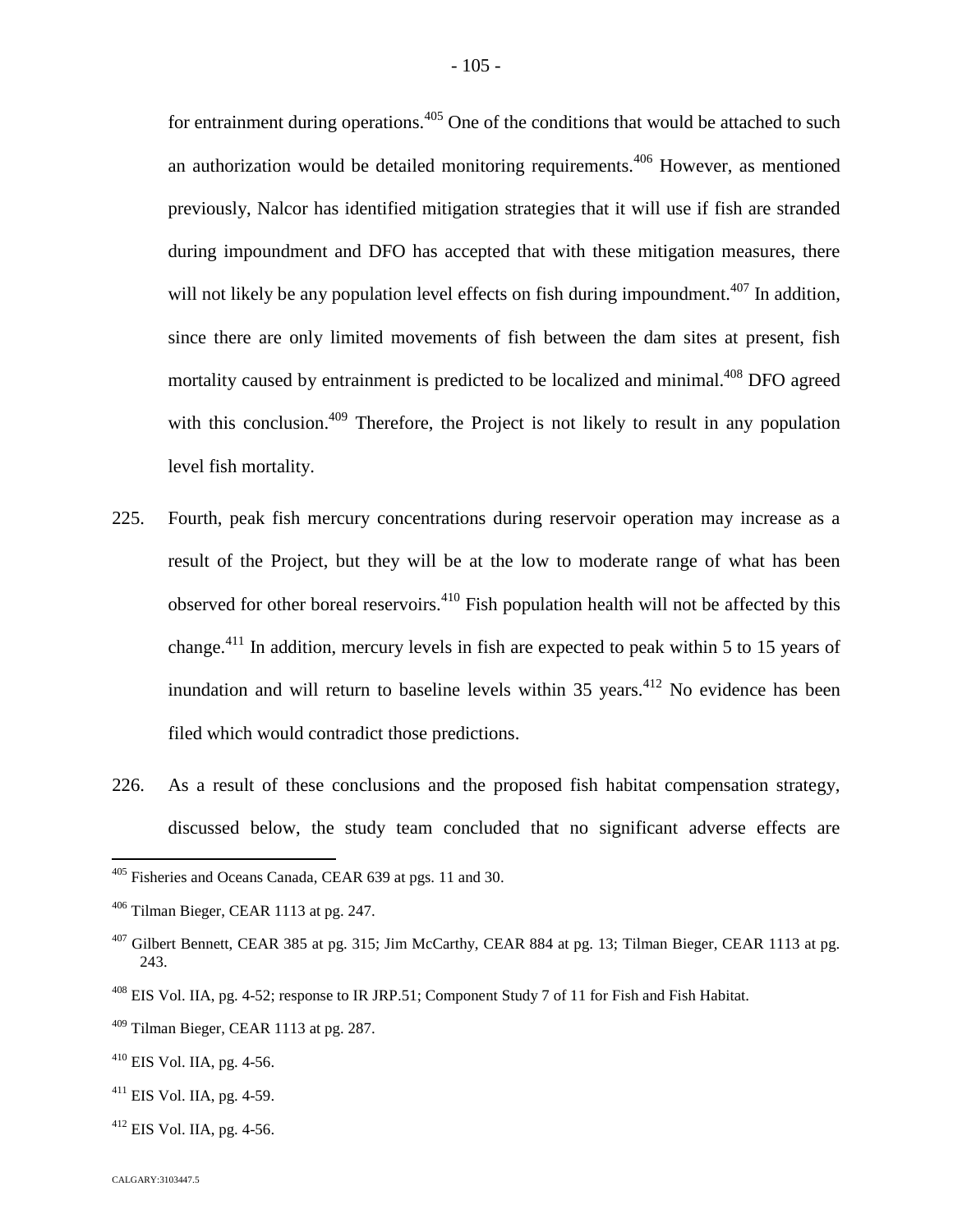for entrainment during operations.[405] One of the conditions that would be attached to such an authorization would be detailed monitoring requirements.[406] However, as mentioned previously, Nalcor has identified mitigation strategies that it will use if fish are stranded during impoundment and DFO has accepted that with these mitigation measures, there will not likely be any population level effects on fish during impoundment.[407] In addition, since there are only limited movements of fish between the dam sites at present, fish mortality caused by entrainment is predicted to be localized and minimal.[408] DFO agreed with this conclusion.[409] Therefore, the Project is not likely to result in any population level fish mortality.

225. Fourth, peak fish mercury concentrations during reservoir operation may increase as a result of the Project, but they will be at the low to moderate range of what has been observed for other boreal reservoirs.[410] Fish population health will not be affected by this change.[411] In addition, mercury levels in fish are expected to peak within 5 to 15 years of inundation and will return to baseline levels within 35 years.[412] No evidence has been filed which would contradict those predictions.

226. As a result of these conclusions and the proposed fish habitat compensation strategy, discussed below, the study team concluded that no significant adverse effects are

---

[405] Fisheries and Oceans Canada, CEAR 639 at pgs. 11 and 30.

[406] Tilman Bieger, CEAR 1113 at pg. 247.

[407] Gilbert Bennett, CEAR 385 at pg. 315; Jim McCarthy, CEAR 884 at pg. 13; Tilman Bieger, CEAR 1113 at pg. 243.

[408] EIS Vol. IIA, pg. 4-52; response to IR JRP.51; Component Study 7 of 11 for Fish and Fish Habitat.

[409] Tilman Bieger, CEAR 1113 at pg. 287.

[410] EIS Vol. IIA, pg. 4-56.

[411] EIS Vol. IIA, pg. 4-59.

[412] EIS Vol. IIA, pg. 4-56.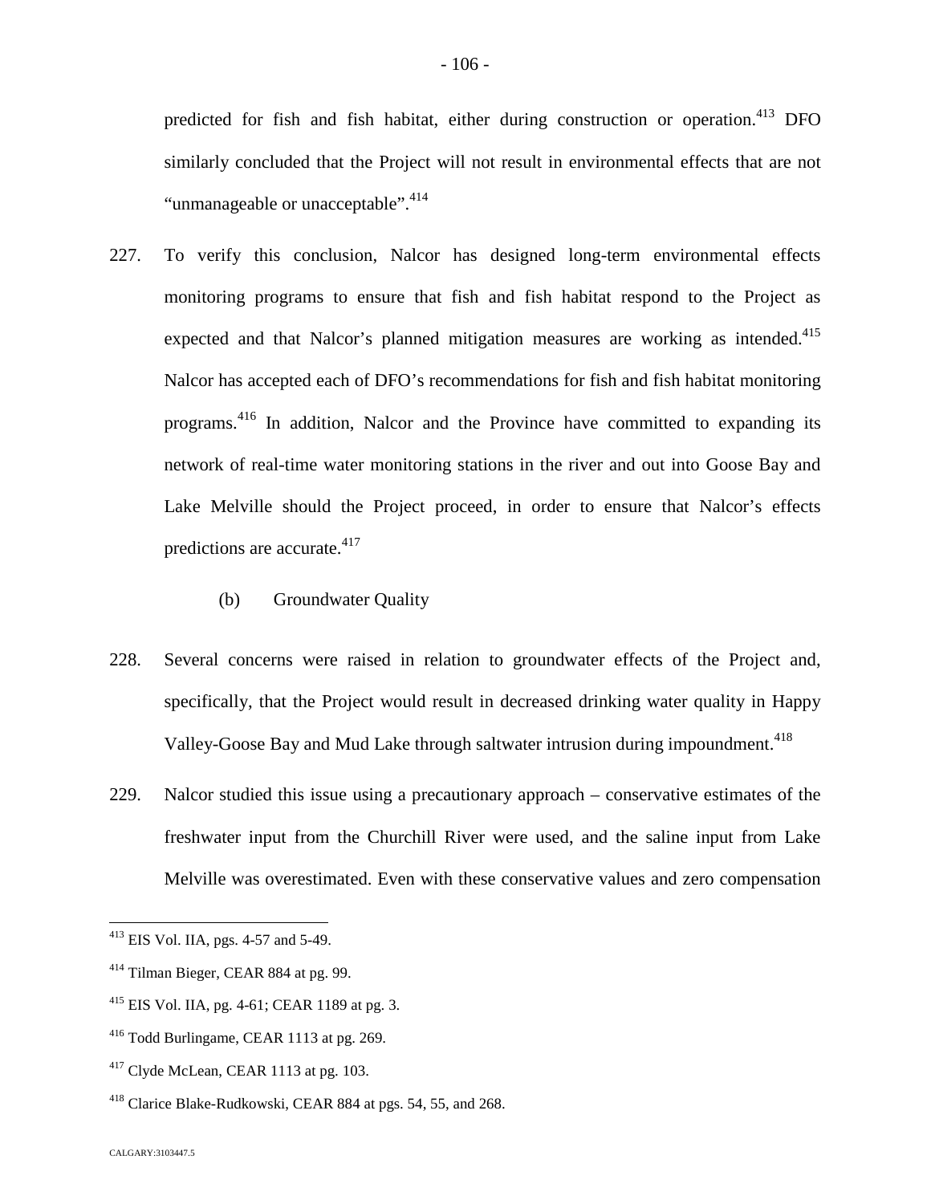predicted for fish and fish habitat, either during construction or operation.[413] DFO similarly concluded that the Project will not result in environmental effects that are not "unmanageable or unacceptable".[414]

227. To verify this conclusion, Nalcor has designed long-term environmental effects monitoring programs to ensure that fish and fish habitat respond to the Project as expected and that Nalcor's planned mitigation measures are working as intended.[415] Nalcor has accepted each of DFO's recommendations for fish and fish habitat monitoring programs.[416] In addition, Nalcor and the Province have committed to expanding its network of real-time water monitoring stations in the river and out into Goose Bay and Lake Melville should the Project proceed, in order to ensure that Nalcor's effects predictions are accurate.[417]

(b) Groundwater Quality

228. Several concerns were raised in relation to groundwater effects of the Project and, specifically, that the Project would result in decreased drinking water quality in Happy Valley-Goose Bay and Mud Lake through saltwater intrusion during impoundment.[418]

229. Nalcor studied this issue using a precautionary approach – conservative estimates of the freshwater input from the Churchill River were used, and the saline input from Lake Melville was overestimated. Even with these conservative values and zero compensation

---

[413] EIS Vol. IIA, pgs. 4-57 and 5-49.

[414] Tilman Bieger, CEAR 884 at pg. 99.

[415] EIS Vol. IIA, pg. 4-61; CEAR 1189 at pg. 3.

[416] Todd Burlingame, CEAR 1113 at pg. 269.

[417] Clyde McLean, CEAR 1113 at pg. 103.

[418] Clarice Blake-Rudkowski, CEAR 884 at pgs. 54, 55, and 268.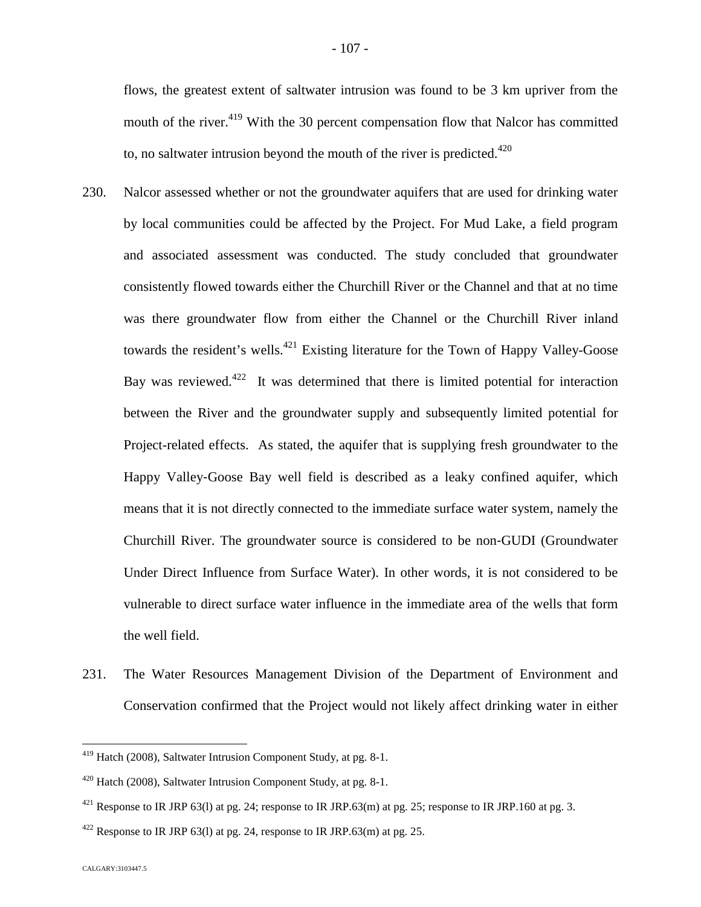flows, the greatest extent of saltwater intrusion was found to be 3 km upriver from the mouth of the river.[419] With the 30 percent compensation flow that Nalcor has committed to, no saltwater intrusion beyond the mouth of the river is predicted.[420]

230. Nalcor assessed whether or not the groundwater aquifers that are used for drinking water by local communities could be affected by the Project. For Mud Lake, a field program and associated assessment was conducted. The study concluded that groundwater consistently flowed towards either the Churchill River or the Channel and that at no time was there groundwater flow from either the Channel or the Churchill River inland towards the resident's wells.[421] Existing literature for the Town of Happy Valley-Goose Bay was reviewed.[422] It was determined that there is limited potential for interaction between the River and the groundwater supply and subsequently limited potential for Project-related effects. As stated, the aquifer that is supplying fresh groundwater to the Happy Valley-Goose Bay well field is described as a leaky confined aquifer, which means that it is not directly connected to the immediate surface water system, namely the Churchill River. The groundwater source is considered to be non-GUDI (Groundwater Under Direct Influence from Surface Water). In other words, it is not considered to be vulnerable to direct surface water influence in the immediate area of the wells that form the well field.

231. The Water Resources Management Division of the Department of Environment and Conservation confirmed that the Project would not likely affect drinking water in either

---

[419] Hatch (2008), Saltwater Intrusion Component Study, at pg. 8-1.

[420] Hatch (2008), Saltwater Intrusion Component Study, at pg. 8-1.

[421] Response to IR JRP 63(l) at pg. 24; response to IR JRP.63(m) at pg. 25; response to IR JRP.160 at pg. 3.

[422] Response to IR JRP 63(l) at pg. 24, response to IR JRP.63(m) at pg. 25.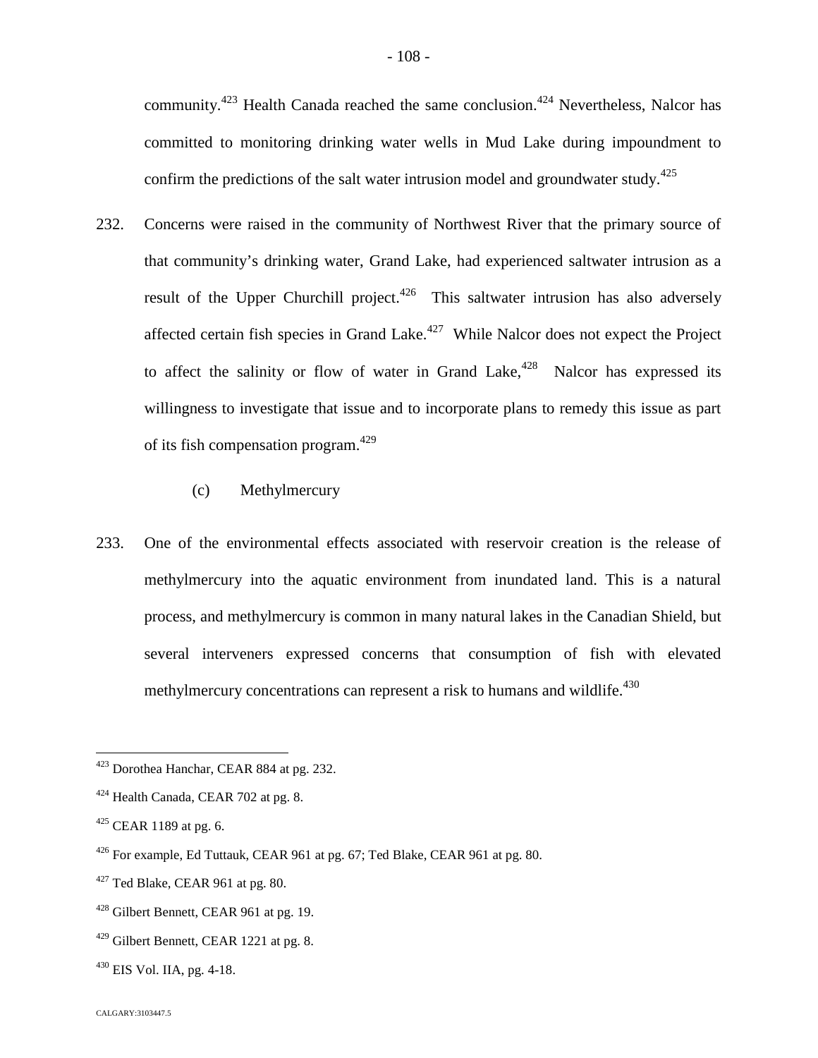community.[423] Health Canada reached the same conclusion.[424] Nevertheless, Nalcor has committed to monitoring drinking water wells in Mud Lake during impoundment to confirm the predictions of the salt water intrusion model and groundwater study.[425]

232. Concerns were raised in the community of Northwest River that the primary source of that community's drinking water, Grand Lake, had experienced saltwater intrusion as a result of the Upper Churchill project.[426] This saltwater intrusion has also adversely affected certain fish species in Grand Lake.[427] While Nalcor does not expect the Project to affect the salinity or flow of water in Grand Lake,[428] Nalcor has expressed its willingness to investigate that issue and to incorporate plans to remedy this issue as part of its fish compensation program.[429]

(c) Methylmercury

233. One of the environmental effects associated with reservoir creation is the release of methylmercury into the aquatic environment from inundated land. This is a natural process, and methylmercury is common in many natural lakes in the Canadian Shield, but several interveners expressed concerns that consumption of fish with elevated methylmercury concentrations can represent a risk to humans and wildlife.[430]

---

[423] Dorothea Hanchar, CEAR 884 at pg. 232.

[424] Health Canada, CEAR 702 at pg. 8.

[425] CEAR 1189 at pg. 6.

[426] For example, Ed Tuttauk, CEAR 961 at pg. 67; Ted Blake, CEAR 961 at pg. 80.

[427] Ted Blake, CEAR 961 at pg. 80.

[428] Gilbert Bennett, CEAR 961 at pg. 19.

[429] Gilbert Bennett, CEAR 1221 at pg. 8.

[430] EIS Vol. IIA, pg. 4-18.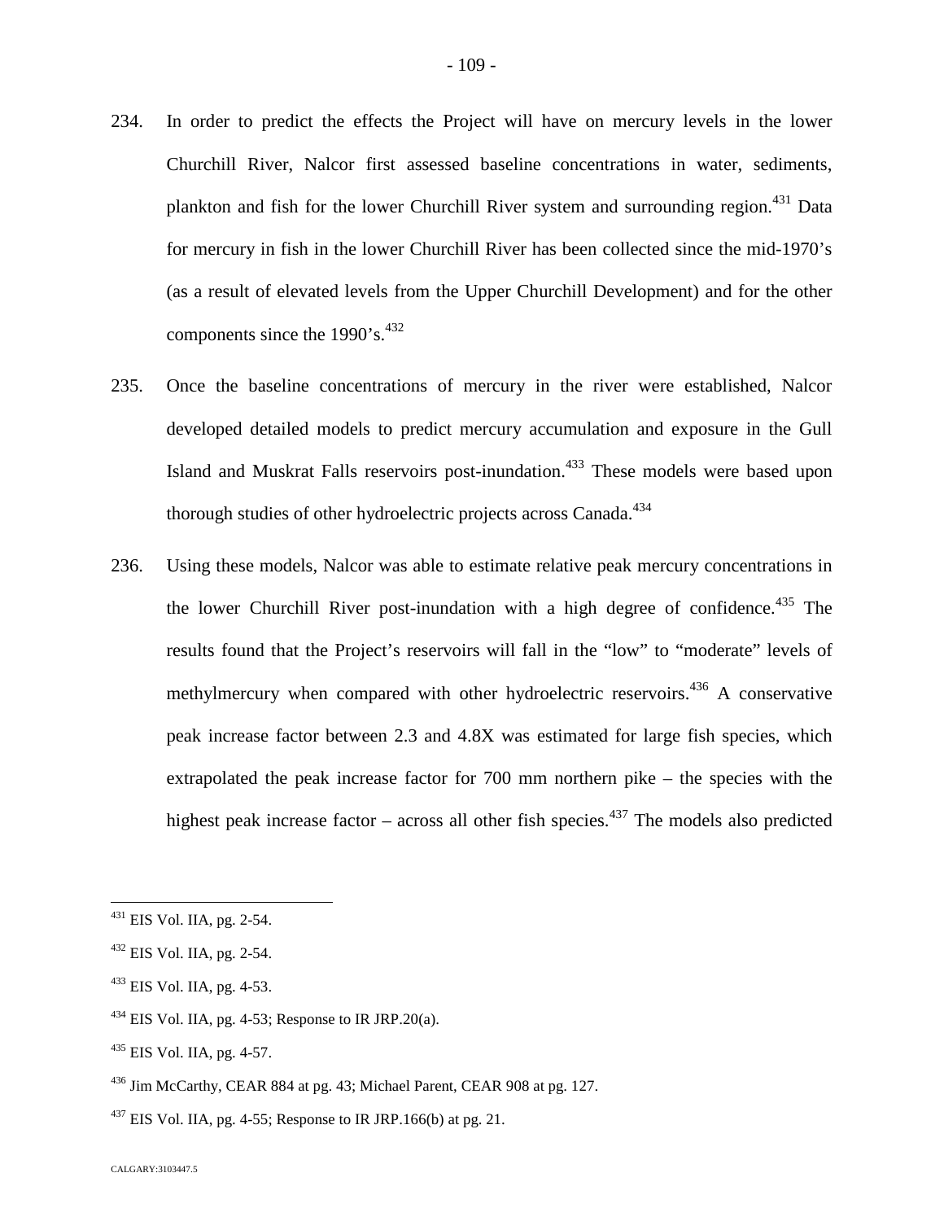234. In order to predict the effects the Project will have on mercury levels in the lower Churchill River, Nalcor first assessed baseline concentrations in water, sediments, plankton and fish for the lower Churchill River system and surrounding region.[431] Data for mercury in fish in the lower Churchill River has been collected since the mid-1970's (as a result of elevated levels from the Upper Churchill Development) and for the other components since the 1990's.[432]

235. Once the baseline concentrations of mercury in the river were established, Nalcor developed detailed models to predict mercury accumulation and exposure in the Gull Island and Muskrat Falls reservoirs post-inundation.[433] These models were based upon thorough studies of other hydroelectric projects across Canada.[434]

236. Using these models, Nalcor was able to estimate relative peak mercury concentrations in the lower Churchill River post-inundation with a high degree of confidence.[435] The results found that the Project's reservoirs will fall in the "low" to "moderate" levels of methylmercury when compared with other hydroelectric reservoirs.[436] A conservative peak increase factor between 2.3 and 4.8X was estimated for large fish species, which extrapolated the peak increase factor for 700 mm northern pike – the species with the highest peak increase factor – across all other fish species.[437] The models also predicted

---

[431] EIS Vol. IIA, pg. 2-54.

[432] EIS Vol. IIA, pg. 2-54.

[433] EIS Vol. IIA, pg. 4-53.

[434] EIS Vol. IIA, pg. 4-53; Response to IR JRP.20(a).

[435] EIS Vol. IIA, pg. 4-57.

[436] Jim McCarthy, CEAR 884 at pg. 43; Michael Parent, CEAR 908 at pg. 127.

[437] EIS Vol. IIA, pg. 4-55; Response to IR JRP.166(b) at pg. 21.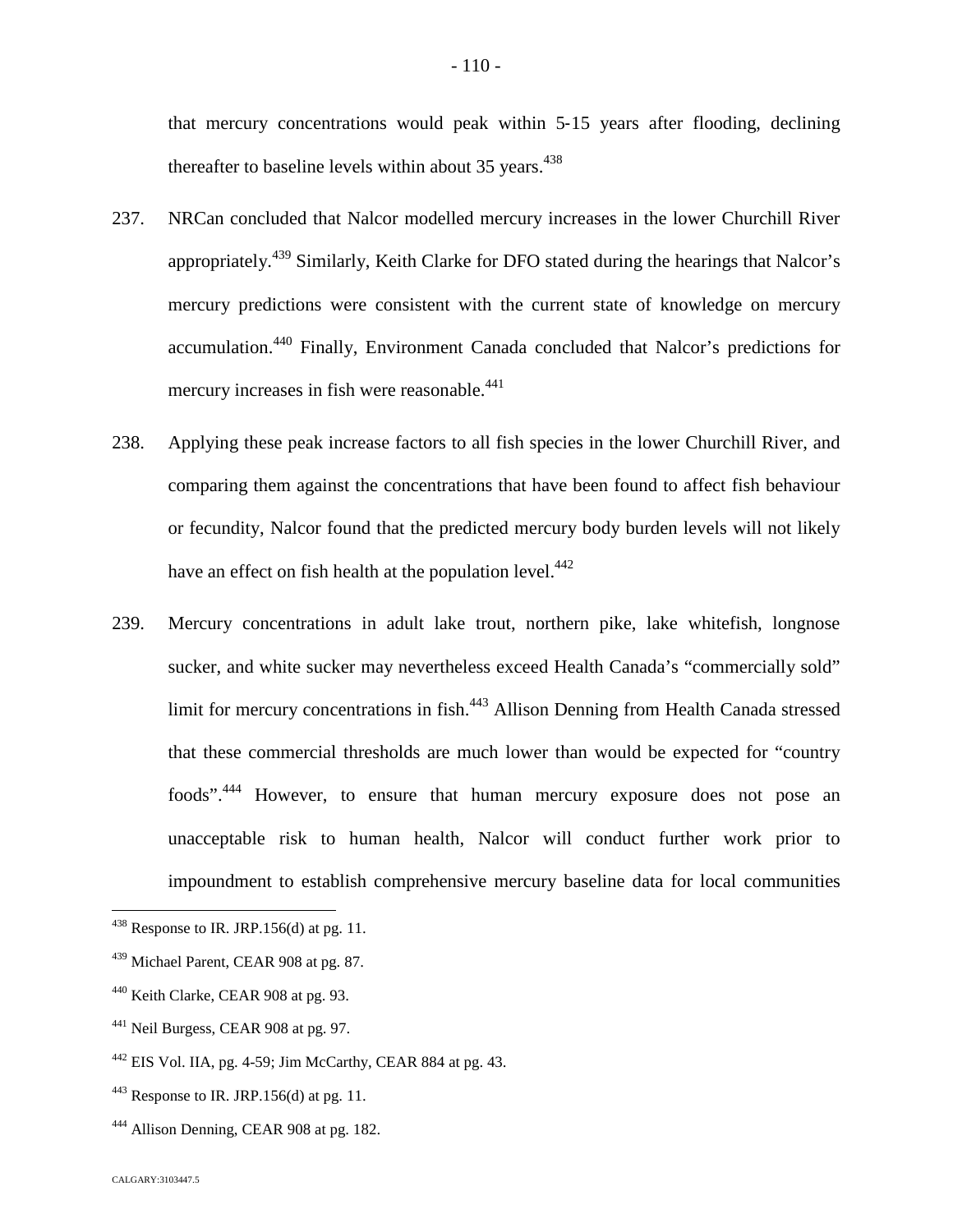that mercury concentrations would peak within 5-15 years after flooding, declining thereafter to baseline levels within about 35 years.[438]

237. NRCan concluded that Nalcor modelled mercury increases in the lower Churchill River appropriately.[439] Similarly, Keith Clarke for DFO stated during the hearings that Nalcor's mercury predictions were consistent with the current state of knowledge on mercury accumulation.[440] Finally, Environment Canada concluded that Nalcor's predictions for mercury increases in fish were reasonable.[441]

238. Applying these peak increase factors to all fish species in the lower Churchill River, and comparing them against the concentrations that have been found to affect fish behaviour or fecundity, Nalcor found that the predicted mercury body burden levels will not likely have an effect on fish health at the population level.[442]

239. Mercury concentrations in adult lake trout, northern pike, lake whitefish, longnose sucker, and white sucker may nevertheless exceed Health Canada's "commercially sold" limit for mercury concentrations in fish.[443] Allison Denning from Health Canada stressed that these commercial thresholds are much lower than would be expected for "country foods".[444] However, to ensure that human mercury exposure does not pose an unacceptable risk to human health, Nalcor will conduct further work prior to impoundment to establish comprehensive mercury baseline data for local communities

---

[438] Response to IR. JRP.156(d) at pg. 11.

[439] Michael Parent, CEAR 908 at pg. 87.

[440] Keith Clarke, CEAR 908 at pg. 93.

[441] Neil Burgess, CEAR 908 at pg. 97.

[442] EIS Vol. IIA, pg. 4-59; Jim McCarthy, CEAR 884 at pg. 43.

[443] Response to IR. JRP.156(d) at pg. 11.

[444] Allison Denning, CEAR 908 at pg. 182.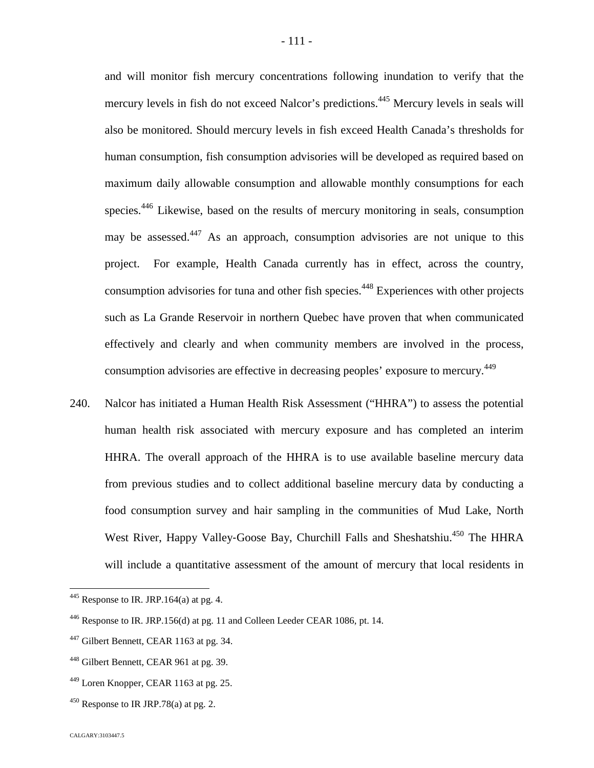and will monitor fish mercury concentrations following inundation to verify that the mercury levels in fish do not exceed Nalcor's predictions.[445] Mercury levels in seals will also be monitored. Should mercury levels in fish exceed Health Canada's thresholds for human consumption, fish consumption advisories will be developed as required based on maximum daily allowable consumption and allowable monthly consumptions for each species.[446] Likewise, based on the results of mercury monitoring in seals, consumption may be assessed.[447] As an approach, consumption advisories are not unique to this project. For example, Health Canada currently has in effect, across the country, consumption advisories for tuna and other fish species.[448] Experiences with other projects such as La Grande Reservoir in northern Quebec have proven that when communicated effectively and clearly and when community members are involved in the process, consumption advisories are effective in decreasing peoples' exposure to mercury.[449]

240. Nalcor has initiated a Human Health Risk Assessment ("HHRA") to assess the potential human health risk associated with mercury exposure and has completed an interim HHRA. The overall approach of the HHRA is to use available baseline mercury data from previous studies and to collect additional baseline mercury data by conducting a food consumption survey and hair sampling in the communities of Mud Lake, North West River, Happy Valley-Goose Bay, Churchill Falls and Sheshatshiu.[450] The HHRA will include a quantitative assessment of the amount of mercury that local residents in

---

[445] Response to IR. JRP.164(a) at pg. 4.

[446] Response to IR. JRP.156(d) at pg. 11 and Colleen Leeder CEAR 1086, pt. 14.

[447] Gilbert Bennett, CEAR 1163 at pg. 34.

[448] Gilbert Bennett, CEAR 961 at pg. 39.

[449] Loren Knopper, CEAR 1163 at pg. 25.

[450] Response to IR JRP.78(a) at pg. 2.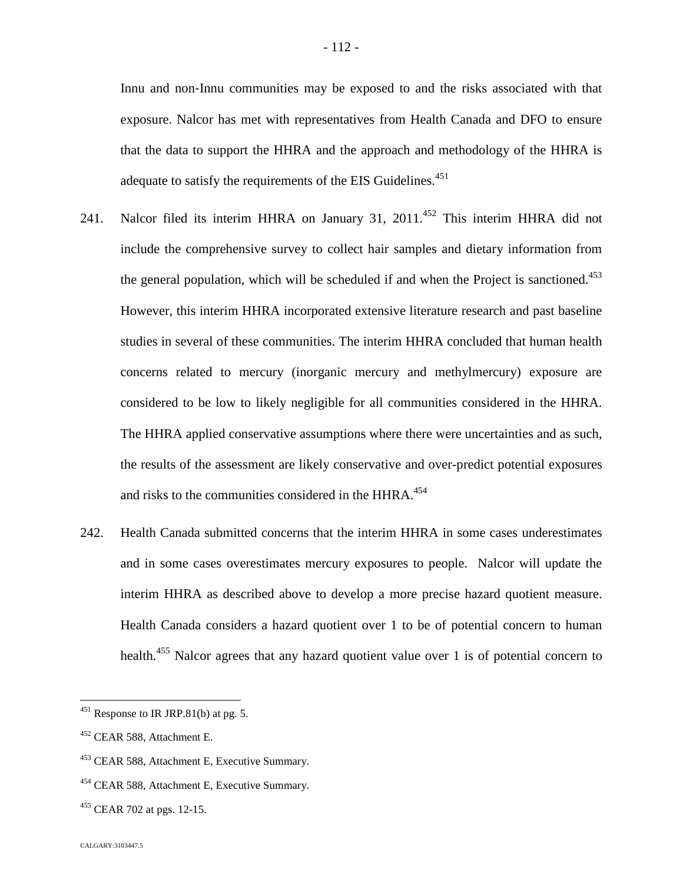Innu and non-Innu communities may be exposed to and the risks associated with that exposure. Nalcor has met with representatives from Health Canada and DFO to ensure that the data to support the HHRA and the approach and methodology of the HHRA is adequate to satisfy the requirements of the EIS Guidelines.[451]

241. Nalcor filed its interim HHRA on January 31, 2011.[452] This interim HHRA did not include the comprehensive survey to collect hair samples and dietary information from the general population, which will be scheduled if and when the Project is sanctioned.[453] However, this interim HHRA incorporated extensive literature research and past baseline studies in several of these communities. The interim HHRA concluded that human health concerns related to mercury (inorganic mercury and methylmercury) exposure are considered to be low to likely negligible for all communities considered in the HHRA. The HHRA applied conservative assumptions where there were uncertainties and as such, the results of the assessment are likely conservative and over-predict potential exposures and risks to the communities considered in the HHRA.[454]

242. Health Canada submitted concerns that the interim HHRA in some cases underestimates and in some cases overestimates mercury exposures to people. Nalcor will update the interim HHRA as described above to develop a more precise hazard quotient measure. Health Canada considers a hazard quotient over 1 to be of potential concern to human health.[455] Nalcor agrees that any hazard quotient value over 1 is of potential concern to

---

[451] Response to IR JRP.81(b) at pg. 5.

[452] CEAR 588, Attachment E.

[453] CEAR 588, Attachment E, Executive Summary.

[454] CEAR 588, Attachment E, Executive Summary.

[455] CEAR 702 at pgs. 12-15.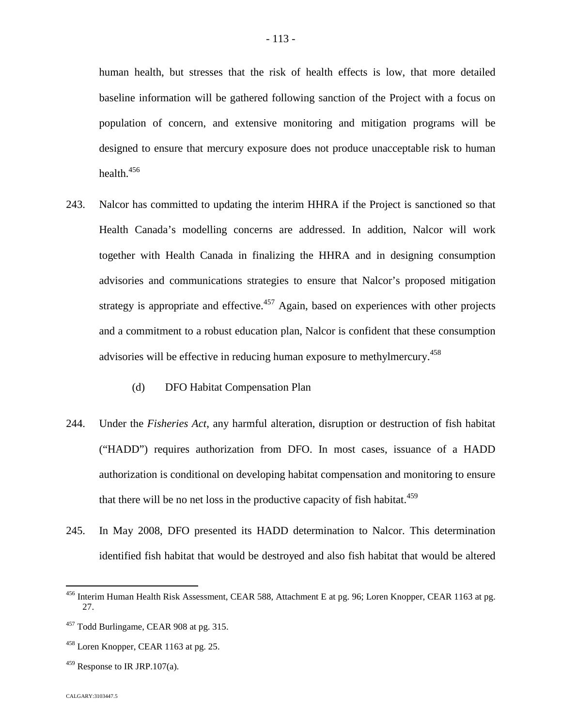human health, but stresses that the risk of health effects is low, that more detailed baseline information will be gathered following sanction of the Project with a focus on population of concern, and extensive monitoring and mitigation programs will be designed to ensure that mercury exposure does not produce unacceptable risk to human health.[456]

243. Nalcor has committed to updating the interim HHRA if the Project is sanctioned so that Health Canada's modelling concerns are addressed. In addition, Nalcor will work together with Health Canada in finalizing the HHRA and in designing consumption advisories and communications strategies to ensure that Nalcor's proposed mitigation strategy is appropriate and effective.[457] Again, based on experiences with other projects and a commitment to a robust education plan, Nalcor is confident that these consumption advisories will be effective in reducing human exposure to methylmercury.[458]

(d) DFO Habitat Compensation Plan

244. Under the *Fisheries Act*, any harmful alteration, disruption or destruction of fish habitat ("HADD") requires authorization from DFO. In most cases, issuance of a HADD authorization is conditional on developing habitat compensation and monitoring to ensure that there will be no net loss in the productive capacity of fish habitat.[459]

245. In May 2008, DFO presented its HADD determination to Nalcor. This determination identified fish habitat that would be destroyed and also fish habitat that would be altered

---

[456] Interim Human Health Risk Assessment, CEAR 588, Attachment E at pg. 96; Loren Knopper, CEAR 1163 at pg. 27.

[457] Todd Burlingame, CEAR 908 at pg. 315.

[458] Loren Knopper, CEAR 1163 at pg. 25.

[459] Response to IR JRP.107(a).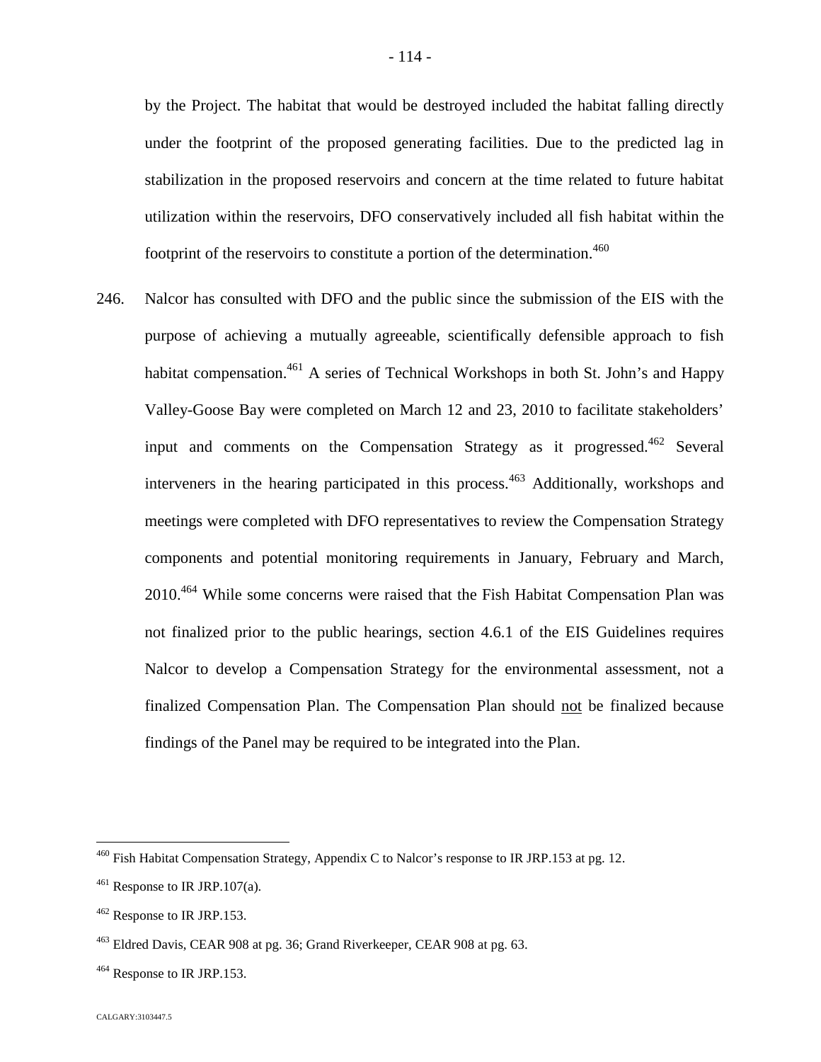by the Project. The habitat that would be destroyed included the habitat falling directly under the footprint of the proposed generating facilities. Due to the predicted lag in stabilization in the proposed reservoirs and concern at the time related to future habitat utilization within the reservoirs, DFO conservatively included all fish habitat within the footprint of the reservoirs to constitute a portion of the determination.[460]

246. Nalcor has consulted with DFO and the public since the submission of the EIS with the purpose of achieving a mutually agreeable, scientifically defensible approach to fish habitat compensation.[461] A series of Technical Workshops in both St. John's and Happy Valley-Goose Bay were completed on March 12 and 23, 2010 to facilitate stakeholders' input and comments on the Compensation Strategy as it progressed.[462] Several interveners in the hearing participated in this process.[463] Additionally, workshops and meetings were completed with DFO representatives to review the Compensation Strategy components and potential monitoring requirements in January, February and March, 2010.[464] While some concerns were raised that the Fish Habitat Compensation Plan was not finalized prior to the public hearings, section 4.6.1 of the EIS Guidelines requires Nalcor to develop a Compensation Strategy for the environmental assessment, not a finalized Compensation Plan. The Compensation Plan should <u>not</u> be finalized because findings of the Panel may be required to be integrated into the Plan.

---

[460] Fish Habitat Compensation Strategy, Appendix C to Nalcor's response to IR JRP.153 at pg. 12.

[461] Response to IR JRP.107(a).

[462] Response to IR JRP.153.

[463] Eldred Davis, CEAR 908 at pg. 36; Grand Riverkeeper, CEAR 908 at pg. 63.

[464] Response to IR JRP.153.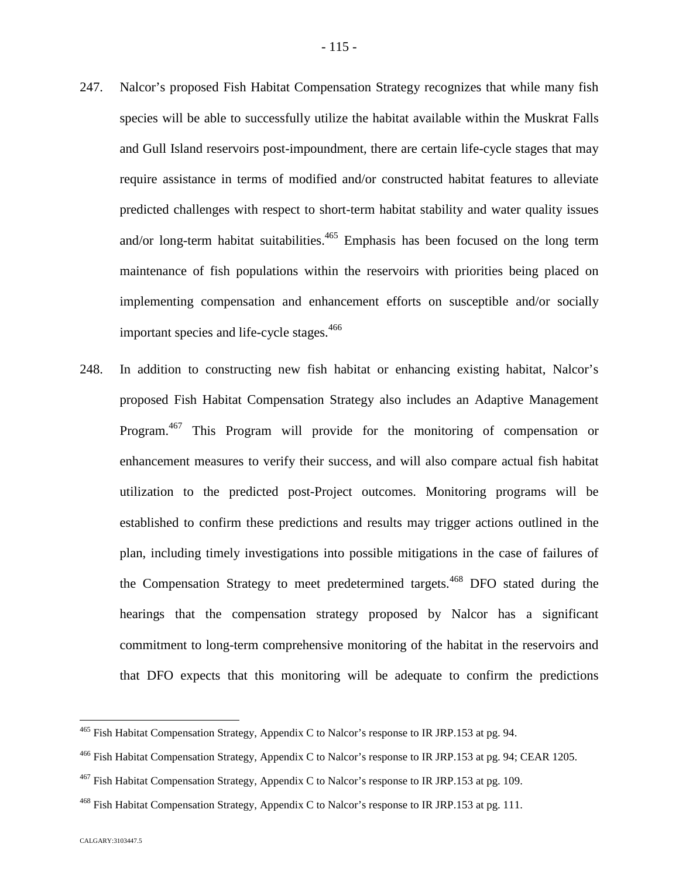247. Nalcor's proposed Fish Habitat Compensation Strategy recognizes that while many fish species will be able to successfully utilize the habitat available within the Muskrat Falls and Gull Island reservoirs post-impoundment, there are certain life-cycle stages that may require assistance in terms of modified and/or constructed habitat features to alleviate predicted challenges with respect to short-term habitat stability and water quality issues and/or long-term habitat suitabilities.[465] Emphasis has been focused on the long term maintenance of fish populations within the reservoirs with priorities being placed on implementing compensation and enhancement efforts on susceptible and/or socially important species and life-cycle stages.[466]

248. In addition to constructing new fish habitat or enhancing existing habitat, Nalcor's proposed Fish Habitat Compensation Strategy also includes an Adaptive Management Program.[467] This Program will provide for the monitoring of compensation or enhancement measures to verify their success, and will also compare actual fish habitat utilization to the predicted post-Project outcomes. Monitoring programs will be established to confirm these predictions and results may trigger actions outlined in the plan, including timely investigations into possible mitigations in the case of failures of the Compensation Strategy to meet predetermined targets.[468] DFO stated during the hearings that the compensation strategy proposed by Nalcor has a significant commitment to long-term comprehensive monitoring of the habitat in the reservoirs and that DFO expects that this monitoring will be adequate to confirm the predictions

---

[465] Fish Habitat Compensation Strategy, Appendix C to Nalcor's response to IR JRP.153 at pg. 94.

[466] Fish Habitat Compensation Strategy, Appendix C to Nalcor's response to IR JRP.153 at pg. 94; CEAR 1205.

[467] Fish Habitat Compensation Strategy, Appendix C to Nalcor's response to IR JRP.153 at pg. 109.

[468] Fish Habitat Compensation Strategy, Appendix C to Nalcor's response to IR JRP.153 at pg. 111.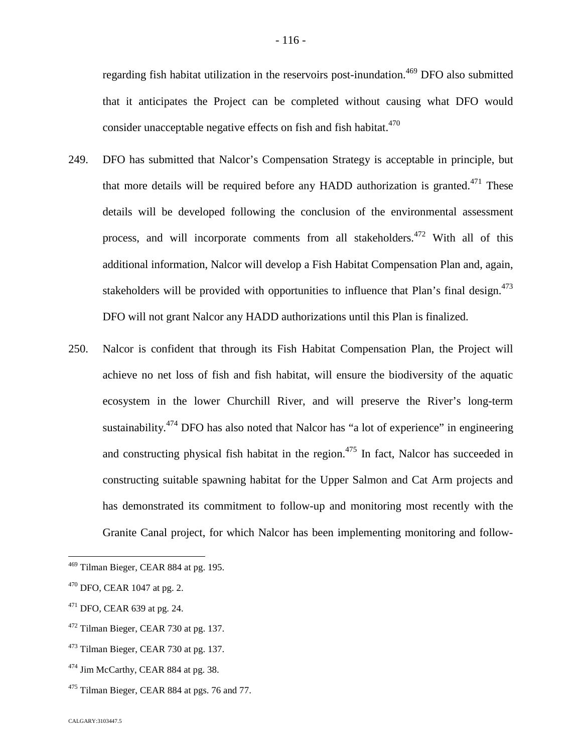regarding fish habitat utilization in the reservoirs post-inundation.[469] DFO also submitted that it anticipates the Project can be completed without causing what DFO would consider unacceptable negative effects on fish and fish habitat.[470]

249. DFO has submitted that Nalcor's Compensation Strategy is acceptable in principle, but that more details will be required before any HADD authorization is granted.[471] These details will be developed following the conclusion of the environmental assessment process, and will incorporate comments from all stakeholders.[472] With all of this additional information, Nalcor will develop a Fish Habitat Compensation Plan and, again, stakeholders will be provided with opportunities to influence that Plan's final design.[473] DFO will not grant Nalcor any HADD authorizations until this Plan is finalized.

250. Nalcor is confident that through its Fish Habitat Compensation Plan, the Project will achieve no net loss of fish and fish habitat, will ensure the biodiversity of the aquatic ecosystem in the lower Churchill River, and will preserve the River's long-term sustainability.[474] DFO has also noted that Nalcor has "a lot of experience" in engineering and constructing physical fish habitat in the region.[475] In fact, Nalcor has succeeded in constructing suitable spawning habitat for the Upper Salmon and Cat Arm projects and has demonstrated its commitment to follow-up and monitoring most recently with the Granite Canal project, for which Nalcor has been implementing monitoring and follow-

---

[469] Tilman Bieger, CEAR 884 at pg. 195.

[470] DFO, CEAR 1047 at pg. 2.

[471] DFO, CEAR 639 at pg. 24.

[472] Tilman Bieger, CEAR 730 at pg. 137.

[473] Tilman Bieger, CEAR 730 at pg. 137.

[474] Jim McCarthy, CEAR 884 at pg. 38.

[475] Tilman Bieger, CEAR 884 at pgs. 76 and 77.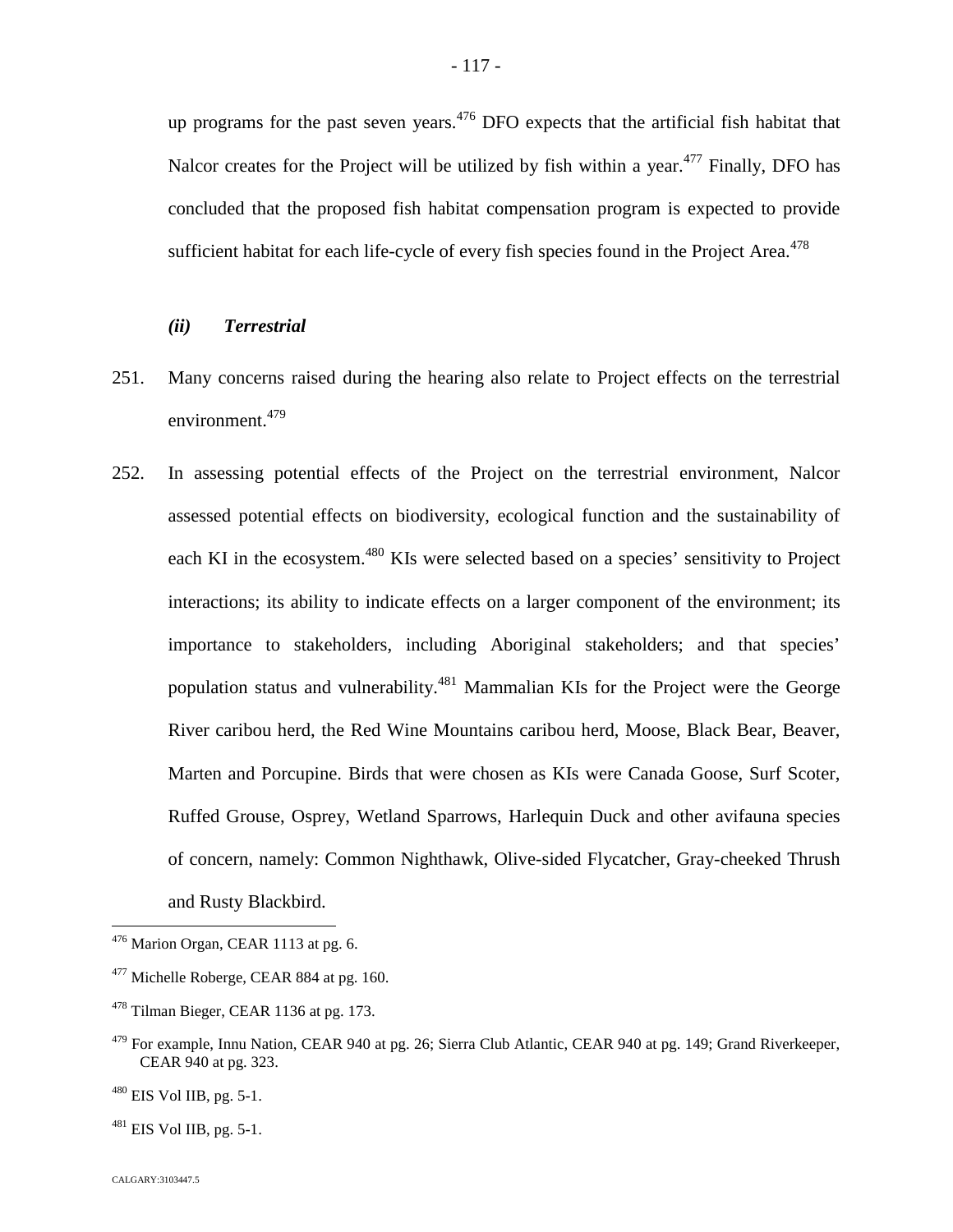up programs for the past seven years.[476] DFO expects that the artificial fish habitat that Nalcor creates for the Project will be utilized by fish within a year.[477] Finally, DFO has concluded that the proposed fish habitat compensation program is expected to provide sufficient habitat for each life-cycle of every fish species found in the Project Area.[478]

### *(ii) Terrestrial*

251. Many concerns raised during the hearing also relate to Project effects on the terrestrial environment.[479]

252. In assessing potential effects of the Project on the terrestrial environment, Nalcor assessed potential effects on biodiversity, ecological function and the sustainability of each KI in the ecosystem.[480] KIs were selected based on a species' sensitivity to Project interactions; its ability to indicate effects on a larger component of the environment; its importance to stakeholders, including Aboriginal stakeholders; and that species' population status and vulnerability.[481] Mammalian KIs for the Project were the George River caribou herd, the Red Wine Mountains caribou herd, Moose, Black Bear, Beaver, Marten and Porcupine. Birds that were chosen as KIs were Canada Goose, Surf Scoter, Ruffed Grouse, Osprey, Wetland Sparrows, Harlequin Duck and other avifauna species of concern, namely: Common Nighthawk, Olive-sided Flycatcher, Gray-cheeked Thrush and Rusty Blackbird.

---

[476] Marion Organ, CEAR 1113 at pg. 6.

[477] Michelle Roberge, CEAR 884 at pg. 160.

[478] Tilman Bieger, CEAR 1136 at pg. 173.

[479] For example, Innu Nation, CEAR 940 at pg. 26; Sierra Club Atlantic, CEAR 940 at pg. 149; Grand Riverkeeper, CEAR 940 at pg. 323.

[480] EIS Vol IIB, pg. 5-1.

[481] EIS Vol IIB, pg. 5-1.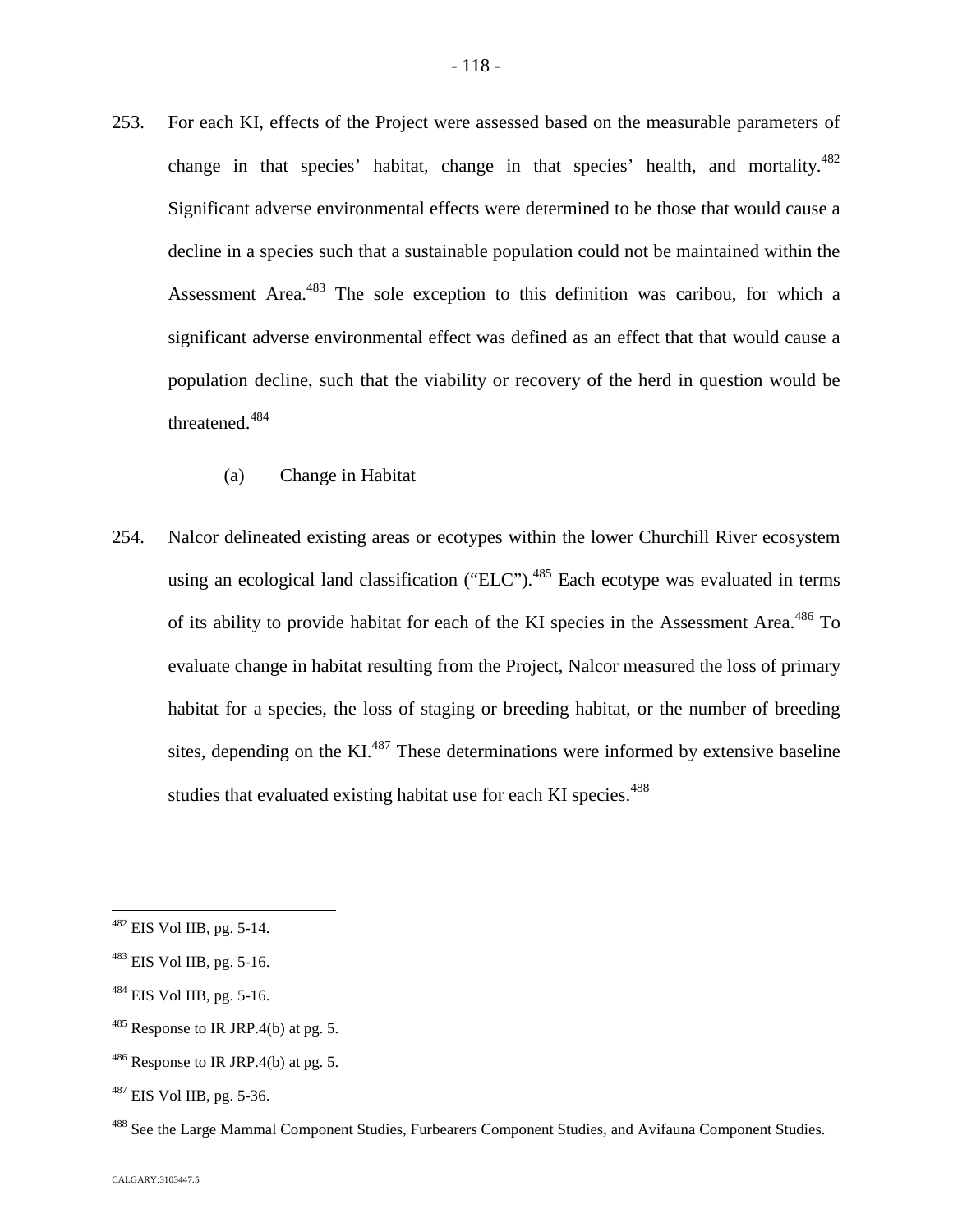253. For each KI, effects of the Project were assessed based on the measurable parameters of change in that species' habitat, change in that species' health, and mortality.[482] Significant adverse environmental effects were determined to be those that would cause a decline in a species such that a sustainable population could not be maintained within the Assessment Area.[483] The sole exception to this definition was caribou, for which a significant adverse environmental effect was defined as an effect that that would cause a population decline, such that the viability or recovery of the herd in question would be threatened.[484]

(a) Change in Habitat

254. Nalcor delineated existing areas or ecotypes within the lower Churchill River ecosystem using an ecological land classification ("ELC").[485] Each ecotype was evaluated in terms of its ability to provide habitat for each of the KI species in the Assessment Area.[486] To evaluate change in habitat resulting from the Project, Nalcor measured the loss of primary habitat for a species, the loss of staging or breeding habitat, or the number of breeding sites, depending on the KI.[487] These determinations were informed by extensive baseline studies that evaluated existing habitat use for each KI species.[488]

---

[482] EIS Vol IIB, pg. 5-14.

[483] EIS Vol IIB, pg. 5-16.

[484] EIS Vol IIB, pg. 5-16.

[485] Response to IR JRP.4(b) at pg. 5.

[486] Response to IR JRP.4(b) at pg. 5.

[487] EIS Vol IIB, pg. 5-36.

[488] See the Large Mammal Component Studies, Furbearers Component Studies, and Avifauna Component Studies.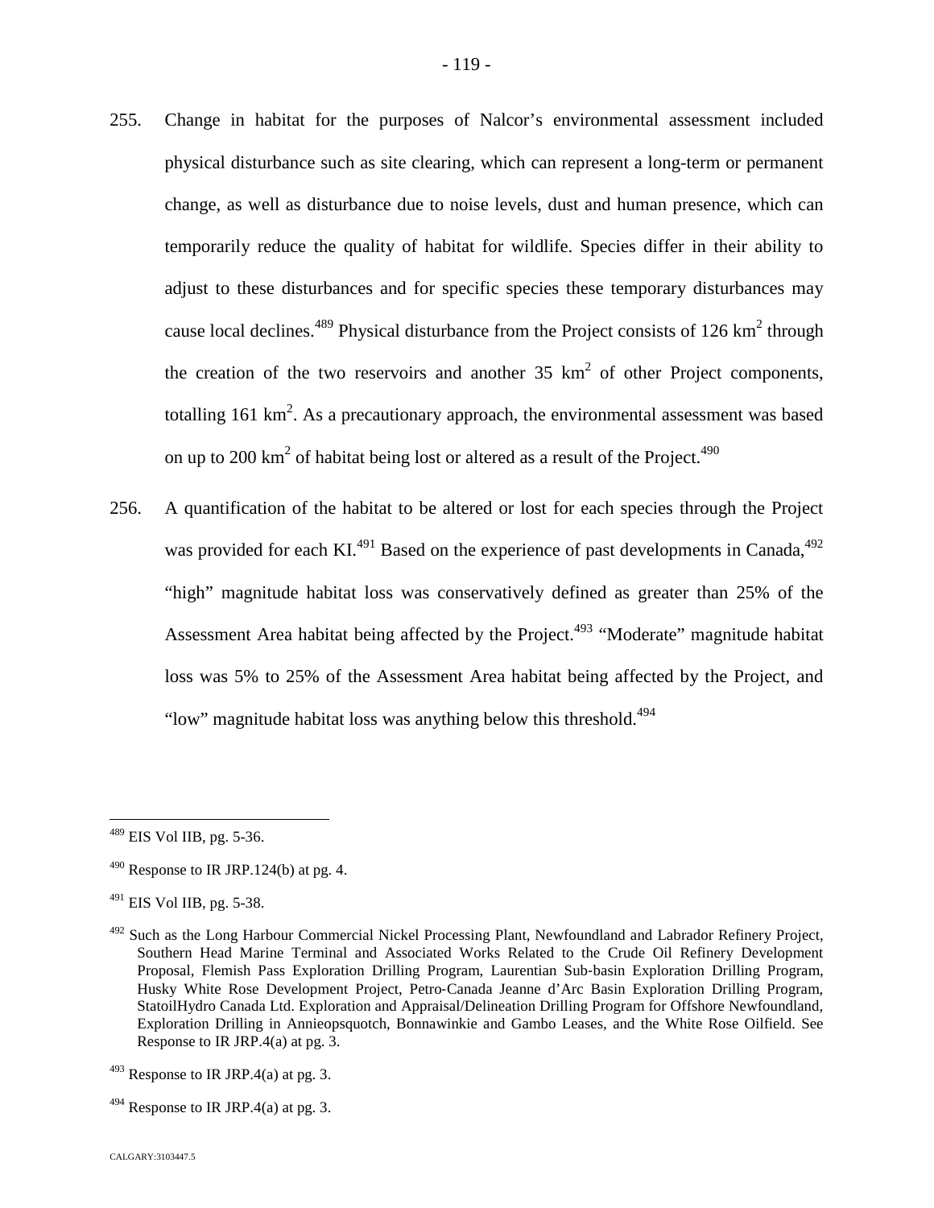255. Change in habitat for the purposes of Nalcor's environmental assessment included physical disturbance such as site clearing, which can represent a long-term or permanent change, as well as disturbance due to noise levels, dust and human presence, which can temporarily reduce the quality of habitat for wildlife. Species differ in their ability to adjust to these disturbances and for specific species these temporary disturbances may cause local declines.[489] Physical disturbance from the Project consists of 126 $km^2$ through the creation of the two reservoirs and another 35 $km^2$ of other Project components, totalling 161 $km^2$. As a precautionary approach, the environmental assessment was based on up to 200 $km^2$ of habitat being lost or altered as a result of the Project.[490]

256. A quantification of the habitat to be altered or lost for each species through the Project was provided for each KI.[491] Based on the experience of past developments in Canada,[492] "high" magnitude habitat loss was conservatively defined as greater than 25% of the Assessment Area habitat being affected by the Project.[493] "Moderate" magnitude habitat loss was 5% to 25% of the Assessment Area habitat being affected by the Project, and "low" magnitude habitat loss was anything below this threshold.[494]

---

[489] EIS Vol IIB, pg. 5-36.

[490] Response to IR JRP.124(b) at pg. 4.

[491] EIS Vol IIB, pg. 5-38.

[492] Such as the Long Harbour Commercial Nickel Processing Plant, Newfoundland and Labrador Refinery Project, Southern Head Marine Terminal and Associated Works Related to the Crude Oil Refinery Development Proposal, Flemish Pass Exploration Drilling Program, Laurentian Sub-basin Exploration Drilling Program, Husky White Rose Development Project, Petro-Canada Jeanne d'Arc Basin Exploration Drilling Program, StatoilHydro Canada Ltd. Exploration and Appraisal/Delineation Drilling Program for Offshore Newfoundland, Exploration Drilling in Annieopsquotch, Bonnawinkie and Gambo Leases, and the White Rose Oilfield. See Response to IR JRP.4(a) at pg. 3.

[493] Response to IR JRP.4(a) at pg. 3.

[494] Response to IR JRP.4(a) at pg. 3.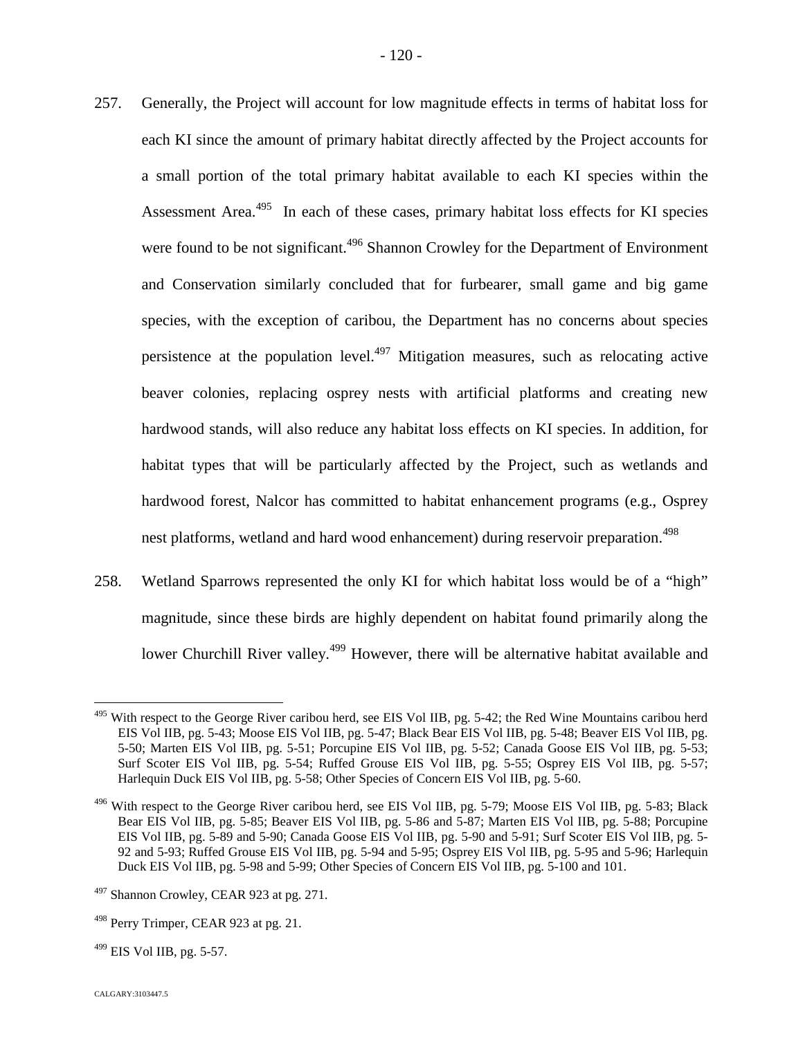257. Generally, the Project will account for low magnitude effects in terms of habitat loss for each KI since the amount of primary habitat directly affected by the Project accounts for a small portion of the total primary habitat available to each KI species within the Assessment Area.[495] In each of these cases, primary habitat loss effects for KI species were found to be not significant.[496] Shannon Crowley for the Department of Environment and Conservation similarly concluded that for furbearer, small game and big game species, with the exception of caribou, the Department has no concerns about species persistence at the population level.[497] Mitigation measures, such as relocating active beaver colonies, replacing osprey nests with artificial platforms and creating new hardwood stands, will also reduce any habitat loss effects on KI species. In addition, for habitat types that will be particularly affected by the Project, such as wetlands and hardwood forest, Nalcor has committed to habitat enhancement programs (e.g., Osprey nest platforms, wetland and hard wood enhancement) during reservoir preparation.[498]

258. Wetland Sparrows represented the only KI for which habitat loss would be of a "high" magnitude, since these birds are highly dependent on habitat found primarily along the lower Churchill River valley.[499] However, there will be alternative habitat available and

---

[495] With respect to the George River caribou herd, see EIS Vol IIB, pg. 5-42; the Red Wine Mountains caribou herd EIS Vol IIB, pg. 5-43; Moose EIS Vol IIB, pg. 5-47; Black Bear EIS Vol IIB, pg. 5-48; Beaver EIS Vol IIB, pg. 5-50; Marten EIS Vol IIB, pg. 5-51; Porcupine EIS Vol IIB, pg. 5-52; Canada Goose EIS Vol IIB, pg. 5-53; Surf Scoter EIS Vol IIB, pg. 5-54; Ruffed Grouse EIS Vol IIB, pg. 5-55; Osprey EIS Vol IIB, pg. 5-57; Harlequin Duck EIS Vol IIB, pg. 5-58; Other Species of Concern EIS Vol IIB, pg. 5-60.

[496] With respect to the George River caribou herd, see EIS Vol IIB, pg. 5-79; Moose EIS Vol IIB, pg. 5-83; Black Bear EIS Vol IIB, pg. 5-85; Beaver EIS Vol IIB, pg. 5-86 and 5-87; Marten EIS Vol IIB, pg. 5-88; Porcupine EIS Vol IIB, pg. 5-89 and 5-90; Canada Goose EIS Vol IIB, pg. 5-90 and 5-91; Surf Scoter EIS Vol IIB, pg. 5-92 and 5-93; Ruffed Grouse EIS Vol IIB, pg. 5-94 and 5-95; Osprey EIS Vol IIB, pg. 5-95 and 5-96; Harlequin Duck EIS Vol IIB, pg. 5-98 and 5-99; Other Species of Concern EIS Vol IIB, pg. 5-100 and 101.

[497] Shannon Crowley, CEAR 923 at pg. 271.

[498] Perry Trimper, CEAR 923 at pg. 21.

[499] EIS Vol IIB, pg. 5-57.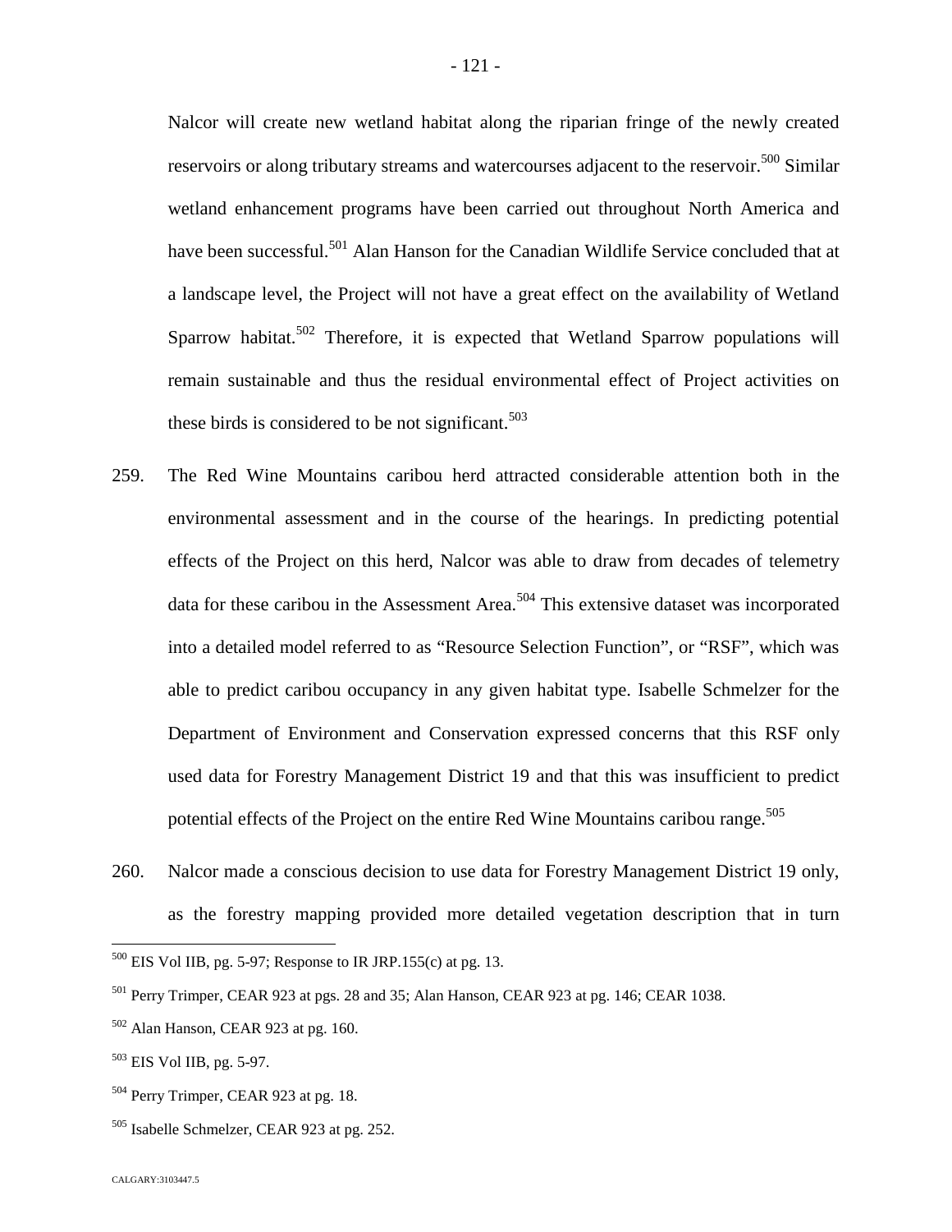Nalcor will create new wetland habitat along the riparian fringe of the newly created reservoirs or along tributary streams and watercourses adjacent to the reservoir.[500] Similar wetland enhancement programs have been carried out throughout North America and have been successful.[501] Alan Hanson for the Canadian Wildlife Service concluded that at a landscape level, the Project will not have a great effect on the availability of Wetland Sparrow habitat.[502] Therefore, it is expected that Wetland Sparrow populations will remain sustainable and thus the residual environmental effect of Project activities on these birds is considered to be not significant.[503]

259. The Red Wine Mountains caribou herd attracted considerable attention both in the environmental assessment and in the course of the hearings. In predicting potential effects of the Project on this herd, Nalcor was able to draw from decades of telemetry data for these caribou in the Assessment Area.[504] This extensive dataset was incorporated into a detailed model referred to as "Resource Selection Function", or "RSF", which was able to predict caribou occupancy in any given habitat type. Isabelle Schmelzer for the Department of Environment and Conservation expressed concerns that this RSF only used data for Forestry Management District 19 and that this was insufficient to predict potential effects of the Project on the entire Red Wine Mountains caribou range.[505]

260. Nalcor made a conscious decision to use data for Forestry Management District 19 only, as the forestry mapping provided more detailed vegetation description that in turn

---

[500] EIS Vol IIB, pg. 5-97; Response to IR JRP.155(c) at pg. 13.

[501] Perry Trimper, CEAR 923 at pgs. 28 and 35; Alan Hanson, CEAR 923 at pg. 146; CEAR 1038.

[502] Alan Hanson, CEAR 923 at pg. 160.

[503] EIS Vol IIB, pg. 5-97.

[504] Perry Trimper, CEAR 923 at pg. 18.

[505] Isabelle Schmelzer, CEAR 923 at pg. 252.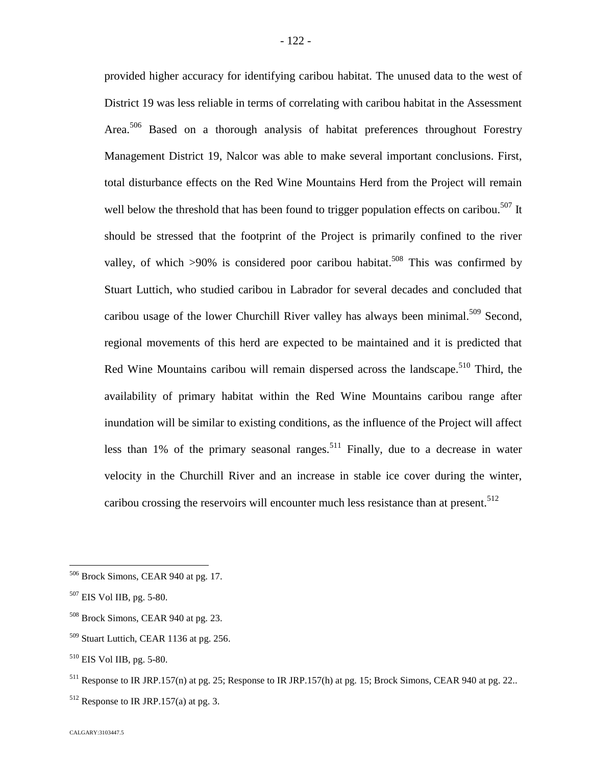provided higher accuracy for identifying caribou habitat. The unused data to the west of District 19 was less reliable in terms of correlating with caribou habitat in the Assessment Area.[506] Based on a thorough analysis of habitat preferences throughout Forestry Management District 19, Nalcor was able to make several important conclusions. First, total disturbance effects on the Red Wine Mountains Herd from the Project will remain well below the threshold that has been found to trigger population effects on caribou.[507] It should be stressed that the footprint of the Project is primarily confined to the river valley, of which >90% is considered poor caribou habitat.[508] This was confirmed by Stuart Luttich, who studied caribou in Labrador for several decades and concluded that caribou usage of the lower Churchill River valley has always been minimal.[509] Second, regional movements of this herd are expected to be maintained and it is predicted that Red Wine Mountains caribou will remain dispersed across the landscape.[510] Third, the availability of primary habitat within the Red Wine Mountains caribou range after inundation will be similar to existing conditions, as the influence of the Project will affect less than 1% of the primary seasonal ranges.[511] Finally, due to a decrease in water velocity in the Churchill River and an increase in stable ice cover during the winter, caribou crossing the reservoirs will encounter much less resistance than at present.[512]

---

[506] Brock Simons, CEAR 940 at pg. 17.

[507] EIS Vol IIB, pg. 5-80.

[508] Brock Simons, CEAR 940 at pg. 23.

[509] Stuart Luttich, CEAR 1136 at pg. 256.

[510] EIS Vol IIB, pg. 5-80.

[511] Response to IR JRP.157(n) at pg. 25; Response to IR JRP.157(h) at pg. 15; Brock Simons, CEAR 940 at pg. 22..

[512] Response to IR JRP.157(a) at pg. 3.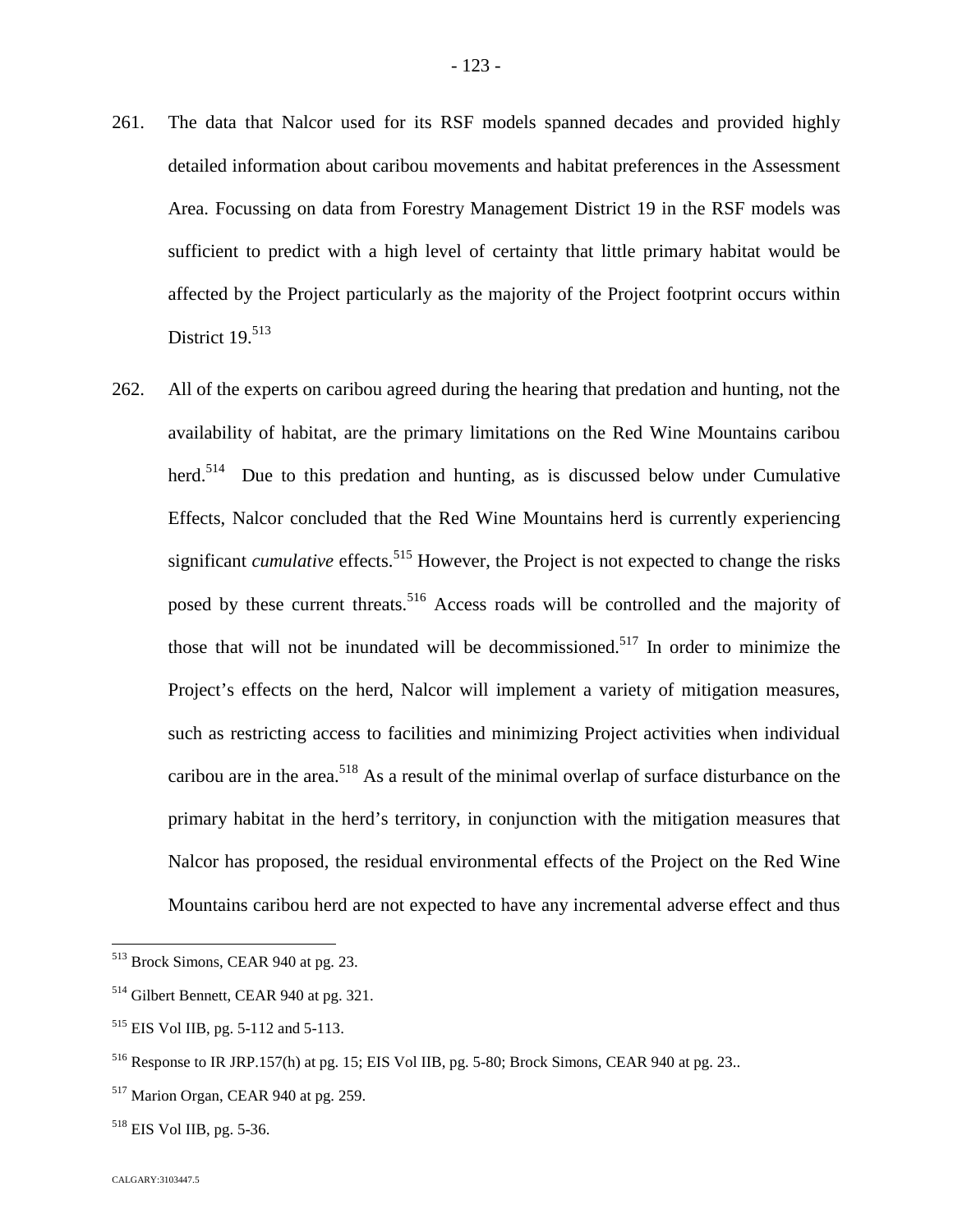261. The data that Nalcor used for its RSF models spanned decades and provided highly detailed information about caribou movements and habitat preferences in the Assessment Area. Focussing on data from Forestry Management District 19 in the RSF models was sufficient to predict with a high level of certainty that little primary habitat would be affected by the Project particularly as the majority of the Project footprint occurs within District 19.[513]

262. All of the experts on caribou agreed during the hearing that predation and hunting, not the availability of habitat, are the primary limitations on the Red Wine Mountains caribou herd.[514] Due to this predation and hunting, as is discussed below under Cumulative Effects, Nalcor concluded that the Red Wine Mountains herd is currently experiencing significant *cumulative* effects.[515] However, the Project is not expected to change the risks posed by these current threats.[516] Access roads will be controlled and the majority of those that will not be inundated will be decommissioned.[517] In order to minimize the Project's effects on the herd, Nalcor will implement a variety of mitigation measures, such as restricting access to facilities and minimizing Project activities when individual caribou are in the area.[518] As a result of the minimal overlap of surface disturbance on the primary habitat in the herd's territory, in conjunction with the mitigation measures that Nalcor has proposed, the residual environmental effects of the Project on the Red Wine Mountains caribou herd are not expected to have any incremental adverse effect and thus

---

[513] Brock Simons, CEAR 940 at pg. 23.

[514] Gilbert Bennett, CEAR 940 at pg. 321.

[515] EIS Vol IIB, pg. 5-112 and 5-113.

[516] Response to IR JRP.157(h) at pg. 15; EIS Vol IIB, pg. 5-80; Brock Simons, CEAR 940 at pg. 23..

[517] Marion Organ, CEAR 940 at pg. 259.

[518] EIS Vol IIB, pg. 5-36.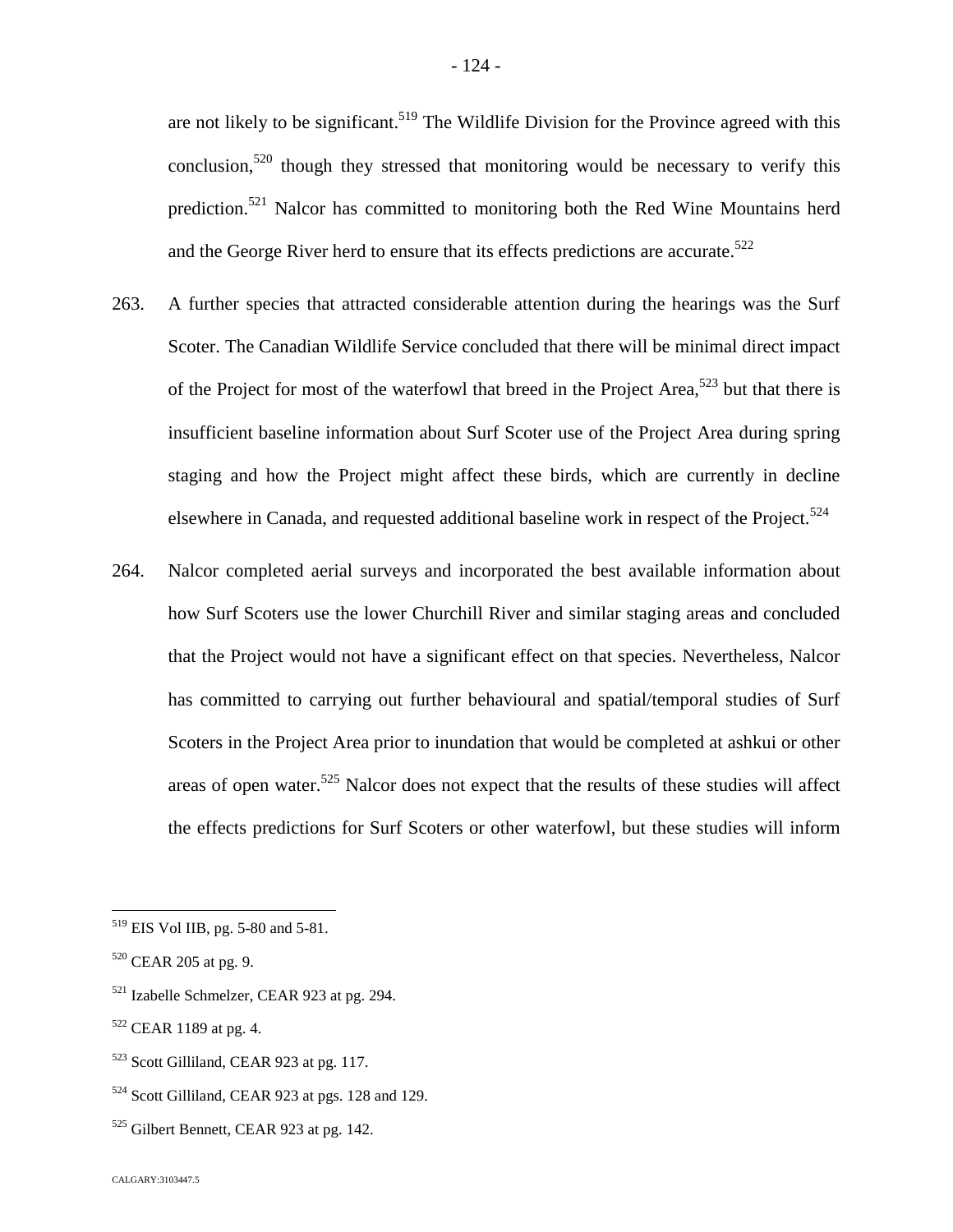are not likely to be significant.[519] The Wildlife Division for the Province agreed with this conclusion,[520] though they stressed that monitoring would be necessary to verify this prediction.[521] Nalcor has committed to monitoring both the Red Wine Mountains herd and the George River herd to ensure that its effects predictions are accurate.[522]

263. A further species that attracted considerable attention during the hearings was the Surf Scoter. The Canadian Wildlife Service concluded that there will be minimal direct impact of the Project for most of the waterfowl that breed in the Project Area,[523] but that there is insufficient baseline information about Surf Scoter use of the Project Area during spring staging and how the Project might affect these birds, which are currently in decline elsewhere in Canada, and requested additional baseline work in respect of the Project.[524]

264. Nalcor completed aerial surveys and incorporated the best available information about how Surf Scoters use the lower Churchill River and similar staging areas and concluded that the Project would not have a significant effect on that species. Nevertheless, Nalcor has committed to carrying out further behavioural and spatial/temporal studies of Surf Scoters in the Project Area prior to inundation that would be completed at ashkui or other areas of open water.[525] Nalcor does not expect that the results of these studies will affect the effects predictions for Surf Scoters or other waterfowl, but these studies will inform

---

[519] EIS Vol IIB, pg. 5-80 and 5-81.

[520] CEAR 205 at pg. 9.

[521] Izabelle Schmelzer, CEAR 923 at pg. 294.

[522] CEAR 1189 at pg. 4.

[523] Scott Gilliland, CEAR 923 at pg. 117.

[524] Scott Gilliland, CEAR 923 at pgs. 128 and 129.

[525] Gilbert Bennett, CEAR 923 at pg. 142.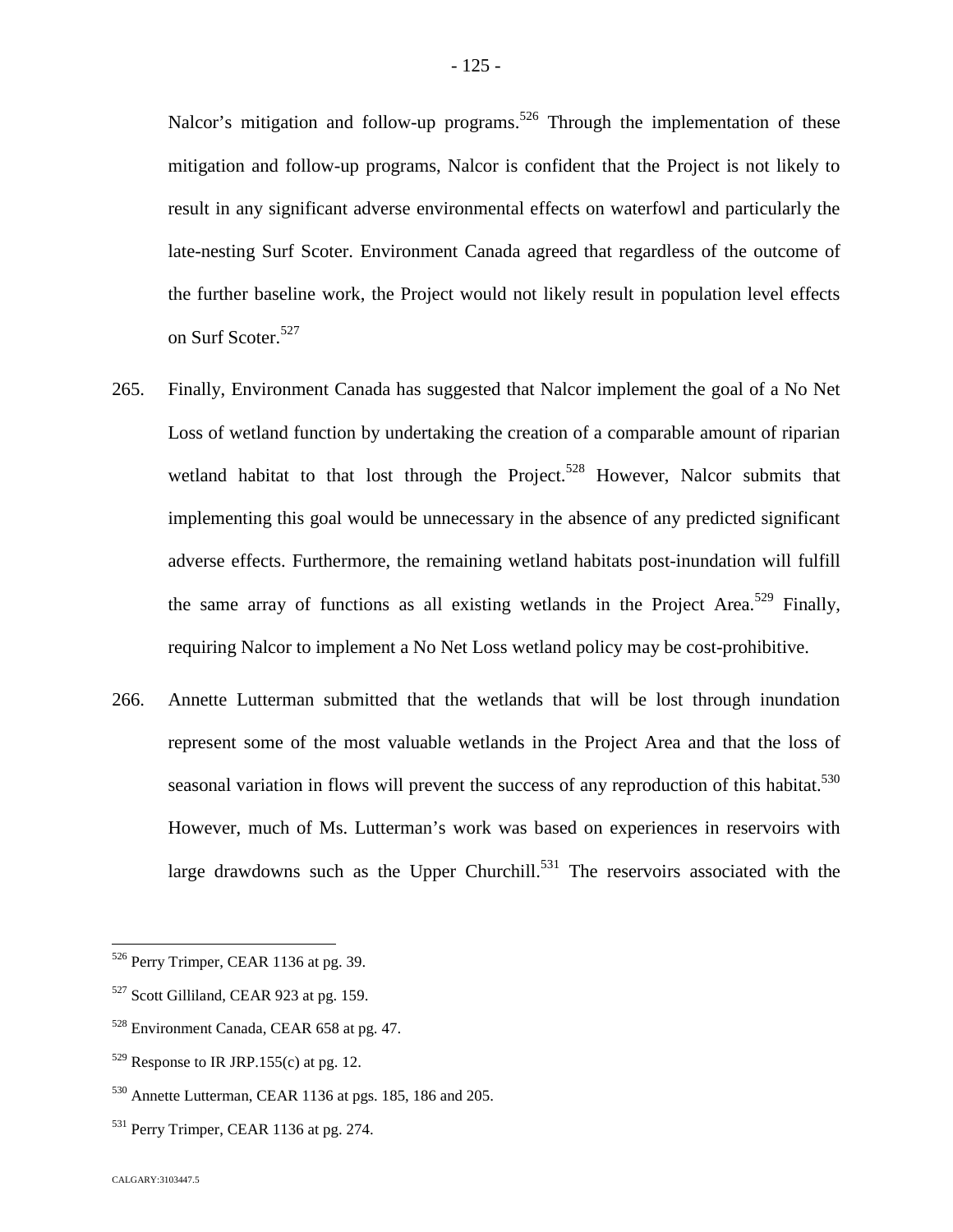Nalcor's mitigation and follow-up programs.[526] Through the implementation of these mitigation and follow-up programs, Nalcor is confident that the Project is not likely to result in any significant adverse environmental effects on waterfowl and particularly the late-nesting Surf Scoter. Environment Canada agreed that regardless of the outcome of the further baseline work, the Project would not likely result in population level effects on Surf Scoter.[527]

265. Finally, Environment Canada has suggested that Nalcor implement the goal of a No Net Loss of wetland function by undertaking the creation of a comparable amount of riparian wetland habitat to that lost through the Project.[528] However, Nalcor submits that implementing this goal would be unnecessary in the absence of any predicted significant adverse effects. Furthermore, the remaining wetland habitats post-inundation will fulfill the same array of functions as all existing wetlands in the Project Area.[529] Finally, requiring Nalcor to implement a No Net Loss wetland policy may be cost-prohibitive.

266. Annette Lutterman submitted that the wetlands that will be lost through inundation represent some of the most valuable wetlands in the Project Area and that the loss of seasonal variation in flows will prevent the success of any reproduction of this habitat.[530] However, much of Ms. Lutterman's work was based on experiences in reservoirs with large drawdowns such as the Upper Churchill.[531] The reservoirs associated with the

---

[526] Perry Trimper, CEAR 1136 at pg. 39.

[527] Scott Gilliland, CEAR 923 at pg. 159.

[528] Environment Canada, CEAR 658 at pg. 47.

[529] Response to IR JRP.155(c) at pg. 12.

[530] Annette Lutterman, CEAR 1136 at pgs. 185, 186 and 205.

[531] Perry Trimper, CEAR 1136 at pg. 274.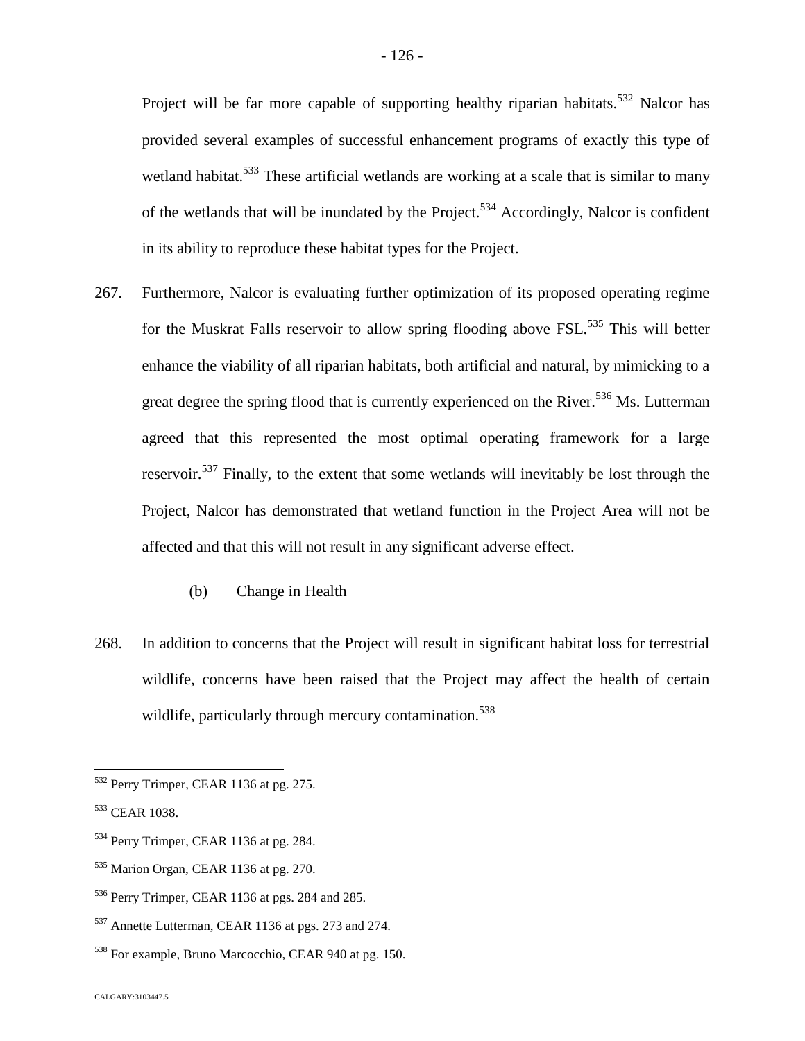Project will be far more capable of supporting healthy riparian habitats.[532] Nalcor has provided several examples of successful enhancement programs of exactly this type of wetland habitat.[533] These artificial wetlands are working at a scale that is similar to many of the wetlands that will be inundated by the Project.[534] Accordingly, Nalcor is confident in its ability to reproduce these habitat types for the Project.

267. Furthermore, Nalcor is evaluating further optimization of its proposed operating regime for the Muskrat Falls reservoir to allow spring flooding above FSL.[535] This will better enhance the viability of all riparian habitats, both artificial and natural, by mimicking to a great degree the spring flood that is currently experienced on the River.[536] Ms. Lutterman agreed that this represented the most optimal operating framework for a large reservoir.[537] Finally, to the extent that some wetlands will inevitably be lost through the Project, Nalcor has demonstrated that wetland function in the Project Area will not be affected and that this will not result in any significant adverse effect.

(b) Change in Health

268. In addition to concerns that the Project will result in significant habitat loss for terrestrial wildlife, concerns have been raised that the Project may affect the health of certain wildlife, particularly through mercury contamination.[538]

---

[532] Perry Trimper, CEAR 1136 at pg. 275.

[533] CEAR 1038.

[534] Perry Trimper, CEAR 1136 at pg. 284.

[535] Marion Organ, CEAR 1136 at pg. 270.

[536] Perry Trimper, CEAR 1136 at pgs. 284 and 285.

[537] Annette Lutterman, CEAR 1136 at pgs. 273 and 274.

[538] For example, Bruno Marcocchio, CEAR 940 at pg. 150.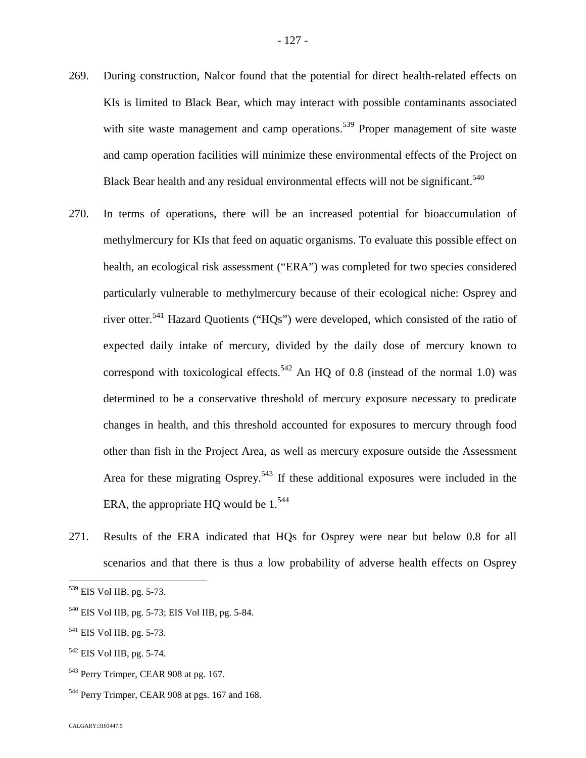269. During construction, Nalcor found that the potential for direct health-related effects on KIs is limited to Black Bear, which may interact with possible contaminants associated with site waste management and camp operations.[539] Proper management of site waste and camp operation facilities will minimize these environmental effects of the Project on Black Bear health and any residual environmental effects will not be significant.[540]

270. In terms of operations, there will be an increased potential for bioaccumulation of methylmercury for KIs that feed on aquatic organisms. To evaluate this possible effect on health, an ecological risk assessment ("ERA") was completed for two species considered particularly vulnerable to methylmercury because of their ecological niche: Osprey and river otter.[541] Hazard Quotients ("HQs") were developed, which consisted of the ratio of expected daily intake of mercury, divided by the daily dose of mercury known to correspond with toxicological effects.[542] An HQ of 0.8 (instead of the normal 1.0) was determined to be a conservative threshold of mercury exposure necessary to predicate changes in health, and this threshold accounted for exposures to mercury through food other than fish in the Project Area, as well as mercury exposure outside the Assessment Area for these migrating Osprey.[543] If these additional exposures were included in the ERA, the appropriate HQ would be 1.[544]

271. Results of the ERA indicated that HQs for Osprey were near but below 0.8 for all scenarios and that there is thus a low probability of adverse health effects on Osprey

---

[539] EIS Vol IIB, pg. 5-73.

[540] EIS Vol IIB, pg. 5-73; EIS Vol IIB, pg. 5-84.

[541] EIS Vol IIB, pg. 5-73.

[542] EIS Vol IIB, pg. 5-74.

[543] Perry Trimper, CEAR 908 at pg. 167.

[544] Perry Trimper, CEAR 908 at pgs. 167 and 168.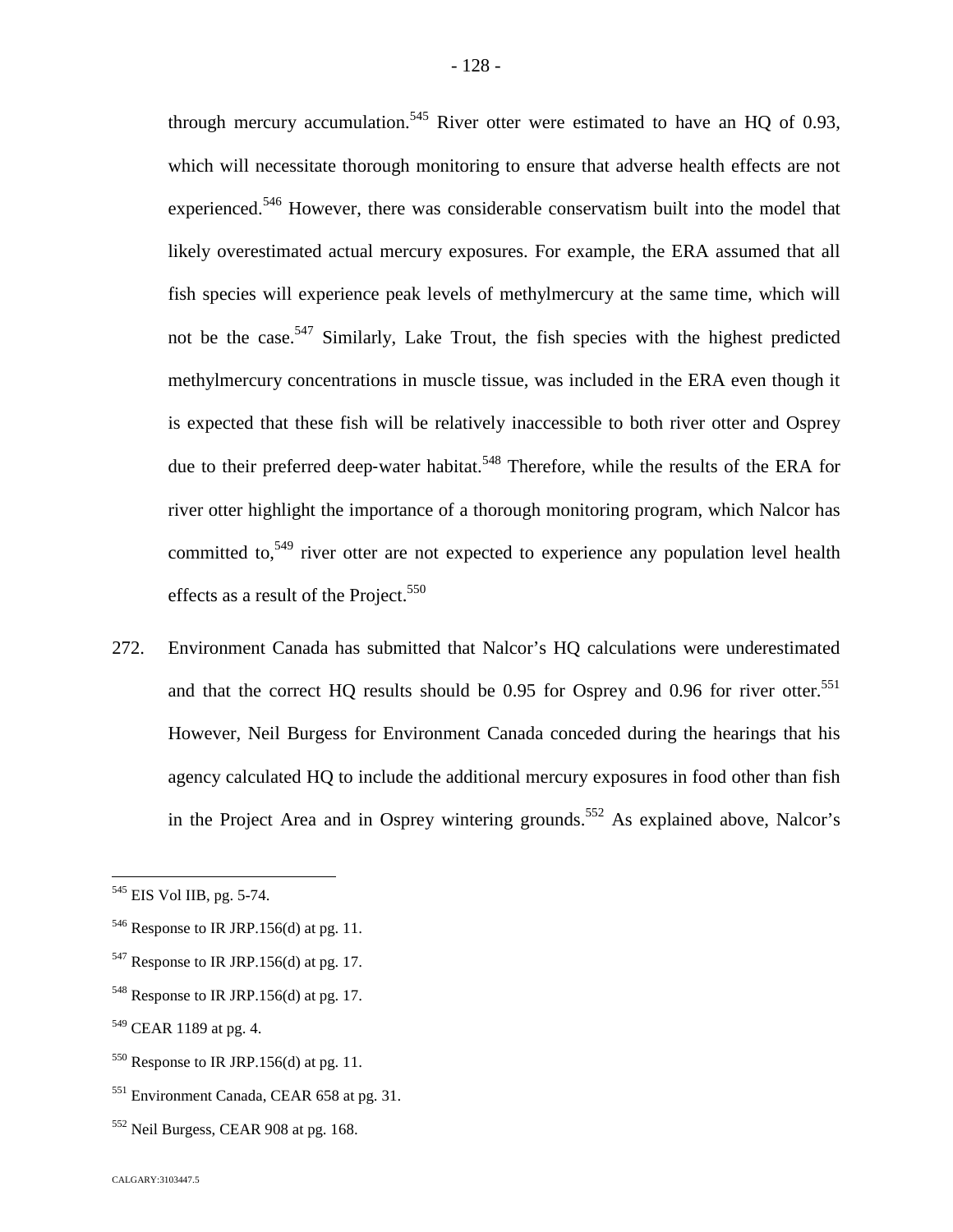through mercury accumulation.[545] River otter were estimated to have an HQ of 0.93, which will necessitate thorough monitoring to ensure that adverse health effects are not experienced.[546] However, there was considerable conservatism built into the model that likely overestimated actual mercury exposures. For example, the ERA assumed that all fish species will experience peak levels of methylmercury at the same time, which will not be the case.[547] Similarly, Lake Trout, the fish species with the highest predicted methylmercury concentrations in muscle tissue, was included in the ERA even though it is expected that these fish will be relatively inaccessible to both river otter and Osprey due to their preferred deep-water habitat.[548] Therefore, while the results of the ERA for river otter highlight the importance of a thorough monitoring program, which Nalcor has committed to,[549] river otter are not expected to experience any population level health effects as a result of the Project.[550]

272. Environment Canada has submitted that Nalcor's HQ calculations were underestimated and that the correct HQ results should be 0.95 for Osprey and 0.96 for river otter.[551] However, Neil Burgess for Environment Canada conceded during the hearings that his agency calculated HQ to include the additional mercury exposures in food other than fish in the Project Area and in Osprey wintering grounds.[552] As explained above, Nalcor's

---

[545] EIS Vol IIB, pg. 5-74.

[546] Response to IR JRP.156(d) at pg. 11.

[547] Response to IR JRP.156(d) at pg. 17.

[548] Response to IR JRP.156(d) at pg. 17.

[549] CEAR 1189 at pg. 4.

[550] Response to IR JRP.156(d) at pg. 11.

[551] Environment Canada, CEAR 658 at pg. 31.

[552] Neil Burgess, CEAR 908 at pg. 168.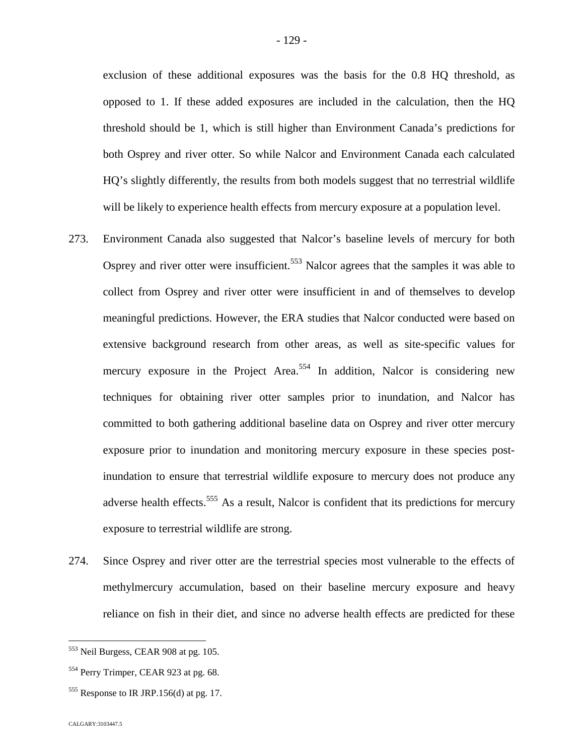exclusion of these additional exposures was the basis for the 0.8 HQ threshold, as opposed to 1. If these added exposures are included in the calculation, then the HQ threshold should be 1, which is still higher than Environment Canada's predictions for both Osprey and river otter. So while Nalcor and Environment Canada each calculated HQ's slightly differently, the results from both models suggest that no terrestrial wildlife will be likely to experience health effects from mercury exposure at a population level.

273. Environment Canada also suggested that Nalcor's baseline levels of mercury for both Osprey and river otter were insufficient.[553] Nalcor agrees that the samples it was able to collect from Osprey and river otter were insufficient in and of themselves to develop meaningful predictions. However, the ERA studies that Nalcor conducted were based on extensive background research from other areas, as well as site-specific values for mercury exposure in the Project Area.[554] In addition, Nalcor is considering new techniques for obtaining river otter samples prior to inundation, and Nalcor has committed to both gathering additional baseline data on Osprey and river otter mercury exposure prior to inundation and monitoring mercury exposure in these species post-inundation to ensure that terrestrial wildlife exposure to mercury does not produce any adverse health effects.[555] As a result, Nalcor is confident that its predictions for mercury exposure to terrestrial wildlife are strong.

274. Since Osprey and river otter are the terrestrial species most vulnerable to the effects of methylmercury accumulation, based on their baseline mercury exposure and heavy reliance on fish in their diet, and since no adverse health effects are predicted for these

---

[553] Neil Burgess, CEAR 908 at pg. 105.

[554] Perry Trimper, CEAR 923 at pg. 68.

[555] Response to IR JRP.156(d) at pg. 17.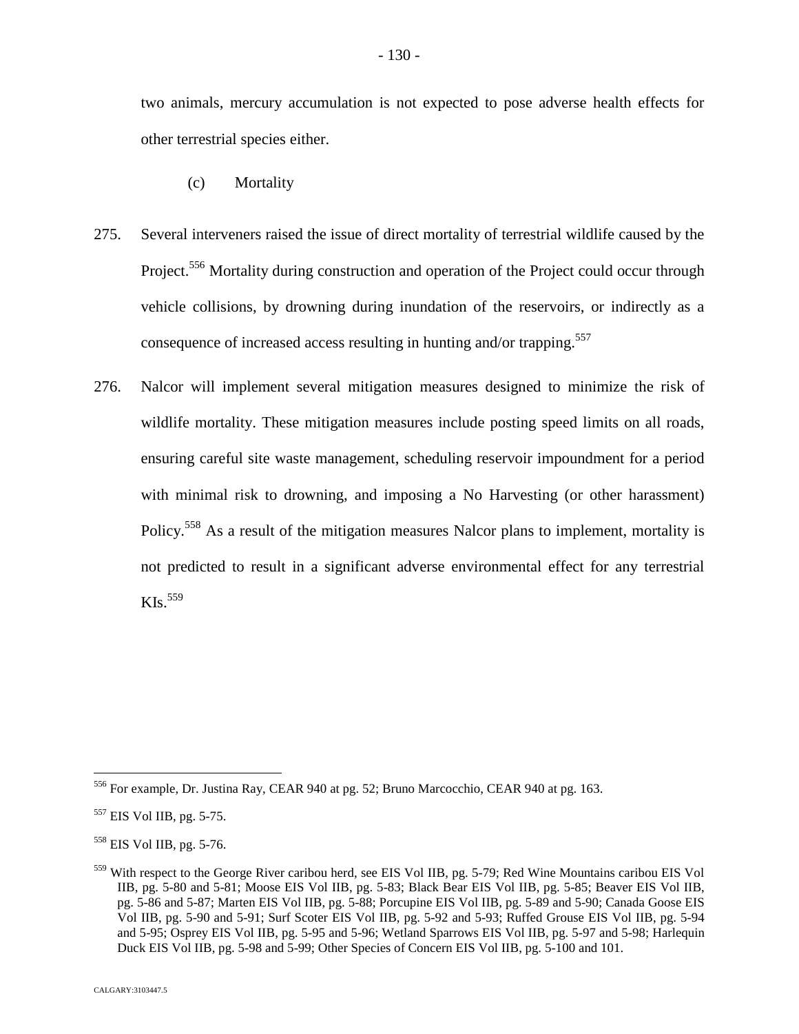two animals, mercury accumulation is not expected to pose adverse health effects for other terrestrial species either.

(c) Mortality

275. Several interveners raised the issue of direct mortality of terrestrial wildlife caused by the Project.[556] Mortality during construction and operation of the Project could occur through vehicle collisions, by drowning during inundation of the reservoirs, or indirectly as a consequence of increased access resulting in hunting and/or trapping.[557]

276. Nalcor will implement several mitigation measures designed to minimize the risk of wildlife mortality. These mitigation measures include posting speed limits on all roads, ensuring careful site waste management, scheduling reservoir impoundment for a period with minimal risk to drowning, and imposing a No Harvesting (or other harassment) Policy.[558] As a result of the mitigation measures Nalcor plans to implement, mortality is not predicted to result in a significant adverse environmental effect for any terrestrial KIs.[559]

---

[556] For example, Dr. Justina Ray, CEAR 940 at pg. 52; Bruno Marcocchio, CEAR 940 at pg. 163.

[557] EIS Vol IIB, pg. 5-75.

[558] EIS Vol IIB, pg. 5-76.

[559] With respect to the George River caribou herd, see EIS Vol IIB, pg. 5-79; Red Wine Mountains caribou EIS Vol IIB, pg. 5-80 and 5-81; Moose EIS Vol IIB, pg. 5-83; Black Bear EIS Vol IIB, pg. 5-85; Beaver EIS Vol IIB, pg. 5-86 and 5-87; Marten EIS Vol IIB, pg. 5-88; Porcupine EIS Vol IIB, pg. 5-89 and 5-90; Canada Goose EIS Vol IIB, pg. 5-90 and 5-91; Surf Scoter EIS Vol IIB, pg. 5-92 and 5-93; Ruffed Grouse EIS Vol IIB, pg. 5-94 and 5-95; Osprey EIS Vol IIB, pg. 5-95 and 5-96; Wetland Sparrows EIS Vol IIB, pg. 5-97 and 5-98; Harlequin Duck EIS Vol IIB, pg. 5-98 and 5-99; Other Species of Concern EIS Vol IIB, pg. 5-100 and 101.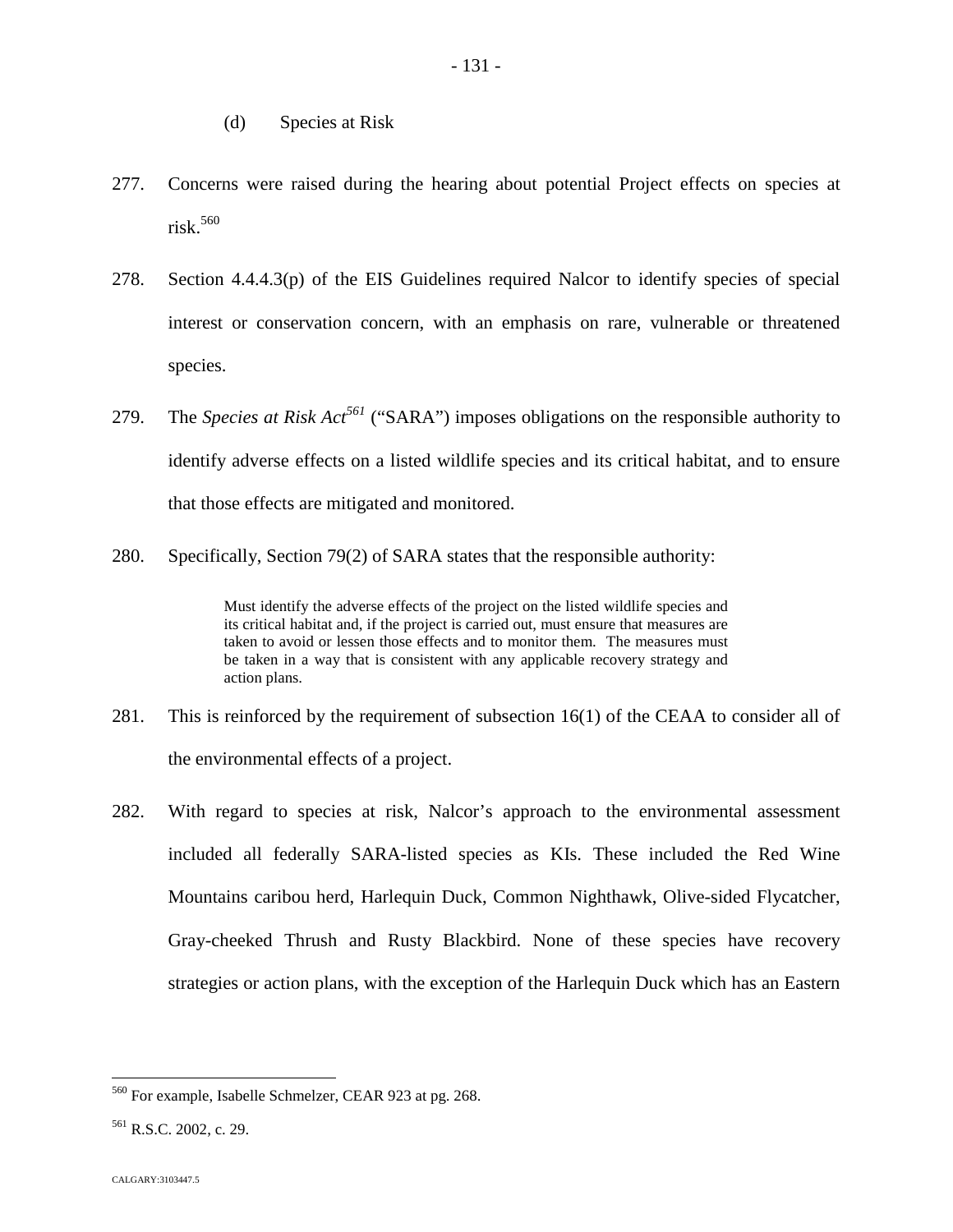(d) Species at Risk

277. Concerns were raised during the hearing about potential Project effects on species at risk.[560]

278. Section 4.4.4.3(p) of the EIS Guidelines required Nalcor to identify species of special interest or conservation concern, with an emphasis on rare, vulnerable or threatened species.

279. The *Species at Risk Act*[561] ("SARA") imposes obligations on the responsible authority to identify adverse effects on a listed wildlife species and its critical habitat, and to ensure that those effects are mitigated and monitored.

280. Specifically, Section 79(2) of SARA states that the responsible authority:

> Must identify the adverse effects of the project on the listed wildlife species and its critical habitat and, if the project is carried out, must ensure that measures are taken to avoid or lessen those effects and to monitor them. The measures must be taken in a way that is consistent with any applicable recovery strategy and action plans.

281. This is reinforced by the requirement of subsection 16(1) of the CEAA to consider all of the environmental effects of a project.

282. With regard to species at risk, Nalcor's approach to the environmental assessment included all federally SARA-listed species as KIs. These included the Red Wine Mountains caribou herd, Harlequin Duck, Common Nighthawk, Olive-sided Flycatcher, Gray-cheeked Thrush and Rusty Blackbird. None of these species have recovery strategies or action plans, with the exception of the Harlequin Duck which has an Eastern

[560] For example, Isabelle Schmelzer, CEAR 923 at pg. 268.

[561] R.S.C. 2002, c. 29.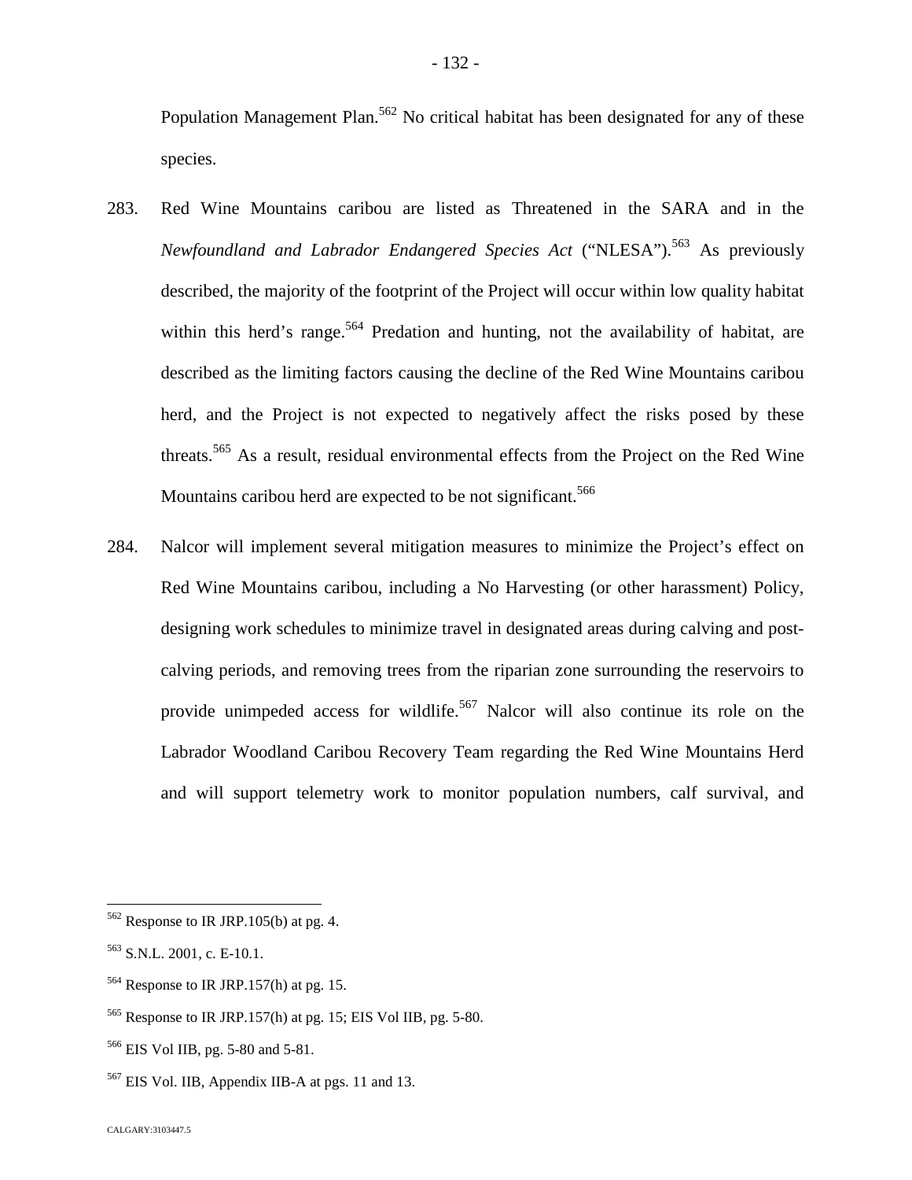Population Management Plan.[562] No critical habitat has been designated for any of these species.

283. Red Wine Mountains caribou are listed as Threatened in the SARA and in the *Newfoundland and Labrador Endangered Species Act* ("NLESA").[563] As previously described, the majority of the footprint of the Project will occur within low quality habitat within this herd's range.[564] Predation and hunting, not the availability of habitat, are described as the limiting factors causing the decline of the Red Wine Mountains caribou herd, and the Project is not expected to negatively affect the risks posed by these threats.[565] As a result, residual environmental effects from the Project on the Red Wine Mountains caribou herd are expected to be not significant.[566]

284. Nalcor will implement several mitigation measures to minimize the Project's effect on Red Wine Mountains caribou, including a No Harvesting (or other harassment) Policy, designing work schedules to minimize travel in designated areas during calving and post-calving periods, and removing trees from the riparian zone surrounding the reservoirs to provide unimpeded access for wildlife.[567] Nalcor will also continue its role on the Labrador Woodland Caribou Recovery Team regarding the Red Wine Mountains Herd and will support telemetry work to monitor population numbers, calf survival, and

---

[562] Response to IR JRP.105(b) at pg. 4.

[563] S.N.L. 2001, c. E-10.1.

[564] Response to IR JRP.157(h) at pg. 15.

[565] Response to IR JRP.157(h) at pg. 15; EIS Vol IIB, pg. 5-80.

[566] EIS Vol IIB, pg. 5-80 and 5-81.

[567] EIS Vol. IIB, Appendix IIB-A at pgs. 11 and 13.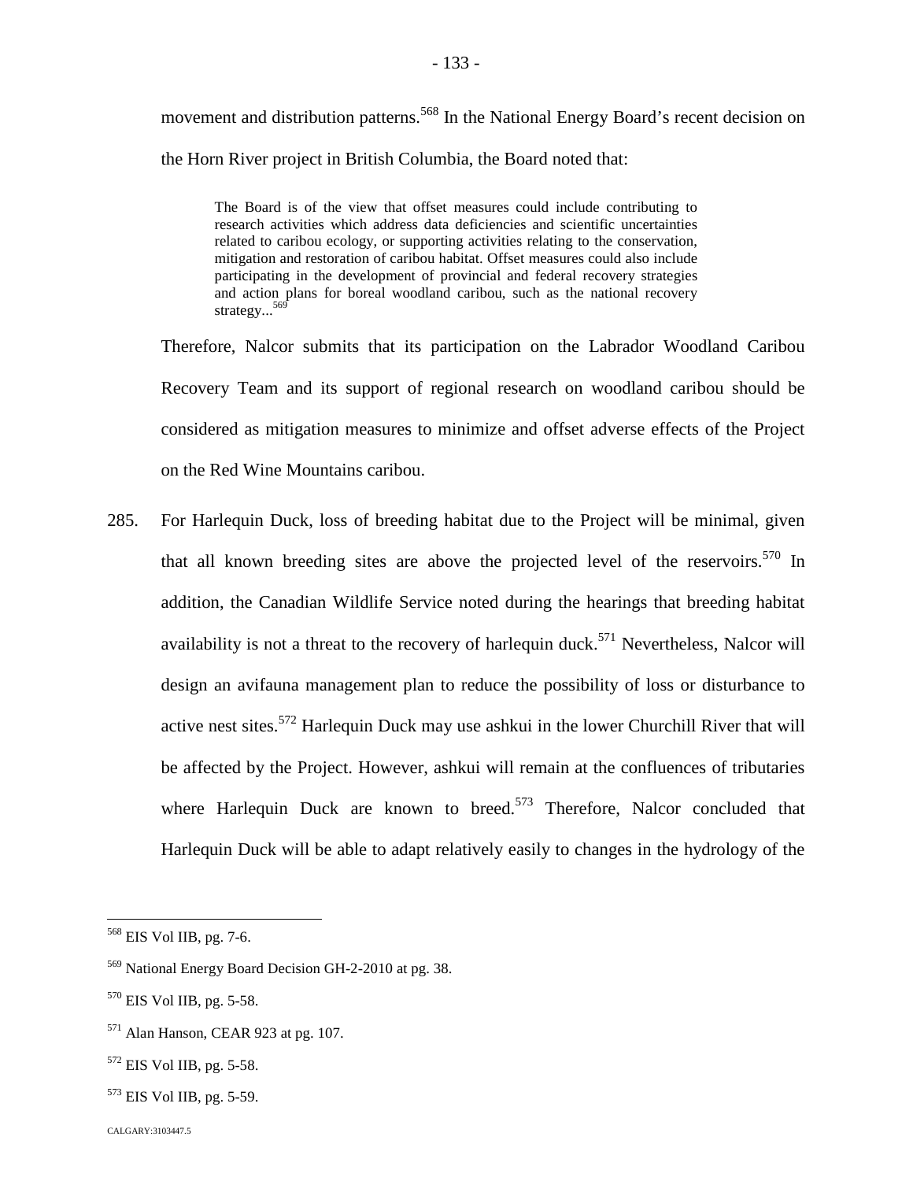movement and distribution patterns.[568] In the National Energy Board's recent decision on the Horn River project in British Columbia, the Board noted that:

> The Board is of the view that offset measures could include contributing to research activities which address data deficiencies and scientific uncertainties related to caribou ecology, or supporting activities relating to the conservation, mitigation and restoration of caribou habitat. Offset measures could also include participating in the development of provincial and federal recovery strategies and action plans for boreal woodland caribou, such as the national recovery strategy...[569]

Therefore, Nalcor submits that its participation on the Labrador Woodland Caribou Recovery Team and its support of regional research on woodland caribou should be considered as mitigation measures to minimize and offset adverse effects of the Project on the Red Wine Mountains caribou.

285. For Harlequin Duck, loss of breeding habitat due to the Project will be minimal, given that all known breeding sites are above the projected level of the reservoirs.[570] In addition, the Canadian Wildlife Service noted during the hearings that breeding habitat availability is not a threat to the recovery of harlequin duck.[571] Nevertheless, Nalcor will design an avifauna management plan to reduce the possibility of loss or disturbance to active nest sites.[572] Harlequin Duck may use ashkui in the lower Churchill River that will be affected by the Project. However, ashkui will remain at the confluences of tributaries where Harlequin Duck are known to breed.[573] Therefore, Nalcor concluded that Harlequin Duck will be able to adapt relatively easily to changes in the hydrology of the

---

[568] EIS Vol IIB, pg. 7-6.

[569] National Energy Board Decision GH-2-2010 at pg. 38.

[570] EIS Vol IIB, pg. 5-58.

[571] Alan Hanson, CEAR 923 at pg. 107.

[572] EIS Vol IIB, pg. 5-58.

[573] EIS Vol IIB, pg. 5-59.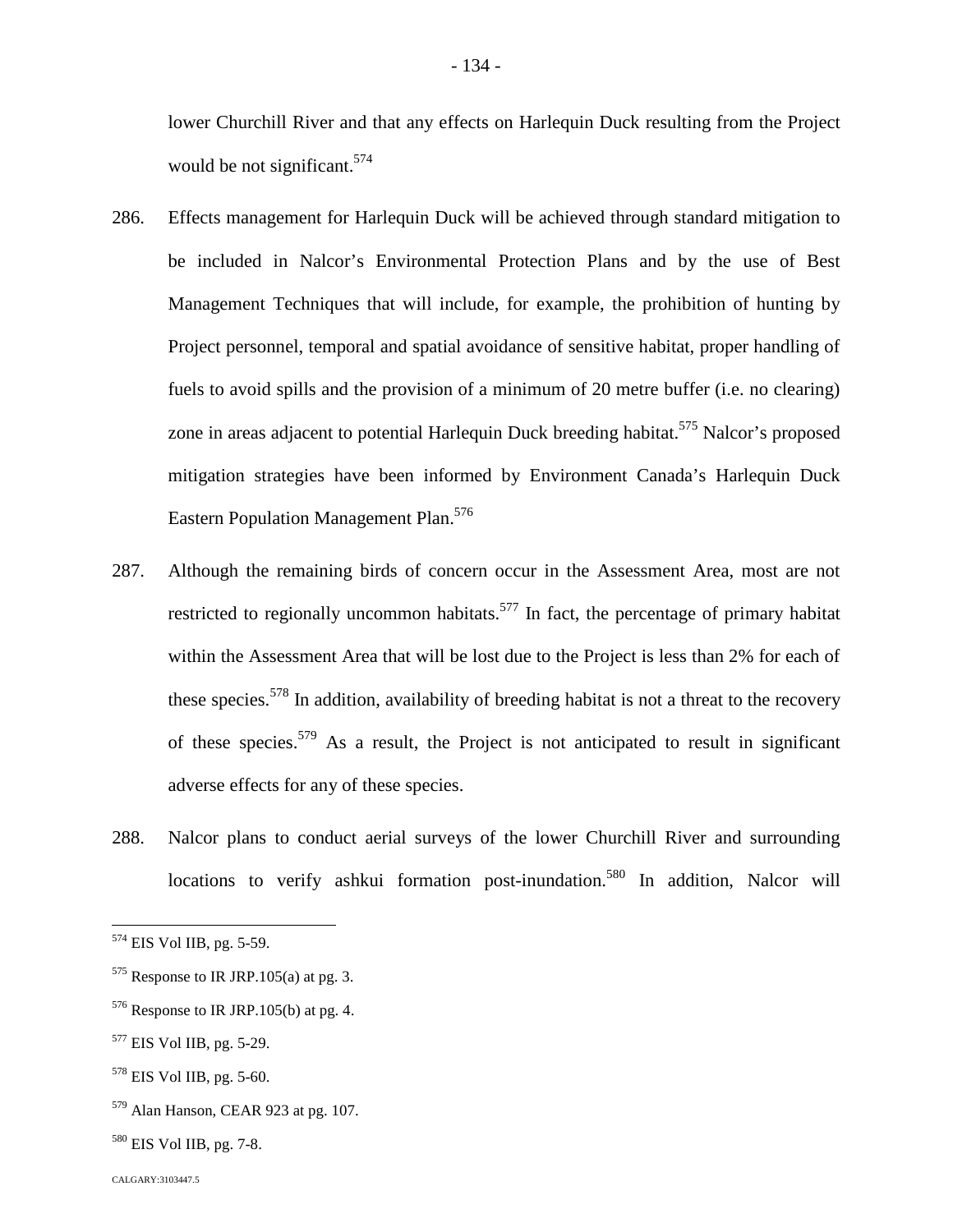lower Churchill River and that any effects on Harlequin Duck resulting from the Project would be not significant.[574]

286. Effects management for Harlequin Duck will be achieved through standard mitigation to be included in Nalcor's Environmental Protection Plans and by the use of Best Management Techniques that will include, for example, the prohibition of hunting by Project personnel, temporal and spatial avoidance of sensitive habitat, proper handling of fuels to avoid spills and the provision of a minimum of 20 metre buffer (i.e. no clearing) zone in areas adjacent to potential Harlequin Duck breeding habitat.[575] Nalcor's proposed mitigation strategies have been informed by Environment Canada's Harlequin Duck Eastern Population Management Plan.[576]

287. Although the remaining birds of concern occur in the Assessment Area, most are not restricted to regionally uncommon habitats.[577] In fact, the percentage of primary habitat within the Assessment Area that will be lost due to the Project is less than 2% for each of these species.[578] In addition, availability of breeding habitat is not a threat to the recovery of these species.[579] As a result, the Project is not anticipated to result in significant adverse effects for any of these species.

288. Nalcor plans to conduct aerial surveys of the lower Churchill River and surrounding locations to verify ashkui formation post-inundation.[580] In addition, Nalcor will

---

[574] EIS Vol IIB, pg. 5-59.

[575] Response to IR JRP.105(a) at pg. 3.

[576] Response to IR JRP.105(b) at pg. 4.

[577] EIS Vol IIB, pg. 5-29.

[578] EIS Vol IIB, pg. 5-60.

[579] Alan Hanson, CEAR 923 at pg. 107.

[580] EIS Vol IIB, pg. 7-8.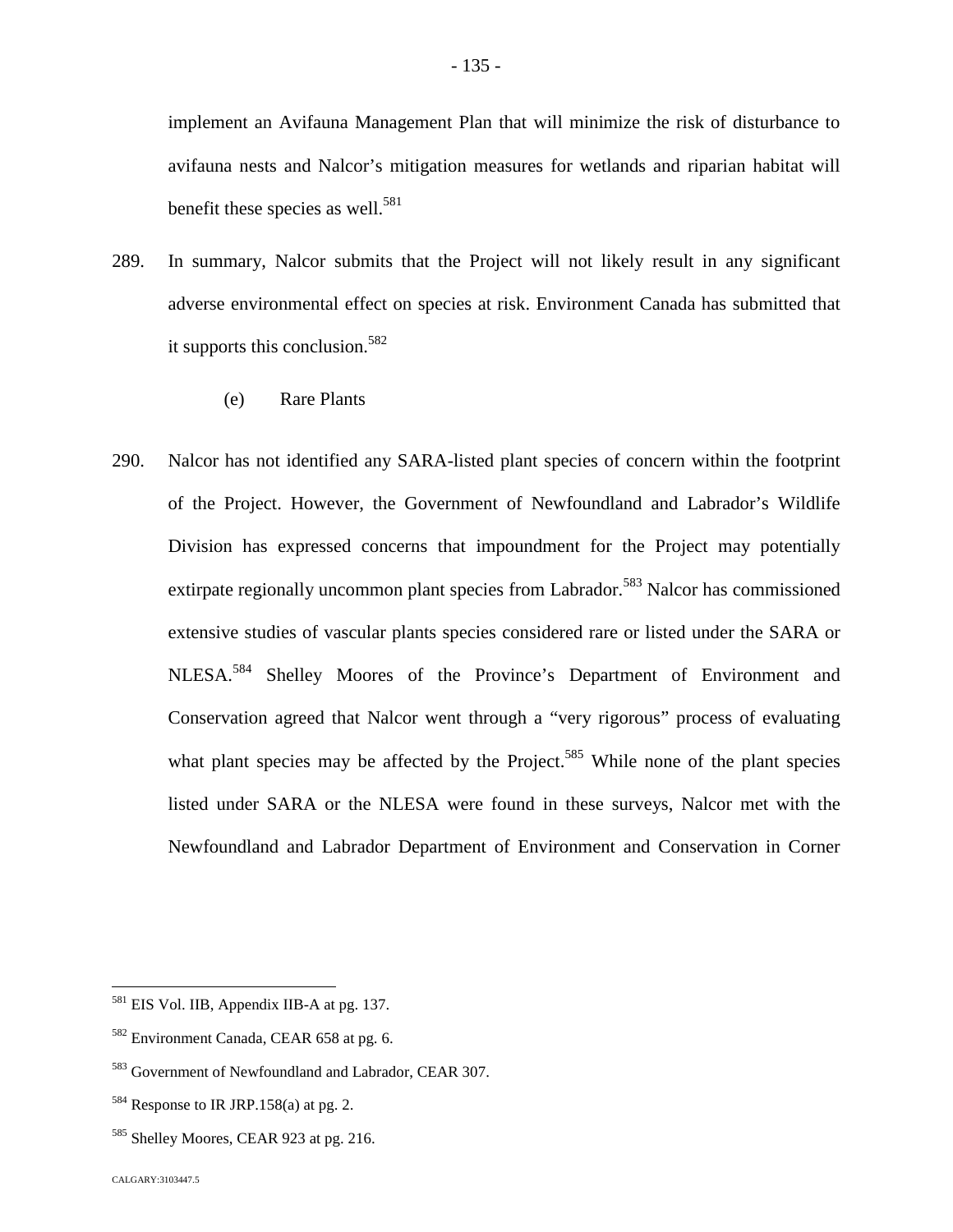implement an Avifauna Management Plan that will minimize the risk of disturbance to avifauna nests and Nalcor's mitigation measures for wetlands and riparian habitat will benefit these species as well.[581]

289. In summary, Nalcor submits that the Project will not likely result in any significant adverse environmental effect on species at risk. Environment Canada has submitted that it supports this conclusion.[582]

(e) Rare Plants

290. Nalcor has not identified any SARA-listed plant species of concern within the footprint of the Project. However, the Government of Newfoundland and Labrador's Wildlife Division has expressed concerns that impoundment for the Project may potentially extirpate regionally uncommon plant species from Labrador.[583] Nalcor has commissioned extensive studies of vascular plants species considered rare or listed under the SARA or NLESA.[584] Shelley Moores of the Province's Department of Environment and Conservation agreed that Nalcor went through a "very rigorous" process of evaluating what plant species may be affected by the Project.[585] While none of the plant species listed under SARA or the NLESA were found in these surveys, Nalcor met with the Newfoundland and Labrador Department of Environment and Conservation in Corner

---

[581] EIS Vol. IIB, Appendix IIB-A at pg. 137.

[582] Environment Canada, CEAR 658 at pg. 6.

[583] Government of Newfoundland and Labrador, CEAR 307.

[584] Response to IR JRP.158(a) at pg. 2.

[585] Shelley Moores, CEAR 923 at pg. 216.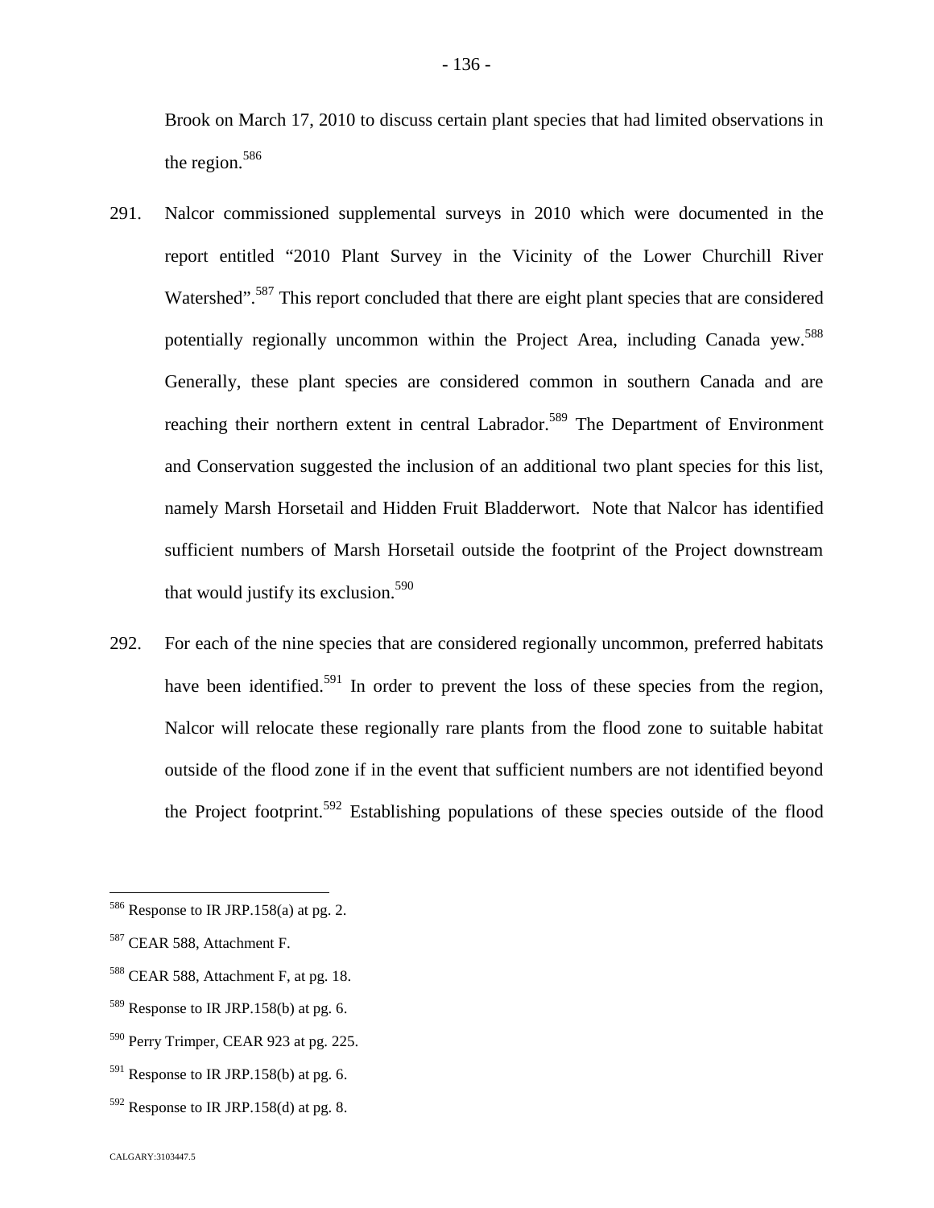Brook on March 17, 2010 to discuss certain plant species that had limited observations in the region.[586]

291. Nalcor commissioned supplemental surveys in 2010 which were documented in the report entitled "2010 Plant Survey in the Vicinity of the Lower Churchill River Watershed".[587] This report concluded that there are eight plant species that are considered potentially regionally uncommon within the Project Area, including Canada yew.[588] Generally, these plant species are considered common in southern Canada and are reaching their northern extent in central Labrador.[589] The Department of Environment and Conservation suggested the inclusion of an additional two plant species for this list, namely Marsh Horsetail and Hidden Fruit Bladderwort. Note that Nalcor has identified sufficient numbers of Marsh Horsetail outside the footprint of the Project downstream that would justify its exclusion.[590]

292. For each of the nine species that are considered regionally uncommon, preferred habitats have been identified.[591] In order to prevent the loss of these species from the region, Nalcor will relocate these regionally rare plants from the flood zone to suitable habitat outside of the flood zone if in the event that sufficient numbers are not identified beyond the Project footprint.[592] Establishing populations of these species outside of the flood

---

[586] Response to IR JRP.158(a) at pg. 2.

[587] CEAR 588, Attachment F.

[588] CEAR 588, Attachment F, at pg. 18.

[589] Response to IR JRP.158(b) at pg. 6.

[590] Perry Trimper, CEAR 923 at pg. 225.

[591] Response to IR JRP.158(b) at pg. 6.

[592] Response to IR JRP.158(d) at pg. 8.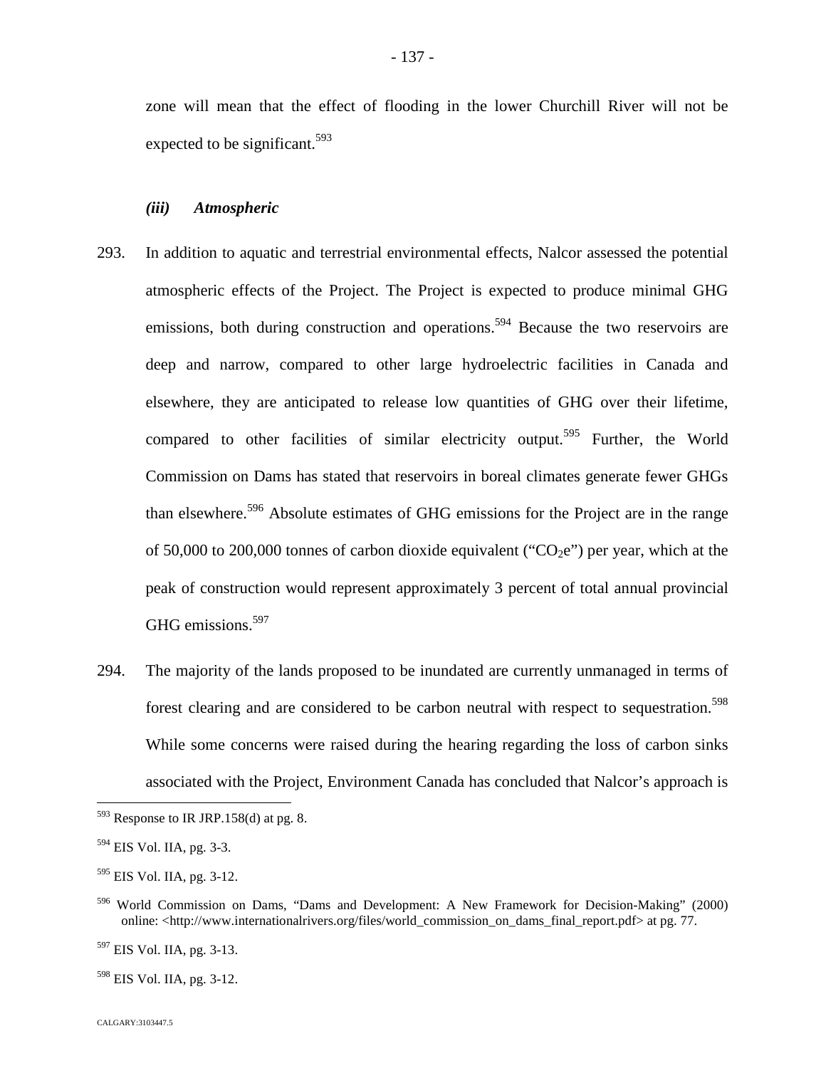zone will mean that the effect of flooding in the lower Churchill River will not be expected to be significant.[593]

### *(iii) Atmospheric*

293. In addition to aquatic and terrestrial environmental effects, Nalcor assessed the potential atmospheric effects of the Project. The Project is expected to produce minimal GHG emissions, both during construction and operations.[594] Because the two reservoirs are deep and narrow, compared to other large hydroelectric facilities in Canada and elsewhere, they are anticipated to release low quantities of GHG over their lifetime, compared to other facilities of similar electricity output.[595] Further, the World Commission on Dams has stated that reservoirs in boreal climates generate fewer GHGs than elsewhere.[596] Absolute estimates of GHG emissions for the Project are in the range of 50,000 to 200,000 tonnes of carbon dioxide equivalent ("$CO_2e$") per year, which at the peak of construction would represent approximately 3 percent of total annual provincial GHG emissions.[597]

294. The majority of the lands proposed to be inundated are currently unmanaged in terms of forest clearing and are considered to be carbon neutral with respect to sequestration.[598] While some concerns were raised during the hearing regarding the loss of carbon sinks associated with the Project, Environment Canada has concluded that Nalcor's approach is

---

[593] Response to IR JRP.158(d) at pg. 8.

[594] EIS Vol. IIA, pg. 3-3.

[595] EIS Vol. IIA, pg. 3-12.

[596] World Commission on Dams, "Dams and Development: A New Framework for Decision-Making" (2000) online: <http://www.internationalrivers.org/files/world_commission_on_dams_final_report.pdf> at pg. 77.

[597] EIS Vol. IIA, pg. 3-13.

[598] EIS Vol. IIA, pg. 3-12.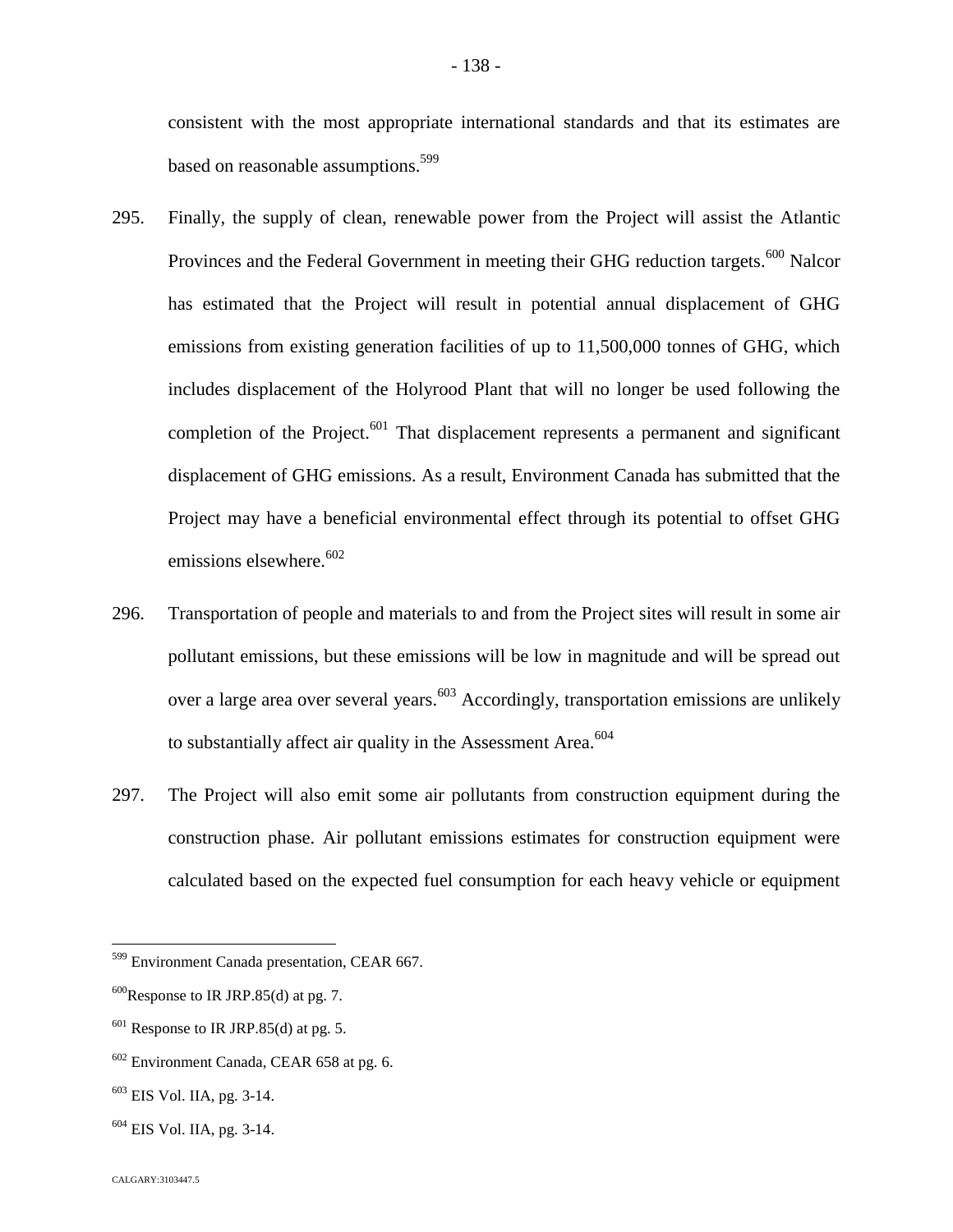consistent with the most appropriate international standards and that its estimates are based on reasonable assumptions.[599]

295. Finally, the supply of clean, renewable power from the Project will assist the Atlantic Provinces and the Federal Government in meeting their GHG reduction targets.[600] Nalcor has estimated that the Project will result in potential annual displacement of GHG emissions from existing generation facilities of up to 11,500,000 tonnes of GHG, which includes displacement of the Holyrood Plant that will no longer be used following the completion of the Project.[601] That displacement represents a permanent and significant displacement of GHG emissions. As a result, Environment Canada has submitted that the Project may have a beneficial environmental effect through its potential to offset GHG emissions elsewhere.[602]

296. Transportation of people and materials to and from the Project sites will result in some air pollutant emissions, but these emissions will be low in magnitude and will be spread out over a large area over several years.[603] Accordingly, transportation emissions are unlikely to substantially affect air quality in the Assessment Area.[604]

297. The Project will also emit some air pollutants from construction equipment during the construction phase. Air pollutant emissions estimates for construction equipment were calculated based on the expected fuel consumption for each heavy vehicle or equipment

---

[599] Environment Canada presentation, CEAR 667.

[600] Response to IR JRP.85(d) at pg. 7.

[601] Response to IR JRP.85(d) at pg. 5.

[602] Environment Canada, CEAR 658 at pg. 6.

[603] EIS Vol. IIA, pg. 3-14.

[604] EIS Vol. IIA, pg. 3-14.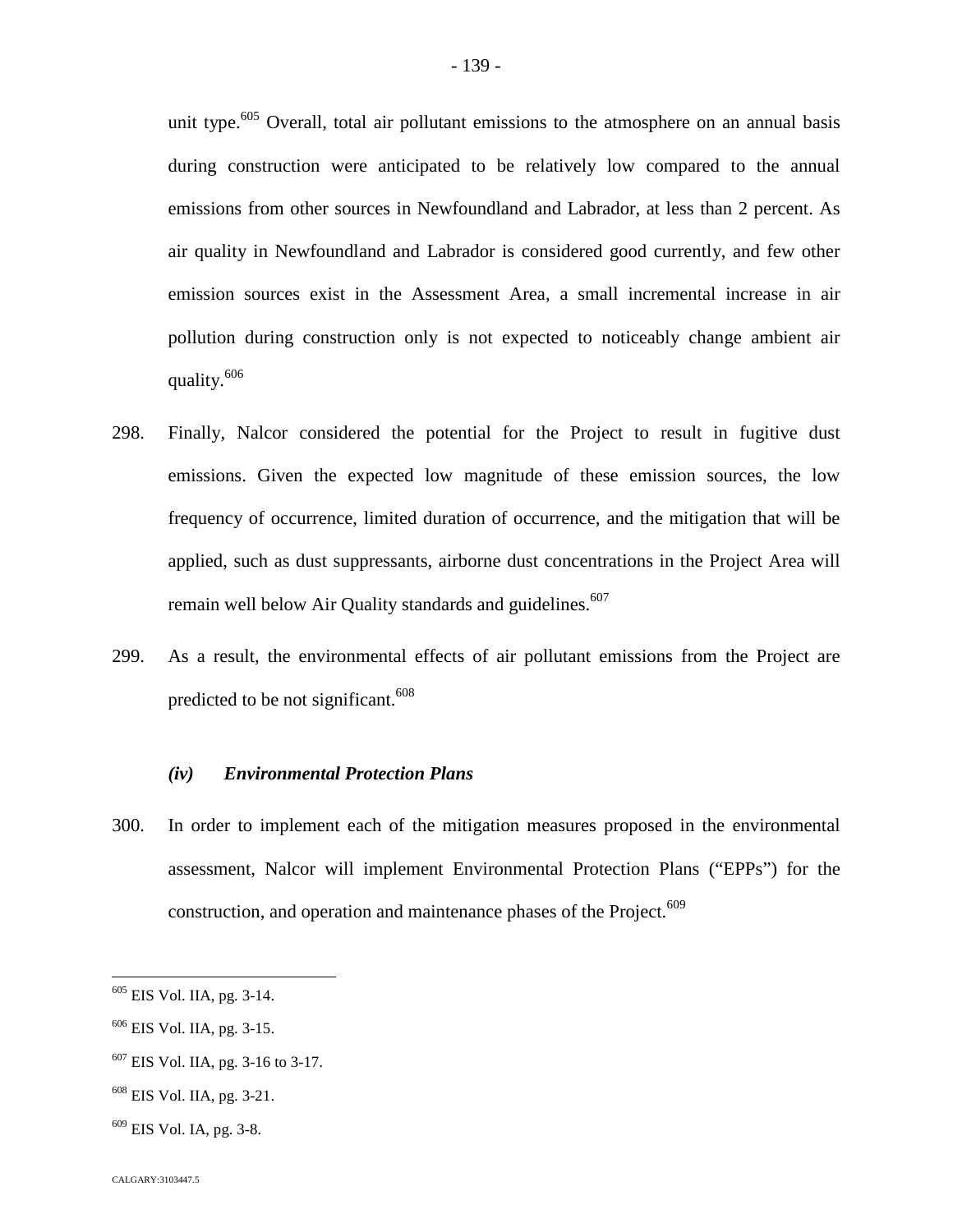unit type.[605] Overall, total air pollutant emissions to the atmosphere on an annual basis during construction were anticipated to be relatively low compared to the annual emissions from other sources in Newfoundland and Labrador, at less than 2 percent. As air quality in Newfoundland and Labrador is considered good currently, and few other emission sources exist in the Assessment Area, a small incremental increase in air pollution during construction only is not expected to noticeably change ambient air quality.[606]

298. Finally, Nalcor considered the potential for the Project to result in fugitive dust emissions. Given the expected low magnitude of these emission sources, the low frequency of occurrence, limited duration of occurrence, and the mitigation that will be applied, such as dust suppressants, airborne dust concentrations in the Project Area will remain well below Air Quality standards and guidelines.[607]

299. As a result, the environmental effects of air pollutant emissions from the Project are predicted to be not significant.[608]

### *(iv) Environmental Protection Plans*

300. In order to implement each of the mitigation measures proposed in the environmental assessment, Nalcor will implement Environmental Protection Plans ("EPPs") for the construction, and operation and maintenance phases of the Project.[609]

---

[605] EIS Vol. IIA, pg. 3-14.

[606] EIS Vol. IIA, pg. 3-15.

[607] EIS Vol. IIA, pg. 3-16 to 3-17.

[608] EIS Vol. IIA, pg. 3-21.

[609] EIS Vol. IA, pg. 3-8.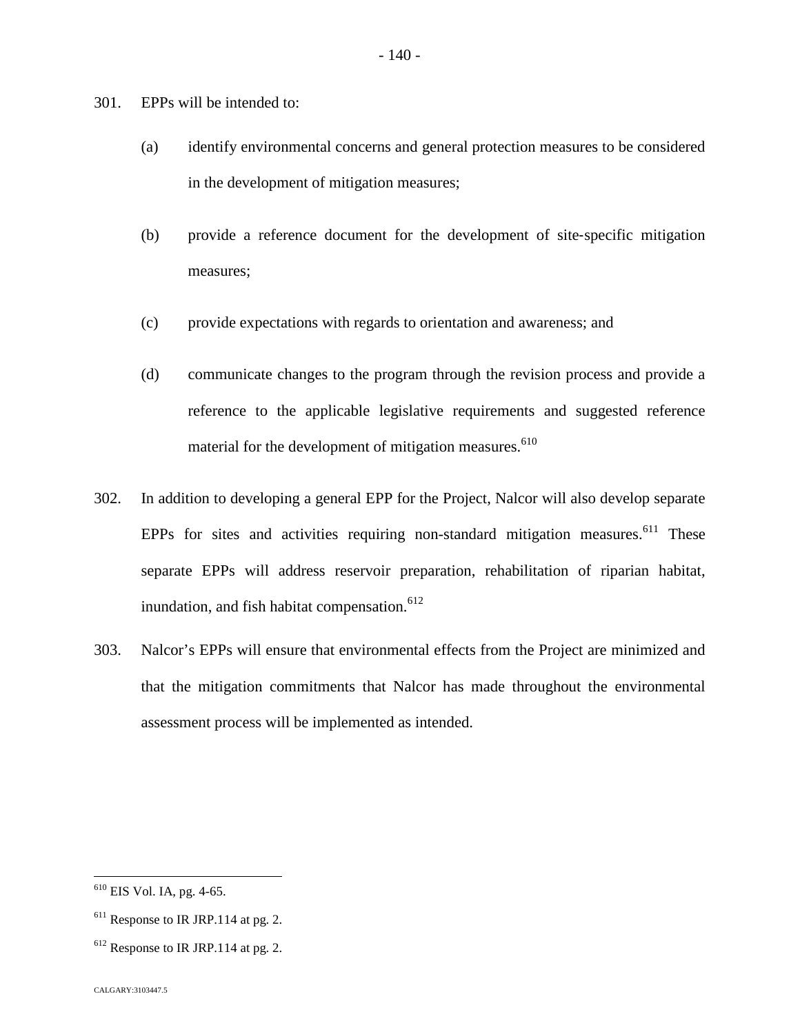301. EPPs will be intended to:

   (a) identify environmental concerns and general protection measures to be considered in the development of mitigation measures;

   (b) provide a reference document for the development of site-specific mitigation measures;

   (c) provide expectations with regards to orientation and awareness; and

   (d) communicate changes to the program through the revision process and provide a reference to the applicable legislative requirements and suggested reference material for the development of mitigation measures.[610]

302. In addition to developing a general EPP for the Project, Nalcor will also develop separate EPPs for sites and activities requiring non-standard mitigation measures.[611] These separate EPPs will address reservoir preparation, rehabilitation of riparian habitat, inundation, and fish habitat compensation.[612]

303. Nalcor's EPPs will ensure that environmental effects from the Project are minimized and that the mitigation commitments that Nalcor has made throughout the environmental assessment process will be implemented as intended.

---

[610] EIS Vol. IA, pg. 4-65.

[611] Response to IR JRP.114 at pg. 2.

[612] Response to IR JRP.114 at pg. 2.

CALGARY:3103447.5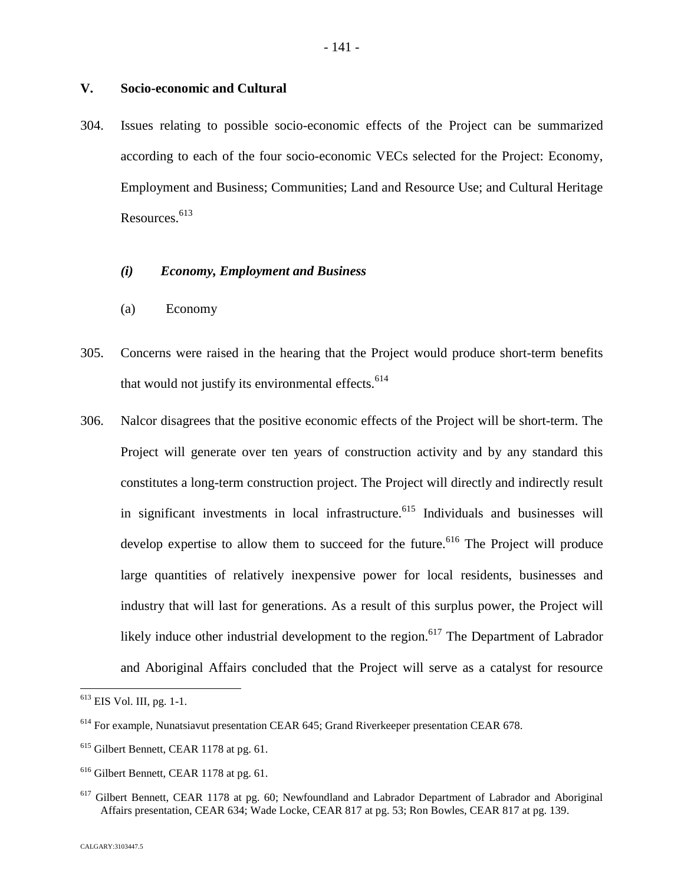## V. Socio-economic and Cultural

304. Issues relating to possible socio-economic effects of the Project can be summarized according to each of the four socio-economic VECs selected for the Project: Economy, Employment and Business; Communities; Land and Resource Use; and Cultural Heritage Resources.[613]

### *(i) Economy, Employment and Business*

(a) Economy

305. Concerns were raised in the hearing that the Project would produce short-term benefits that would not justify its environmental effects.[614]

306. Nalcor disagrees that the positive economic effects of the Project will be short-term. The Project will generate over ten years of construction activity and by any standard this constitutes a long-term construction project. The Project will directly and indirectly result in significant investments in local infrastructure.[615] Individuals and businesses will develop expertise to allow them to succeed for the future.[616] The Project will produce large quantities of relatively inexpensive power for local residents, businesses and industry that will last for generations. As a result of this surplus power, the Project will likely induce other industrial development to the region.[617] The Department of Labrador and Aboriginal Affairs concluded that the Project will serve as a catalyst for resource

---

[613] EIS Vol. III, pg. 1-1.

[614] For example, Nunatsiavut presentation CEAR 645; Grand Riverkeeper presentation CEAR 678.

[615] Gilbert Bennett, CEAR 1178 at pg. 61.

[616] Gilbert Bennett, CEAR 1178 at pg. 61.

[617] Gilbert Bennett, CEAR 1178 at pg. 60; Newfoundland and Labrador Department of Labrador and Aboriginal Affairs presentation, CEAR 634; Wade Locke, CEAR 817 at pg. 53; Ron Bowles, CEAR 817 at pg. 139.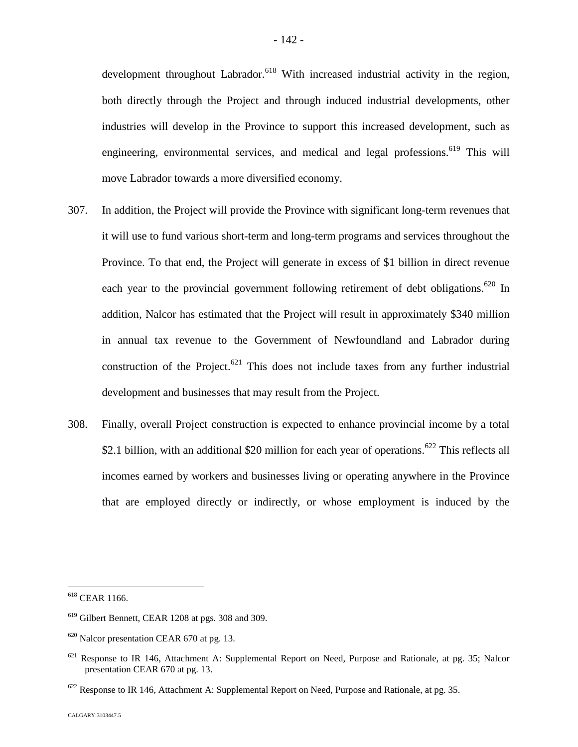development throughout Labrador.[618] With increased industrial activity in the region, both directly through the Project and through induced industrial developments, other industries will develop in the Province to support this increased development, such as engineering, environmental services, and medical and legal professions.[619] This will move Labrador towards a more diversified economy.

307. In addition, the Project will provide the Province with significant long-term revenues that it will use to fund various short-term and long-term programs and services throughout the Province. To that end, the Project will generate in excess of $1 billion in direct revenue each year to the provincial government following retirement of debt obligations.[620] In addition, Nalcor has estimated that the Project will result in approximately $340 million in annual tax revenue to the Government of Newfoundland and Labrador during construction of the Project.[621] This does not include taxes from any further industrial development and businesses that may result from the Project.

308. Finally, overall Project construction is expected to enhance provincial income by a total $2.1 billion, with an additional $20 million for each year of operations.[622] This reflects all incomes earned by workers and businesses living or operating anywhere in the Province that are employed directly or indirectly, or whose employment is induced by the

---

[618] CEAR 1166.

[619] Gilbert Bennett, CEAR 1208 at pgs. 308 and 309.

[620] Nalcor presentation CEAR 670 at pg. 13.

[621] Response to IR 146, Attachment A: Supplemental Report on Need, Purpose and Rationale, at pg. 35; Nalcor presentation CEAR 670 at pg. 13.

[622] Response to IR 146, Attachment A: Supplemental Report on Need, Purpose and Rationale, at pg. 35.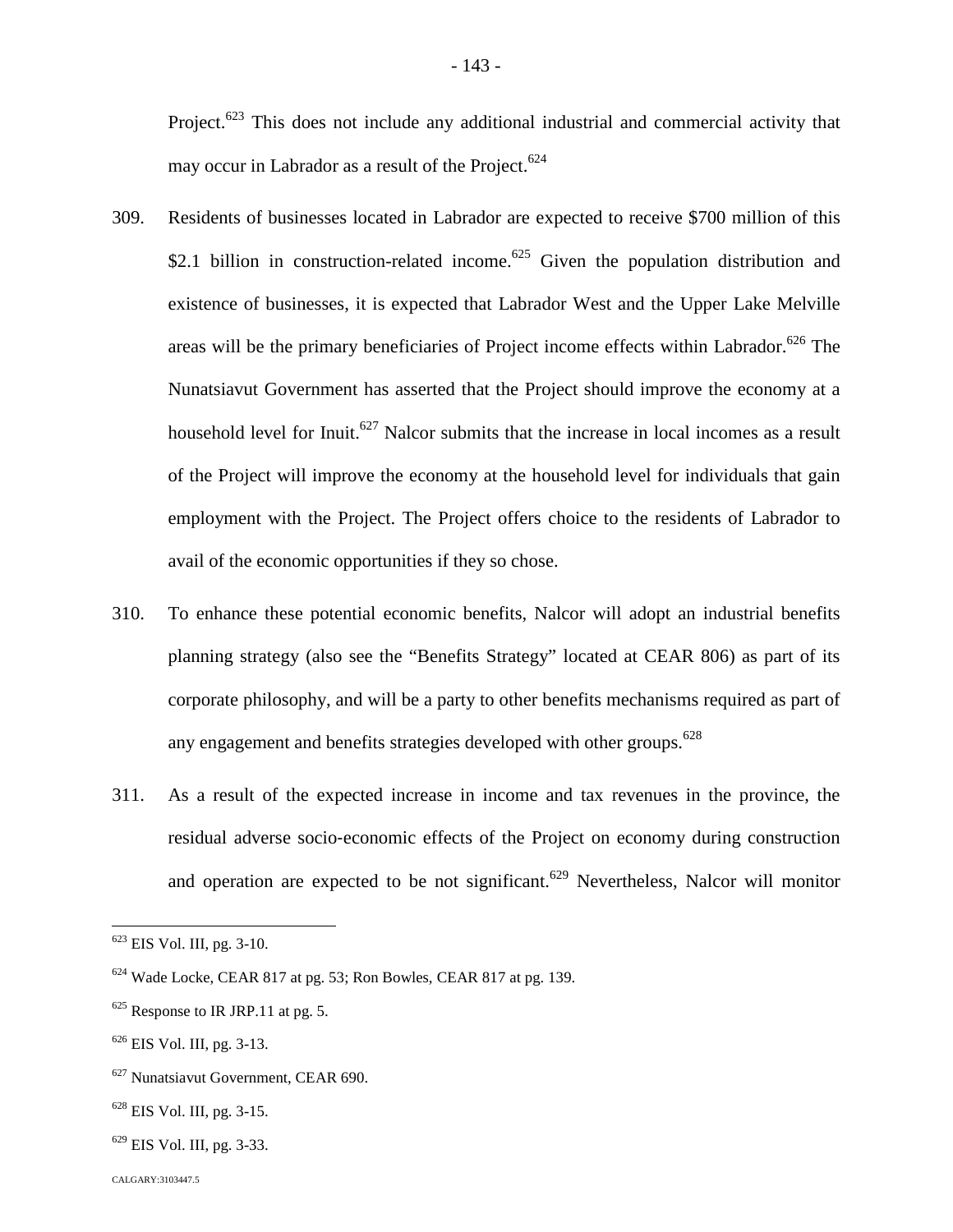Project.[623] This does not include any additional industrial and commercial activity that may occur in Labrador as a result of the Project.[624]

309. Residents of businesses located in Labrador are expected to receive $700 million of this $2.1 billion in construction-related income.[625] Given the population distribution and existence of businesses, it is expected that Labrador West and the Upper Lake Melville areas will be the primary beneficiaries of Project income effects within Labrador.[626] The Nunatsiavut Government has asserted that the Project should improve the economy at a household level for Inuit.[627] Nalcor submits that the increase in local incomes as a result of the Project will improve the economy at the household level for individuals that gain employment with the Project. The Project offers choice to the residents of Labrador to avail of the economic opportunities if they so chose.

310. To enhance these potential economic benefits, Nalcor will adopt an industrial benefits planning strategy (also see the "Benefits Strategy" located at CEAR 806) as part of its corporate philosophy, and will be a party to other benefits mechanisms required as part of any engagement and benefits strategies developed with other groups.[628]

311. As a result of the expected increase in income and tax revenues in the province, the residual adverse socio-economic effects of the Project on economy during construction and operation are expected to be not significant.[629] Nevertheless, Nalcor will monitor

---

[623] EIS Vol. III, pg. 3-10.

[624] Wade Locke, CEAR 817 at pg. 53; Ron Bowles, CEAR 817 at pg. 139.

[625] Response to IR JRP.11 at pg. 5.

[626] EIS Vol. III, pg. 3-13.

[627] Nunatsiavut Government, CEAR 690.

[628] EIS Vol. III, pg. 3-15.

[629] EIS Vol. III, pg. 3-33.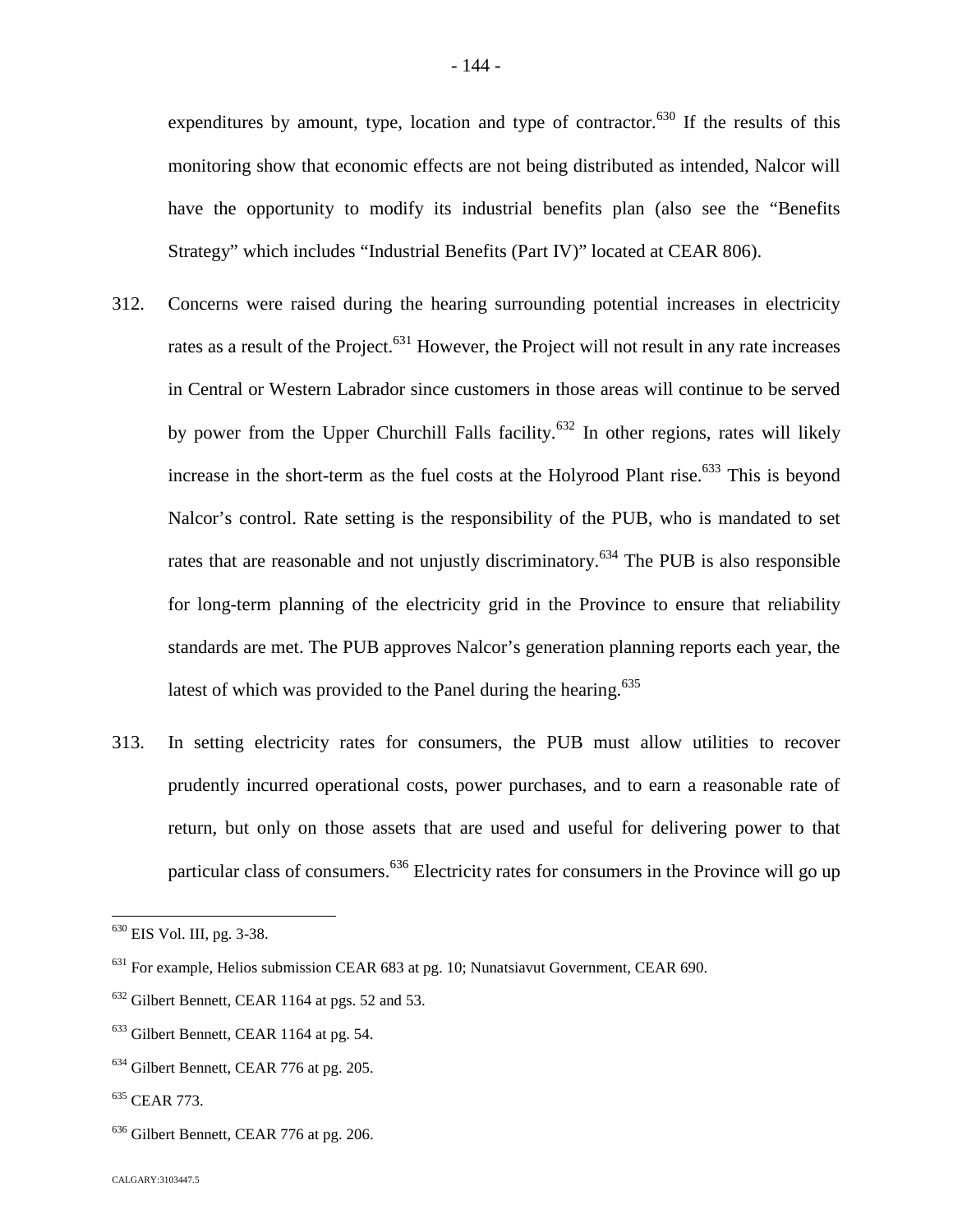expenditures by amount, type, location and type of contractor.[630] If the results of this monitoring show that economic effects are not being distributed as intended, Nalcor will have the opportunity to modify its industrial benefits plan (also see the "Benefits Strategy" which includes "Industrial Benefits (Part IV)" located at CEAR 806).

312. Concerns were raised during the hearing surrounding potential increases in electricity rates as a result of the Project.[631] However, the Project will not result in any rate increases in Central or Western Labrador since customers in those areas will continue to be served by power from the Upper Churchill Falls facility.[632] In other regions, rates will likely increase in the short-term as the fuel costs at the Holyrood Plant rise.[633] This is beyond Nalcor's control. Rate setting is the responsibility of the PUB, who is mandated to set rates that are reasonable and not unjustly discriminatory.[634] The PUB is also responsible for long-term planning of the electricity grid in the Province to ensure that reliability standards are met. The PUB approves Nalcor's generation planning reports each year, the latest of which was provided to the Panel during the hearing.[635]

313. In setting electricity rates for consumers, the PUB must allow utilities to recover prudently incurred operational costs, power purchases, and to earn a reasonable rate of return, but only on those assets that are used and useful for delivering power to that particular class of consumers.[636] Electricity rates for consumers in the Province will go up

---

[630] EIS Vol. III, pg. 3-38.

[631] For example, Helios submission CEAR 683 at pg. 10; Nunatsiavut Government, CEAR 690.

[632] Gilbert Bennett, CEAR 1164 at pgs. 52 and 53.

[633] Gilbert Bennett, CEAR 1164 at pg. 54.

[634] Gilbert Bennett, CEAR 776 at pg. 205.

[635] CEAR 773.

[636] Gilbert Bennett, CEAR 776 at pg. 206.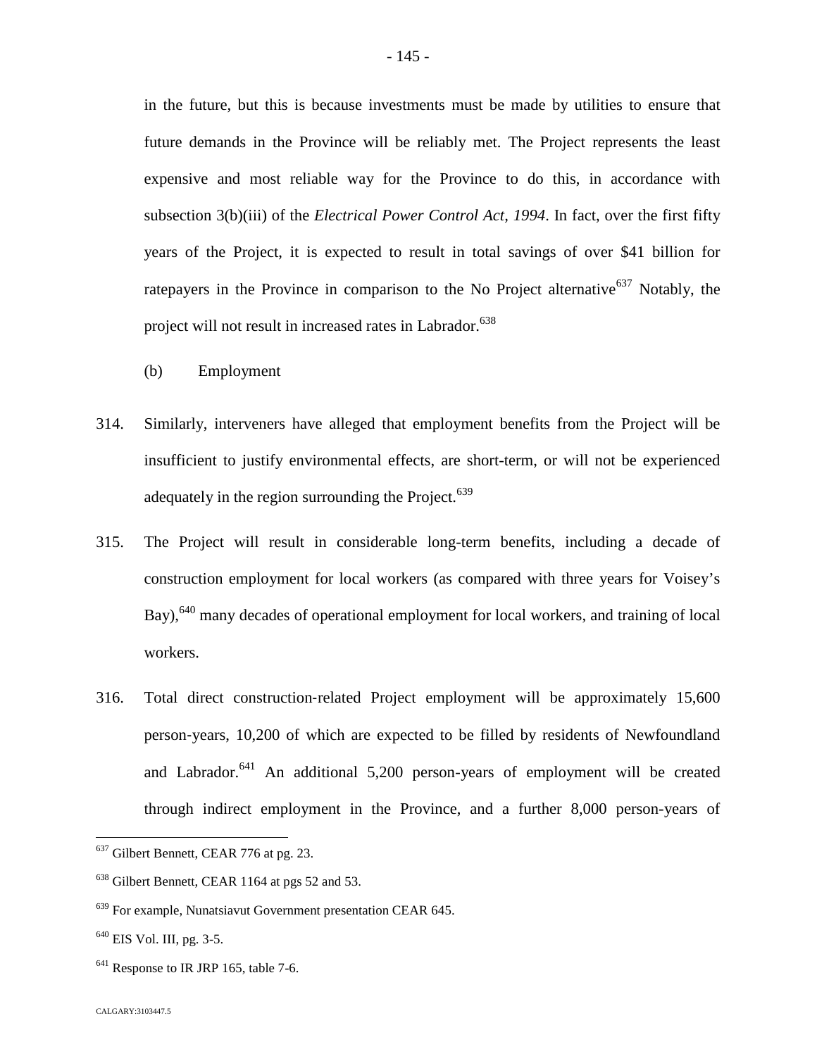in the future, but this is because investments must be made by utilities to ensure that future demands in the Province will be reliably met. The Project represents the least expensive and most reliable way for the Province to do this, in accordance with subsection 3(b)(iii) of the *Electrical Power Control Act, 1994*. In fact, over the first fifty years of the Project, it is expected to result in total savings of over $41 billion for ratepayers in the Province in comparison to the No Project alternative[637] Notably, the project will not result in increased rates in Labrador.[638]

(b) Employment

314. Similarly, interveners have alleged that employment benefits from the Project will be insufficient to justify environmental effects, are short-term, or will not be experienced adequately in the region surrounding the Project.[639]

315. The Project will result in considerable long-term benefits, including a decade of construction employment for local workers (as compared with three years for Voisey's Bay),[640] many decades of operational employment for local workers, and training of local workers.

316. Total direct construction-related Project employment will be approximately 15,600 person-years, 10,200 of which are expected to be filled by residents of Newfoundland and Labrador.[641] An additional 5,200 person-years of employment will be created through indirect employment in the Province, and a further 8,000 person-years of

---

[637] Gilbert Bennett, CEAR 776 at pg. 23.

[638] Gilbert Bennett, CEAR 1164 at pgs 52 and 53.

[639] For example, Nunatsiavut Government presentation CEAR 645.

[640] EIS Vol. III, pg. 3-5.

[641] Response to IR JRP 165, table 7-6.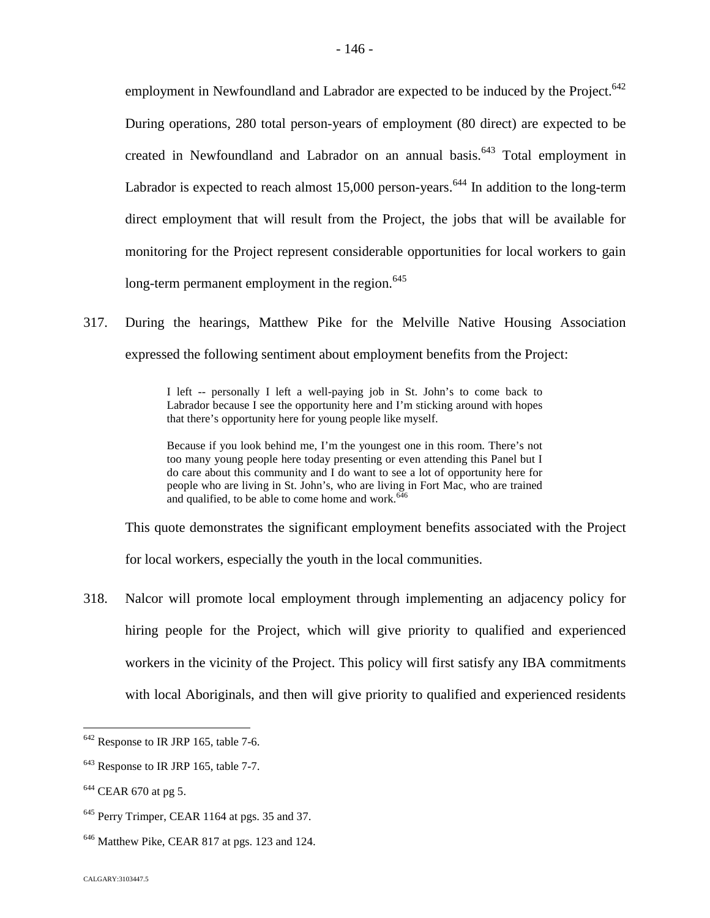employment in Newfoundland and Labrador are expected to be induced by the Project.[642] During operations, 280 total person-years of employment (80 direct) are expected to be created in Newfoundland and Labrador on an annual basis.[643] Total employment in Labrador is expected to reach almost 15,000 person-years.[644] In addition to the long-term direct employment that will result from the Project, the jobs that will be available for monitoring for the Project represent considerable opportunities for local workers to gain long-term permanent employment in the region.[645]

317. During the hearings, Matthew Pike for the Melville Native Housing Association expressed the following sentiment about employment benefits from the Project:

> I left -- personally I left a well-paying job in St. John's to come back to Labrador because I see the opportunity here and I'm sticking around with hopes that there's opportunity here for young people like myself.
>
> Because if you look behind me, I'm the youngest one in this room. There's not too many young people here today presenting or even attending this Panel but I do care about this community and I do want to see a lot of opportunity here for people who are living in St. John's, who are living in Fort Mac, who are trained and qualified, to be able to come home and work.[646]

This quote demonstrates the significant employment benefits associated with the Project for local workers, especially the youth in the local communities.

318. Nalcor will promote local employment through implementing an adjacency policy for hiring people for the Project, which will give priority to qualified and experienced workers in the vicinity of the Project. This policy will first satisfy any IBA commitments with local Aboriginals, and then will give priority to qualified and experienced residents

---

[642] Response to IR JRP 165, table 7-6.

[643] Response to IR JRP 165, table 7-7.

[644] CEAR 670 at pg 5.

[645] Perry Trimper, CEAR 1164 at pgs. 35 and 37.

[646] Matthew Pike, CEAR 817 at pgs. 123 and 124.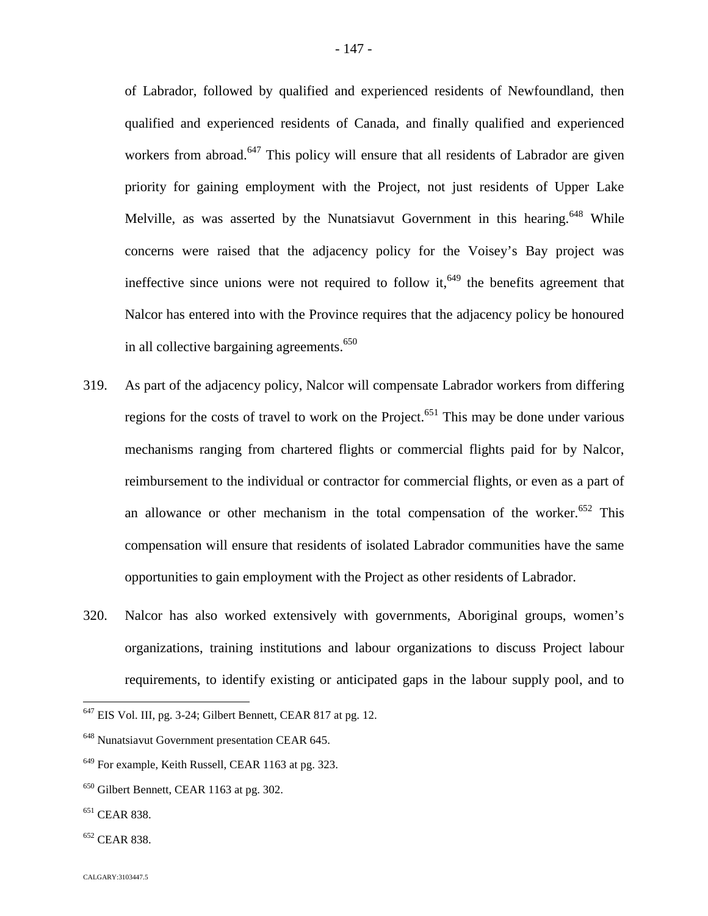of Labrador, followed by qualified and experienced residents of Newfoundland, then qualified and experienced residents of Canada, and finally qualified and experienced workers from abroad.[647] This policy will ensure that all residents of Labrador are given priority for gaining employment with the Project, not just residents of Upper Lake Melville, as was asserted by the Nunatsiavut Government in this hearing.[648] While concerns were raised that the adjacency policy for the Voisey's Bay project was ineffective since unions were not required to follow it,[649] the benefits agreement that Nalcor has entered into with the Province requires that the adjacency policy be honoured in all collective bargaining agreements.[650]

319. As part of the adjacency policy, Nalcor will compensate Labrador workers from differing regions for the costs of travel to work on the Project.[651] This may be done under various mechanisms ranging from chartered flights or commercial flights paid for by Nalcor, reimbursement to the individual or contractor for commercial flights, or even as a part of an allowance or other mechanism in the total compensation of the worker.[652] This compensation will ensure that residents of isolated Labrador communities have the same opportunities to gain employment with the Project as other residents of Labrador.

320. Nalcor has also worked extensively with governments, Aboriginal groups, women's organizations, training institutions and labour organizations to discuss Project labour requirements, to identify existing or anticipated gaps in the labour supply pool, and to

---

[647] EIS Vol. III, pg. 3-24; Gilbert Bennett, CEAR 817 at pg. 12.

[648] Nunatsiavut Government presentation CEAR 645.

[649] For example, Keith Russell, CEAR 1163 at pg. 323.

[650] Gilbert Bennett, CEAR 1163 at pg. 302.

[651] CEAR 838.

[652] CEAR 838.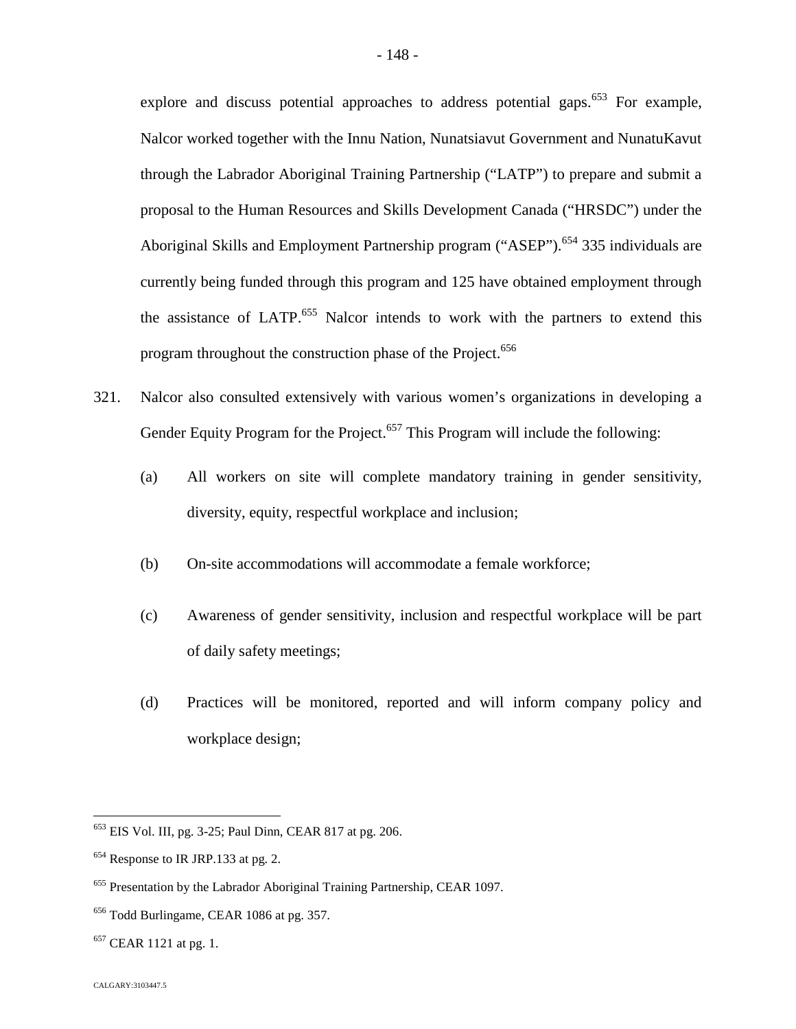explore and discuss potential approaches to address potential gaps.[653] For example, Nalcor worked together with the Innu Nation, Nunatsiavut Government and NunatuKavut through the Labrador Aboriginal Training Partnership ("LATP") to prepare and submit a proposal to the Human Resources and Skills Development Canada ("HRSDC") under the Aboriginal Skills and Employment Partnership program ("ASEP").[654] 335 individuals are currently being funded through this program and 125 have obtained employment through the assistance of LATP.[655] Nalcor intends to work with the partners to extend this program throughout the construction phase of the Project.[656]

321. Nalcor also consulted extensively with various women's organizations in developing a Gender Equity Program for the Project.[657] This Program will include the following:

(a) All workers on site will complete mandatory training in gender sensitivity, diversity, equity, respectful workplace and inclusion;

(b) On-site accommodations will accommodate a female workforce;

(c) Awareness of gender sensitivity, inclusion and respectful workplace will be part of daily safety meetings;

(d) Practices will be monitored, reported and will inform company policy and workplace design;

---

[653] EIS Vol. III, pg. 3-25; Paul Dinn, CEAR 817 at pg. 206.

[654] Response to IR JRP.133 at pg. 2.

[655] Presentation by the Labrador Aboriginal Training Partnership, CEAR 1097.

[656] Todd Burlingame, CEAR 1086 at pg. 357.

[657] CEAR 1121 at pg. 1.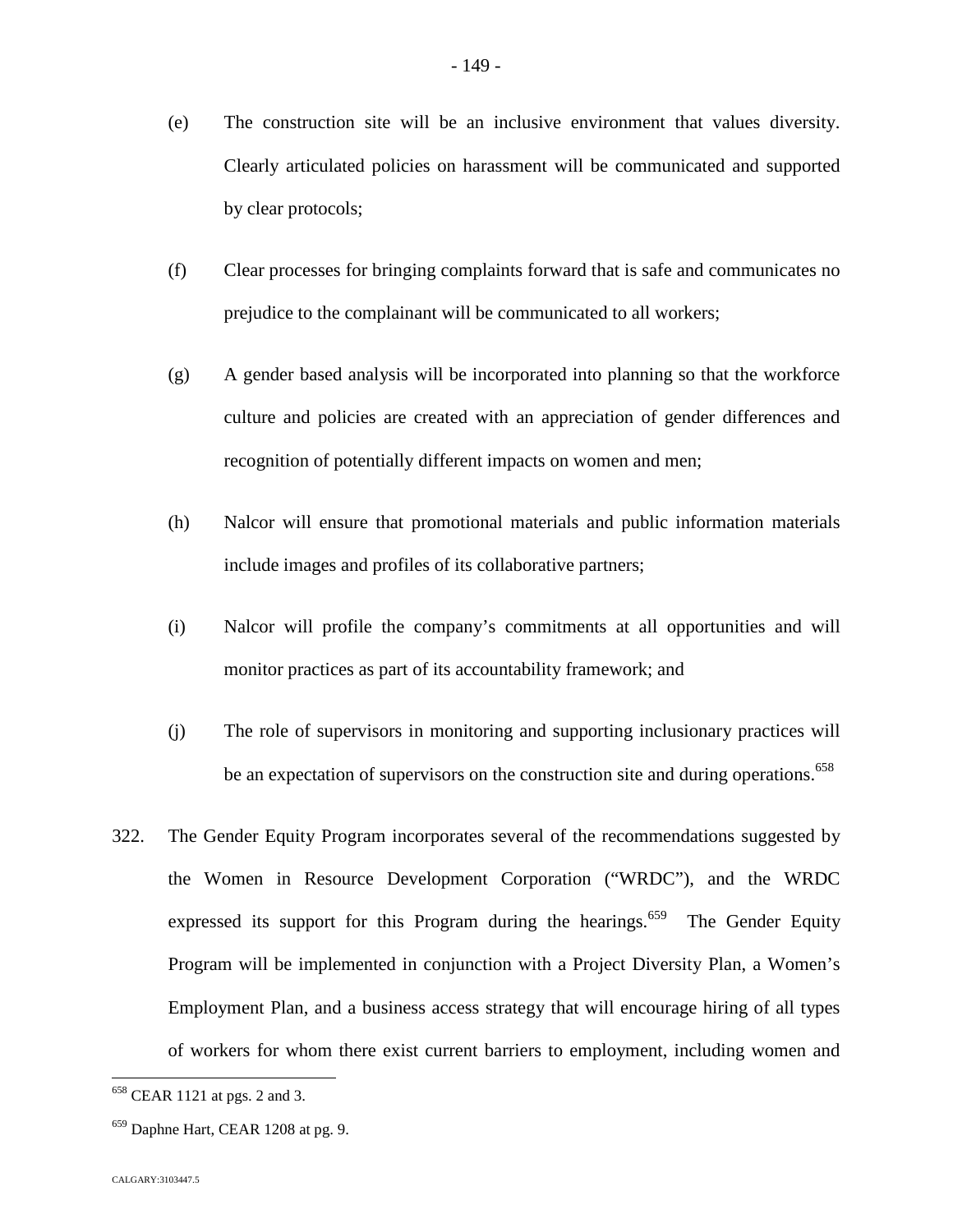(e) The construction site will be an inclusive environment that values diversity. Clearly articulated policies on harassment will be communicated and supported by clear protocols;

(f) Clear processes for bringing complaints forward that is safe and communicates no prejudice to the complainant will be communicated to all workers;

(g) A gender based analysis will be incorporated into planning so that the workforce culture and policies are created with an appreciation of gender differences and recognition of potentially different impacts on women and men;

(h) Nalcor will ensure that promotional materials and public information materials include images and profiles of its collaborative partners;

(i) Nalcor will profile the company's commitments at all opportunities and will monitor practices as part of its accountability framework; and

(j) The role of supervisors in monitoring and supporting inclusionary practices will be an expectation of supervisors on the construction site and during operations.[658]

322. The Gender Equity Program incorporates several of the recommendations suggested by the Women in Resource Development Corporation ("WRDC"), and the WRDC expressed its support for this Program during the hearings.[659] The Gender Equity Program will be implemented in conjunction with a Project Diversity Plan, a Women's Employment Plan, and a business access strategy that will encourage hiring of all types of workers for whom there exist current barriers to employment, including women and

---

[658] CEAR 1121 at pgs. 2 and 3.

[659] Daphne Hart, CEAR 1208 at pg. 9.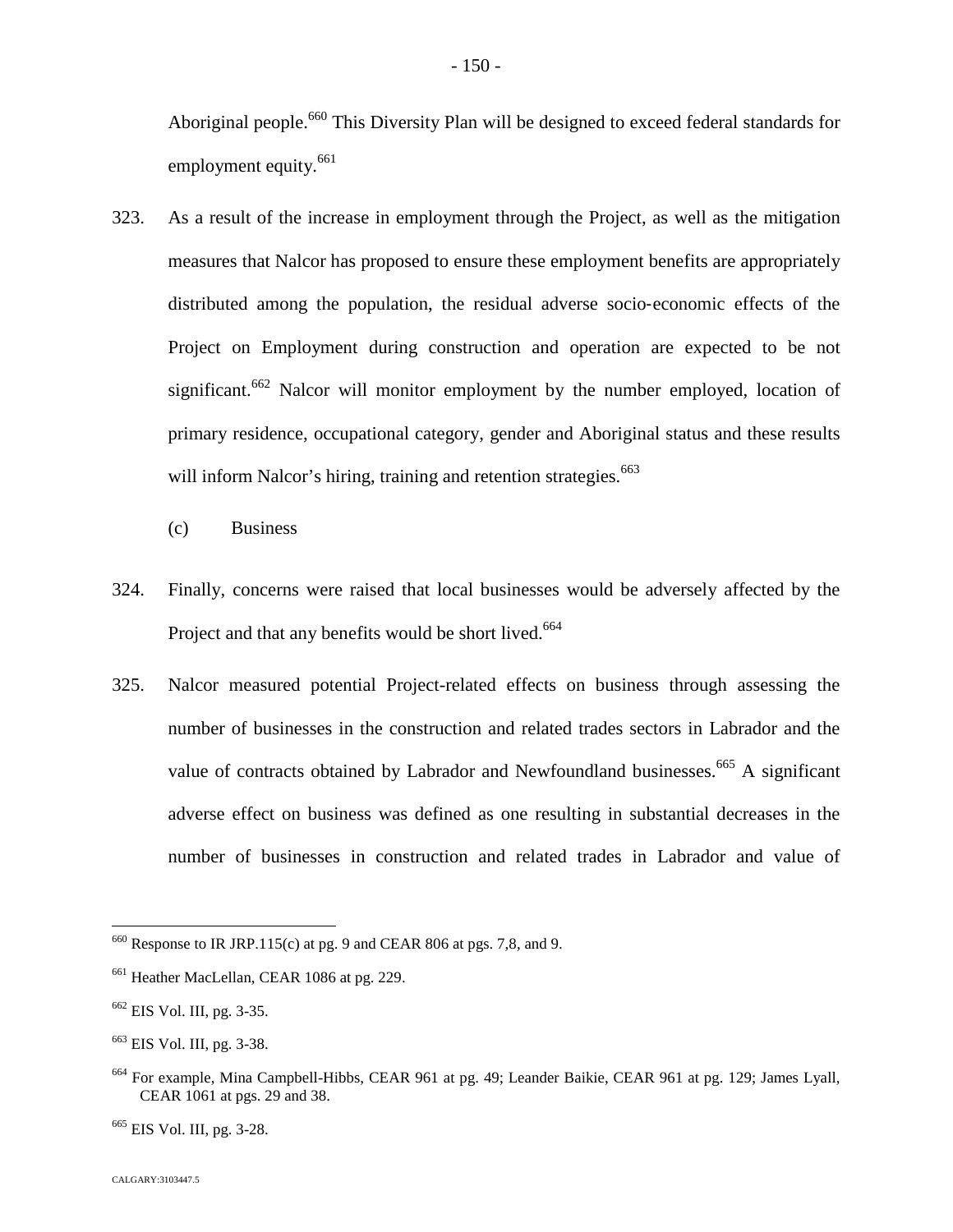Aboriginal people.[660] This Diversity Plan will be designed to exceed federal standards for employment equity.[661]

323. As a result of the increase in employment through the Project, as well as the mitigation measures that Nalcor has proposed to ensure these employment benefits are appropriately distributed among the population, the residual adverse socio-economic effects of the Project on Employment during construction and operation are expected to be not significant.[662] Nalcor will monitor employment by the number employed, location of primary residence, occupational category, gender and Aboriginal status and these results will inform Nalcor's hiring, training and retention strategies.[663]

(c) Business

324. Finally, concerns were raised that local businesses would be adversely affected by the Project and that any benefits would be short lived.[664]

325. Nalcor measured potential Project-related effects on business through assessing the number of businesses in the construction and related trades sectors in Labrador and the value of contracts obtained by Labrador and Newfoundland businesses.[665] A significant adverse effect on business was defined as one resulting in substantial decreases in the number of businesses in construction and related trades in Labrador and value of

---

[660] Response to IR JRP.115(c) at pg. 9 and CEAR 806 at pgs. 7,8, and 9.

[661] Heather MacLellan, CEAR 1086 at pg. 229.

[662] EIS Vol. III, pg. 3-35.

[663] EIS Vol. III, pg. 3-38.

[664] For example, Mina Campbell-Hibbs, CEAR 961 at pg. 49; Leander Baikie, CEAR 961 at pg. 129; James Lyall, CEAR 1061 at pgs. 29 and 38.

[665] EIS Vol. III, pg. 3-28.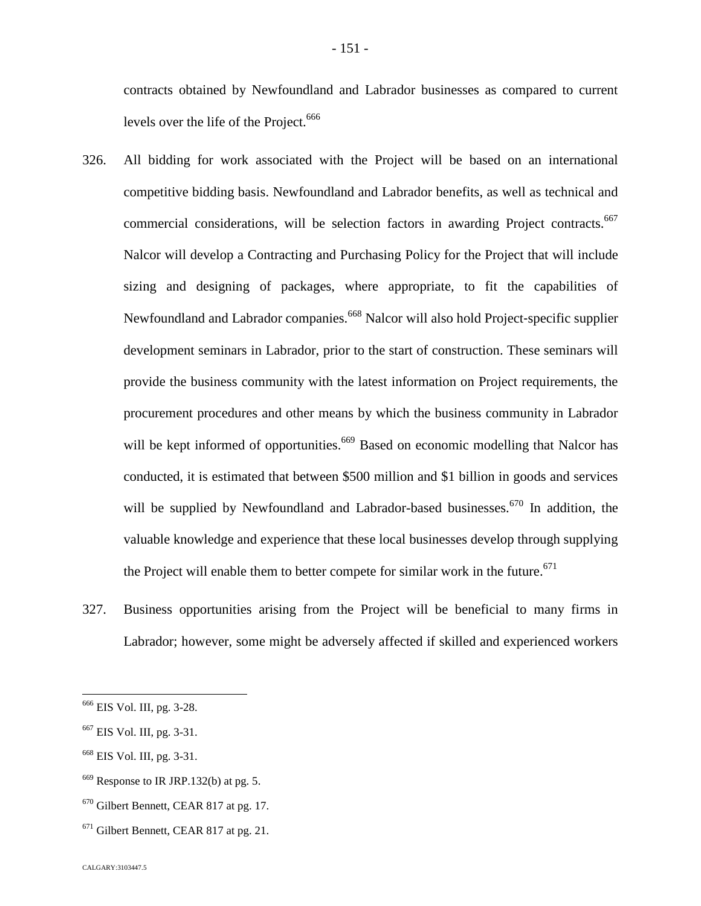contracts obtained by Newfoundland and Labrador businesses as compared to current levels over the life of the Project.[666]

326. All bidding for work associated with the Project will be based on an international competitive bidding basis. Newfoundland and Labrador benefits, as well as technical and commercial considerations, will be selection factors in awarding Project contracts.[667] Nalcor will develop a Contracting and Purchasing Policy for the Project that will include sizing and designing of packages, where appropriate, to fit the capabilities of Newfoundland and Labrador companies.[668] Nalcor will also hold Project-specific supplier development seminars in Labrador, prior to the start of construction. These seminars will provide the business community with the latest information on Project requirements, the procurement procedures and other means by which the business community in Labrador will be kept informed of opportunities.[669] Based on economic modelling that Nalcor has conducted, it is estimated that between $500 million and $1 billion in goods and services will be supplied by Newfoundland and Labrador-based businesses.[670] In addition, the valuable knowledge and experience that these local businesses develop through supplying the Project will enable them to better compete for similar work in the future.[671]

327. Business opportunities arising from the Project will be beneficial to many firms in Labrador; however, some might be adversely affected if skilled and experienced workers

---

[666] EIS Vol. III, pg. 3-28.

[667] EIS Vol. III, pg. 3-31.

[668] EIS Vol. III, pg. 3-31.

[669] Response to IR JRP.132(b) at pg. 5.

[670] Gilbert Bennett, CEAR 817 at pg. 17.

[671] Gilbert Bennett, CEAR 817 at pg. 21.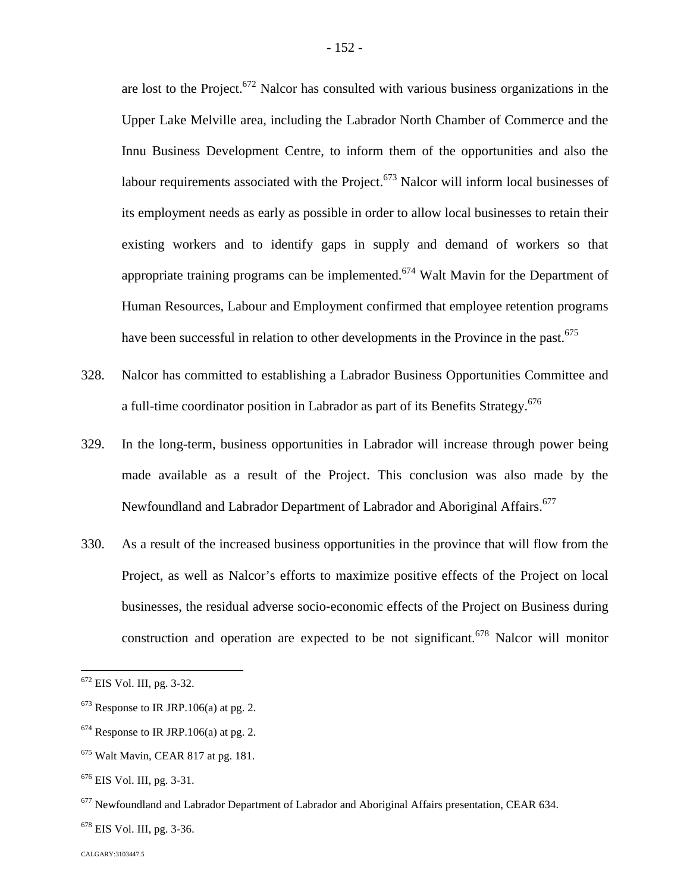are lost to the Project.[672] Nalcor has consulted with various business organizations in the Upper Lake Melville area, including the Labrador North Chamber of Commerce and the Innu Business Development Centre, to inform them of the opportunities and also the labour requirements associated with the Project.[673] Nalcor will inform local businesses of its employment needs as early as possible in order to allow local businesses to retain their existing workers and to identify gaps in supply and demand of workers so that appropriate training programs can be implemented.[674] Walt Mavin for the Department of Human Resources, Labour and Employment confirmed that employee retention programs have been successful in relation to other developments in the Province in the past.[675]

328. Nalcor has committed to establishing a Labrador Business Opportunities Committee and a full-time coordinator position in Labrador as part of its Benefits Strategy.[676]

329. In the long-term, business opportunities in Labrador will increase through power being made available as a result of the Project. This conclusion was also made by the Newfoundland and Labrador Department of Labrador and Aboriginal Affairs.[677]

330. As a result of the increased business opportunities in the province that will flow from the Project, as well as Nalcor's efforts to maximize positive effects of the Project on local businesses, the residual adverse socio-economic effects of the Project on Business during construction and operation are expected to be not significant.[678] Nalcor will monitor

---

[672] EIS Vol. III, pg. 3-32.

[673] Response to IR JRP.106(a) at pg. 2.

[674] Response to IR JRP.106(a) at pg. 2.

[675] Walt Mavin, CEAR 817 at pg. 181.

[676] EIS Vol. III, pg. 3-31.

[677] Newfoundland and Labrador Department of Labrador and Aboriginal Affairs presentation, CEAR 634.

[678] EIS Vol. III, pg. 3-36.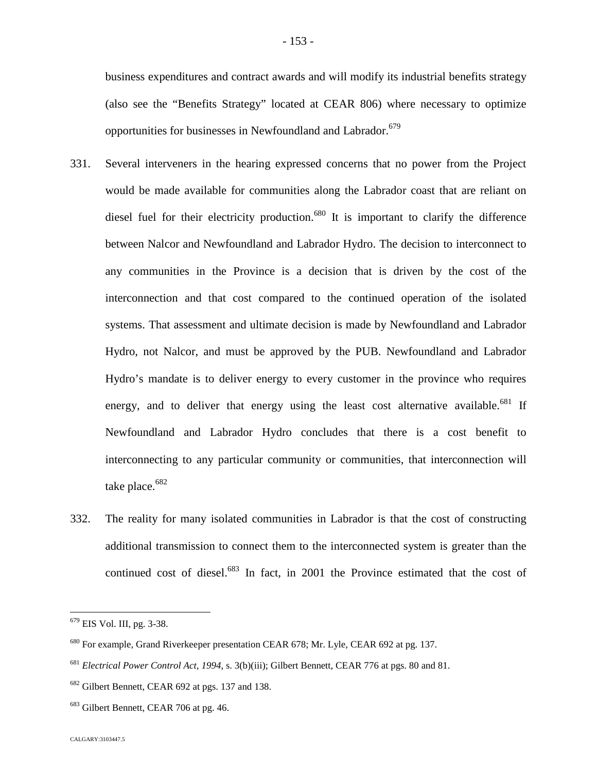business expenditures and contract awards and will modify its industrial benefits strategy (also see the "Benefits Strategy" located at CEAR 806) where necessary to optimize opportunities for businesses in Newfoundland and Labrador.[679]

331. Several interveners in the hearing expressed concerns that no power from the Project would be made available for communities along the Labrador coast that are reliant on diesel fuel for their electricity production.[680] It is important to clarify the difference between Nalcor and Newfoundland and Labrador Hydro. The decision to interconnect to any communities in the Province is a decision that is driven by the cost of the interconnection and that cost compared to the continued operation of the isolated systems. That assessment and ultimate decision is made by Newfoundland and Labrador Hydro, not Nalcor, and must be approved by the PUB. Newfoundland and Labrador Hydro's mandate is to deliver energy to every customer in the province who requires energy, and to deliver that energy using the least cost alternative available.[681] If Newfoundland and Labrador Hydro concludes that there is a cost benefit to interconnecting to any particular community or communities, that interconnection will take place.[682]

332. The reality for many isolated communities in Labrador is that the cost of constructing additional transmission to connect them to the interconnected system is greater than the continued cost of diesel.[683] In fact, in 2001 the Province estimated that the cost of

---

[679] EIS Vol. III, pg. 3-38.

[680] For example, Grand Riverkeeper presentation CEAR 678; Mr. Lyle, CEAR 692 at pg. 137.

[681] *Electrical Power Control Act, 1994*, s. 3(b)(iii); Gilbert Bennett, CEAR 776 at pgs. 80 and 81.

[682] Gilbert Bennett, CEAR 692 at pgs. 137 and 138.

[683] Gilbert Bennett, CEAR 706 at pg. 46.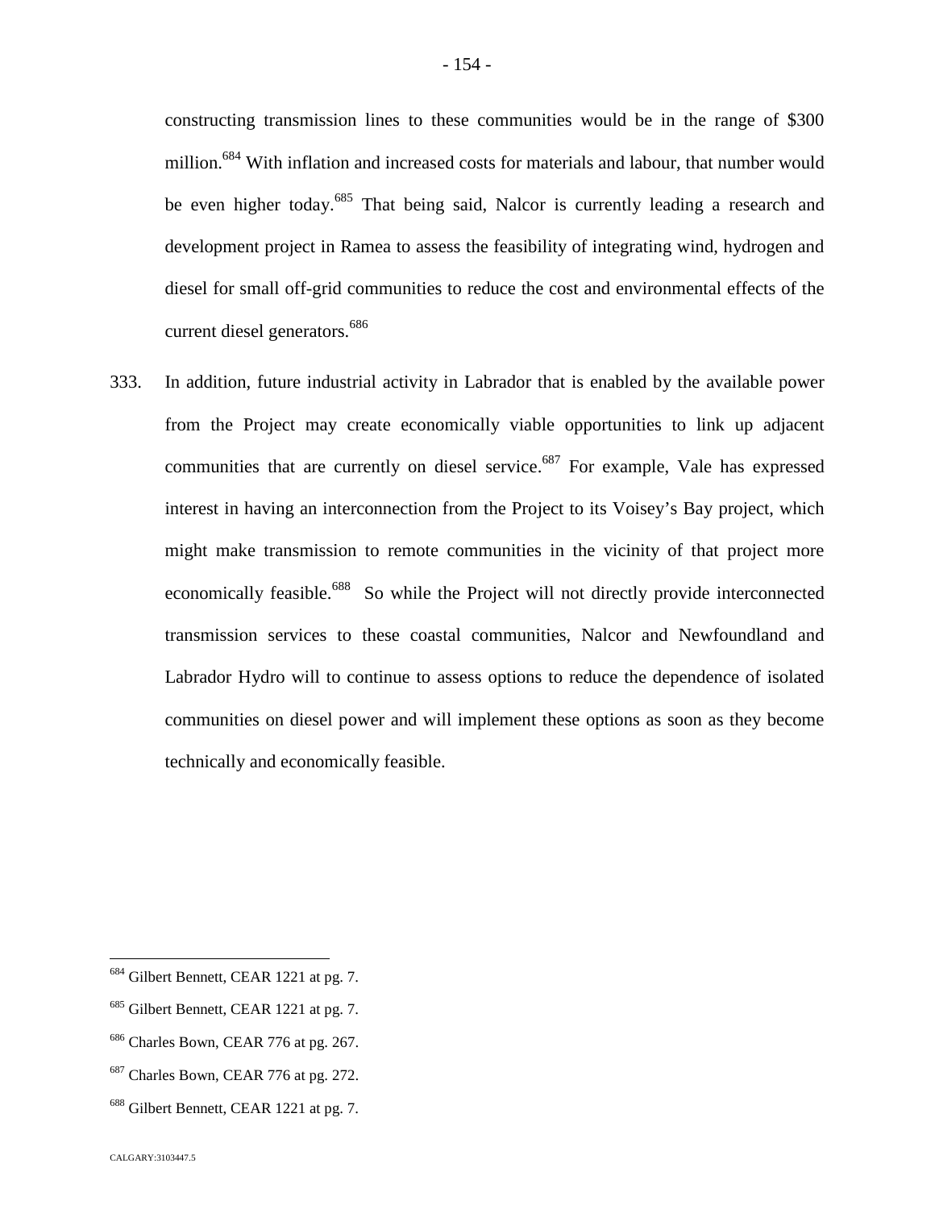constructing transmission lines to these communities would be in the range of $300 million.[684] With inflation and increased costs for materials and labour, that number would be even higher today.[685] That being said, Nalcor is currently leading a research and development project in Ramea to assess the feasibility of integrating wind, hydrogen and diesel for small off-grid communities to reduce the cost and environmental effects of the current diesel generators.[686]

333. In addition, future industrial activity in Labrador that is enabled by the available power from the Project may create economically viable opportunities to link up adjacent communities that are currently on diesel service.[687] For example, Vale has expressed interest in having an interconnection from the Project to its Voisey's Bay project, which might make transmission to remote communities in the vicinity of that project more economically feasible.[688] So while the Project will not directly provide interconnected transmission services to these coastal communities, Nalcor and Newfoundland and Labrador Hydro will to continue to assess options to reduce the dependence of isolated communities on diesel power and will implement these options as soon as they become technically and economically feasible.

---

[684] Gilbert Bennett, CEAR 1221 at pg. 7.

[685] Gilbert Bennett, CEAR 1221 at pg. 7.

[686] Charles Bown, CEAR 776 at pg. 267.

[687] Charles Bown, CEAR 776 at pg. 272.

[688] Gilbert Bennett, CEAR 1221 at pg. 7.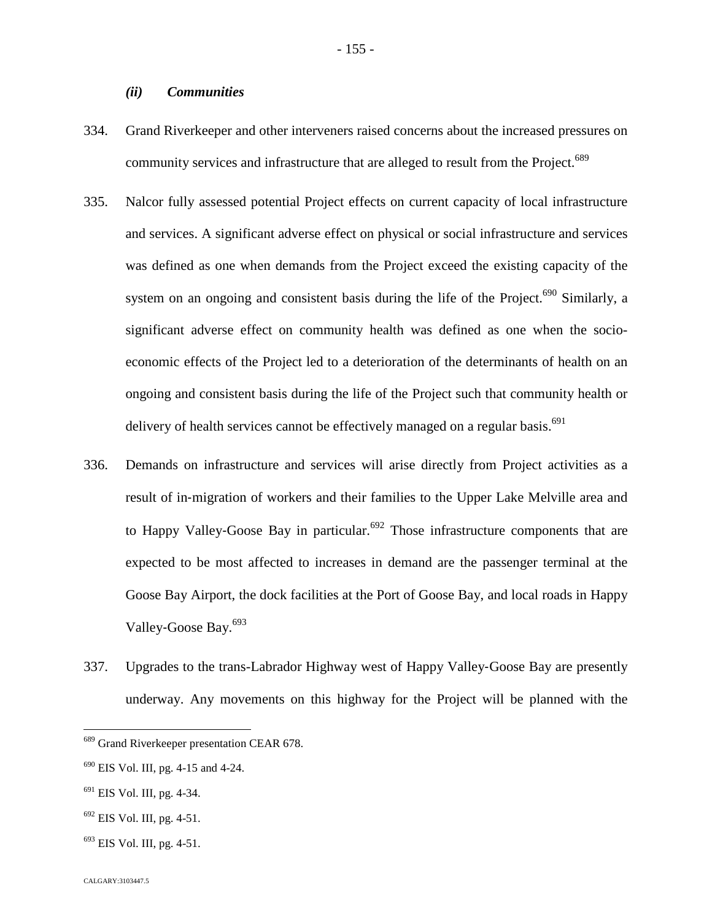### *(ii) Communities*

334. Grand Riverkeeper and other interveners raised concerns about the increased pressures on community services and infrastructure that are alleged to result from the Project.[689]

335. Nalcor fully assessed potential Project effects on current capacity of local infrastructure and services. A significant adverse effect on physical or social infrastructure and services was defined as one when demands from the Project exceed the existing capacity of the system on an ongoing and consistent basis during the life of the Project.[690] Similarly, a significant adverse effect on community health was defined as one when the socio-economic effects of the Project led to a deterioration of the determinants of health on an ongoing and consistent basis during the life of the Project such that community health or delivery of health services cannot be effectively managed on a regular basis.[691]

336. Demands on infrastructure and services will arise directly from Project activities as a result of in-migration of workers and their families to the Upper Lake Melville area and to Happy Valley-Goose Bay in particular.[692] Those infrastructure components that are expected to be most affected to increases in demand are the passenger terminal at the Goose Bay Airport, the dock facilities at the Port of Goose Bay, and local roads in Happy Valley-Goose Bay.[693]

337. Upgrades to the trans-Labrador Highway west of Happy Valley-Goose Bay are presently underway. Any movements on this highway for the Project will be planned with the

---

[689] Grand Riverkeeper presentation CEAR 678.

[690] EIS Vol. III, pg. 4-15 and 4-24.

[691] EIS Vol. III, pg. 4-34.

[692] EIS Vol. III, pg. 4-51.

[693] EIS Vol. III, pg. 4-51.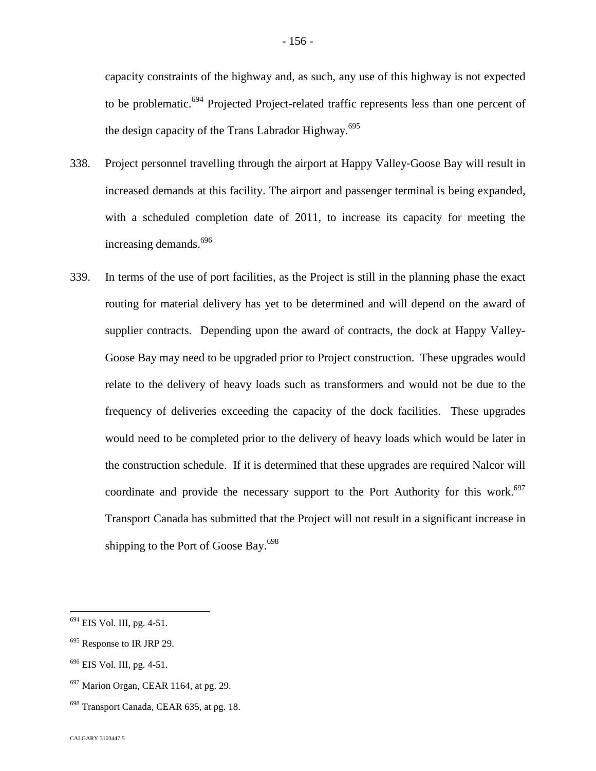capacity constraints of the highway and, as such, any use of this highway is not expected to be problematic.[694] Projected Project-related traffic represents less than one percent of the design capacity of the Trans Labrador Highway.[695]

338. Project personnel travelling through the airport at Happy Valley-Goose Bay will result in increased demands at this facility. The airport and passenger terminal is being expanded, with a scheduled completion date of 2011, to increase its capacity for meeting the increasing demands.[696]

339. In terms of the use of port facilities, as the Project is still in the planning phase the exact routing for material delivery has yet to be determined and will depend on the award of supplier contracts. Depending upon the award of contracts, the dock at Happy Valley-Goose Bay may need to be upgraded prior to Project construction. These upgrades would relate to the delivery of heavy loads such as transformers and would not be due to the frequency of deliveries exceeding the capacity of the dock facilities. These upgrades would need to be completed prior to the delivery of heavy loads which would be later in the construction schedule. If it is determined that these upgrades are required Nalcor will coordinate and provide the necessary support to the Port Authority for this work.[697] Transport Canada has submitted that the Project will not result in a significant increase in shipping to the Port of Goose Bay.[698]

---

[694] EIS Vol. III, pg. 4-51.

[695] Response to IR JRP 29.

[696] EIS Vol. III, pg. 4-51.

[697] Marion Organ, CEAR 1164, at pg. 29.

[698] Transport Canada, CEAR 635, at pg. 18.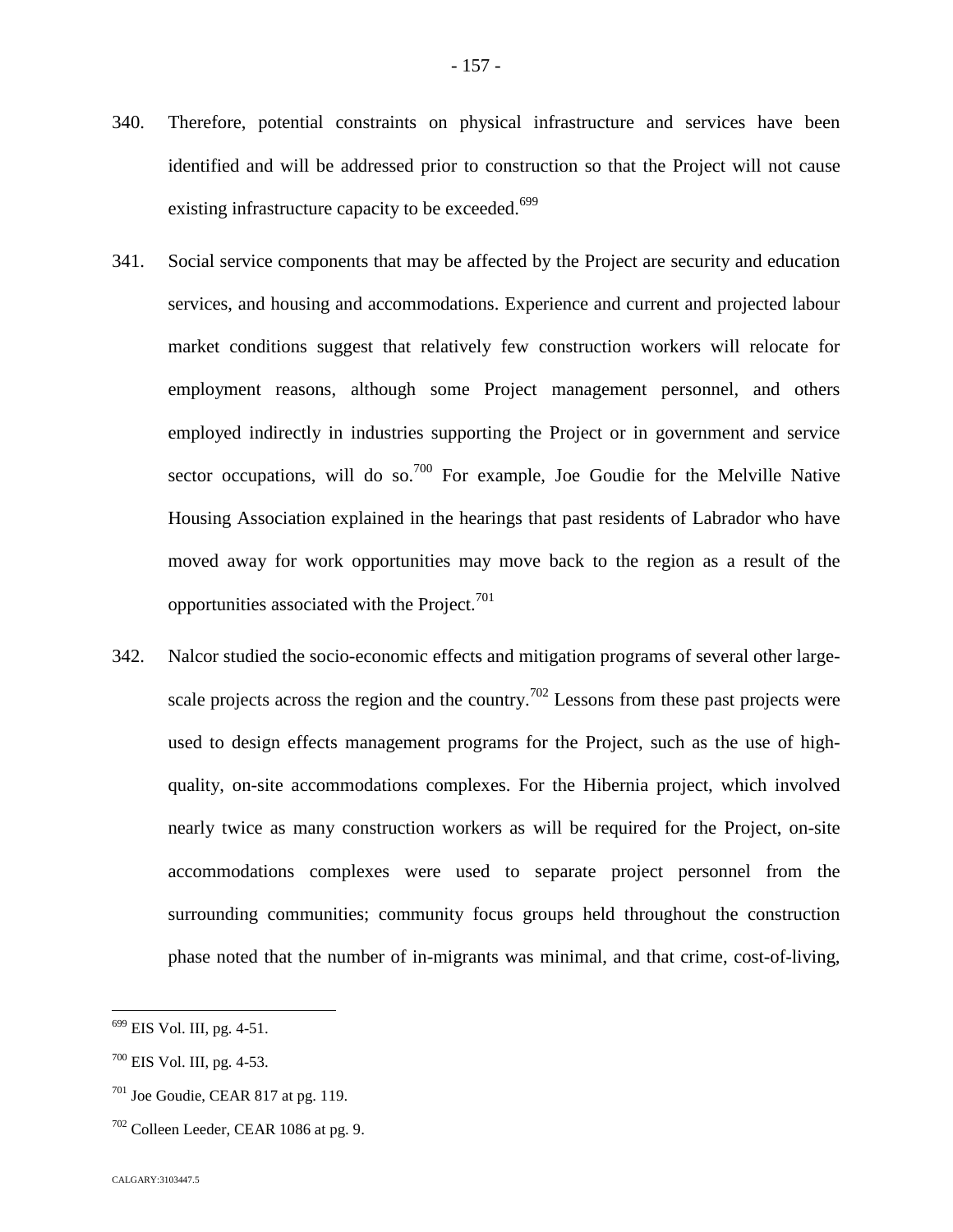340. Therefore, potential constraints on physical infrastructure and services have been identified and will be addressed prior to construction so that the Project will not cause existing infrastructure capacity to be exceeded.[699]

341. Social service components that may be affected by the Project are security and education services, and housing and accommodations. Experience and current and projected labour market conditions suggest that relatively few construction workers will relocate for employment reasons, although some Project management personnel, and others employed indirectly in industries supporting the Project or in government and service sector occupations, will do so.[700] For example, Joe Goudie for the Melville Native Housing Association explained in the hearings that past residents of Labrador who have moved away for work opportunities may move back to the region as a result of the opportunities associated with the Project.[701]

342. Nalcor studied the socio-economic effects and mitigation programs of several other large-scale projects across the region and the country.[702] Lessons from these past projects were used to design effects management programs for the Project, such as the use of high-quality, on-site accommodations complexes. For the Hibernia project, which involved nearly twice as many construction workers as will be required for the Project, on-site accommodations complexes were used to separate project personnel from the surrounding communities; community focus groups held throughout the construction phase noted that the number of in-migrants was minimal, and that crime, cost-of-living,

---

[699] EIS Vol. III, pg. 4-51.

[700] EIS Vol. III, pg. 4-53.

[701] Joe Goudie, CEAR 817 at pg. 119.

[702] Colleen Leeder, CEAR 1086 at pg. 9.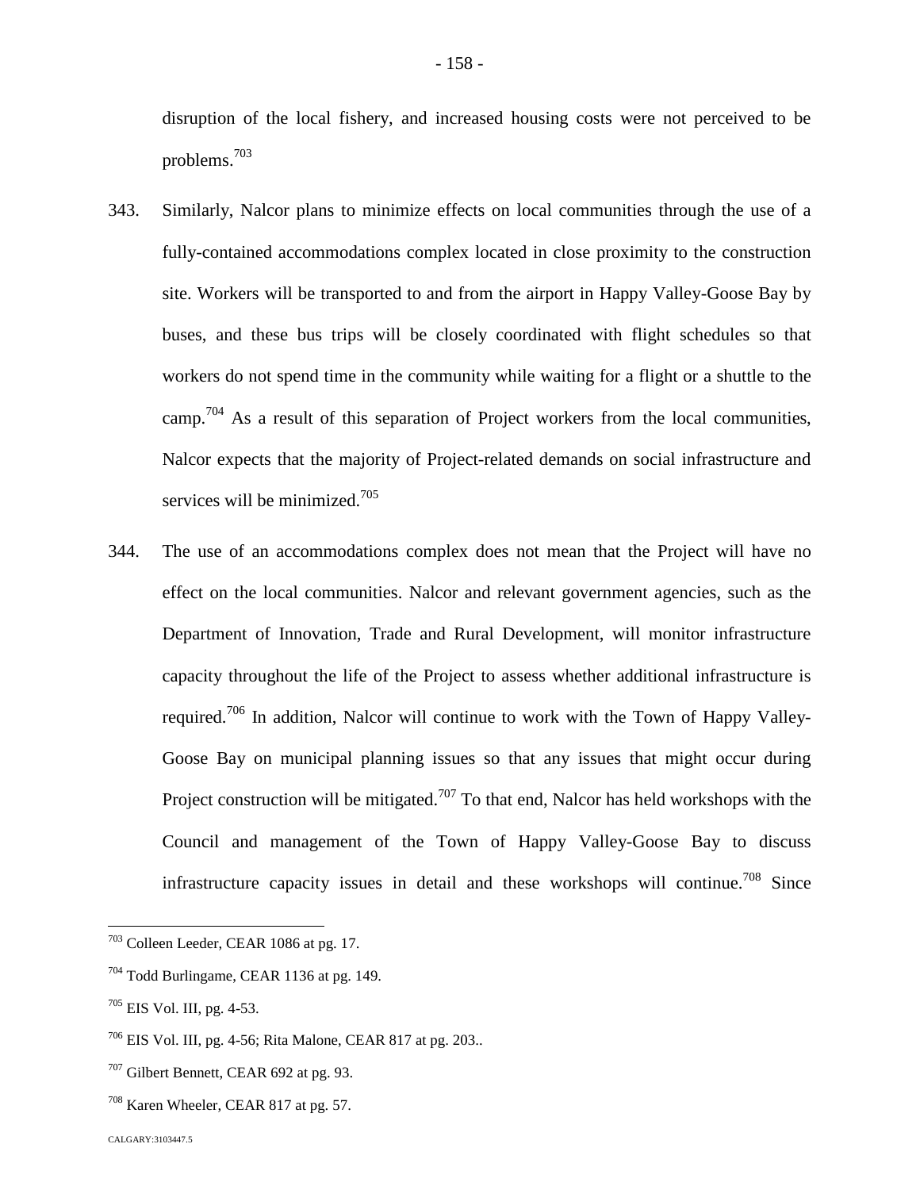disruption of the local fishery, and increased housing costs were not perceived to be problems.[703]

343. Similarly, Nalcor plans to minimize effects on local communities through the use of a fully-contained accommodations complex located in close proximity to the construction site. Workers will be transported to and from the airport in Happy Valley-Goose Bay by buses, and these bus trips will be closely coordinated with flight schedules so that workers do not spend time in the community while waiting for a flight or a shuttle to the camp.[704] As a result of this separation of Project workers from the local communities, Nalcor expects that the majority of Project-related demands on social infrastructure and services will be minimized.[705]

344. The use of an accommodations complex does not mean that the Project will have no effect on the local communities. Nalcor and relevant government agencies, such as the Department of Innovation, Trade and Rural Development, will monitor infrastructure capacity throughout the life of the Project to assess whether additional infrastructure is required.[706] In addition, Nalcor will continue to work with the Town of Happy Valley-Goose Bay on municipal planning issues so that any issues that might occur during Project construction will be mitigated.[707] To that end, Nalcor has held workshops with the Council and management of the Town of Happy Valley-Goose Bay to discuss infrastructure capacity issues in detail and these workshops will continue.[708] Since

---

[703] Colleen Leeder, CEAR 1086 at pg. 17.

[704] Todd Burlingame, CEAR 1136 at pg. 149.

[705] EIS Vol. III, pg. 4-53.

[706] EIS Vol. III, pg. 4-56; Rita Malone, CEAR 817 at pg. 203..

[707] Gilbert Bennett, CEAR 692 at pg. 93.

[708] Karen Wheeler, CEAR 817 at pg. 57.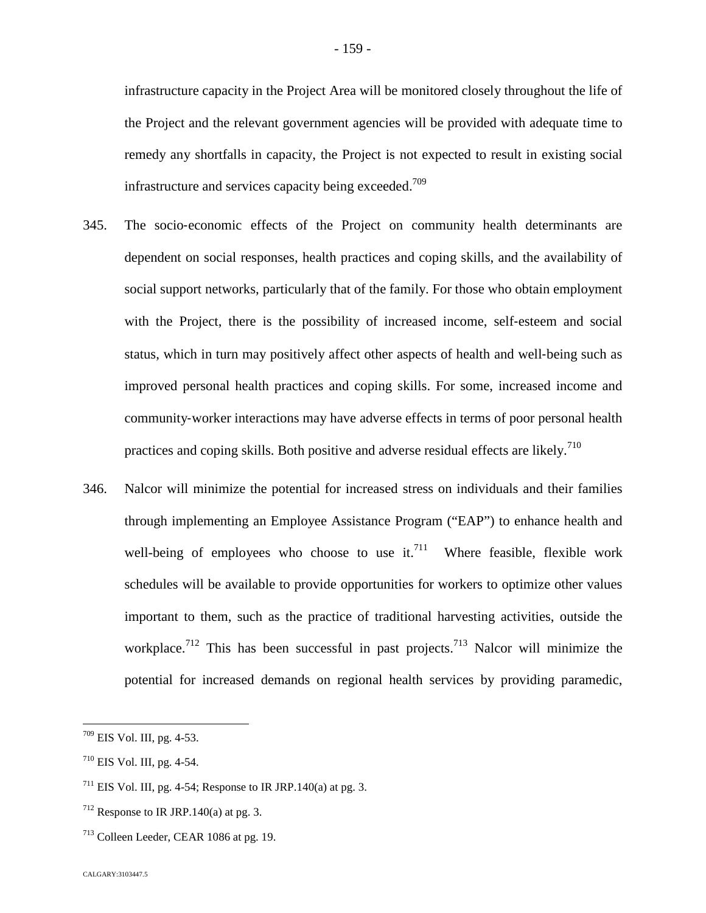infrastructure capacity in the Project Area will be monitored closely throughout the life of the Project and the relevant government agencies will be provided with adequate time to remedy any shortfalls in capacity, the Project is not expected to result in existing social infrastructure and services capacity being exceeded.[709]

345. The socio-economic effects of the Project on community health determinants are dependent on social responses, health practices and coping skills, and the availability of social support networks, particularly that of the family. For those who obtain employment with the Project, there is the possibility of increased income, self-esteem and social status, which in turn may positively affect other aspects of health and well-being such as improved personal health practices and coping skills. For some, increased income and community-worker interactions may have adverse effects in terms of poor personal health practices and coping skills. Both positive and adverse residual effects are likely.[710]

346. Nalcor will minimize the potential for increased stress on individuals and their families through implementing an Employee Assistance Program ("EAP") to enhance health and well-being of employees who choose to use it.[711] Where feasible, flexible work schedules will be available to provide opportunities for workers to optimize other values important to them, such as the practice of traditional harvesting activities, outside the workplace.[712] This has been successful in past projects.[713] Nalcor will minimize the potential for increased demands on regional health services by providing paramedic,

---

[709] EIS Vol. III, pg. 4-53.

[710] EIS Vol. III, pg. 4-54.

[711] EIS Vol. III, pg. 4-54; Response to IR JRP.140(a) at pg. 3.

[712] Response to IR JRP.140(a) at pg. 3.

[713] Colleen Leeder, CEAR 1086 at pg. 19.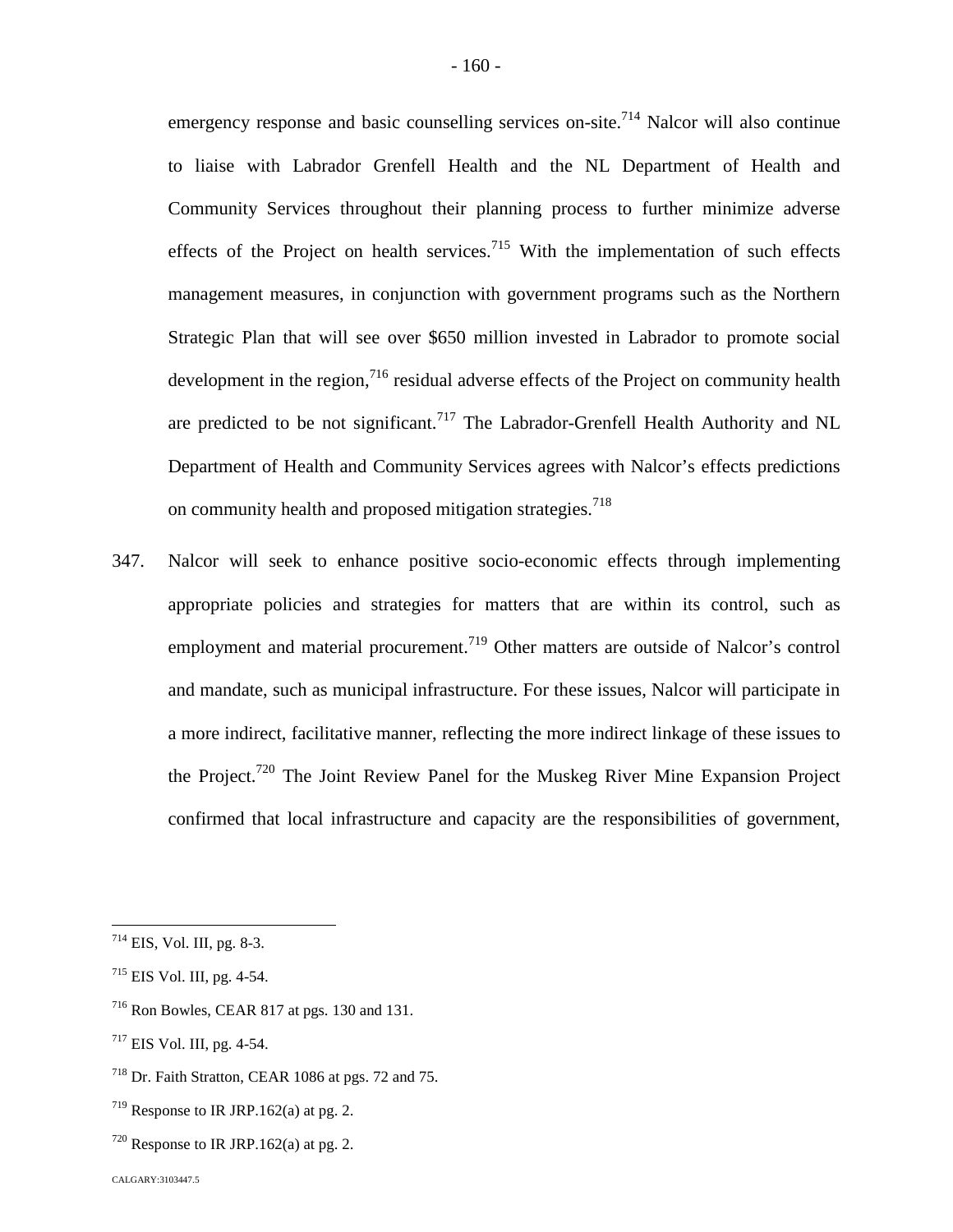emergency response and basic counselling services on-site.[714] Nalcor will also continue to liaise with Labrador Grenfell Health and the NL Department of Health and Community Services throughout their planning process to further minimize adverse effects of the Project on health services.[715] With the implementation of such effects management measures, in conjunction with government programs such as the Northern Strategic Plan that will see over $650 million invested in Labrador to promote social development in the region,[716] residual adverse effects of the Project on community health are predicted to be not significant.[717] The Labrador-Grenfell Health Authority and NL Department of Health and Community Services agrees with Nalcor's effects predictions on community health and proposed mitigation strategies.[718]

347. Nalcor will seek to enhance positive socio-economic effects through implementing appropriate policies and strategies for matters that are within its control, such as employment and material procurement.[719] Other matters are outside of Nalcor's control and mandate, such as municipal infrastructure. For these issues, Nalcor will participate in a more indirect, facilitative manner, reflecting the more indirect linkage of these issues to the Project.[720] The Joint Review Panel for the Muskeg River Mine Expansion Project confirmed that local infrastructure and capacity are the responsibilities of government,

---

[714] EIS, Vol. III, pg. 8-3.

[715] EIS Vol. III, pg. 4-54.

[716] Ron Bowles, CEAR 817 at pgs. 130 and 131.

[717] EIS Vol. III, pg. 4-54.

[718] Dr. Faith Stratton, CEAR 1086 at pgs. 72 and 75.

[719] Response to IR JRP.162(a) at pg. 2.

[720] Response to IR JRP.162(a) at pg. 2.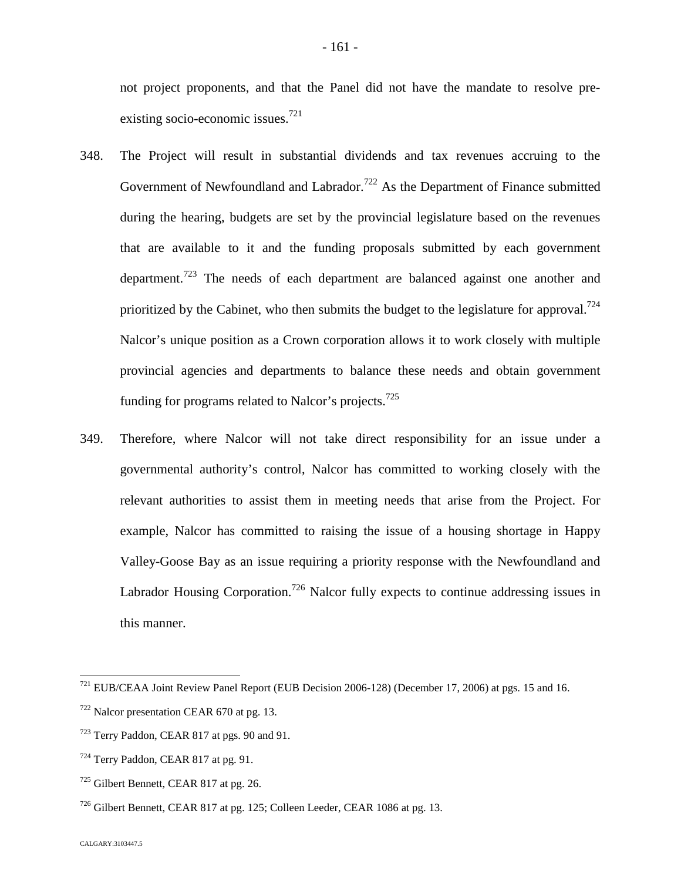not project proponents, and that the Panel did not have the mandate to resolve pre-existing socio-economic issues.[721]

348. The Project will result in substantial dividends and tax revenues accruing to the Government of Newfoundland and Labrador.[722] As the Department of Finance submitted during the hearing, budgets are set by the provincial legislature based on the revenues that are available to it and the funding proposals submitted by each government department.[723] The needs of each department are balanced against one another and prioritized by the Cabinet, who then submits the budget to the legislature for approval.[724] Nalcor's unique position as a Crown corporation allows it to work closely with multiple provincial agencies and departments to balance these needs and obtain government funding for programs related to Nalcor's projects.[725]

349. Therefore, where Nalcor will not take direct responsibility for an issue under a governmental authority's control, Nalcor has committed to working closely with the relevant authorities to assist them in meeting needs that arise from the Project. For example, Nalcor has committed to raising the issue of a housing shortage in Happy Valley-Goose Bay as an issue requiring a priority response with the Newfoundland and Labrador Housing Corporation.[726] Nalcor fully expects to continue addressing issues in this manner.

---

[721] EUB/CEAA Joint Review Panel Report (EUB Decision 2006-128) (December 17, 2006) at pgs. 15 and 16.

[722] Nalcor presentation CEAR 670 at pg. 13.

[723] Terry Paddon, CEAR 817 at pgs. 90 and 91.

[724] Terry Paddon, CEAR 817 at pg. 91.

[725] Gilbert Bennett, CEAR 817 at pg. 26.

[726] Gilbert Bennett, CEAR 817 at pg. 125; Colleen Leeder, CEAR 1086 at pg. 13.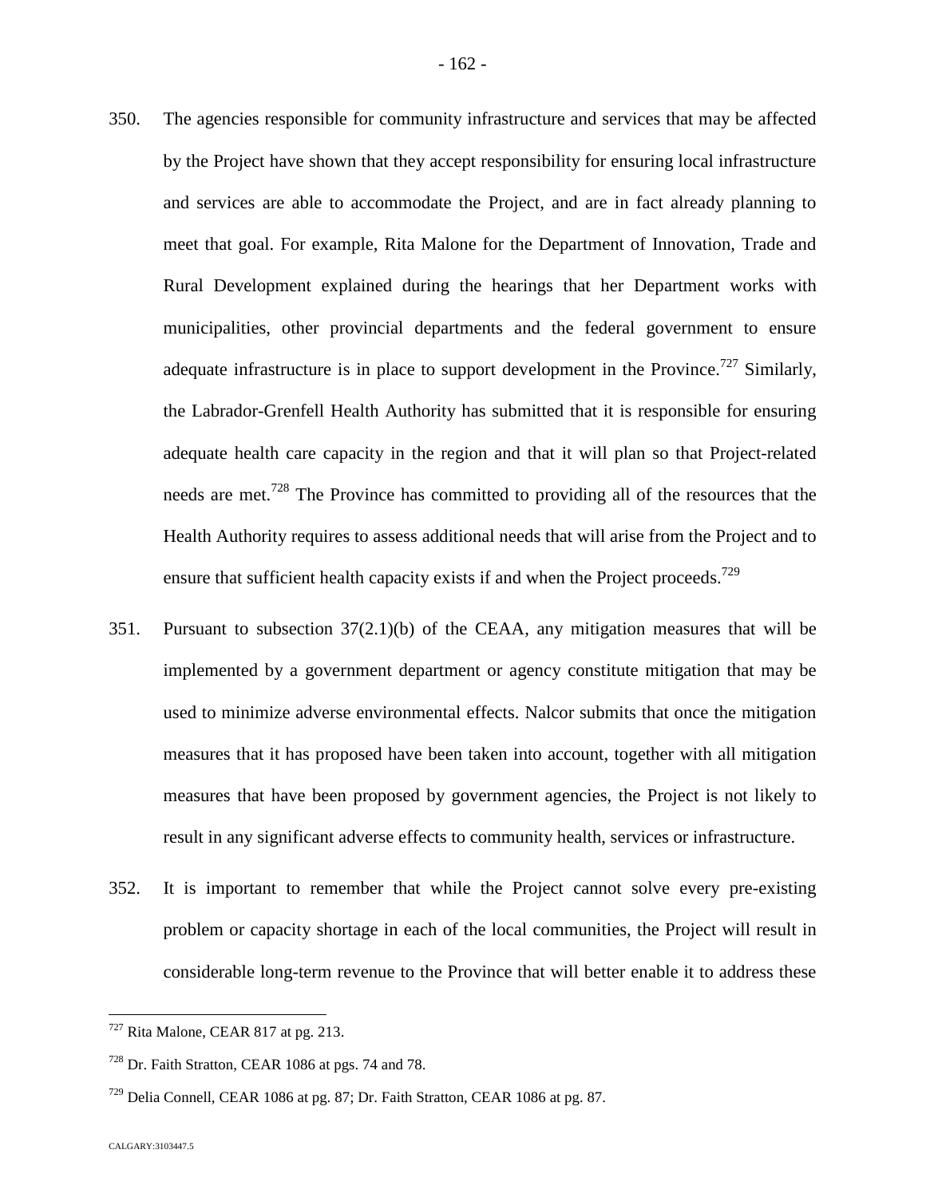350. The agencies responsible for community infrastructure and services that may be affected by the Project have shown that they accept responsibility for ensuring local infrastructure and services are able to accommodate the Project, and are in fact already planning to meet that goal. For example, Rita Malone for the Department of Innovation, Trade and Rural Development explained during the hearings that her Department works with municipalities, other provincial departments and the federal government to ensure adequate infrastructure is in place to support development in the Province.[727] Similarly, the Labrador-Grenfell Health Authority has submitted that it is responsible for ensuring adequate health care capacity in the region and that it will plan so that Project-related needs are met.[728] The Province has committed to providing all of the resources that the Health Authority requires to assess additional needs that will arise from the Project and to ensure that sufficient health capacity exists if and when the Project proceeds.[729]

351. Pursuant to subsection 37(2.1)(b) of the CEAA, any mitigation measures that will be implemented by a government department or agency constitute mitigation that may be used to minimize adverse environmental effects. Nalcor submits that once the mitigation measures that it has proposed have been taken into account, together with all mitigation measures that have been proposed by government agencies, the Project is not likely to result in any significant adverse effects to community health, services or infrastructure.

352. It is important to remember that while the Project cannot solve every pre-existing problem or capacity shortage in each of the local communities, the Project will result in considerable long-term revenue to the Province that will better enable it to address these

---

[727] Rita Malone, CEAR 817 at pg. 213.

[728] Dr. Faith Stratton, CEAR 1086 at pgs. 74 and 78.

[729] Delia Connell, CEAR 1086 at pg. 87; Dr. Faith Stratton, CEAR 1086 at pg. 87.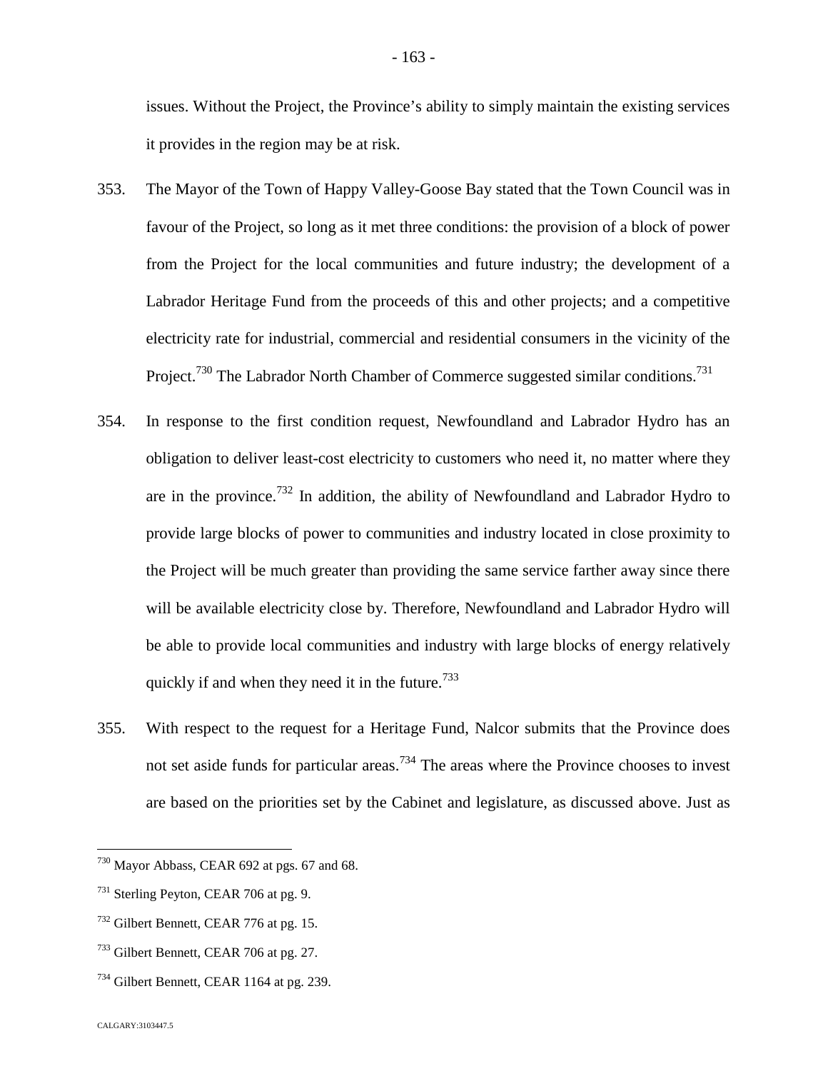issues. Without the Project, the Province's ability to simply maintain the existing services it provides in the region may be at risk.

353. The Mayor of the Town of Happy Valley-Goose Bay stated that the Town Council was in favour of the Project, so long as it met three conditions: the provision of a block of power from the Project for the local communities and future industry; the development of a Labrador Heritage Fund from the proceeds of this and other projects; and a competitive electricity rate for industrial, commercial and residential consumers in the vicinity of the Project.[730] The Labrador North Chamber of Commerce suggested similar conditions.[731]

354. In response to the first condition request, Newfoundland and Labrador Hydro has an obligation to deliver least-cost electricity to customers who need it, no matter where they are in the province.[732] In addition, the ability of Newfoundland and Labrador Hydro to provide large blocks of power to communities and industry located in close proximity to the Project will be much greater than providing the same service farther away since there will be available electricity close by. Therefore, Newfoundland and Labrador Hydro will be able to provide local communities and industry with large blocks of energy relatively quickly if and when they need it in the future.[733]

355. With respect to the request for a Heritage Fund, Nalcor submits that the Province does not set aside funds for particular areas.[734] The areas where the Province chooses to invest are based on the priorities set by the Cabinet and legislature, as discussed above. Just as

---

[730] Mayor Abbass, CEAR 692 at pgs. 67 and 68.

[731] Sterling Peyton, CEAR 706 at pg. 9.

[732] Gilbert Bennett, CEAR 776 at pg. 15.

[733] Gilbert Bennett, CEAR 706 at pg. 27.

[734] Gilbert Bennett, CEAR 1164 at pg. 239.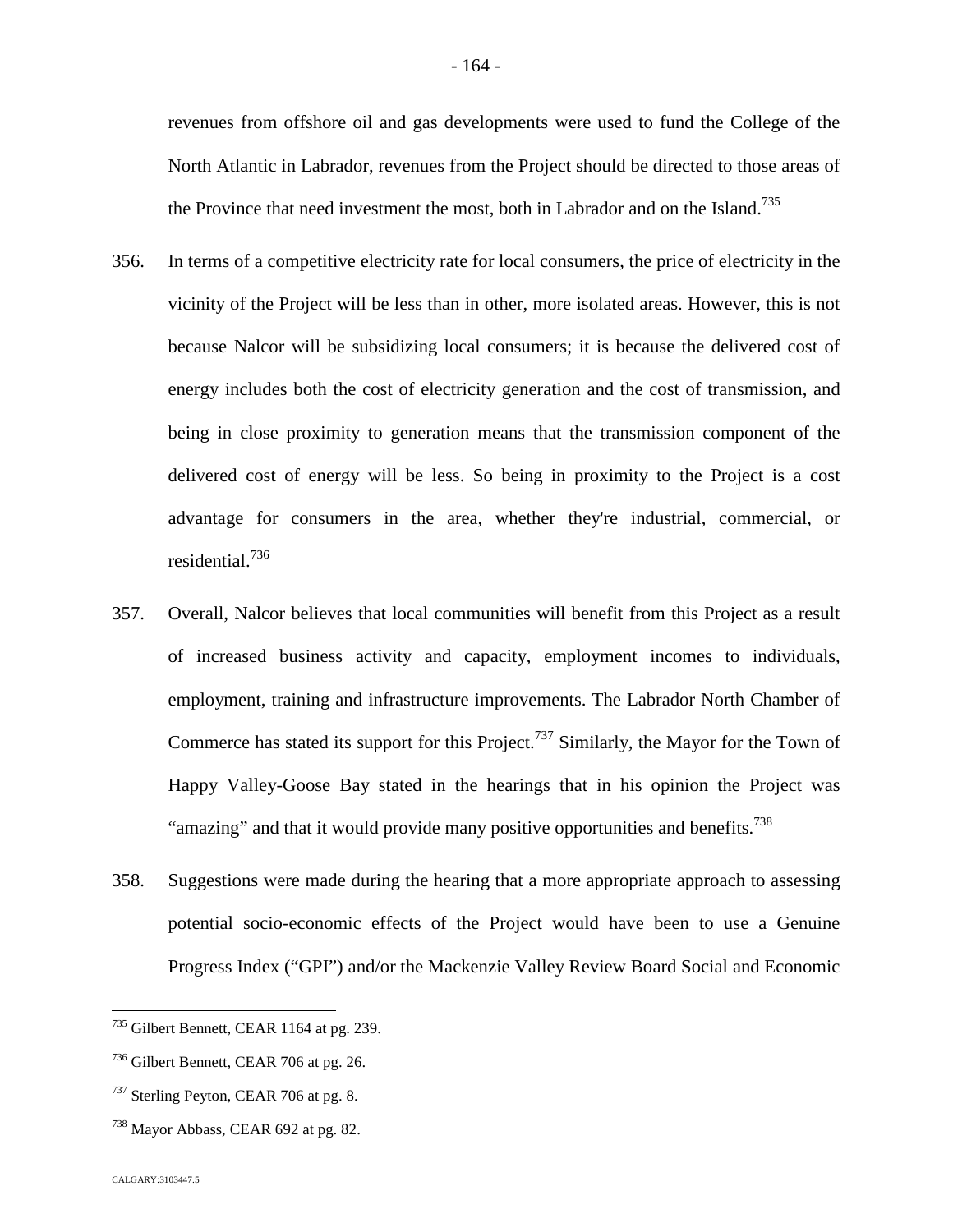revenues from offshore oil and gas developments were used to fund the College of the North Atlantic in Labrador, revenues from the Project should be directed to those areas of the Province that need investment the most, both in Labrador and on the Island.[735]

356. In terms of a competitive electricity rate for local consumers, the price of electricity in the vicinity of the Project will be less than in other, more isolated areas. However, this is not because Nalcor will be subsidizing local consumers; it is because the delivered cost of energy includes both the cost of electricity generation and the cost of transmission, and being in close proximity to generation means that the transmission component of the delivered cost of energy will be less. So being in proximity to the Project is a cost advantage for consumers in the area, whether they're industrial, commercial, or residential.[736]

357. Overall, Nalcor believes that local communities will benefit from this Project as a result of increased business activity and capacity, employment incomes to individuals, employment, training and infrastructure improvements. The Labrador North Chamber of Commerce has stated its support for this Project.[737] Similarly, the Mayor for the Town of Happy Valley-Goose Bay stated in the hearings that in his opinion the Project was "amazing" and that it would provide many positive opportunities and benefits.[738]

358. Suggestions were made during the hearing that a more appropriate approach to assessing potential socio-economic effects of the Project would have been to use a Genuine Progress Index ("GPI") and/or the Mackenzie Valley Review Board Social and Economic

---

[735] Gilbert Bennett, CEAR 1164 at pg. 239.

[736] Gilbert Bennett, CEAR 706 at pg. 26.

[737] Sterling Peyton, CEAR 706 at pg. 8.

[738] Mayor Abbass, CEAR 692 at pg. 82.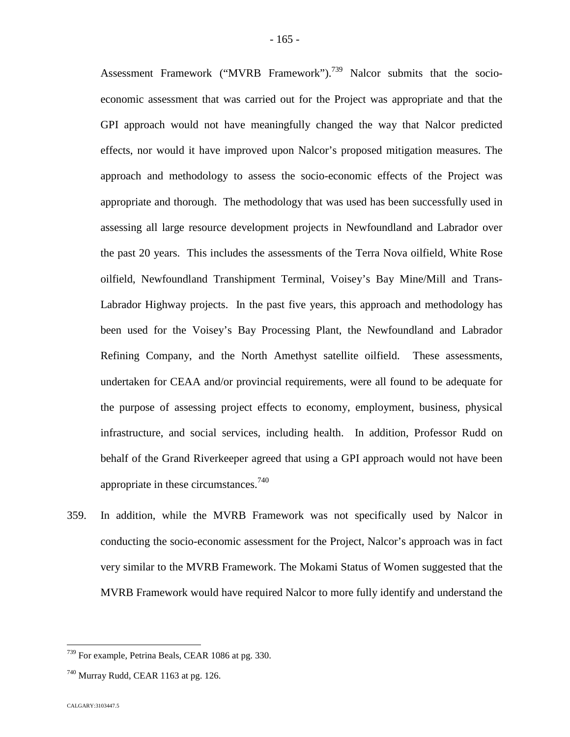Assessment Framework ("MVRB Framework").[739] Nalcor submits that the socio-economic assessment that was carried out for the Project was appropriate and that the GPI approach would not have meaningfully changed the way that Nalcor predicted effects, nor would it have improved upon Nalcor's proposed mitigation measures. The approach and methodology to assess the socio-economic effects of the Project was appropriate and thorough. The methodology that was used has been successfully used in assessing all large resource development projects in Newfoundland and Labrador over the past 20 years. This includes the assessments of the Terra Nova oilfield, White Rose oilfield, Newfoundland Transhipment Terminal, Voisey's Bay Mine/Mill and Trans-Labrador Highway projects. In the past five years, this approach and methodology has been used for the Voisey's Bay Processing Plant, the Newfoundland and Labrador Refining Company, and the North Amethyst satellite oilfield. These assessments, undertaken for CEAA and/or provincial requirements, were all found to be adequate for the purpose of assessing project effects to economy, employment, business, physical infrastructure, and social services, including health. In addition, Professor Rudd on behalf of the Grand Riverkeeper agreed that using a GPI approach would not have been appropriate in these circumstances.[740]

359. In addition, while the MVRB Framework was not specifically used by Nalcor in conducting the socio-economic assessment for the Project, Nalcor's approach was in fact very similar to the MVRB Framework. The Mokami Status of Women suggested that the MVRB Framework would have required Nalcor to more fully identify and understand the

---

[739] For example, Petrina Beals, CEAR 1086 at pg. 330.

[740] Murray Rudd, CEAR 1163 at pg. 126.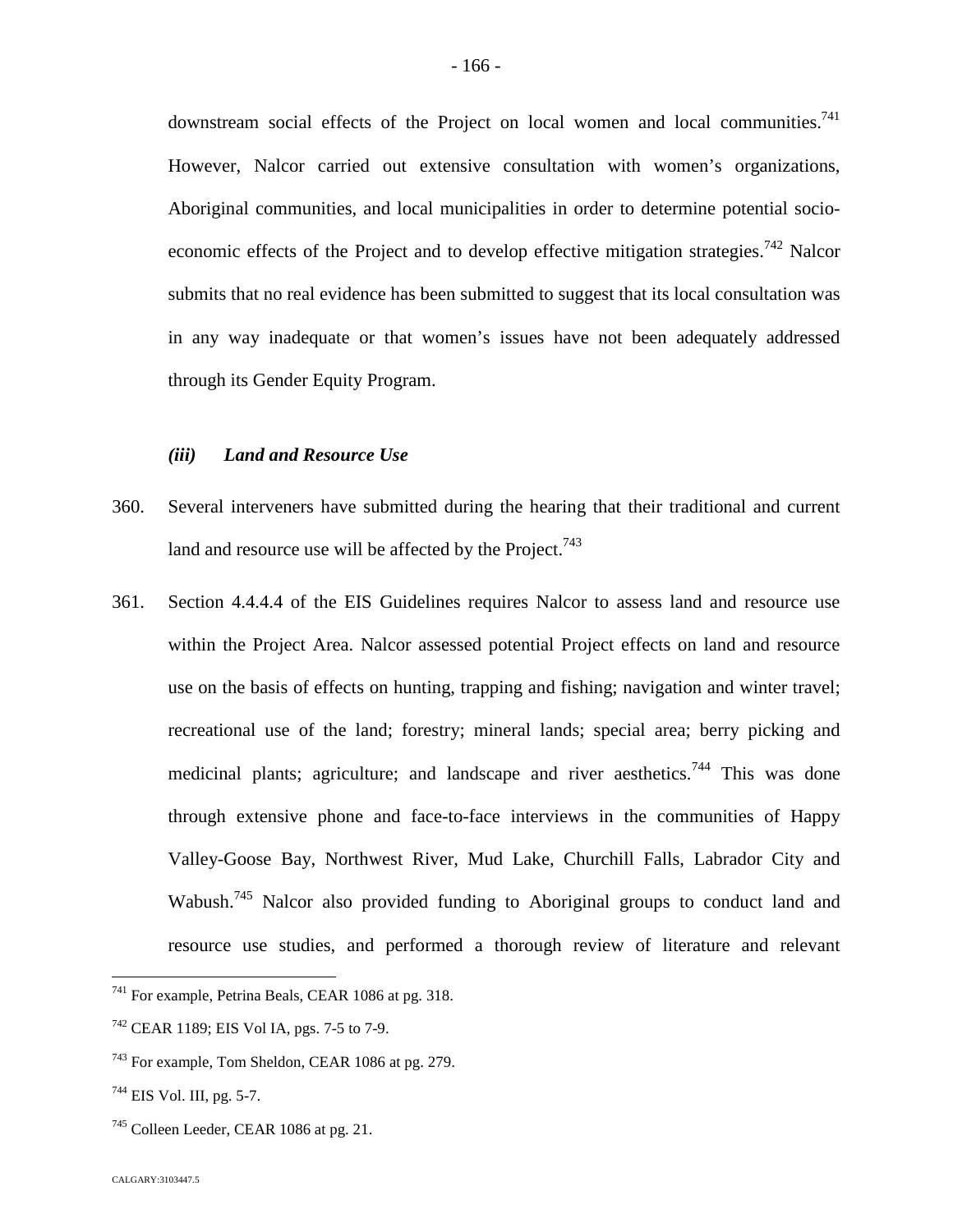downstream social effects of the Project on local women and local communities.[741] However, Nalcor carried out extensive consultation with women's organizations, Aboriginal communities, and local municipalities in order to determine potential socio-economic effects of the Project and to develop effective mitigation strategies.[742] Nalcor submits that no real evidence has been submitted to suggest that its local consultation was in any way inadequate or that women's issues have not been adequately addressed through its Gender Equity Program.

### *(iii) Land and Resource Use*

360. Several interveners have submitted during the hearing that their traditional and current land and resource use will be affected by the Project.[743]

361. Section 4.4.4.4 of the EIS Guidelines requires Nalcor to assess land and resource use within the Project Area. Nalcor assessed potential Project effects on land and resource use on the basis of effects on hunting, trapping and fishing; navigation and winter travel; recreational use of the land; forestry; mineral lands; special area; berry picking and medicinal plants; agriculture; and landscape and river aesthetics.[744] This was done through extensive phone and face-to-face interviews in the communities of Happy Valley-Goose Bay, Northwest River, Mud Lake, Churchill Falls, Labrador City and Wabush.[745] Nalcor also provided funding to Aboriginal groups to conduct land and resource use studies, and performed a thorough review of literature and relevant

---

[741] For example, Petrina Beals, CEAR 1086 at pg. 318.

[742] CEAR 1189; EIS Vol IA, pgs. 7-5 to 7-9.

[743] For example, Tom Sheldon, CEAR 1086 at pg. 279.

[744] EIS Vol. III, pg. 5-7.

[745] Colleen Leeder, CEAR 1086 at pg. 21.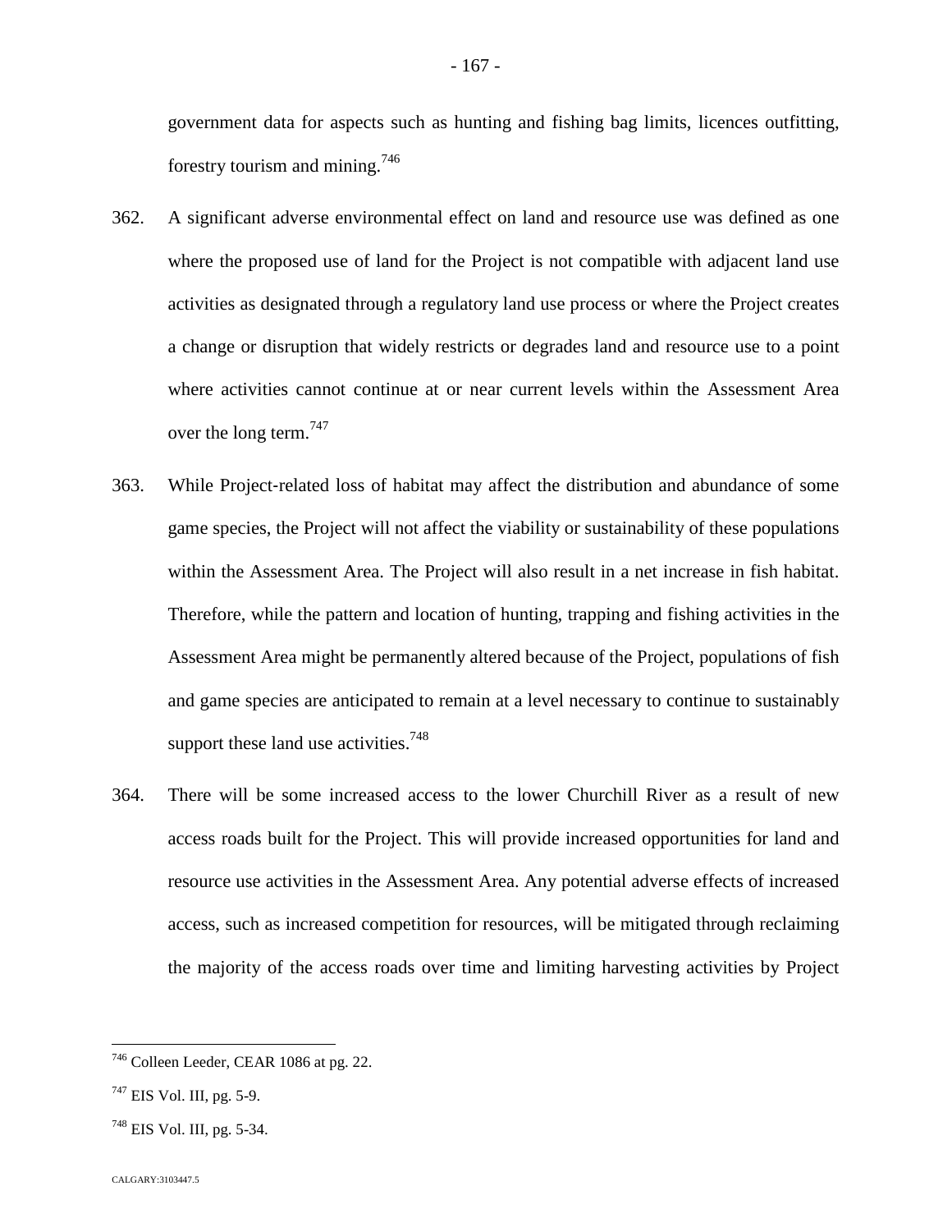government data for aspects such as hunting and fishing bag limits, licences outfitting, forestry tourism and mining.[746]

362. A significant adverse environmental effect on land and resource use was defined as one where the proposed use of land for the Project is not compatible with adjacent land use activities as designated through a regulatory land use process or where the Project creates a change or disruption that widely restricts or degrades land and resource use to a point where activities cannot continue at or near current levels within the Assessment Area over the long term.[747]

363. While Project-related loss of habitat may affect the distribution and abundance of some game species, the Project will not affect the viability or sustainability of these populations within the Assessment Area. The Project will also result in a net increase in fish habitat. Therefore, while the pattern and location of hunting, trapping and fishing activities in the Assessment Area might be permanently altered because of the Project, populations of fish and game species are anticipated to remain at a level necessary to continue to sustainably support these land use activities.[748]

364. There will be some increased access to the lower Churchill River as a result of new access roads built for the Project. This will provide increased opportunities for land and resource use activities in the Assessment Area. Any potential adverse effects of increased access, such as increased competition for resources, will be mitigated through reclaiming the majority of the access roads over time and limiting harvesting activities by Project

---

[746] Colleen Leeder, CEAR 1086 at pg. 22.

[747] EIS Vol. III, pg. 5-9.

[748] EIS Vol. III, pg. 5-34.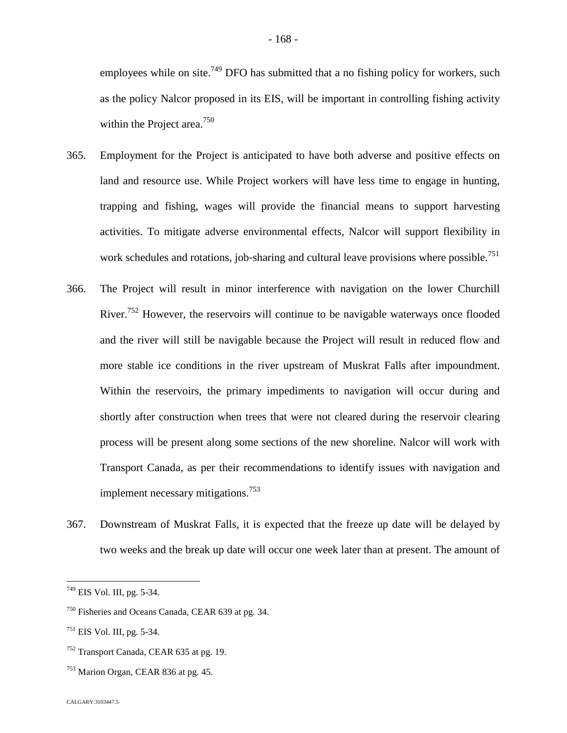employees while on site.[749] DFO has submitted that a no fishing policy for workers, such as the policy Nalcor proposed in its EIS, will be important in controlling fishing activity within the Project area.[750]

365. Employment for the Project is anticipated to have both adverse and positive effects on land and resource use. While Project workers will have less time to engage in hunting, trapping and fishing, wages will provide the financial means to support harvesting activities. To mitigate adverse environmental effects, Nalcor will support flexibility in work schedules and rotations, job-sharing and cultural leave provisions where possible.[751]

366. The Project will result in minor interference with navigation on the lower Churchill River.[752] However, the reservoirs will continue to be navigable waterways once flooded and the river will still be navigable because the Project will result in reduced flow and more stable ice conditions in the river upstream of Muskrat Falls after impoundment. Within the reservoirs, the primary impediments to navigation will occur during and shortly after construction when trees that were not cleared during the reservoir clearing process will be present along some sections of the new shoreline. Nalcor will work with Transport Canada, as per their recommendations to identify issues with navigation and implement necessary mitigations.[753]

367. Downstream of Muskrat Falls, it is expected that the freeze up date will be delayed by two weeks and the break up date will occur one week later than at present. The amount of

---

[749] EIS Vol. III, pg. 5-34.

[750] Fisheries and Oceans Canada, CEAR 639 at pg. 34.

[751] EIS Vol. III, pg. 5-34.

[752] Transport Canada, CEAR 635 at pg. 19.

[753] Marion Organ, CEAR 836 at pg. 45.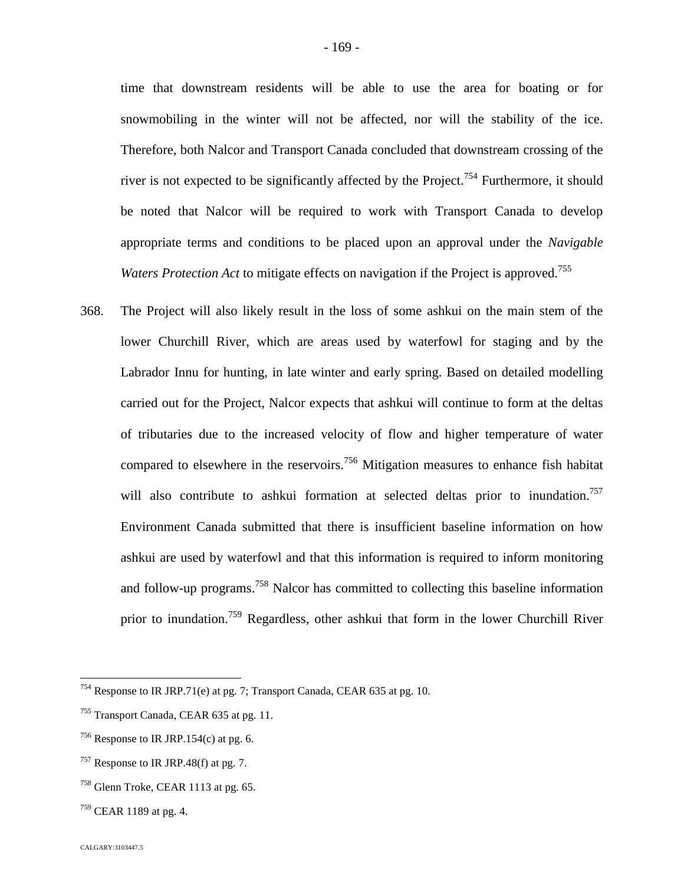time that downstream residents will be able to use the area for boating or for snowmobiling in the winter will not be affected, nor will the stability of the ice. Therefore, both Nalcor and Transport Canada concluded that downstream crossing of the river is not expected to be significantly affected by the Project.[754] Furthermore, it should be noted that Nalcor will be required to work with Transport Canada to develop appropriate terms and conditions to be placed upon an approval under the *Navigable Waters Protection Act* to mitigate effects on navigation if the Project is approved.[755]

368. The Project will also likely result in the loss of some ashkui on the main stem of the lower Churchill River, which are areas used by waterfowl for staging and by the Labrador Innu for hunting, in late winter and early spring. Based on detailed modelling carried out for the Project, Nalcor expects that ashkui will continue to form at the deltas of tributaries due to the increased velocity of flow and higher temperature of water compared to elsewhere in the reservoirs.[756] Mitigation measures to enhance fish habitat will also contribute to ashkui formation at selected deltas prior to inundation.[757] Environment Canada submitted that there is insufficient baseline information on how ashkui are used by waterfowl and that this information is required to inform monitoring and follow-up programs.[758] Nalcor has committed to collecting this baseline information prior to inundation.[759] Regardless, other ashkui that form in the lower Churchill River

---

[754] Response to IR JRP.71(e) at pg. 7; Transport Canada, CEAR 635 at pg. 10.

[755] Transport Canada, CEAR 635 at pg. 11.

[756] Response to IR JRP.154(c) at pg. 6.

[757] Response to IR JRP.48(f) at pg. 7.

[758] Glenn Troke, CEAR 1113 at pg. 65.

[759] CEAR 1189 at pg. 4.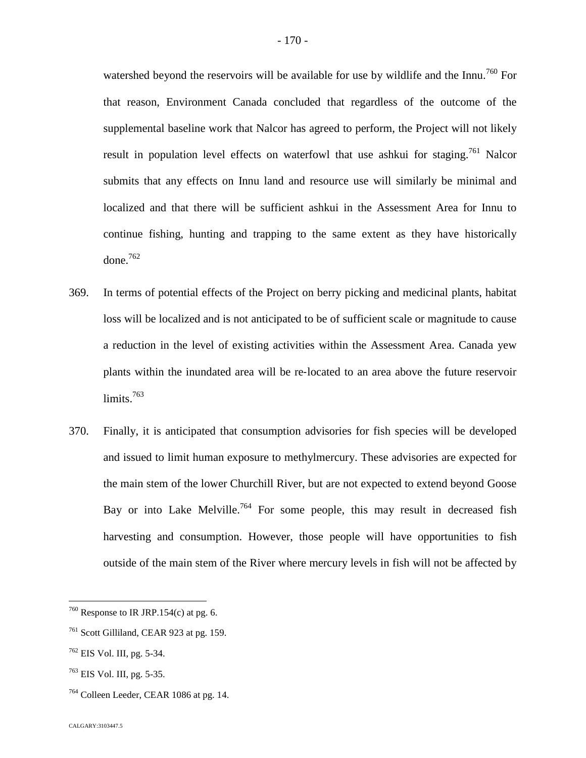watershed beyond the reservoirs will be available for use by wildlife and the Innu.[760] For that reason, Environment Canada concluded that regardless of the outcome of the supplemental baseline work that Nalcor has agreed to perform, the Project will not likely result in population level effects on waterfowl that use ashkui for staging.[761] Nalcor submits that any effects on Innu land and resource use will similarly be minimal and localized and that there will be sufficient ashkui in the Assessment Area for Innu to continue fishing, hunting and trapping to the same extent as they have historically done.[762]

369. In terms of potential effects of the Project on berry picking and medicinal plants, habitat loss will be localized and is not anticipated to be of sufficient scale or magnitude to cause a reduction in the level of existing activities within the Assessment Area. Canada yew plants within the inundated area will be re-located to an area above the future reservoir limits.[763]

370. Finally, it is anticipated that consumption advisories for fish species will be developed and issued to limit human exposure to methylmercury. These advisories are expected for the main stem of the lower Churchill River, but are not expected to extend beyond Goose Bay or into Lake Melville.[764] For some people, this may result in decreased fish harvesting and consumption. However, those people will have opportunities to fish outside of the main stem of the River where mercury levels in fish will not be affected by

---

[760] Response to IR JRP.154(c) at pg. 6.

[761] Scott Gilliland, CEAR 923 at pg. 159.

[762] EIS Vol. III, pg. 5-34.

[763] EIS Vol. III, pg. 5-35.

[764] Colleen Leeder, CEAR 1086 at pg. 14.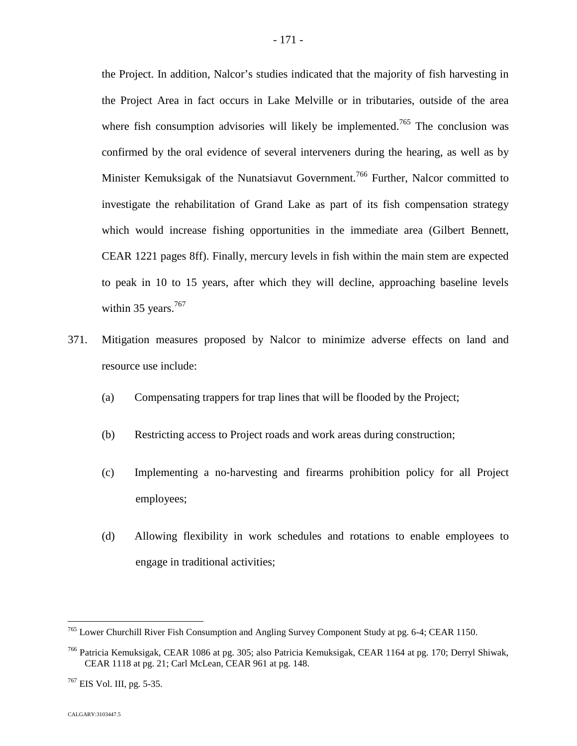the Project. In addition, Nalcor's studies indicated that the majority of fish harvesting in the Project Area in fact occurs in Lake Melville or in tributaries, outside of the area where fish consumption advisories will likely be implemented.[765] The conclusion was confirmed by the oral evidence of several interveners during the hearing, as well as by Minister Kemuksigak of the Nunatsiavut Government.[766] Further, Nalcor committed to investigate the rehabilitation of Grand Lake as part of its fish compensation strategy which would increase fishing opportunities in the immediate area (Gilbert Bennett, CEAR 1221 pages 8ff). Finally, mercury levels in fish within the main stem are expected to peak in 10 to 15 years, after which they will decline, approaching baseline levels within 35 years.[767]

371. Mitigation measures proposed by Nalcor to minimize adverse effects on land and resource use include:

   (a) Compensating trappers for trap lines that will be flooded by the Project;

   (b) Restricting access to Project roads and work areas during construction;

   (c) Implementing a no-harvesting and firearms prohibition policy for all Project employees;

   (d) Allowing flexibility in work schedules and rotations to enable employees to engage in traditional activities;

---

[765] Lower Churchill River Fish Consumption and Angling Survey Component Study at pg. 6-4; CEAR 1150.

[766] Patricia Kemuksigak, CEAR 1086 at pg. 305; also Patricia Kemuksigak, CEAR 1164 at pg. 170; Derryl Shiwak, CEAR 1118 at pg. 21; Carl McLean, CEAR 961 at pg. 148.

[767] EIS Vol. III, pg. 5-35.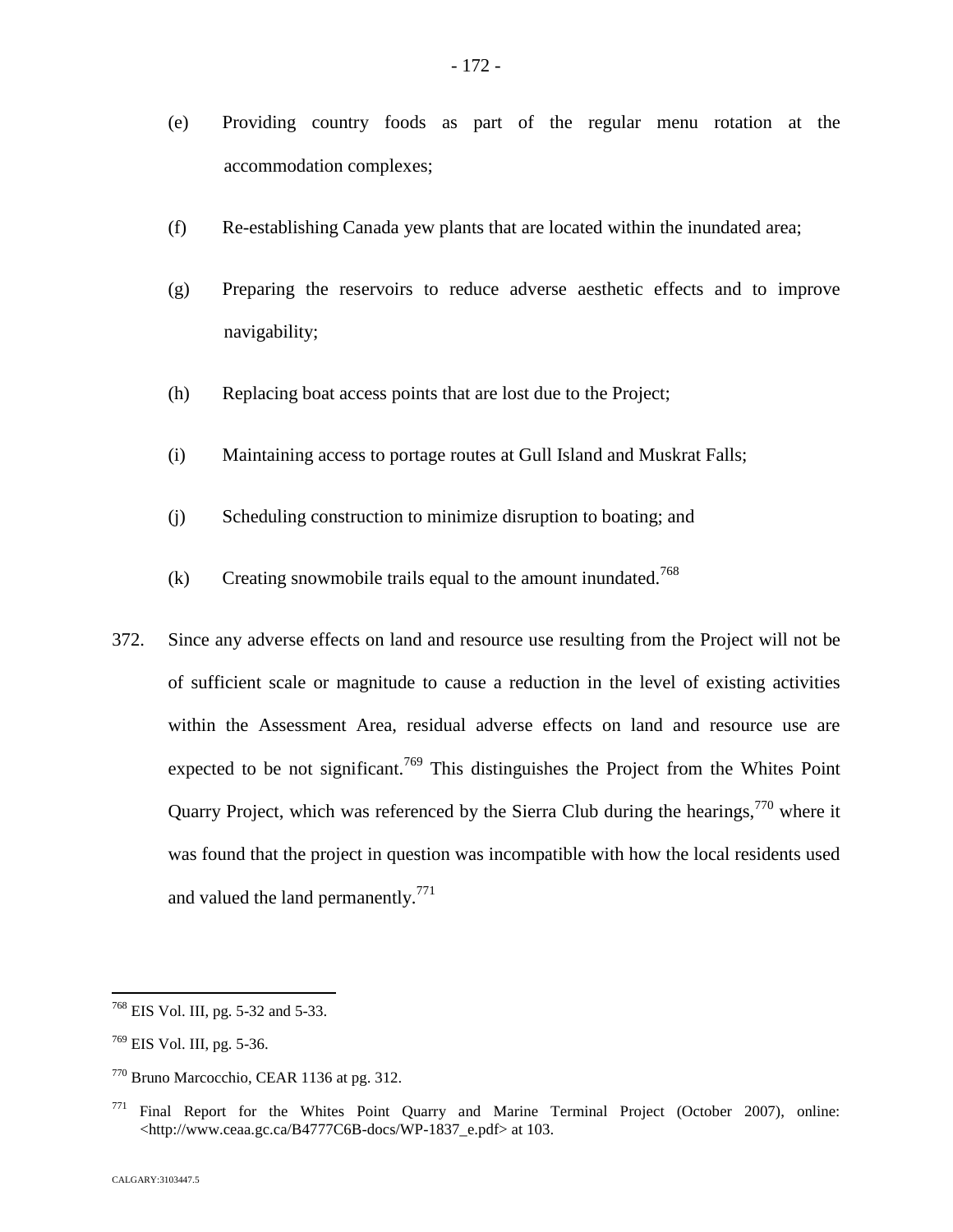(e) Providing country foods as part of the regular menu rotation at the accommodation complexes;

(f) Re-establishing Canada yew plants that are located within the inundated area;

(g) Preparing the reservoirs to reduce adverse aesthetic effects and to improve navigability;

(h) Replacing boat access points that are lost due to the Project;

(i) Maintaining access to portage routes at Gull Island and Muskrat Falls;

(j) Scheduling construction to minimize disruption to boating; and

(k) Creating snowmobile trails equal to the amount inundated.[768]

372. Since any adverse effects on land and resource use resulting from the Project will not be of sufficient scale or magnitude to cause a reduction in the level of existing activities within the Assessment Area, residual adverse effects on land and resource use are expected to be not significant.[769] This distinguishes the Project from the Whites Point Quarry Project, which was referenced by the Sierra Club during the hearings,[770] where it was found that the project in question was incompatible with how the local residents used and valued the land permanently.[771]

---

[768] EIS Vol. III, pg. 5-32 and 5-33.

[769] EIS Vol. III, pg. 5-36.

[770] Bruno Marcocchio, CEAR 1136 at pg. 312.

[771] Final Report for the Whites Point Quarry and Marine Terminal Project (October 2007), online: <http://www.ceaa.gc.ca/B4777C6B-docs/WP-1837_e.pdf> at 103.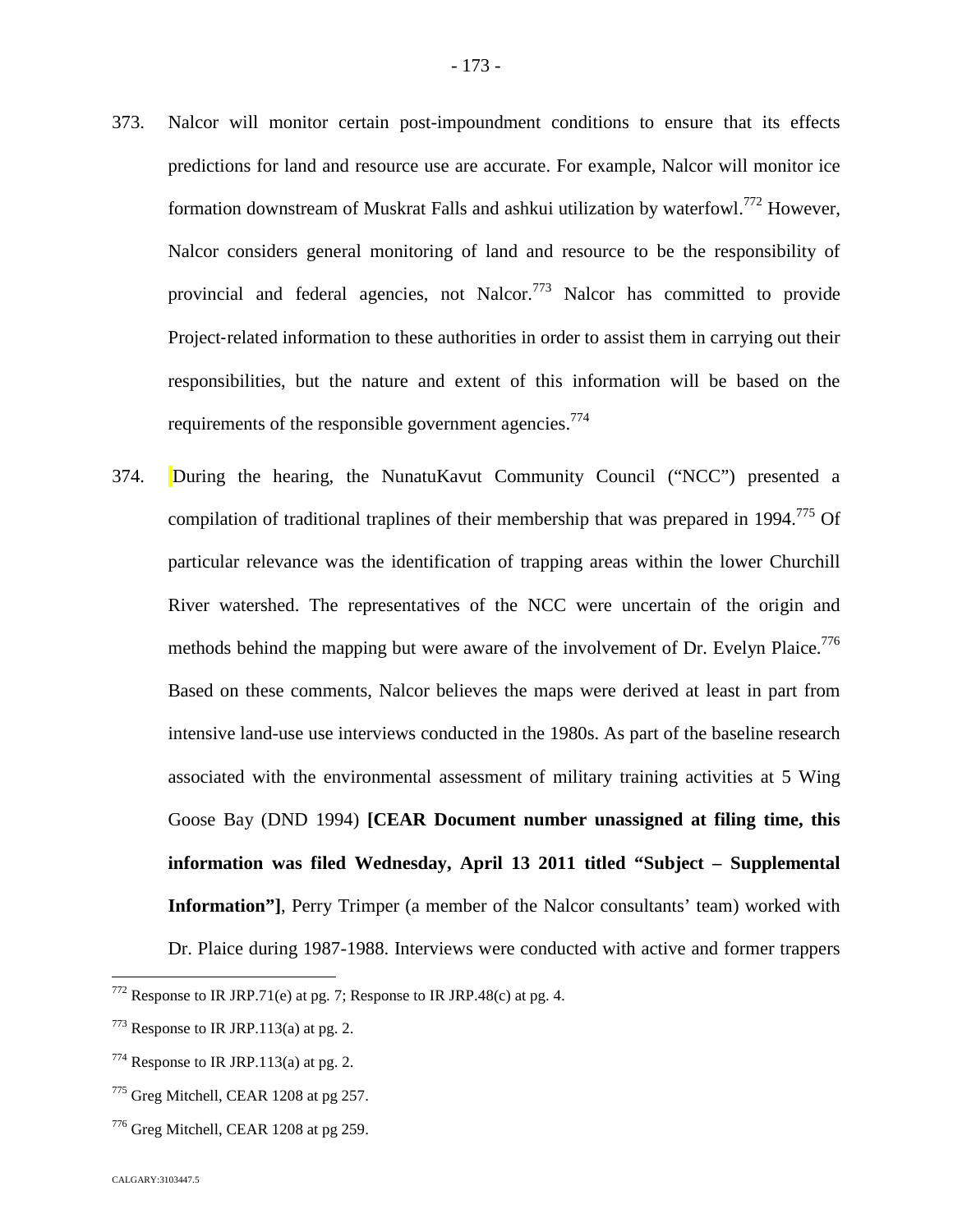373. Nalcor will monitor certain post-impoundment conditions to ensure that its effects predictions for land and resource use are accurate. For example, Nalcor will monitor ice formation downstream of Muskrat Falls and ashkui utilization by waterfowl.[772] However, Nalcor considers general monitoring of land and resource to be the responsibility of provincial and federal agencies, not Nalcor.[773] Nalcor has committed to provide Project-related information to these authorities in order to assist them in carrying out their responsibilities, but the nature and extent of this information will be based on the requirements of the responsible government agencies.[774]

374. During the hearing, the NunatuKavut Community Council ("NCC") presented a compilation of traditional traplines of their membership that was prepared in 1994.[775] Of particular relevance was the identification of trapping areas within the lower Churchill River watershed. The representatives of the NCC were uncertain of the origin and methods behind the mapping but were aware of the involvement of Dr. Evelyn Plaice.[776] Based on these comments, Nalcor believes the maps were derived at least in part from intensive land-use use interviews conducted in the 1980s. As part of the baseline research associated with the environmental assessment of military training activities at 5 Wing Goose Bay (DND 1994) **[CEAR Document number unassigned at filing time, this information was filed Wednesday, April 13 2011 titled "Subject – Supplemental Information"]**, Perry Trimper (a member of the Nalcor consultants' team) worked with Dr. Plaice during 1987-1988. Interviews were conducted with active and former trappers

---

[772] Response to IR JRP.71(e) at pg. 7; Response to IR JRP.48(c) at pg. 4.

[773] Response to IR JRP.113(a) at pg. 2.

[774] Response to IR JRP.113(a) at pg. 2.

[775] Greg Mitchell, CEAR 1208 at pg 257.

[776] Greg Mitchell, CEAR 1208 at pg 259.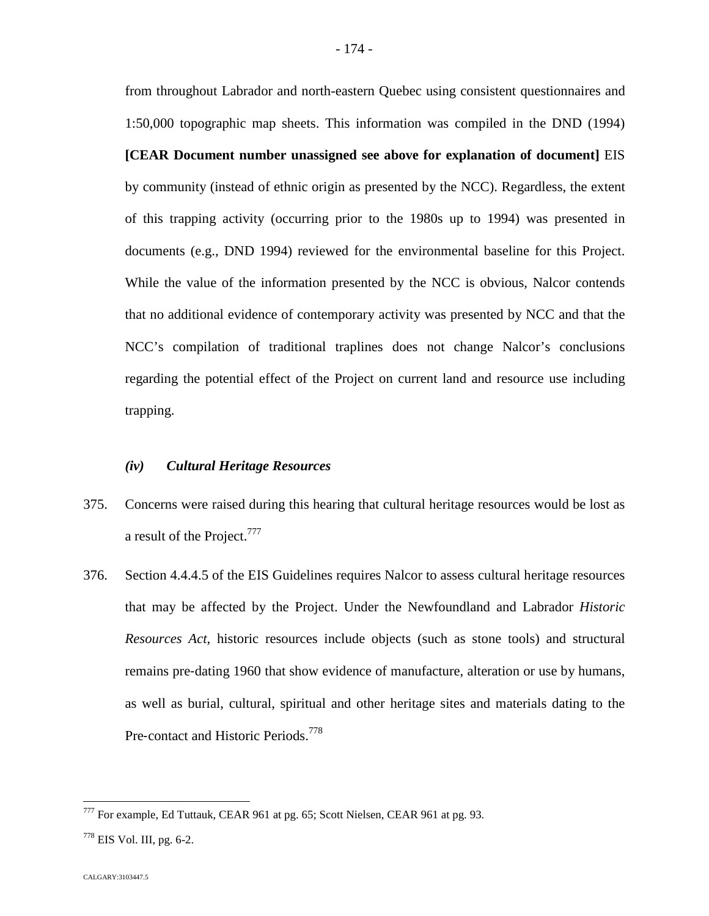from throughout Labrador and north-eastern Quebec using consistent questionnaires and 1:50,000 topographic map sheets. This information was compiled in the DND (1994) **[CEAR Document number unassigned see above for explanation of document]** EIS by community (instead of ethnic origin as presented by the NCC). Regardless, the extent of this trapping activity (occurring prior to the 1980s up to 1994) was presented in documents (e.g., DND 1994) reviewed for the environmental baseline for this Project. While the value of the information presented by the NCC is obvious, Nalcor contends that no additional evidence of contemporary activity was presented by NCC and that the NCC's compilation of traditional traplines does not change Nalcor's conclusions regarding the potential effect of the Project on current land and resource use including trapping.

#### *(iv) Cultural Heritage Resources*

375. Concerns were raised during this hearing that cultural heritage resources would be lost as a result of the Project.[777]

376. Section 4.4.4.5 of the EIS Guidelines requires Nalcor to assess cultural heritage resources that may be affected by the Project. Under the Newfoundland and Labrador *Historic Resources Act*, historic resources include objects (such as stone tools) and structural remains pre-dating 1960 that show evidence of manufacture, alteration or use by humans, as well as burial, cultural, spiritual and other heritage sites and materials dating to the Pre-contact and Historic Periods.[778]

---

[777] For example, Ed Tuttauk, CEAR 961 at pg. 65; Scott Nielsen, CEAR 961 at pg. 93.

[778] EIS Vol. III, pg. 6-2.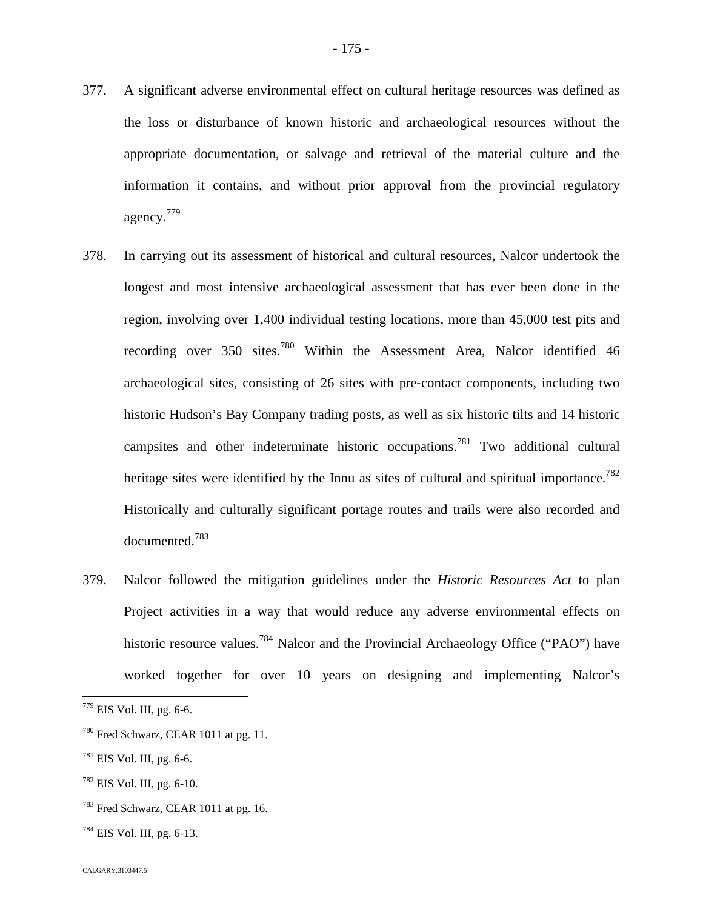377. A significant adverse environmental effect on cultural heritage resources was defined as the loss or disturbance of known historic and archaeological resources without the appropriate documentation, or salvage and retrieval of the material culture and the information it contains, and without prior approval from the provincial regulatory agency.[779]

378. In carrying out its assessment of historical and cultural resources, Nalcor undertook the longest and most intensive archaeological assessment that has ever been done in the region, involving over 1,400 individual testing locations, more than 45,000 test pits and recording over 350 sites.[780] Within the Assessment Area, Nalcor identified 46 archaeological sites, consisting of 26 sites with pre-contact components, including two historic Hudson's Bay Company trading posts, as well as six historic tilts and 14 historic campsites and other indeterminate historic occupations.[781] Two additional cultural heritage sites were identified by the Innu as sites of cultural and spiritual importance.[782] Historically and culturally significant portage routes and trails were also recorded and documented.[783]

379. Nalcor followed the mitigation guidelines under the *Historic Resources Act* to plan Project activities in a way that would reduce any adverse environmental effects on historic resource values.[784] Nalcor and the Provincial Archaeology Office ("PAO") have worked together for over 10 years on designing and implementing Nalcor's

---

[779] EIS Vol. III, pg. 6-6.

[780] Fred Schwarz, CEAR 1011 at pg. 11.

[781] EIS Vol. III, pg. 6-6.

[782] EIS Vol. III, pg. 6-10.

[783] Fred Schwarz, CEAR 1011 at pg. 16.

[784] EIS Vol. III, pg. 6-13.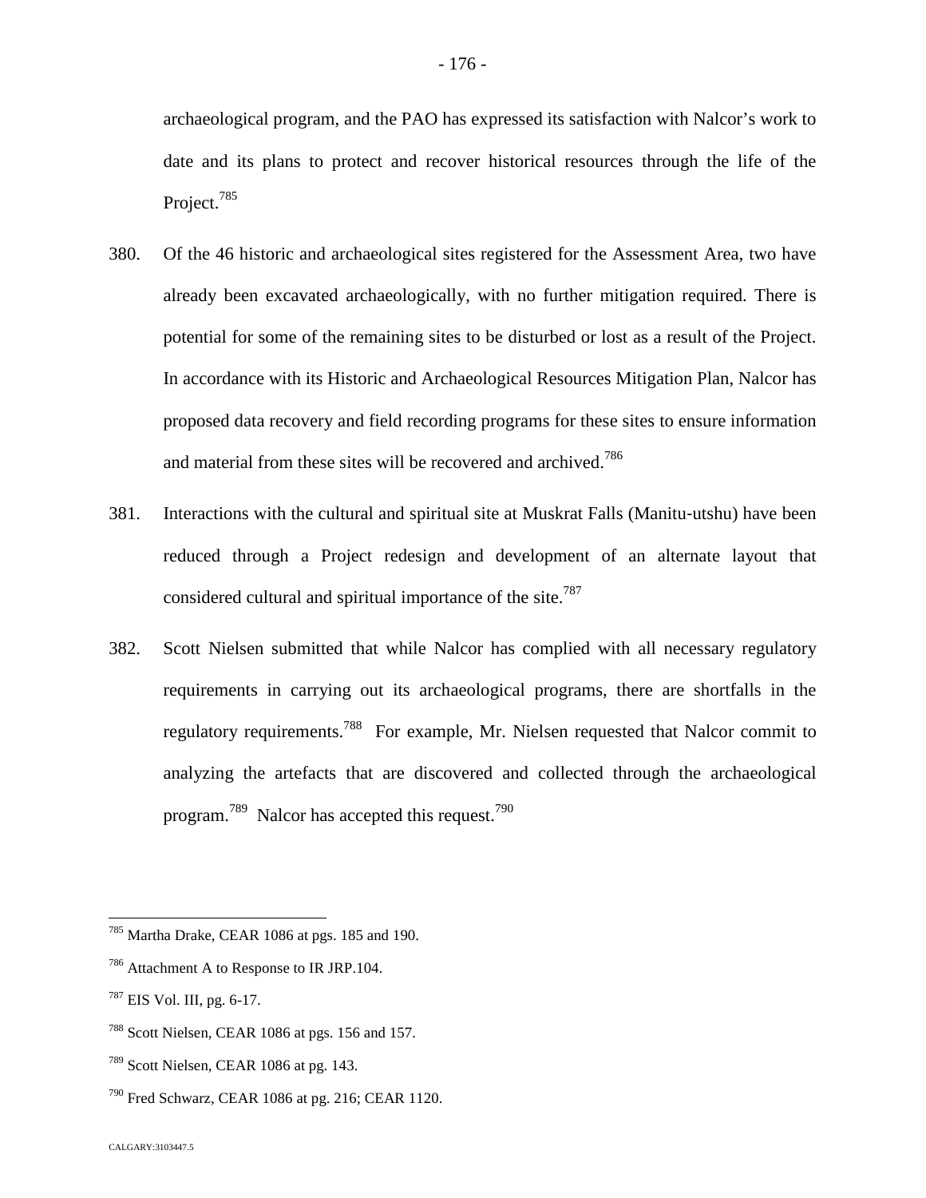archaeological program, and the PAO has expressed its satisfaction with Nalcor's work to date and its plans to protect and recover historical resources through the life of the Project.[785]

380. Of the 46 historic and archaeological sites registered for the Assessment Area, two have already been excavated archaeologically, with no further mitigation required. There is potential for some of the remaining sites to be disturbed or lost as a result of the Project. In accordance with its Historic and Archaeological Resources Mitigation Plan, Nalcor has proposed data recovery and field recording programs for these sites to ensure information and material from these sites will be recovered and archived.[786]

381. Interactions with the cultural and spiritual site at Muskrat Falls (Manitu-utshu) have been reduced through a Project redesign and development of an alternate layout that considered cultural and spiritual importance of the site.[787]

382. Scott Nielsen submitted that while Nalcor has complied with all necessary regulatory requirements in carrying out its archaeological programs, there are shortfalls in the regulatory requirements.[788] For example, Mr. Nielsen requested that Nalcor commit to analyzing the artefacts that are discovered and collected through the archaeological program.[789] Nalcor has accepted this request.[790]

---

[785] Martha Drake, CEAR 1086 at pgs. 185 and 190.

[786] Attachment A to Response to IR JRP.104.

[787] EIS Vol. III, pg. 6-17.

[788] Scott Nielsen, CEAR 1086 at pgs. 156 and 157.

[789] Scott Nielsen, CEAR 1086 at pg. 143.

[790] Fred Schwarz, CEAR 1086 at pg. 216; CEAR 1120.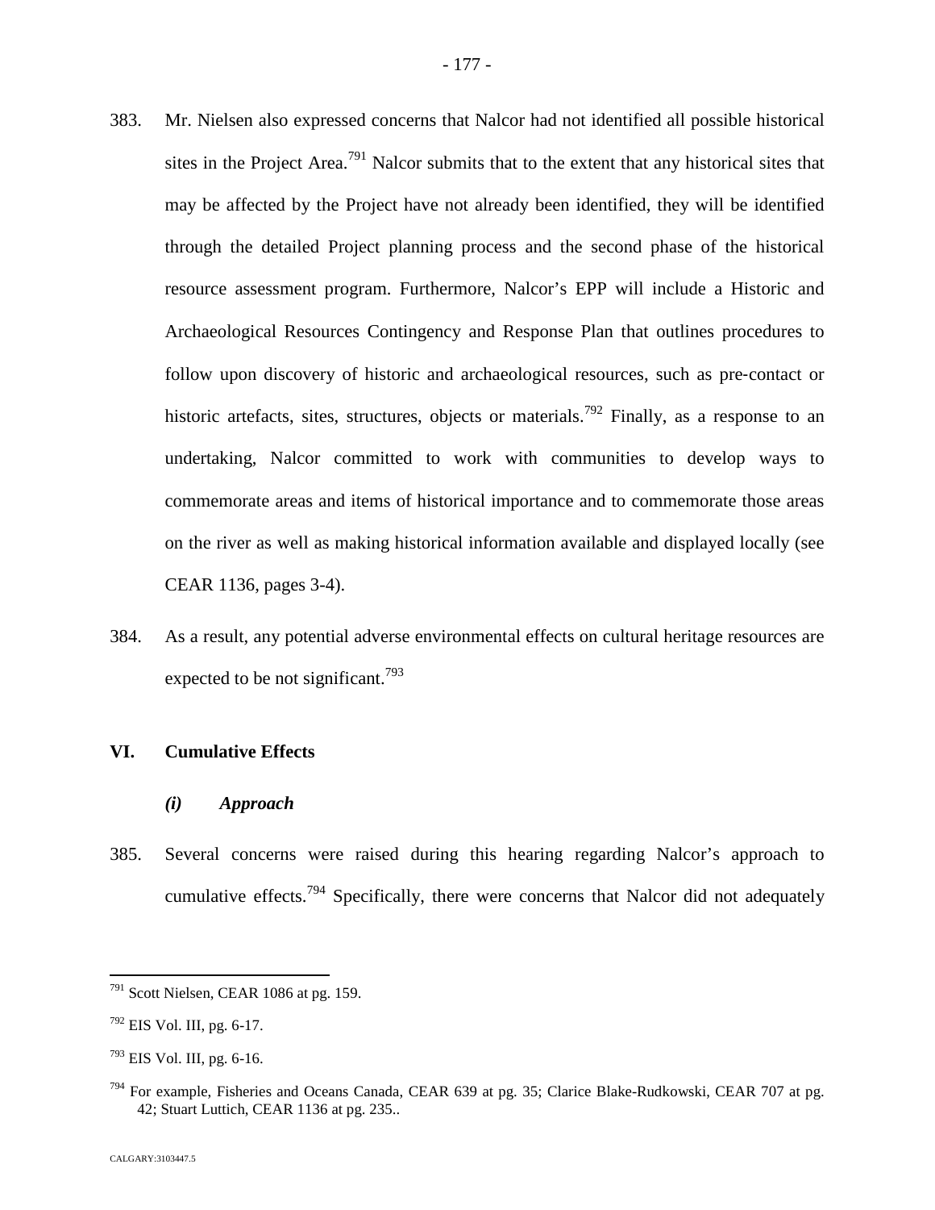383. Mr. Nielsen also expressed concerns that Nalcor had not identified all possible historical sites in the Project Area.[791] Nalcor submits that to the extent that any historical sites that may be affected by the Project have not already been identified, they will be identified through the detailed Project planning process and the second phase of the historical resource assessment program. Furthermore, Nalcor's EPP will include a Historic and Archaeological Resources Contingency and Response Plan that outlines procedures to follow upon discovery of historic and archaeological resources, such as pre-contact or historic artefacts, sites, structures, objects or materials.[792] Finally, as a response to an undertaking, Nalcor committed to work with communities to develop ways to commemorate areas and items of historical importance and to commemorate those areas on the river as well as making historical information available and displayed locally (see CEAR 1136, pages 3-4).

384. As a result, any potential adverse environmental effects on cultural heritage resources are expected to be not significant.[793]

## VI. Cumulative Effects

### *(i) Approach*

385. Several concerns were raised during this hearing regarding Nalcor's approach to cumulative effects.[794] Specifically, there were concerns that Nalcor did not adequately

---

[791] Scott Nielsen, CEAR 1086 at pg. 159.

[792] EIS Vol. III, pg. 6-17.

[793] EIS Vol. III, pg. 6-16.

[794] For example, Fisheries and Oceans Canada, CEAR 639 at pg. 35; Clarice Blake-Rudkowski, CEAR 707 at pg. 42; Stuart Luttich, CEAR 1136 at pg. 235..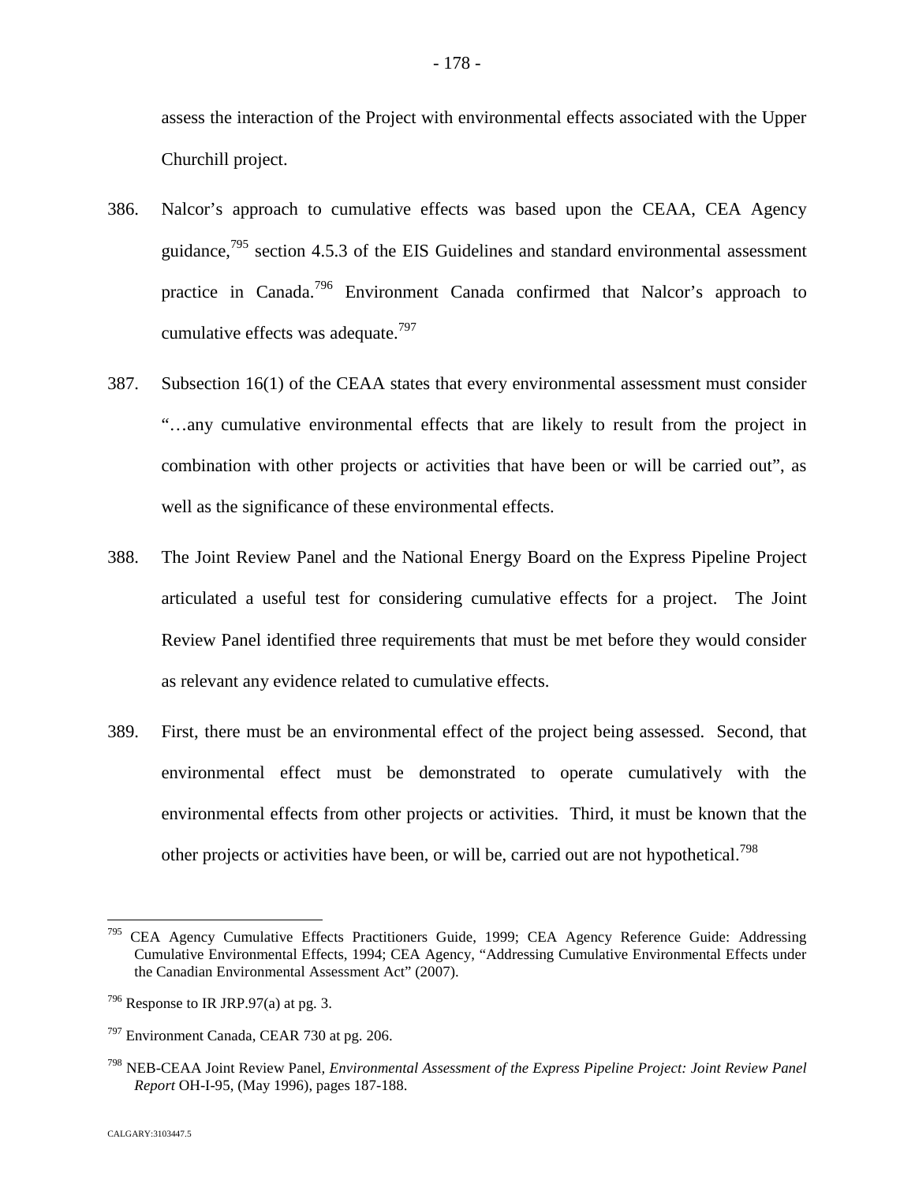assess the interaction of the Project with environmental effects associated with the Upper Churchill project.

386. Nalcor's approach to cumulative effects was based upon the CEAA, CEA Agency guidance,[795] section 4.5.3 of the EIS Guidelines and standard environmental assessment practice in Canada.[796] Environment Canada confirmed that Nalcor's approach to cumulative effects was adequate.[797]

387. Subsection 16(1) of the CEAA states that every environmental assessment must consider "…any cumulative environmental effects that are likely to result from the project in combination with other projects or activities that have been or will be carried out", as well as the significance of these environmental effects.

388. The Joint Review Panel and the National Energy Board on the Express Pipeline Project articulated a useful test for considering cumulative effects for a project. The Joint Review Panel identified three requirements that must be met before they would consider as relevant any evidence related to cumulative effects.

389. First, there must be an environmental effect of the project being assessed. Second, that environmental effect must be demonstrated to operate cumulatively with the environmental effects from other projects or activities. Third, it must be known that the other projects or activities have been, or will be, carried out are not hypothetical.[798]

---

[795] CEA Agency Cumulative Effects Practitioners Guide, 1999; CEA Agency Reference Guide: Addressing Cumulative Environmental Effects, 1994; CEA Agency, "Addressing Cumulative Environmental Effects under the Canadian Environmental Assessment Act" (2007).

[796] Response to IR JRP.97(a) at pg. 3.

[797] Environment Canada, CEAR 730 at pg. 206.

[798] NEB-CEAA Joint Review Panel, *Environmental Assessment of the Express Pipeline Project: Joint Review Panel Report* OH-I-95, (May 1996), pages 187-188.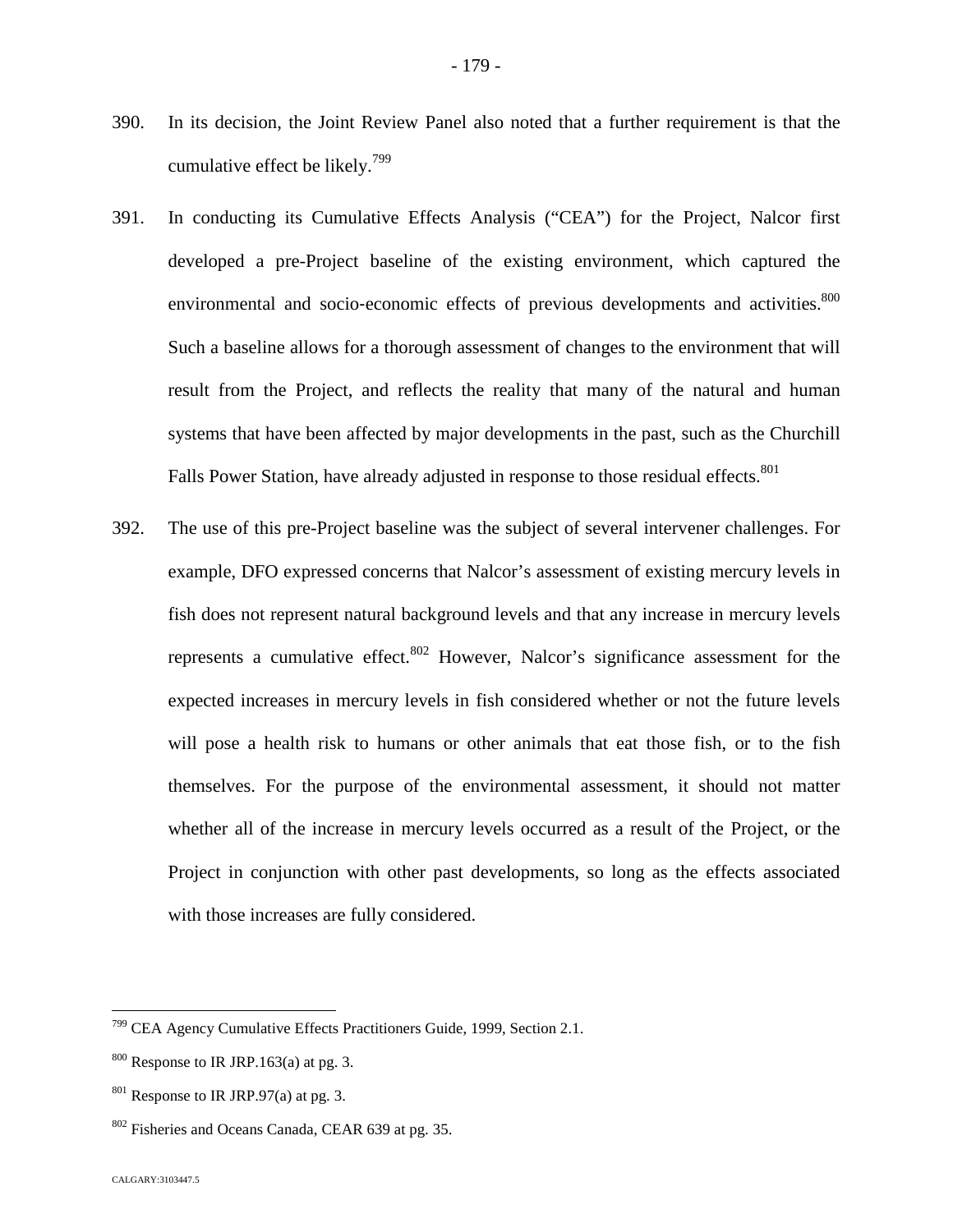390. In its decision, the Joint Review Panel also noted that a further requirement is that the cumulative effect be likely.[799]

391. In conducting its Cumulative Effects Analysis ("CEA") for the Project, Nalcor first developed a pre-Project baseline of the existing environment, which captured the environmental and socio-economic effects of previous developments and activities.[800] Such a baseline allows for a thorough assessment of changes to the environment that will result from the Project, and reflects the reality that many of the natural and human systems that have been affected by major developments in the past, such as the Churchill Falls Power Station, have already adjusted in response to those residual effects.[801]

392. The use of this pre-Project baseline was the subject of several intervener challenges. For example, DFO expressed concerns that Nalcor's assessment of existing mercury levels in fish does not represent natural background levels and that any increase in mercury levels represents a cumulative effect.[802] However, Nalcor's significance assessment for the expected increases in mercury levels in fish considered whether or not the future levels will pose a health risk to humans or other animals that eat those fish, or to the fish themselves. For the purpose of the environmental assessment, it should not matter whether all of the increase in mercury levels occurred as a result of the Project, or the Project in conjunction with other past developments, so long as the effects associated with those increases are fully considered.

---

[799] CEA Agency Cumulative Effects Practitioners Guide, 1999, Section 2.1.

[800] Response to IR JRP.163(a) at pg. 3.

[801] Response to IR JRP.97(a) at pg. 3.

[802] Fisheries and Oceans Canada, CEAR 639 at pg. 35.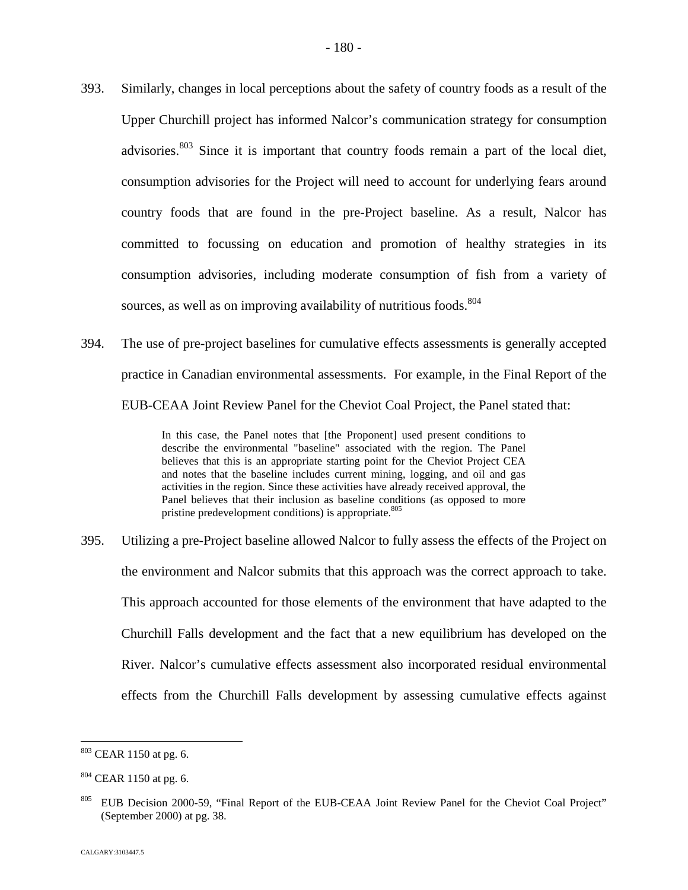393. Similarly, changes in local perceptions about the safety of country foods as a result of the Upper Churchill project has informed Nalcor's communication strategy for consumption advisories.[803] Since it is important that country foods remain a part of the local diet, consumption advisories for the Project will need to account for underlying fears around country foods that are found in the pre-Project baseline. As a result, Nalcor has committed to focussing on education and promotion of healthy strategies in its consumption advisories, including moderate consumption of fish from a variety of sources, as well as on improving availability of nutritious foods.[804]

394. The use of pre-project baselines for cumulative effects assessments is generally accepted practice in Canadian environmental assessments. For example, in the Final Report of the EUB-CEAA Joint Review Panel for the Cheviot Coal Project, the Panel stated that:

> In this case, the Panel notes that [the Proponent] used present conditions to describe the environmental "baseline" associated with the region. The Panel believes that this is an appropriate starting point for the Cheviot Project CEA and notes that the baseline includes current mining, logging, and oil and gas activities in the region. Since these activities have already received approval, the Panel believes that their inclusion as baseline conditions (as opposed to more pristine predevelopment conditions) is appropriate.[805]

395. Utilizing a pre-Project baseline allowed Nalcor to fully assess the effects of the Project on the environment and Nalcor submits that this approach was the correct approach to take. This approach accounted for those elements of the environment that have adapted to the Churchill Falls development and the fact that a new equilibrium has developed on the River. Nalcor's cumulative effects assessment also incorporated residual environmental effects from the Churchill Falls development by assessing cumulative effects against

---

[803] CEAR 1150 at pg. 6.

[804] CEAR 1150 at pg. 6.

[805] EUB Decision 2000-59, "Final Report of the EUB-CEAA Joint Review Panel for the Cheviot Coal Project" (September 2000) at pg. 38.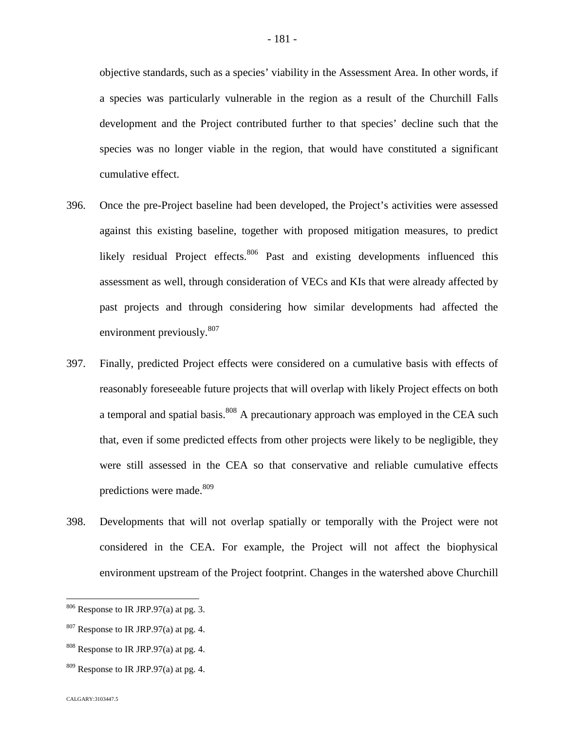objective standards, such as a species' viability in the Assessment Area. In other words, if a species was particularly vulnerable in the region as a result of the Churchill Falls development and the Project contributed further to that species' decline such that the species was no longer viable in the region, that would have constituted a significant cumulative effect.

396. Once the pre-Project baseline had been developed, the Project's activities were assessed against this existing baseline, together with proposed mitigation measures, to predict likely residual Project effects.[806] Past and existing developments influenced this assessment as well, through consideration of VECs and KIs that were already affected by past projects and through considering how similar developments had affected the environment previously.[807]

397. Finally, predicted Project effects were considered on a cumulative basis with effects of reasonably foreseeable future projects that will overlap with likely Project effects on both a temporal and spatial basis.[808] A precautionary approach was employed in the CEA such that, even if some predicted effects from other projects were likely to be negligible, they were still assessed in the CEA so that conservative and reliable cumulative effects predictions were made.[809]

398. Developments that will not overlap spatially or temporally with the Project were not considered in the CEA. For example, the Project will not affect the biophysical environment upstream of the Project footprint. Changes in the watershed above Churchill

[806] Response to IR JRP.97(a) at pg. 3.

[807] Response to IR JRP.97(a) at pg. 4.

[808] Response to IR JRP.97(a) at pg. 4.

[809] Response to IR JRP.97(a) at pg. 4.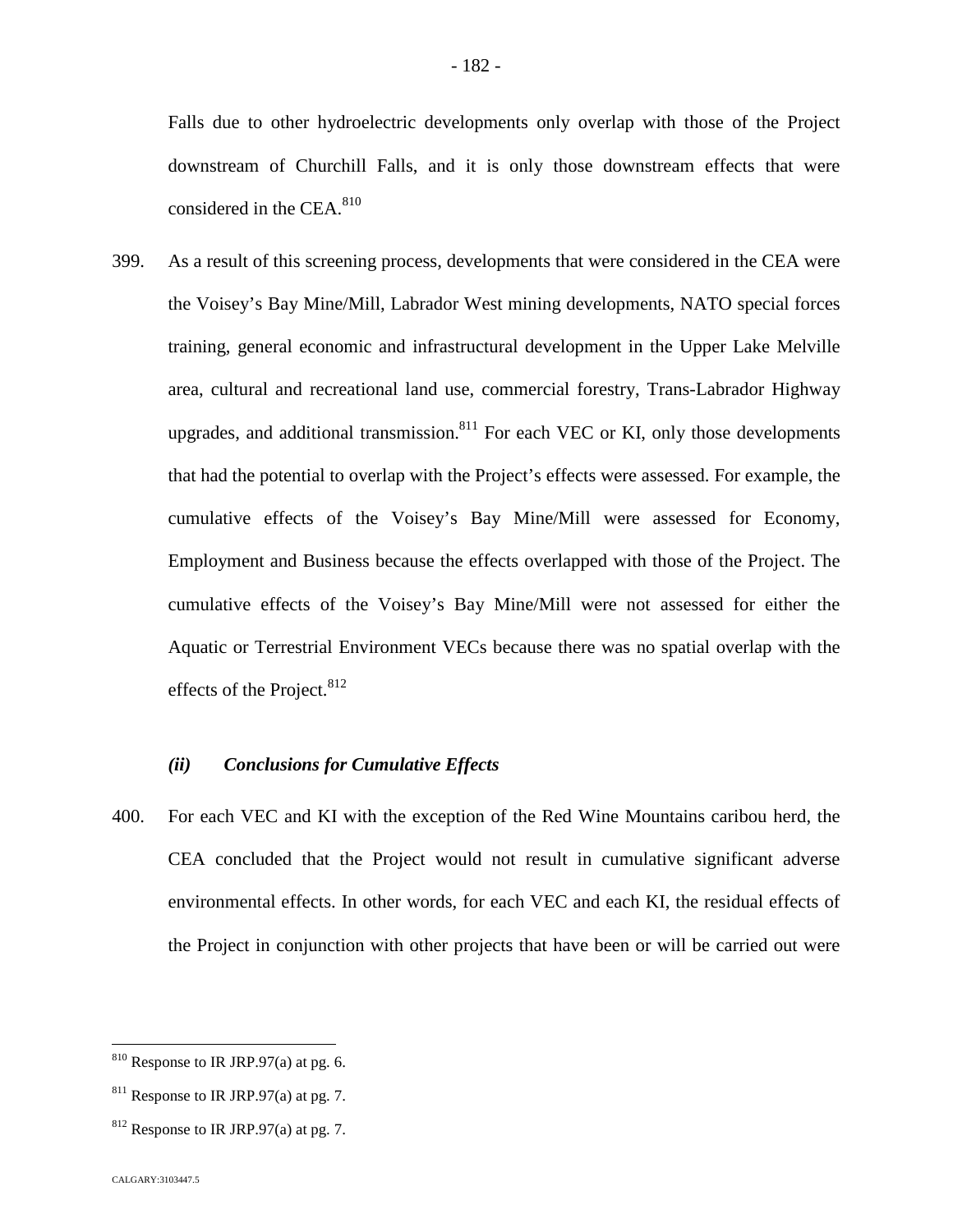Falls due to other hydroelectric developments only overlap with those of the Project downstream of Churchill Falls, and it is only those downstream effects that were considered in the CEA.[810]

399. As a result of this screening process, developments that were considered in the CEA were the Voisey's Bay Mine/Mill, Labrador West mining developments, NATO special forces training, general economic and infrastructural development in the Upper Lake Melville area, cultural and recreational land use, commercial forestry, Trans-Labrador Highway upgrades, and additional transmission.[811] For each VEC or KI, only those developments that had the potential to overlap with the Project's effects were assessed. For example, the cumulative effects of the Voisey's Bay Mine/Mill were assessed for Economy, Employment and Business because the effects overlapped with those of the Project. The cumulative effects of the Voisey's Bay Mine/Mill were not assessed for either the Aquatic or Terrestrial Environment VECs because there was no spatial overlap with the effects of the Project.[812]

### *(ii) Conclusions for Cumulative Effects*

400. For each VEC and KI with the exception of the Red Wine Mountains caribou herd, the CEA concluded that the Project would not result in cumulative significant adverse environmental effects. In other words, for each VEC and each KI, the residual effects of the Project in conjunction with other projects that have been or will be carried out were

---

[810] Response to IR JRP.97(a) at pg. 6.

[811] Response to IR JRP.97(a) at pg. 7.

[812] Response to IR JRP.97(a) at pg. 7.

CALGARY:3103447.5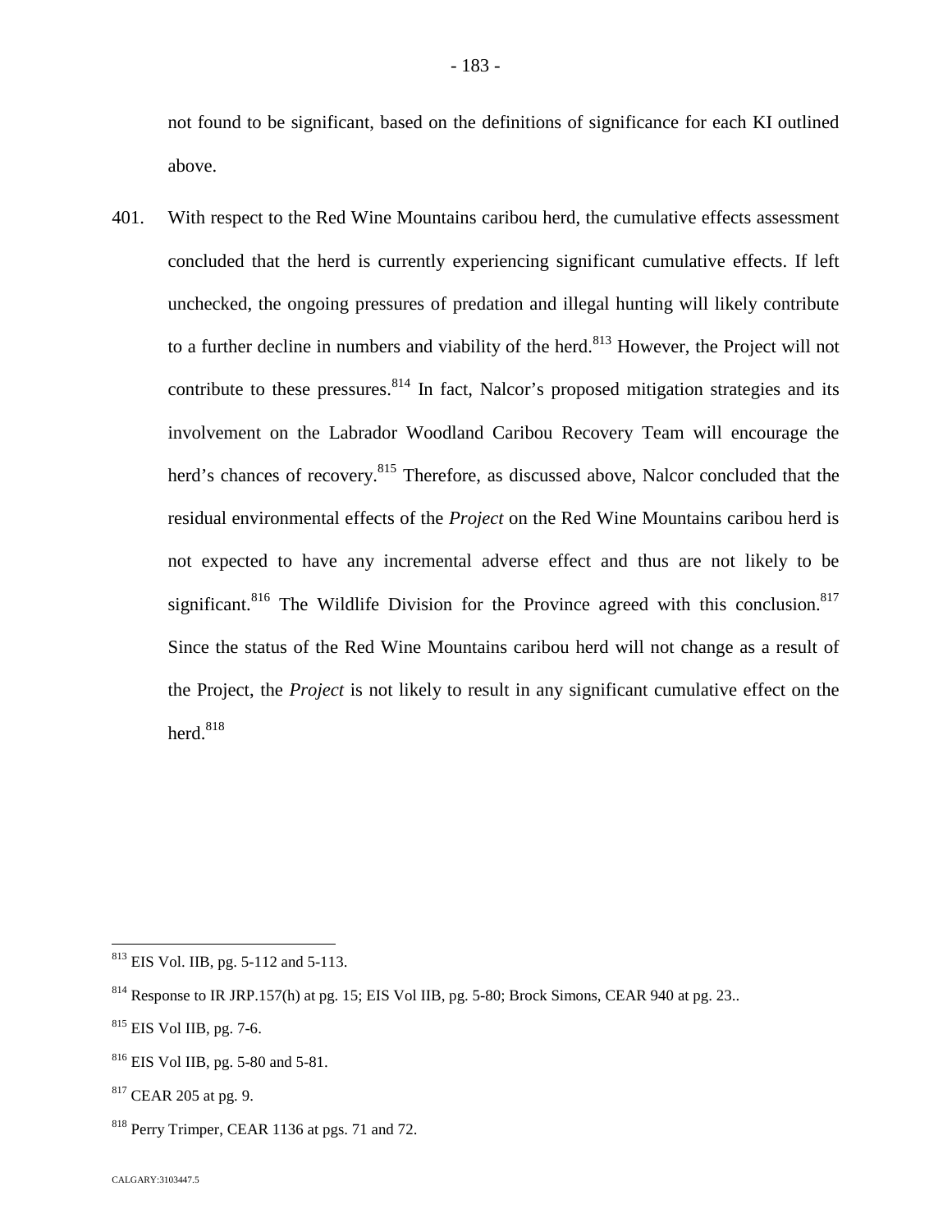not found to be significant, based on the definitions of significance for each KI outlined above.

401. With respect to the Red Wine Mountains caribou herd, the cumulative effects assessment concluded that the herd is currently experiencing significant cumulative effects. If left unchecked, the ongoing pressures of predation and illegal hunting will likely contribute to a further decline in numbers and viability of the herd.[813] However, the Project will not contribute to these pressures.[814] In fact, Nalcor's proposed mitigation strategies and its involvement on the Labrador Woodland Caribou Recovery Team will encourage the herd's chances of recovery.[815] Therefore, as discussed above, Nalcor concluded that the residual environmental effects of the *Project* on the Red Wine Mountains caribou herd is not expected to have any incremental adverse effect and thus are not likely to be significant.[816] The Wildlife Division for the Province agreed with this conclusion.[817] Since the status of the Red Wine Mountains caribou herd will not change as a result of the Project, the *Project* is not likely to result in any significant cumulative effect on the herd.[818]

---

[813] EIS Vol. IIB, pg. 5-112 and 5-113.

[814] Response to IR JRP.157(h) at pg. 15; EIS Vol IIB, pg. 5-80; Brock Simons, CEAR 940 at pg. 23..

[815] EIS Vol IIB, pg. 7-6.

[816] EIS Vol IIB, pg. 5-80 and 5-81.

[817] CEAR 205 at pg. 9.

[818] Perry Trimper, CEAR 1136 at pgs. 71 and 72.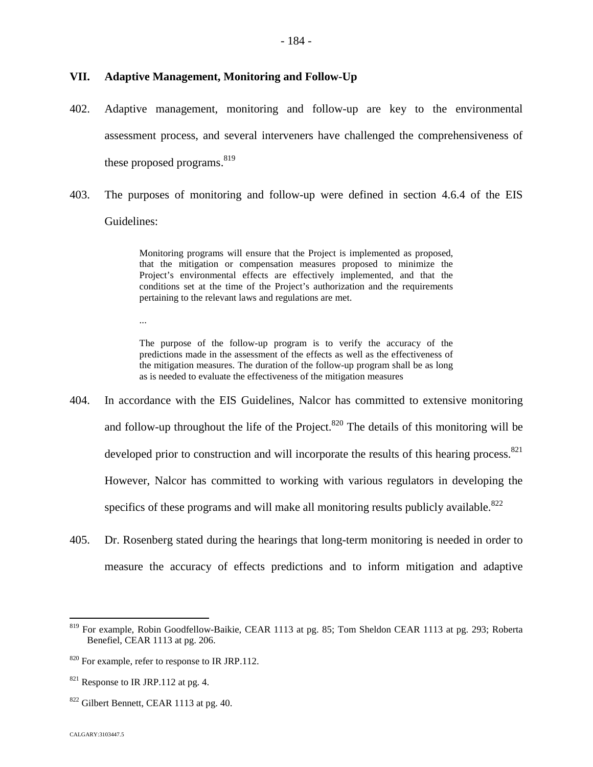## VII. Adaptive Management, Monitoring and Follow-Up

402. Adaptive management, monitoring and follow-up are key to the environmental assessment process, and several interveners have challenged the comprehensiveness of these proposed programs.[819]

403. The purposes of monitoring and follow-up were defined in section 4.6.4 of the EIS Guidelines:

> Monitoring programs will ensure that the Project is implemented as proposed, that the mitigation or compensation measures proposed to minimize the Project's environmental effects are effectively implemented, and that the conditions set at the time of the Project's authorization and the requirements pertaining to the relevant laws and regulations are met.
>
> ...
>
> The purpose of the follow-up program is to verify the accuracy of the predictions made in the assessment of the effects as well as the effectiveness of the mitigation measures. The duration of the follow-up program shall be as long as is needed to evaluate the effectiveness of the mitigation measures

404. In accordance with the EIS Guidelines, Nalcor has committed to extensive monitoring and follow-up throughout the life of the Project.[820] The details of this monitoring will be developed prior to construction and will incorporate the results of this hearing process.[821] However, Nalcor has committed to working with various regulators in developing the specifics of these programs and will make all monitoring results publicly available.[822]

405. Dr. Rosenberg stated during the hearings that long-term monitoring is needed in order to measure the accuracy of effects predictions and to inform mitigation and adaptive

---

[819] For example, Robin Goodfellow-Baikie, CEAR 1113 at pg. 85; Tom Sheldon CEAR 1113 at pg. 293; Roberta Benefiel, CEAR 1113 at pg. 206.

[820] For example, refer to response to IR JRP.112.

[821] Response to IR JRP.112 at pg. 4.

[822] Gilbert Bennett, CEAR 1113 at pg. 40.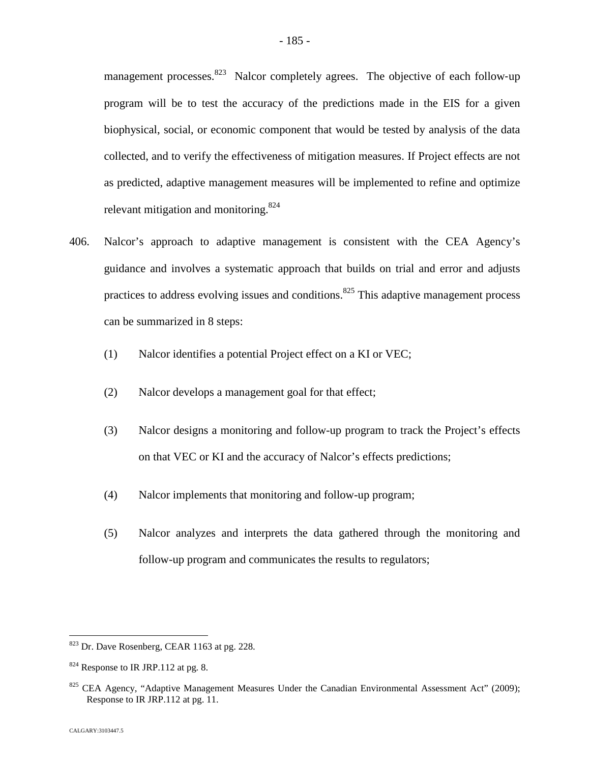management processes.[823] Nalcor completely agrees. The objective of each follow-up program will be to test the accuracy of the predictions made in the EIS for a given biophysical, social, or economic component that would be tested by analysis of the data collected, and to verify the effectiveness of mitigation measures. If Project effects are not as predicted, adaptive management measures will be implemented to refine and optimize relevant mitigation and monitoring.[824]

406. Nalcor's approach to adaptive management is consistent with the CEA Agency's guidance and involves a systematic approach that builds on trial and error and adjusts practices to address evolving issues and conditions.[825] This adaptive management process can be summarized in 8 steps:

(1) Nalcor identifies a potential Project effect on a KI or VEC;

(2) Nalcor develops a management goal for that effect;

(3) Nalcor designs a monitoring and follow-up program to track the Project's effects on that VEC or KI and the accuracy of Nalcor's effects predictions;

(4) Nalcor implements that monitoring and follow-up program;

(5) Nalcor analyzes and interprets the data gathered through the monitoring and follow-up program and communicates the results to regulators;

---

[823] Dr. Dave Rosenberg, CEAR 1163 at pg. 228.

[824] Response to IR JRP.112 at pg. 8.

[825] CEA Agency, "Adaptive Management Measures Under the Canadian Environmental Assessment Act" (2009); Response to IR JRP.112 at pg. 11.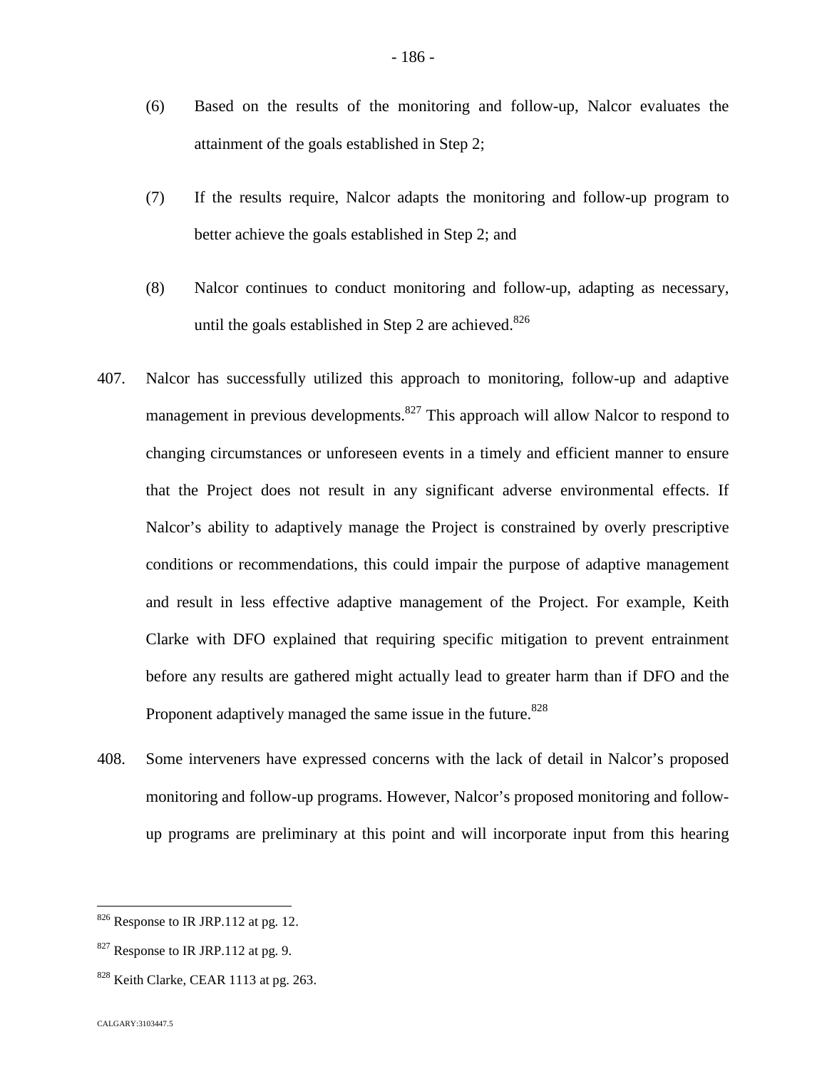(6) Based on the results of the monitoring and follow-up, Nalcor evaluates the attainment of the goals established in Step 2;

(7) If the results require, Nalcor adapts the monitoring and follow-up program to better achieve the goals established in Step 2; and

(8) Nalcor continues to conduct monitoring and follow-up, adapting as necessary, until the goals established in Step 2 are achieved.[826]

407. Nalcor has successfully utilized this approach to monitoring, follow-up and adaptive management in previous developments.[827] This approach will allow Nalcor to respond to changing circumstances or unforeseen events in a timely and efficient manner to ensure that the Project does not result in any significant adverse environmental effects. If Nalcor's ability to adaptively manage the Project is constrained by overly prescriptive conditions or recommendations, this could impair the purpose of adaptive management and result in less effective adaptive management of the Project. For example, Keith Clarke with DFO explained that requiring specific mitigation to prevent entrainment before any results are gathered might actually lead to greater harm than if DFO and the Proponent adaptively managed the same issue in the future.[828]

408. Some interveners have expressed concerns with the lack of detail in Nalcor's proposed monitoring and follow-up programs. However, Nalcor's proposed monitoring and follow-up programs are preliminary at this point and will incorporate input from this hearing

---

[826] Response to IR JRP.112 at pg. 12.

[827] Response to IR JRP.112 at pg. 9.

[828] Keith Clarke, CEAR 1113 at pg. 263.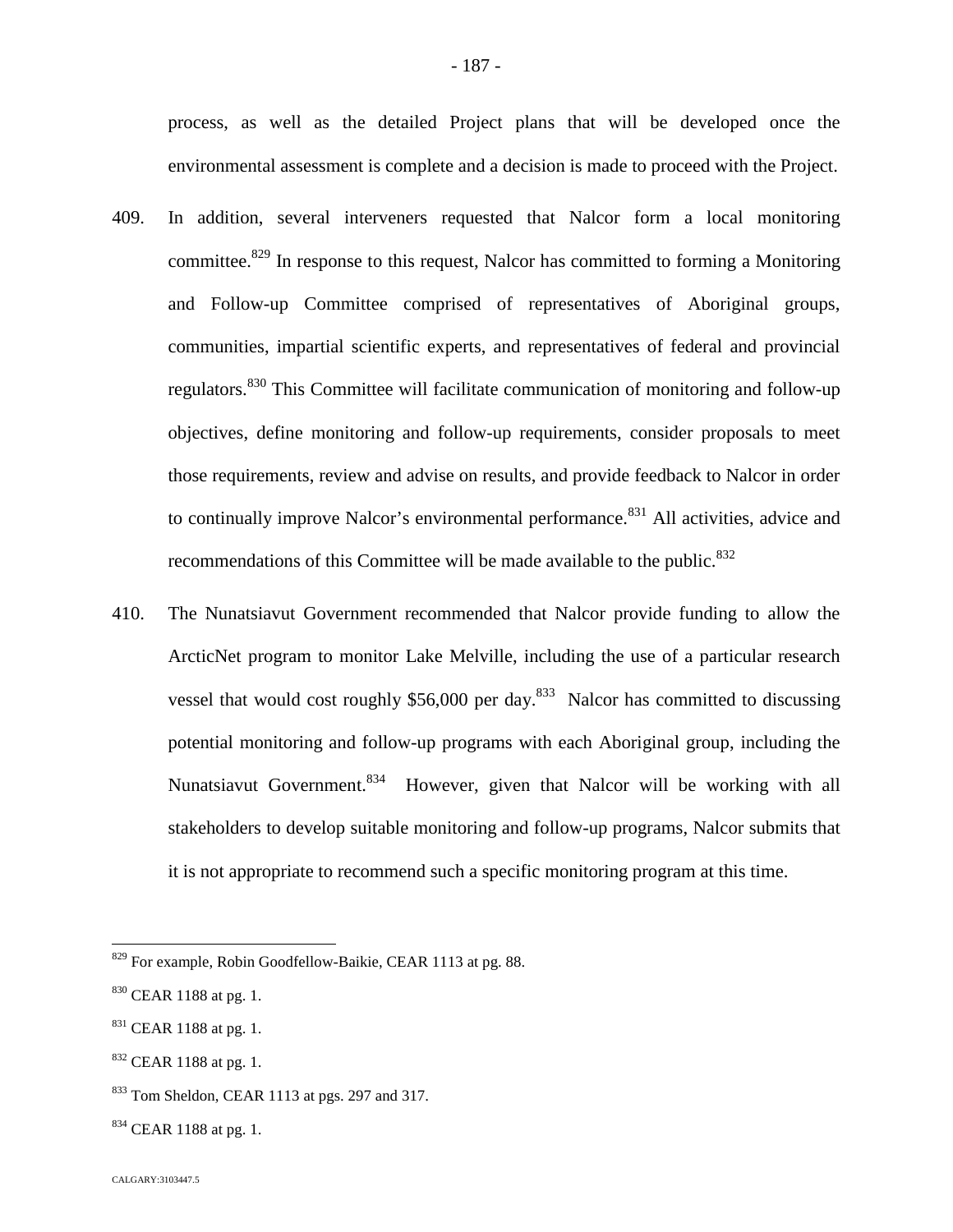process, as well as the detailed Project plans that will be developed once the environmental assessment is complete and a decision is made to proceed with the Project.

409. In addition, several interveners requested that Nalcor form a local monitoring committee.[829] In response to this request, Nalcor has committed to forming a Monitoring and Follow-up Committee comprised of representatives of Aboriginal groups, communities, impartial scientific experts, and representatives of federal and provincial regulators.[830] This Committee will facilitate communication of monitoring and follow-up objectives, define monitoring and follow-up requirements, consider proposals to meet those requirements, review and advise on results, and provide feedback to Nalcor in order to continually improve Nalcor's environmental performance.[831] All activities, advice and recommendations of this Committee will be made available to the public.[832]

410. The Nunatsiavut Government recommended that Nalcor provide funding to allow the ArcticNet program to monitor Lake Melville, including the use of a particular research vessel that would cost roughly $56,000 per day.[833] Nalcor has committed to discussing potential monitoring and follow-up programs with each Aboriginal group, including the Nunatsiavut Government.[834] However, given that Nalcor will be working with all stakeholders to develop suitable monitoring and follow-up programs, Nalcor submits that it is not appropriate to recommend such a specific monitoring program at this time.

---

[829] For example, Robin Goodfellow-Baikie, CEAR 1113 at pg. 88.

[830] CEAR 1188 at pg. 1.

[831] CEAR 1188 at pg. 1.

[832] CEAR 1188 at pg. 1.

[833] Tom Sheldon, CEAR 1113 at pgs. 297 and 317.

[834] CEAR 1188 at pg. 1.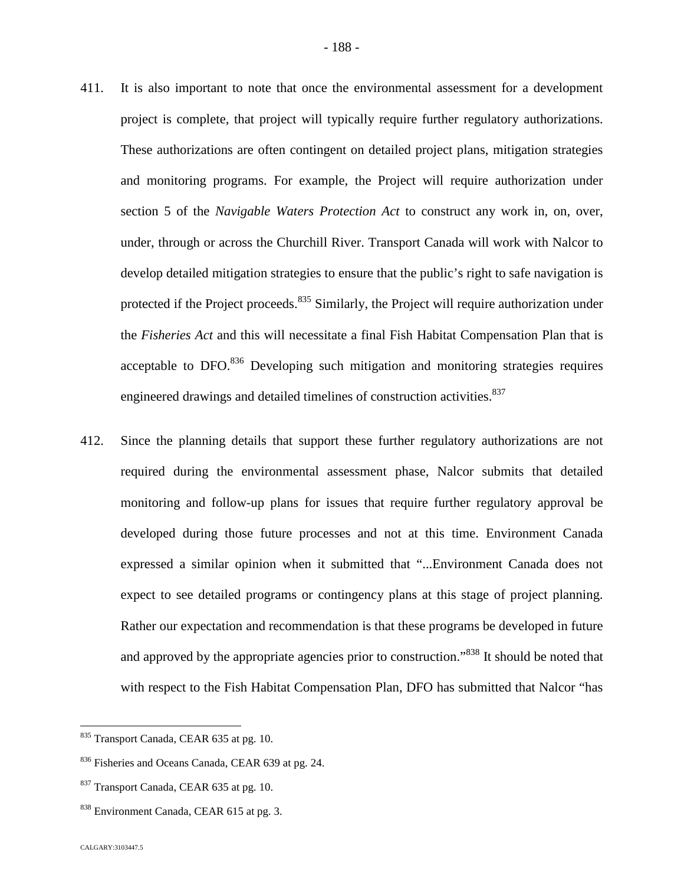411. It is also important to note that once the environmental assessment for a development project is complete, that project will typically require further regulatory authorizations. These authorizations are often contingent on detailed project plans, mitigation strategies and monitoring programs. For example, the Project will require authorization under section 5 of the *Navigable Waters Protection Act* to construct any work in, on, over, under, through or across the Churchill River. Transport Canada will work with Nalcor to develop detailed mitigation strategies to ensure that the public's right to safe navigation is protected if the Project proceeds.[835] Similarly, the Project will require authorization under the *Fisheries Act* and this will necessitate a final Fish Habitat Compensation Plan that is acceptable to DFO.[836] Developing such mitigation and monitoring strategies requires engineered drawings and detailed timelines of construction activities.[837]

412. Since the planning details that support these further regulatory authorizations are not required during the environmental assessment phase, Nalcor submits that detailed monitoring and follow-up plans for issues that require further regulatory approval be developed during those future processes and not at this time. Environment Canada expressed a similar opinion when it submitted that "...Environment Canada does not expect to see detailed programs or contingency plans at this stage of project planning. Rather our expectation and recommendation is that these programs be developed in future and approved by the appropriate agencies prior to construction."[838] It should be noted that with respect to the Fish Habitat Compensation Plan, DFO has submitted that Nalcor "has

---

[835] Transport Canada, CEAR 635 at pg. 10.

[836] Fisheries and Oceans Canada, CEAR 639 at pg. 24.

[837] Transport Canada, CEAR 635 at pg. 10.

[838] Environment Canada, CEAR 615 at pg. 3.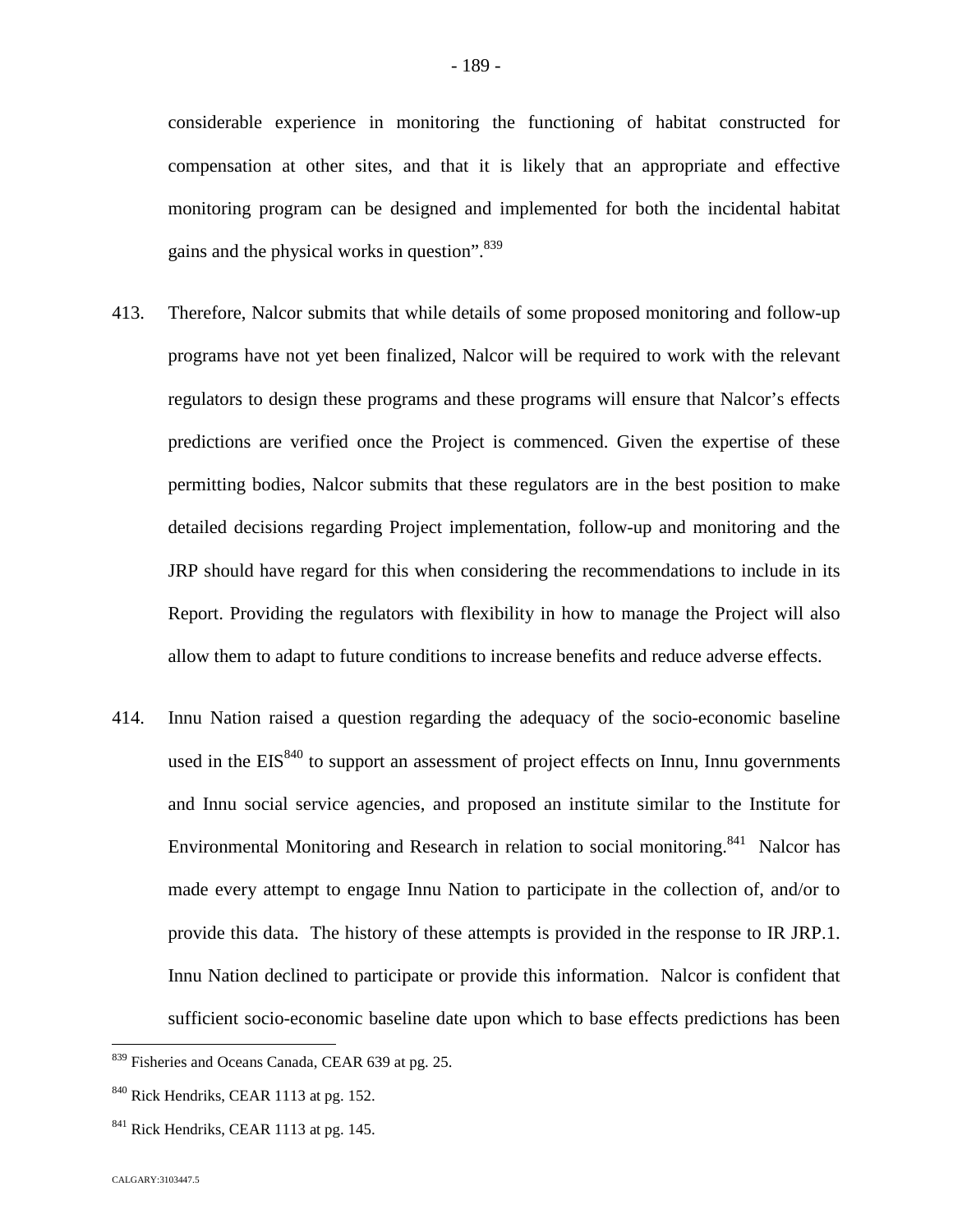considerable experience in monitoring the functioning of habitat constructed for compensation at other sites, and that it is likely that an appropriate and effective monitoring program can be designed and implemented for both the incidental habitat gains and the physical works in question".[839]

413. Therefore, Nalcor submits that while details of some proposed monitoring and follow-up programs have not yet been finalized, Nalcor will be required to work with the relevant regulators to design these programs and these programs will ensure that Nalcor's effects predictions are verified once the Project is commenced. Given the expertise of these permitting bodies, Nalcor submits that these regulators are in the best position to make detailed decisions regarding Project implementation, follow-up and monitoring and the JRP should have regard for this when considering the recommendations to include in its Report. Providing the regulators with flexibility in how to manage the Project will also allow them to adapt to future conditions to increase benefits and reduce adverse effects.

414. Innu Nation raised a question regarding the adequacy of the socio-economic baseline used in the EIS[840] to support an assessment of project effects on Innu, Innu governments and Innu social service agencies, and proposed an institute similar to the Institute for Environmental Monitoring and Research in relation to social monitoring.[841] Nalcor has made every attempt to engage Innu Nation to participate in the collection of, and/or to provide this data. The history of these attempts is provided in the response to IR JRP.1. Innu Nation declined to participate or provide this information. Nalcor is confident that sufficient socio-economic baseline date upon which to base effects predictions has been

---

[839] Fisheries and Oceans Canada, CEAR 639 at pg. 25.

[840] Rick Hendriks, CEAR 1113 at pg. 152.

[841] Rick Hendriks, CEAR 1113 at pg. 145.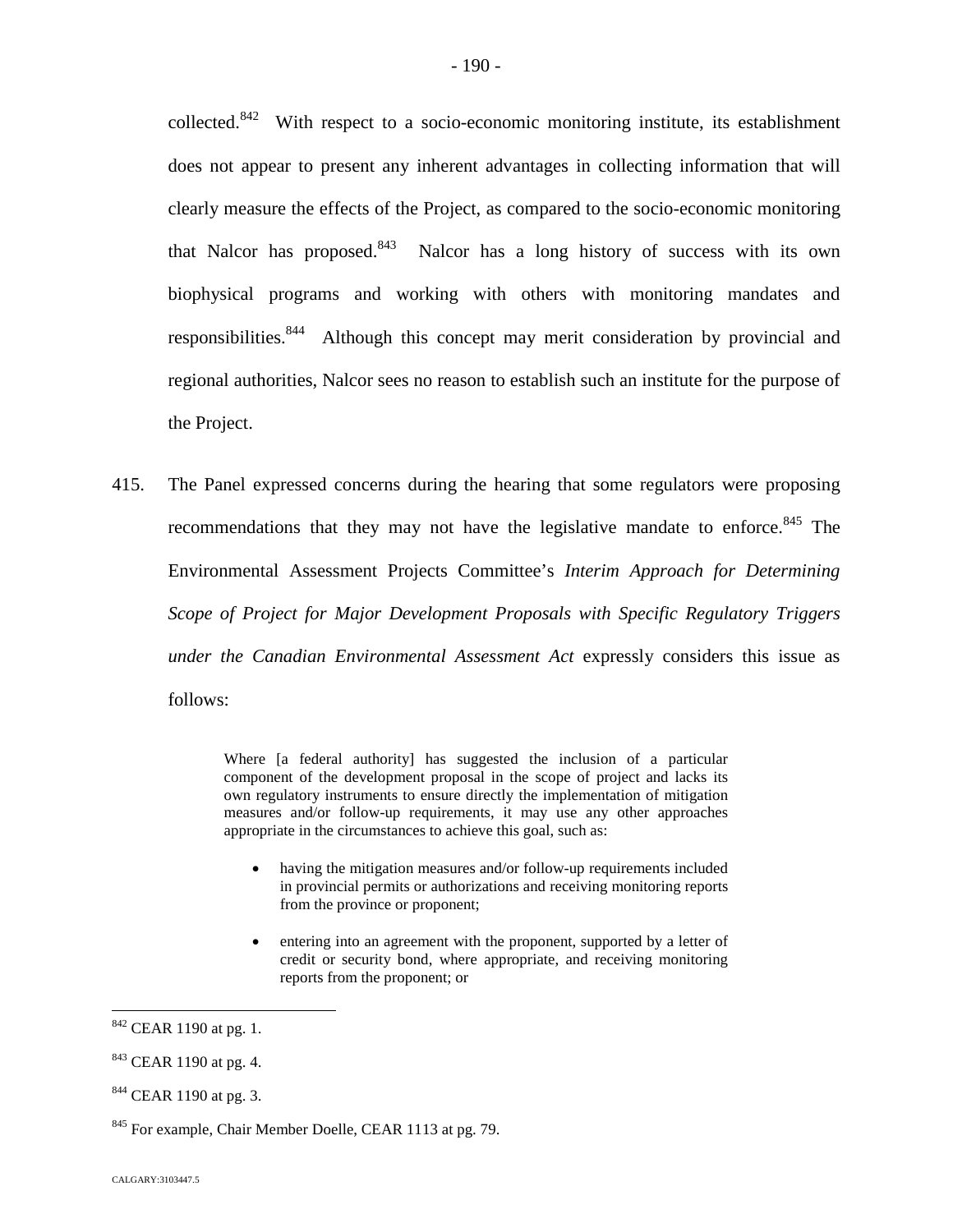collected.[842] With respect to a socio-economic monitoring institute, its establishment does not appear to present any inherent advantages in collecting information that will clearly measure the effects of the Project, as compared to the socio-economic monitoring that Nalcor has proposed.[843] Nalcor has a long history of success with its own biophysical programs and working with others with monitoring mandates and responsibilities.[844] Although this concept may merit consideration by provincial and regional authorities, Nalcor sees no reason to establish such an institute for the purpose of the Project.

415. The Panel expressed concerns during the hearing that some regulators were proposing recommendations that they may not have the legislative mandate to enforce.[845] The Environmental Assessment Projects Committee's *Interim Approach for Determining Scope of Project for Major Development Proposals with Specific Regulatory Triggers under the Canadian Environmental Assessment Act* expressly considers this issue as follows:

> Where [a federal authority] has suggested the inclusion of a particular component of the development proposal in the scope of project and lacks its own regulatory instruments to ensure directly the implementation of mitigation measures and/or follow-up requirements, it may use any other approaches appropriate in the circumstances to achieve this goal, such as:
>
> - having the mitigation measures and/or follow-up requirements included in provincial permits or authorizations and receiving monitoring reports from the province or proponent;
>
> - entering into an agreement with the proponent, supported by a letter of credit or security bond, where appropriate, and receiving monitoring reports from the proponent; or

---

[842] CEAR 1190 at pg. 1.

[843] CEAR 1190 at pg. 4.

[844] CEAR 1190 at pg. 3.

[845] For example, Chair Member Doelle, CEAR 1113 at pg. 79.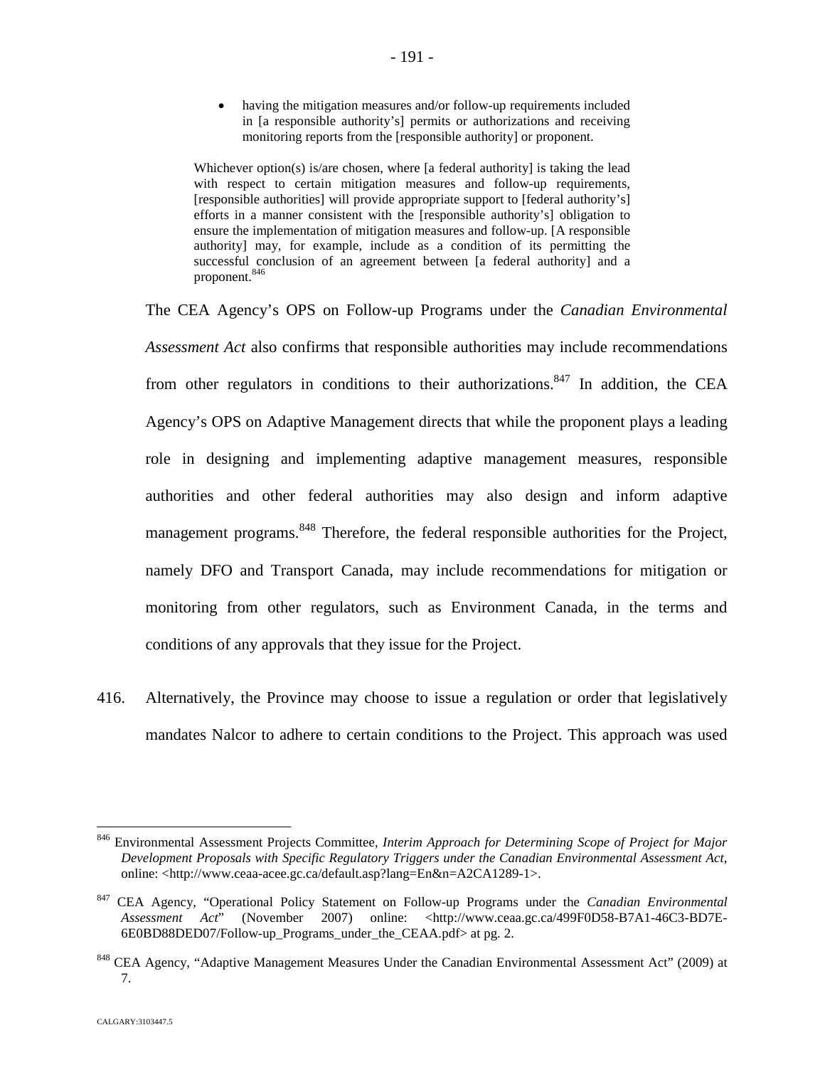- having the mitigation measures and/or follow-up requirements included in [a responsible authority's] permits or authorizations and receiving monitoring reports from the [responsible authority] or proponent.

> Whichever option(s) is/are chosen, where [a federal authority] is taking the lead with respect to certain mitigation measures and follow-up requirements, [responsible authorities] will provide appropriate support to [federal authority's] efforts in a manner consistent with the [responsible authority's] obligation to ensure the implementation of mitigation measures and follow-up. [A responsible authority] may, for example, include as a condition of its permitting the successful conclusion of an agreement between [a federal authority] and a proponent.[846]

The CEA Agency's OPS on Follow-up Programs under the *Canadian Environmental Assessment Act* also confirms that responsible authorities may include recommendations from other regulators in conditions to their authorizations.[847] In addition, the CEA Agency's OPS on Adaptive Management directs that while the proponent plays a leading role in designing and implementing adaptive management measures, responsible authorities and other federal authorities may also design and inform adaptive management programs.[848] Therefore, the federal responsible authorities for the Project, namely DFO and Transport Canada, may include recommendations for mitigation or monitoring from other regulators, such as Environment Canada, in the terms and conditions of any approvals that they issue for the Project.

416. Alternatively, the Province may choose to issue a regulation or order that legislatively mandates Nalcor to adhere to certain conditions to the Project. This approach was used

---

[846] Environmental Assessment Projects Committee, *Interim Approach for Determining Scope of Project for Major Development Proposals with Specific Regulatory Triggers under the Canadian Environmental Assessment Act*, online: <http://www.ceaa-acee.gc.ca/default.asp?lang=En&n=A2CA1289-1>.

[847] CEA Agency, "Operational Policy Statement on Follow-up Programs under the *Canadian Environmental Assessment Act*" (November 2007) online: <http://www.ceaa.gc.ca/499F0D58-B7A1-46C3-BD7E-6E0BD88DED07/Follow-up_Programs_under_the_CEAA.pdf> at pg. 2.

[848] CEA Agency, "Adaptive Management Measures Under the Canadian Environmental Assessment Act" (2009) at 7.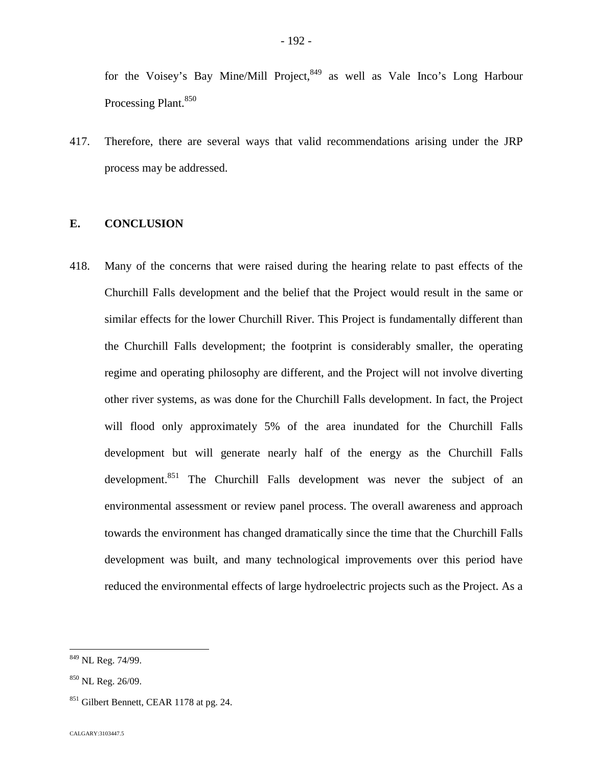for the Voisey's Bay Mine/Mill Project,[849] as well as Vale Inco's Long Harbour Processing Plant.[850]

417. Therefore, there are several ways that valid recommendations arising under the JRP process may be addressed.

## E. CONCLUSION

418. Many of the concerns that were raised during the hearing relate to past effects of the Churchill Falls development and the belief that the Project would result in the same or similar effects for the lower Churchill River. This Project is fundamentally different than the Churchill Falls development; the footprint is considerably smaller, the operating regime and operating philosophy are different, and the Project will not involve diverting other river systems, as was done for the Churchill Falls development. In fact, the Project will flood only approximately 5% of the area inundated for the Churchill Falls development but will generate nearly half of the energy as the Churchill Falls development.[851] The Churchill Falls development was never the subject of an environmental assessment or review panel process. The overall awareness and approach towards the environment has changed dramatically since the time that the Churchill Falls development was built, and many technological improvements over this period have reduced the environmental effects of large hydroelectric projects such as the Project. As a

---

[849] NL Reg. 74/99.

[850] NL Reg. 26/09.

[851] Gilbert Bennett, CEAR 1178 at pg. 24.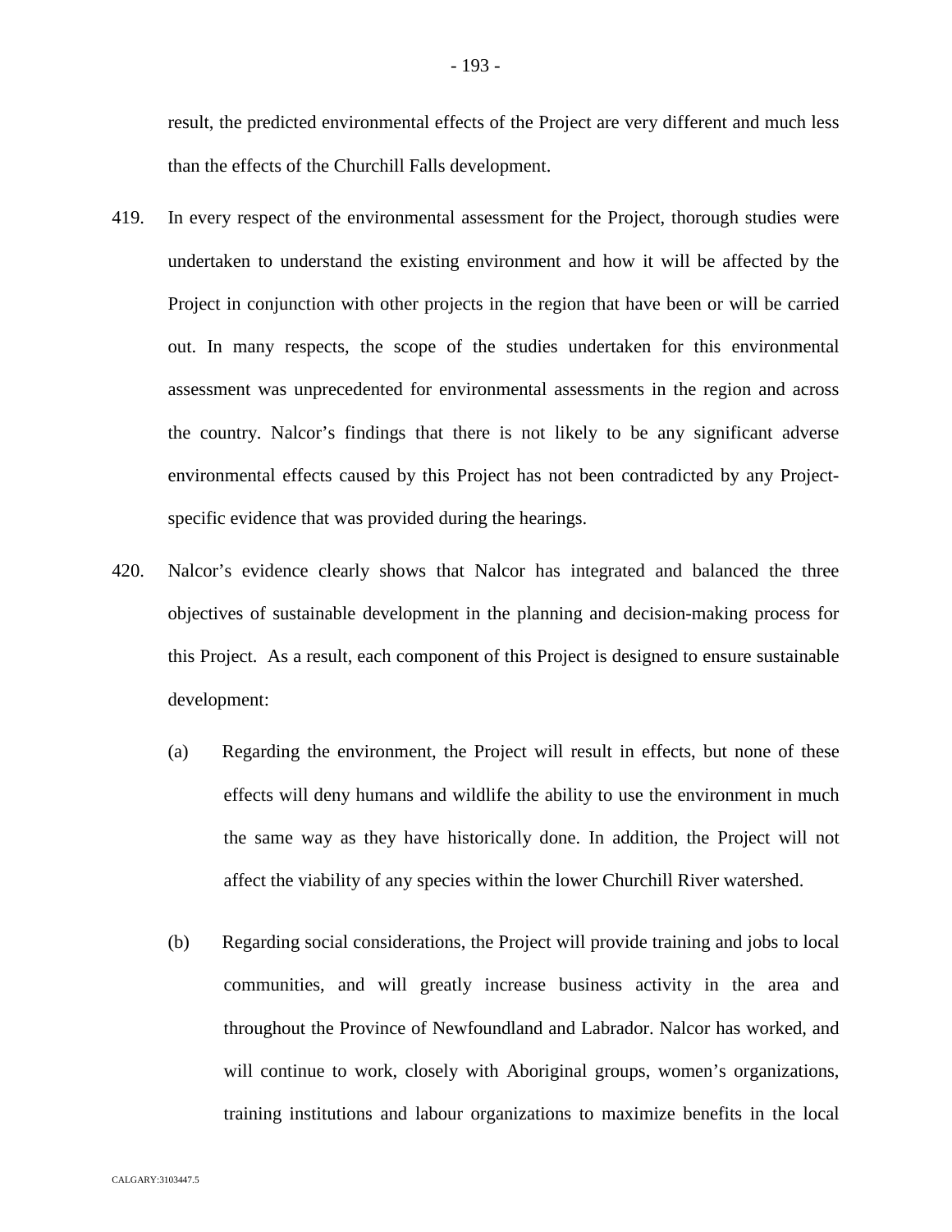result, the predicted environmental effects of the Project are very different and much less than the effects of the Churchill Falls development.

419. In every respect of the environmental assessment for the Project, thorough studies were undertaken to understand the existing environment and how it will be affected by the Project in conjunction with other projects in the region that have been or will be carried out. In many respects, the scope of the studies undertaken for this environmental assessment was unprecedented for environmental assessments in the region and across the country. Nalcor's findings that there is not likely to be any significant adverse environmental effects caused by this Project has not been contradicted by any Project-specific evidence that was provided during the hearings.

420. Nalcor's evidence clearly shows that Nalcor has integrated and balanced the three objectives of sustainable development in the planning and decision-making process for this Project. As a result, each component of this Project is designed to ensure sustainable development:

(a) Regarding the environment, the Project will result in effects, but none of these effects will deny humans and wildlife the ability to use the environment in much the same way as they have historically done. In addition, the Project will not affect the viability of any species within the lower Churchill River watershed.

(b) Regarding social considerations, the Project will provide training and jobs to local communities, and will greatly increase business activity in the area and throughout the Province of Newfoundland and Labrador. Nalcor has worked, and will continue to work, closely with Aboriginal groups, women's organizations, training institutions and labour organizations to maximize benefits in the local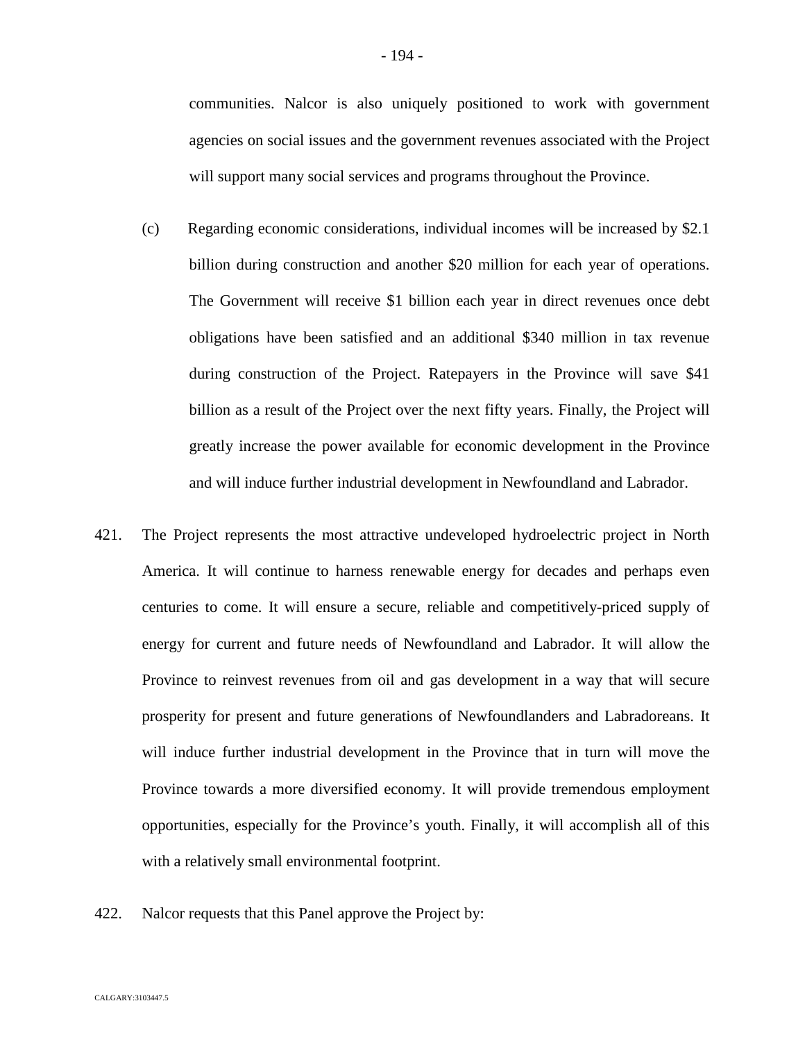communities. Nalcor is also uniquely positioned to work with government agencies on social issues and the government revenues associated with the Project will support many social services and programs throughout the Province.

(c) Regarding economic considerations, individual incomes will be increased by $2.1 billion during construction and another $20 million for each year of operations. The Government will receive $1 billion each year in direct revenues once debt obligations have been satisfied and an additional $340 million in tax revenue during construction of the Project. Ratepayers in the Province will save $41 billion as a result of the Project over the next fifty years. Finally, the Project will greatly increase the power available for economic development in the Province and will induce further industrial development in Newfoundland and Labrador.

421. The Project represents the most attractive undeveloped hydroelectric project in North America. It will continue to harness renewable energy for decades and perhaps even centuries to come. It will ensure a secure, reliable and competitively-priced supply of energy for current and future needs of Newfoundland and Labrador. It will allow the Province to reinvest revenues from oil and gas development in a way that will secure prosperity for present and future generations of Newfoundlanders and Labradoreans. It will induce further industrial development in the Province that in turn will move the Province towards a more diversified economy. It will provide tremendous employment opportunities, especially for the Province's youth. Finally, it will accomplish all of this with a relatively small environmental footprint.

422. Nalcor requests that this Panel approve the Project by: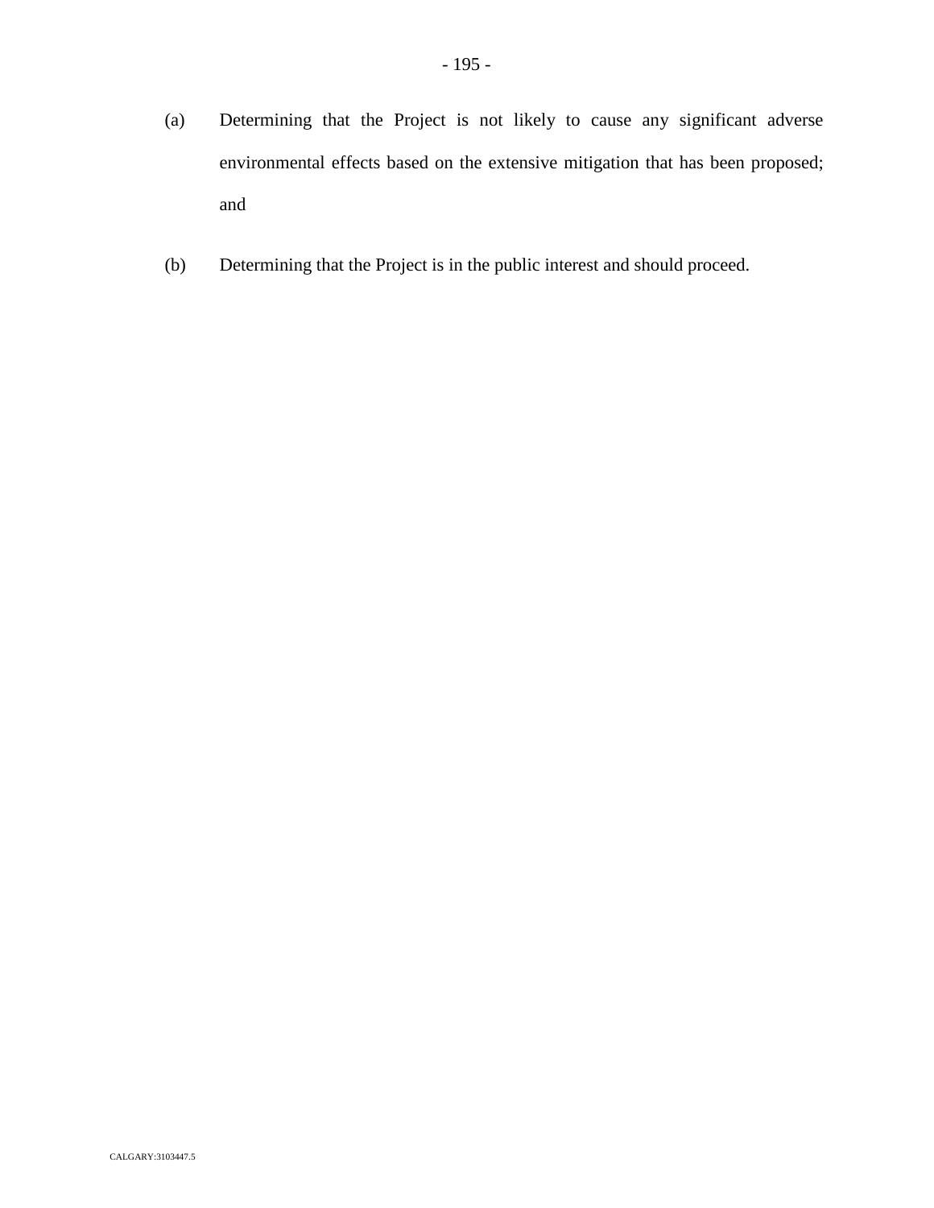(a) Determining that the Project is not likely to cause any significant adverse environmental effects based on the extensive mitigation that has been proposed; and

(b) Determining that the Project is in the public interest and should proceed.

CALGARY:3103447.5